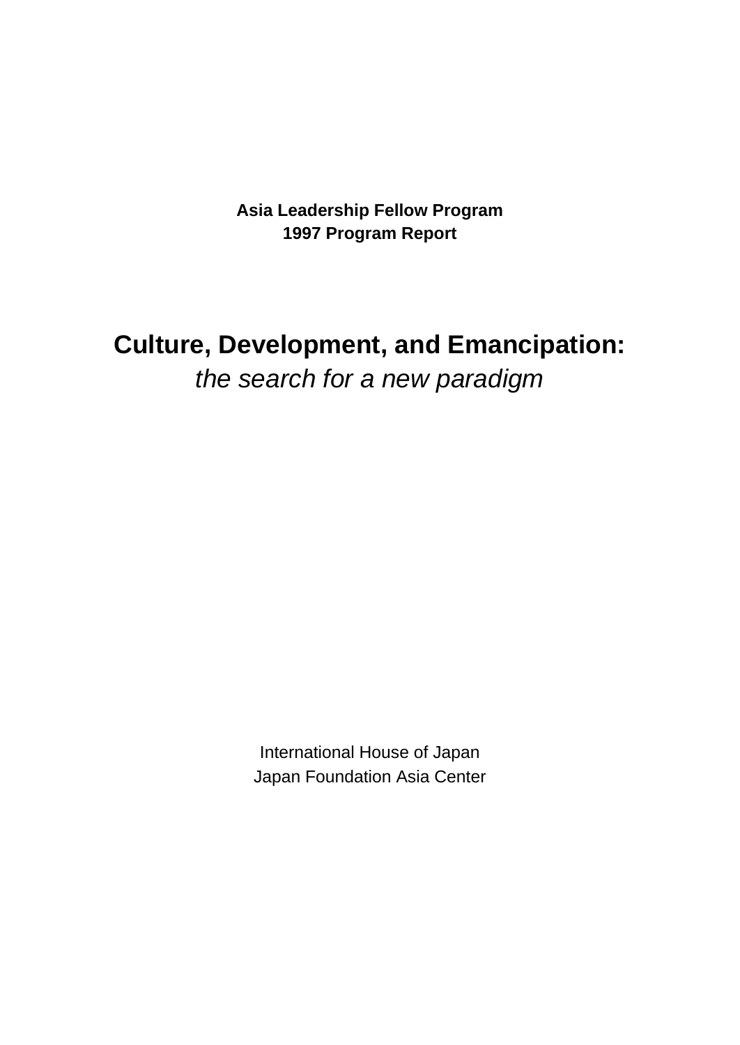**Asia Leadership Fellow Program**
**1997 Program Report**

# Culture, Development, and Emancipation:
*the search for a new paradigm*

International House of Japan
Japan Foundation Asia Center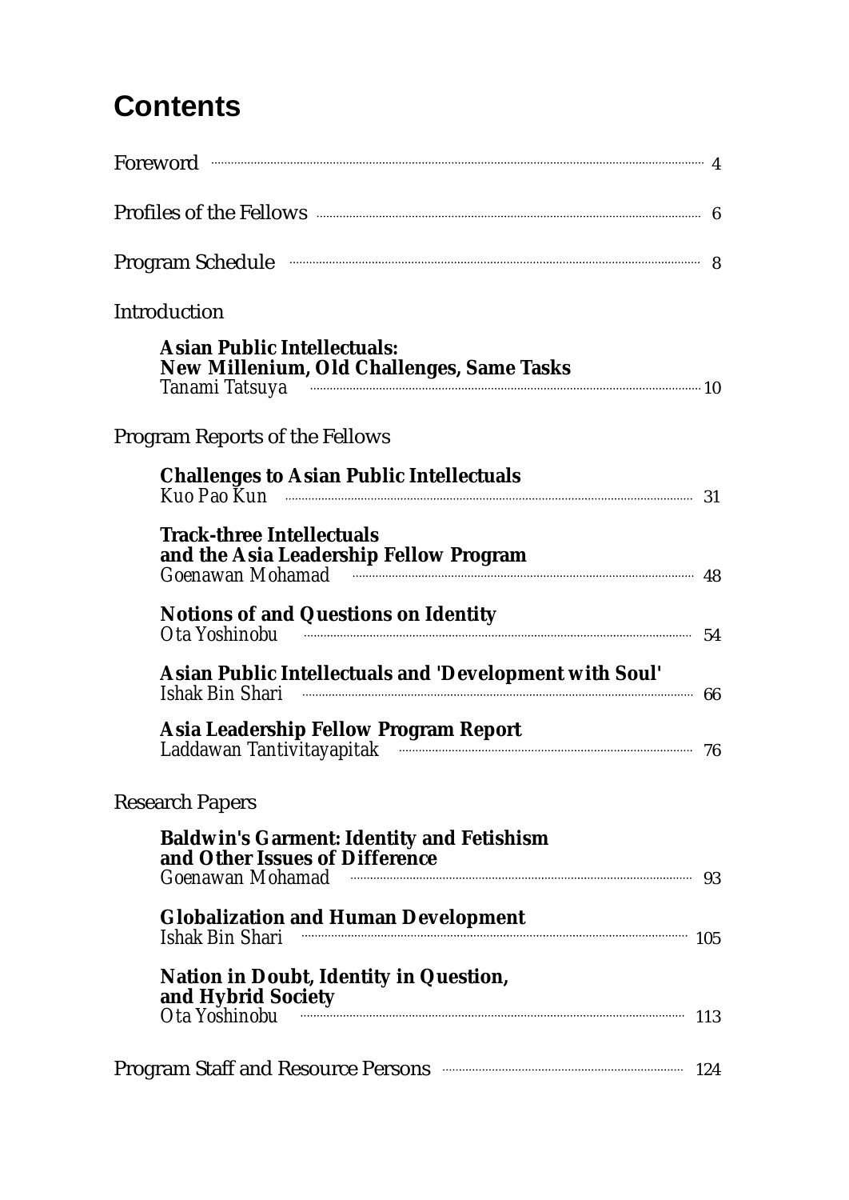# Contents

Foreword ........ 4

Profiles of the Fellows ........ 6

Program Schedule ........ 8

Introduction

**Asian Public Intellectuals: New Millenium, Old Challenges, Same Tasks**
*Tanami Tatsuya* ........ 10

Program Reports of the Fellows

**Challenges to Asian Public Intellectuals**
*Kuo Pao Kun* ........ 31

**Track-three Intellectuals and the Asia Leadership Fellow Program**
*Goenawan Mohamad* ........ 48

**Notions of and Questions on Identity**
*Ota Yoshinobu* ........ 54

**Asian Public Intellectuals and 'Development with Soul'**
*Ishak Bin Shari* ........ 66

**Asia Leadership Fellow Program Report**
*Laddawan Tantivitayapitak* ........ 76

Research Papers

**Baldwin's Garment: Identity and Fetishism and Other Issues of Difference**
*Goenawan Mohamad* ........ 93

**Globalization and Human Development**
*Ishak Bin Shari* ........ 105

**Nation in Doubt, Identity in Question, and Hybrid Society**
*Ota Yoshinobu* ........ 113

Program Staff and Resource Persons ........ 124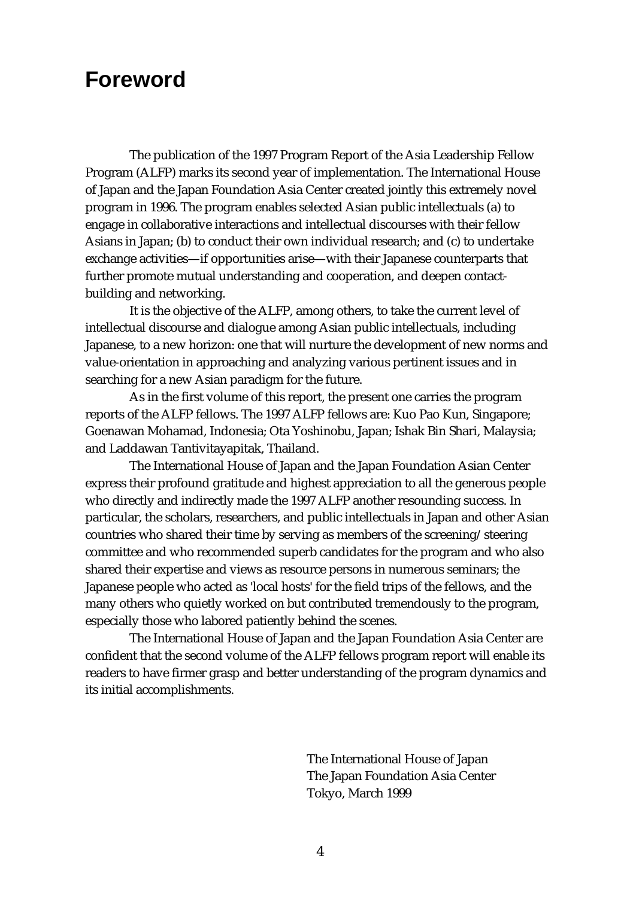# Foreword

The publication of the 1997 Program Report of the Asia Leadership Fellow Program (ALFP) marks its second year of implementation. The International House of Japan and the Japan Foundation Asia Center created jointly this extremely novel program in 1996. The program enables selected Asian public intellectuals (a) to engage in collaborative interactions and intellectual discourses with their fellow Asians in Japan; (b) to conduct their own individual research; and (c) to undertake exchange activities—if opportunities arise—with their Japanese counterparts that further promote mutual understanding and cooperation, and deepen contact-building and networking.

It is the objective of the ALFP, among others, to take the current level of intellectual discourse and dialogue among Asian public intellectuals, including Japanese, to a new horizon: one that will nurture the development of new norms and value-orientation in approaching and analyzing various pertinent issues and in searching for a new Asian paradigm for the future.

As in the first volume of this report, the present one carries the program reports of the ALFP fellows. The 1997 ALFP fellows are: Kuo Pao Kun, Singapore; Goenawan Mohamad, Indonesia; Ota Yoshinobu, Japan; Ishak Bin Shari, Malaysia; and Laddawan Tantivitayapitak, Thailand.

The International House of Japan and the Japan Foundation Asian Center express their profound gratitude and highest appreciation to all the generous people who directly and indirectly made the 1997 ALFP another resounding success. In particular, the scholars, researchers, and public intellectuals in Japan and other Asian countries who shared their time by serving as members of the screening/steering committee and who recommended superb candidates for the program and who also shared their expertise and views as resource persons in numerous seminars; the Japanese people who acted as 'local hosts' for the field trips of the fellows, and the many others who quietly worked on but contributed tremendously to the program, especially those who labored patiently behind the scenes.

The International House of Japan and the Japan Foundation Asia Center are confident that the second volume of the ALFP fellows program report will enable its readers to have firmer grasp and better understanding of the program dynamics and its initial accomplishments.

The International House of Japan
The Japan Foundation Asia Center
Tokyo, March 1999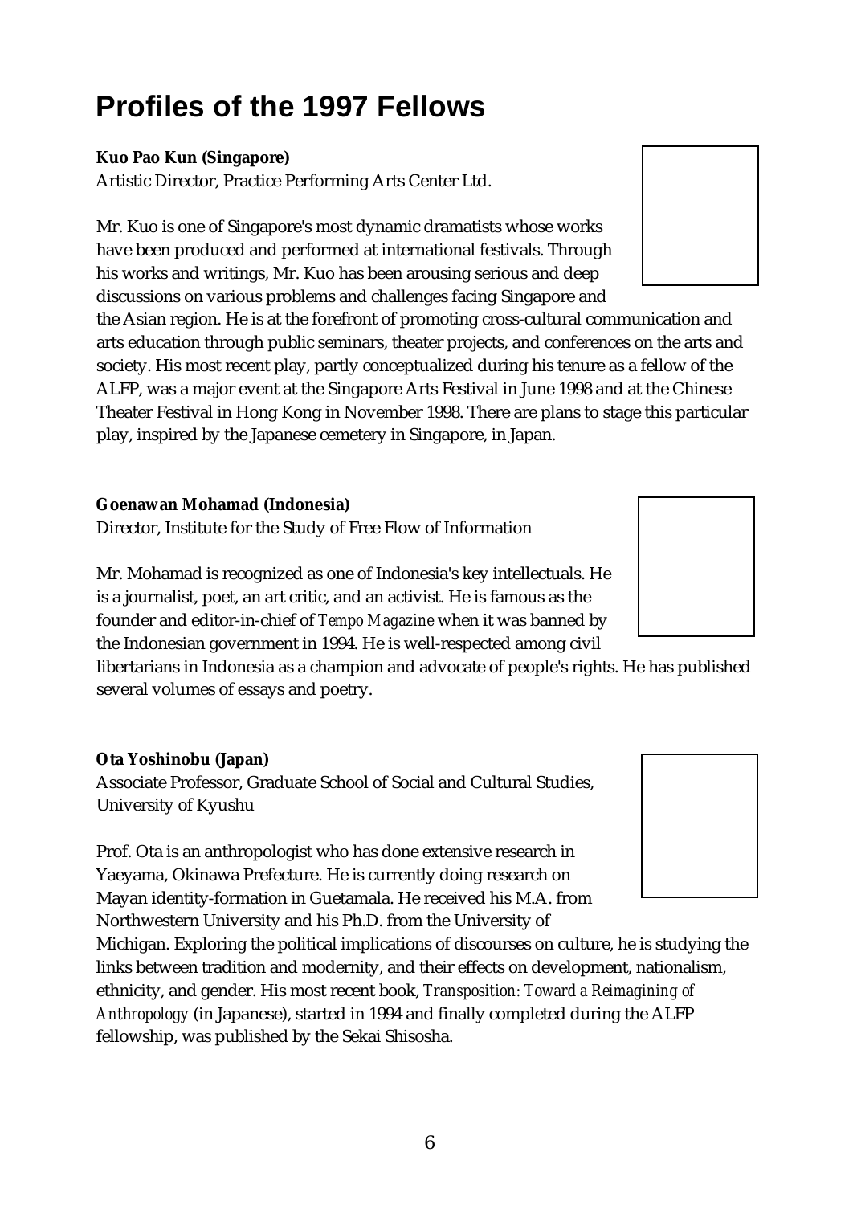# Profiles of the 1997 Fellows

**Kuo Pao Kun (Singapore)**
Artistic Director, Practice Performing Arts Center Ltd.

Mr. Kuo is one of Singapore's most dynamic dramatists whose works have been produced and performed at international festivals. Through his works and writings, Mr. Kuo has been arousing serious and deep discussions on various problems and challenges facing Singapore and the Asian region. He is at the forefront of promoting cross-cultural communication and arts education through public seminars, theater projects, and conferences on the arts and society. His most recent play, partly conceptualized during his tenure as a fellow of the ALFP, was a major event at the Singapore Arts Festival in June 1998 and at the Chinese Theater Festival in Hong Kong in November 1998. There are plans to stage this particular play, inspired by the Japanese cemetery in Singapore, in Japan.

**Goenawan Mohamad (Indonesia)**
Director, Institute for the Study of Free Flow of Information

Mr. Mohamad is recognized as one of Indonesia's key intellectuals. He is a journalist, poet, an art critic, and an activist. He is famous as the founder and editor-in-chief of *Tempo Magazine* when it was banned by the Indonesian government in 1994. He is well-respected among civil libertarians in Indonesia as a champion and advocate of people's rights. He has published several volumes of essays and poetry.

**Ota Yoshinobu (Japan)**
Associate Professor, Graduate School of Social and Cultural Studies, University of Kyushu

Prof. Ota is an anthropologist who has done extensive research in Yaeyama, Okinawa Prefecture. He is currently doing research on Mayan identity-formation in Guetamala. He received his M.A. from Northwestern University and his Ph.D. from the University of Michigan. Exploring the political implications of discourses on culture, he is studying the links between tradition and modernity, and their effects on development, nationalism, ethnicity, and gender. His most recent book, *Transposition: Toward a Reimagining of Anthropology* (in Japanese), started in 1994 and finally completed during the ALFP fellowship, was published by the Sekai Shisosha.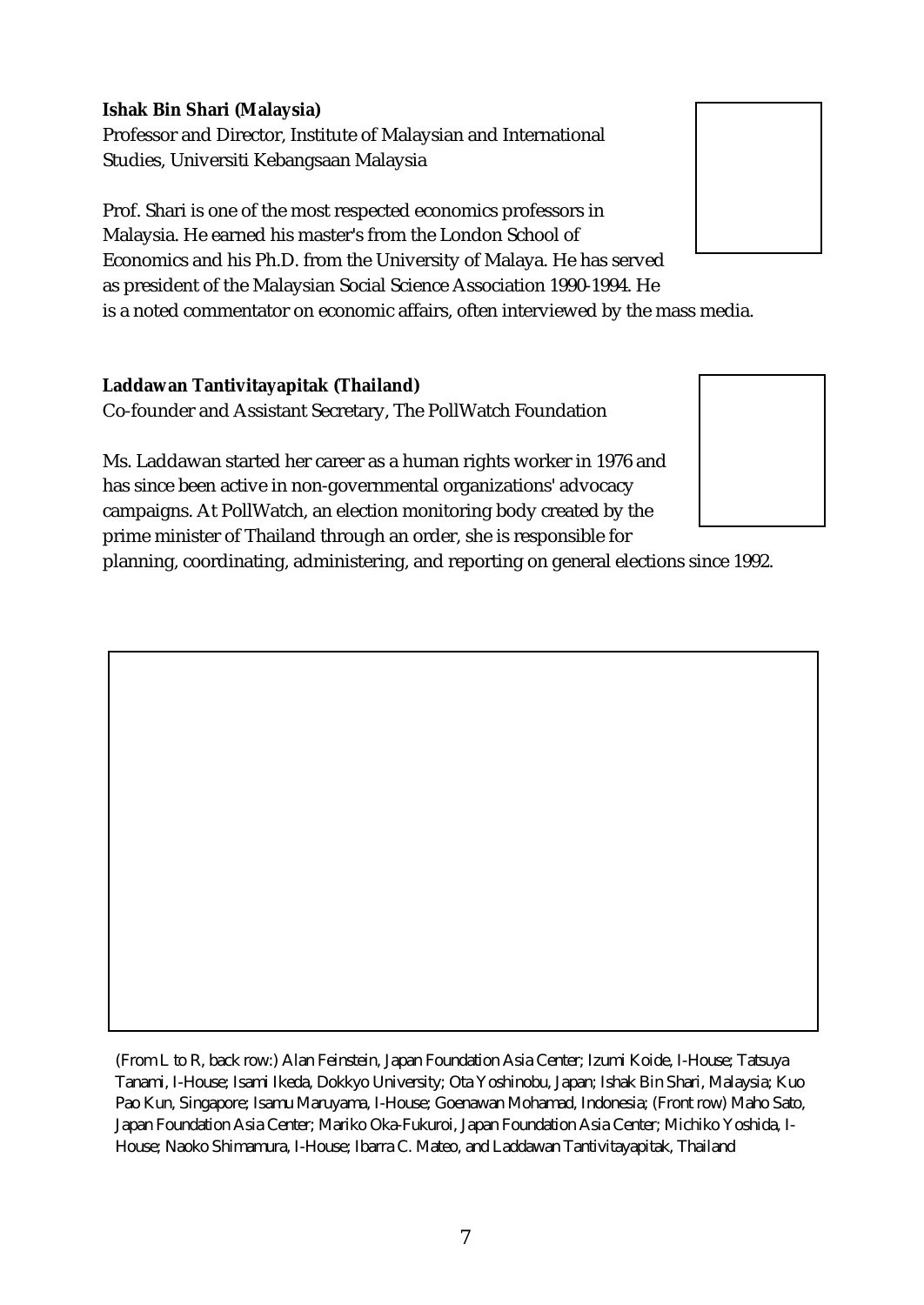**Ishak Bin Shari (Malaysia)**
Professor and Director, Institute of Malaysian and International Studies, Universiti Kebangsaan Malaysia

Prof. Shari is one of the most respected economics professors in Malaysia. He earned his master's from the London School of Economics and his Ph.D. from the University of Malaya. He has served as president of the Malaysian Social Science Association 1990-1994. He is a noted commentator on economic affairs, often interviewed by the mass media.

**Laddawan Tantivitayapitak (Thailand)**
Co-founder and Assistant Secretary, The PollWatch Foundation

Ms. Laddawan started her career as a human rights worker in 1976 and has since been active in non-governmental organizations' advocacy campaigns. At PollWatch, an election monitoring body created by the prime minister of Thailand through an order, she is responsible for planning, coordinating, administering, and reporting on general elections since 1992.

(From L to R, back row:) Alan Feinstein, Japan Foundation Asia Center; Izumi Koide, I-House; Tatsuya Tanami, I-House; Isami Ikeda, Dokkyo University; Ota Yoshinobu, Japan; Ishak Bin Shari, Malaysia; Kuo Pao Kun, Singapore; Isamu Maruyama, I-House; Goenawan Mohamad, Indonesia; (Front row) Maho Sato, Japan Foundation Asia Center; Mariko Oka-Fukuroi, Japan Foundation Asia Center; Michiko Yoshida, I-House; Naoko Shimamura, I-House; Ibarra C. Mateo, and Laddawan Tantivitayapitak, Thailand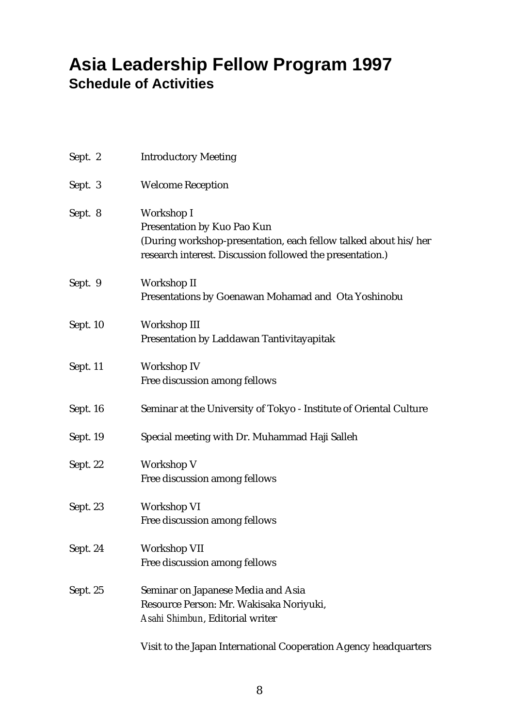# Asia Leadership Fellow Program 1997

## Schedule of Activities

Sept. 2 Introductory Meeting

Sept. 3 Welcome Reception

Sept. 8 Workshop I
Presentation by Kuo Pao Kun
(During workshop-presentation, each fellow talked about his/her research interest. Discussion followed the presentation.)

Sept. 9 Workshop II
Presentations by Goenawan Mohamad and Ota Yoshinobu

Sept. 10 Workshop III
Presentation by Laddawan Tantivitayapitak

Sept. 11 Workshop IV
Free discussion among fellows

Sept. 16 Seminar at the University of Tokyo - Institute of Oriental Culture

Sept. 19 Special meeting with Dr. Muhammad Haji Salleh

Sept. 22 Workshop V
Free discussion among fellows

Sept. 23 Workshop VI
Free discussion among fellows

Sept. 24 Workshop VII
Free discussion among fellows

Sept. 25 Seminar on Japanese Media and Asia
Resource Person: Mr. Wakisaka Noriyuki,
*Asahi Shimbun*, Editorial writer

Visit to the Japan International Cooperation Agency headquarters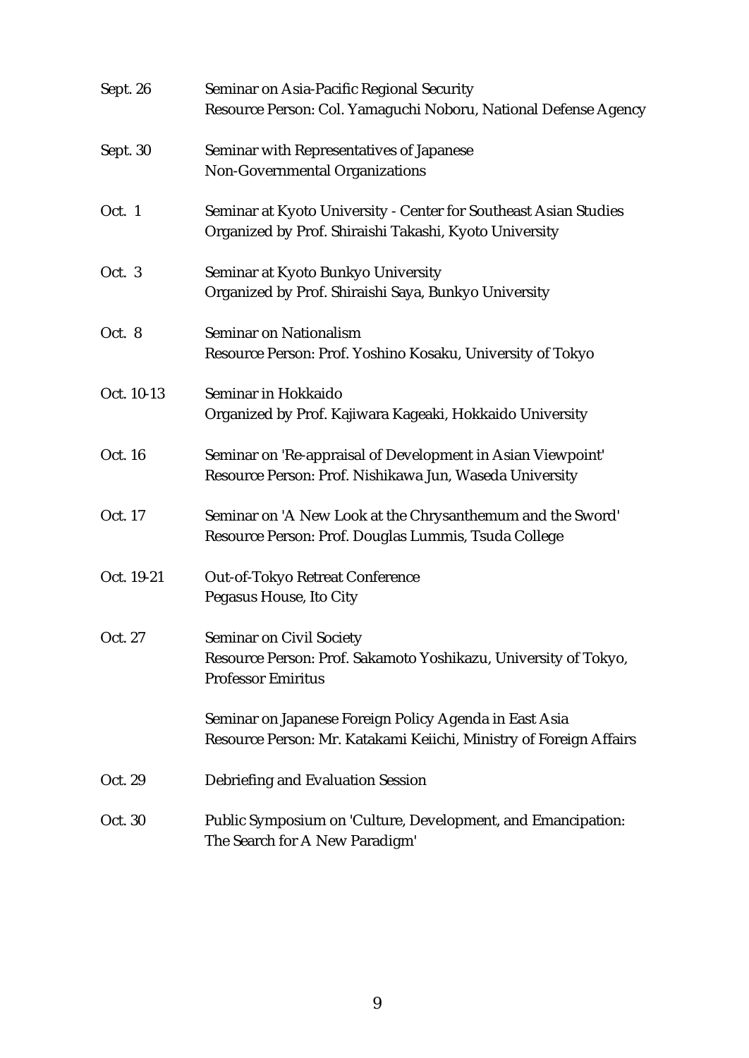| | |
|---|---|
| Sept. 26 | Seminar on Asia-Pacific Regional Security<br>Resource Person: Col. Yamaguchi Noboru, National Defense Agency |
| Sept. 30 | Seminar with Representatives of Japanese Non-Governmental Organizations |
| Oct. 1 | Seminar at Kyoto University - Center for Southeast Asian Studies<br>Organized by Prof. Shiraishi Takashi, Kyoto University |
| Oct. 3 | Seminar at Kyoto Bunkyo University<br>Organized by Prof. Shiraishi Saya, Bunkyo University |
| Oct. 8 | Seminar on Nationalism<br>Resource Person: Prof. Yoshino Kosaku, University of Tokyo |
| Oct. 10-13 | Seminar in Hokkaido<br>Organized by Prof. Kajiwara Kageaki, Hokkaido University |
| Oct. 16 | Seminar on 'Re-appraisal of Development in Asian Viewpoint'<br>Resource Person: Prof. Nishikawa Jun, Waseda University |
| Oct. 17 | Seminar on 'A New Look at the Chrysanthemum and the Sword'<br>Resource Person: Prof. Douglas Lummis, Tsuda College |
| Oct. 19-21 | Out-of-Tokyo Retreat Conference<br>Pegasus House, Ito City |
| Oct. 27 | Seminar on Civil Society<br>Resource Person: Prof. Sakamoto Yoshikazu, University of Tokyo, Professor Emiritus |
| | Seminar on Japanese Foreign Policy Agenda in East Asia<br>Resource Person: Mr. Katakami Keiichi, Ministry of Foreign Affairs |
| Oct. 29 | Debriefing and Evaluation Session |
| Oct. 30 | Public Symposium on 'Culture, Development, and Emancipation: The Search for A New Paradigm' |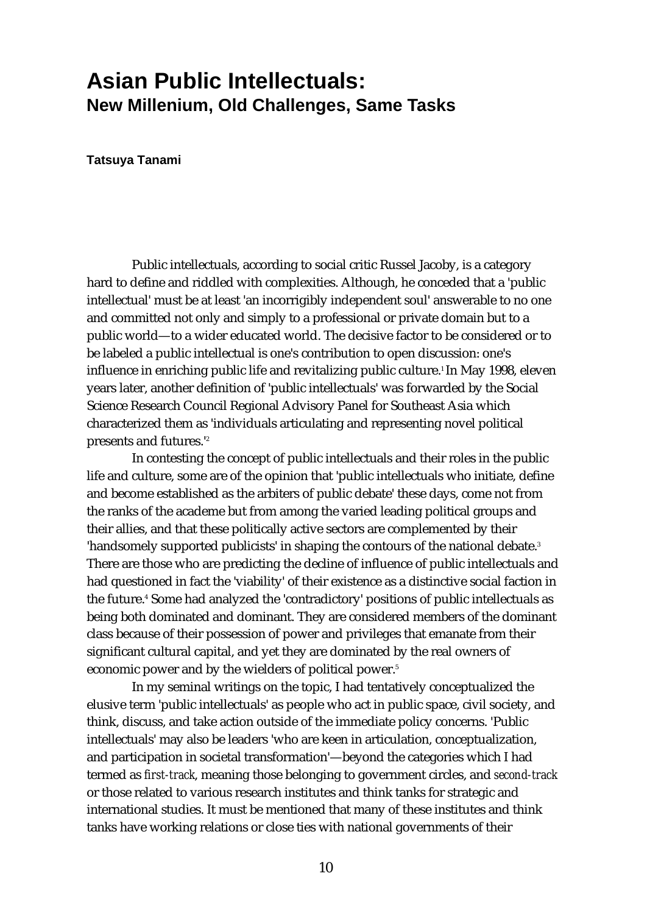# Asian Public Intellectuals:
## New Millenium, Old Challenges, Same Tasks

**Tatsuya Tanami**

Public intellectuals, according to social critic Russel Jacoby, is a category hard to define and riddled with complexities. Although, he conceded that a 'public intellectual' must be at least 'an incorrigibly independent soul' answerable to no one and committed not only and simply to a professional or private domain but to a public world—to a wider educated world. The decisive factor to be considered or to be labeled a public intellectual is one's contribution to open discussion: one's influence in enriching public life and revitalizing public culture.[1] In May 1998, eleven years later, another definition of 'public intellectuals' was forwarded by the Social Science Research Council Regional Advisory Panel for Southeast Asia which characterized them as 'individuals articulating and representing novel political presents and futures.'[2]

In contesting the concept of public intellectuals and their roles in the public life and culture, some are of the opinion that 'public intellectuals who initiate, define and become established as the arbiters of public debate' these days, come not from the ranks of the academe but from among the varied leading political groups and their allies, and that these politically active sectors are complemented by their 'handsomely supported publicists' in shaping the contours of the national debate.[3] There are those who are predicting the decline of influence of public intellectuals and had questioned in fact the 'viability' of their existence as a distinctive social faction in the future.[4] Some had analyzed the 'contradictory' positions of public intellectuals as being both dominated and dominant. They are considered members of the dominant class because of their possession of power and privileges that emanate from their significant cultural capital, and yet they are dominated by the real owners of economic power and by the wielders of political power.[5]

In my seminal writings on the topic, I had tentatively conceptualized the elusive term 'public intellectuals' as people who act in public space, civil society, and think, discuss, and take action outside of the immediate policy concerns. 'Public intellectuals' may also be leaders 'who are keen in articulation, conceptualization, and participation in societal transformation'—beyond the categories which I had termed as *first-track*, meaning those belonging to government circles, and *second-track* or those related to various research institutes and think tanks for strategic and international studies. It must be mentioned that many of these institutes and think tanks have working relations or close ties with national governments of their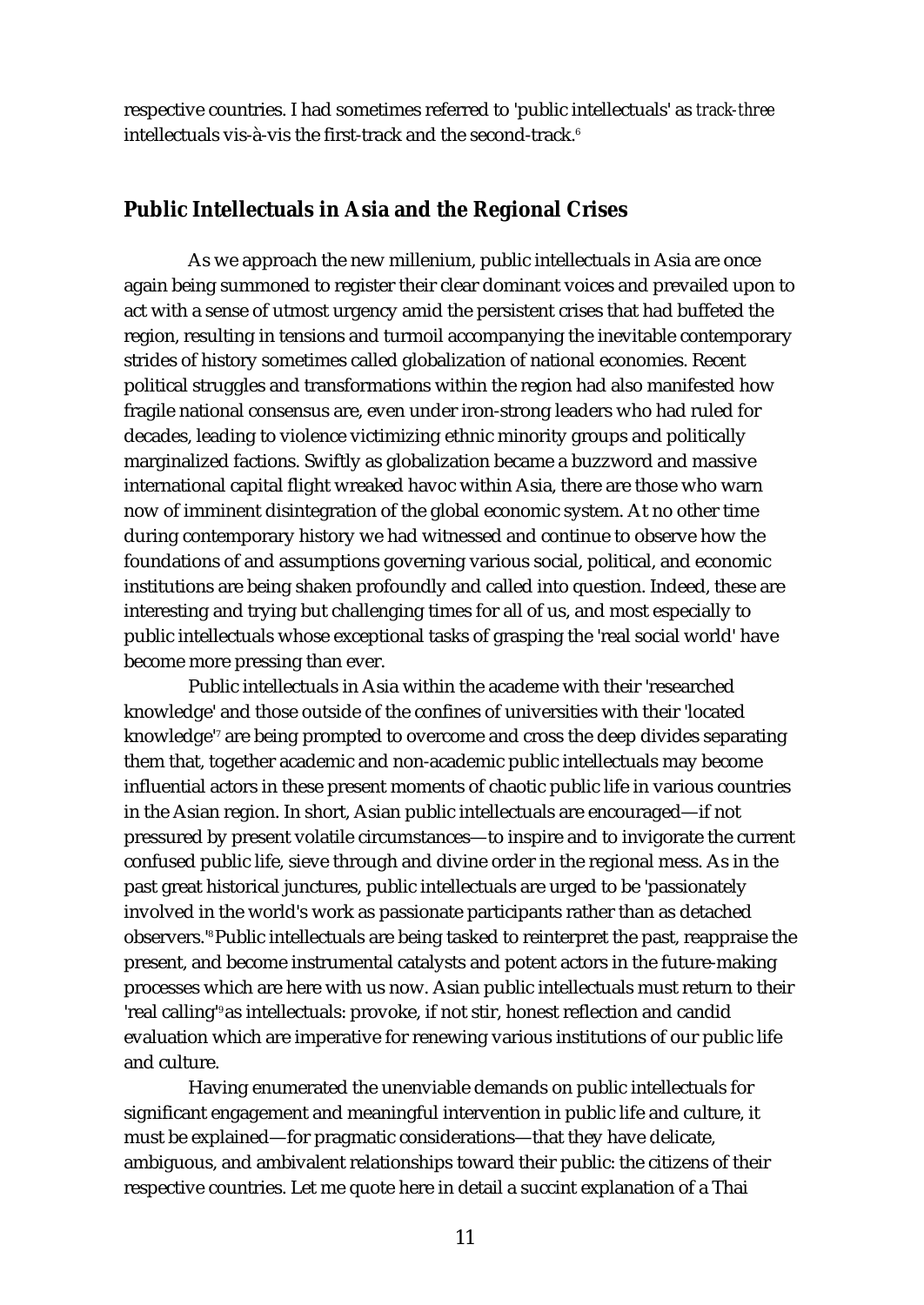respective countries. I had sometimes referred to 'public intellectuals' as *track-three* intellectuals vis-à-vis the first-track and the second-track.[6]

## Public Intellectuals in Asia and the Regional Crises

As we approach the new millenium, public intellectuals in Asia are once again being summoned to register their clear dominant voices and prevailed upon to act with a sense of utmost urgency amid the persistent crises that had buffeted the region, resulting in tensions and turmoil accompanying the inevitable contemporary strides of history sometimes called globalization of national economies. Recent political struggles and transformations within the region had also manifested how fragile national consensus are, even under iron-strong leaders who had ruled for decades, leading to violence victimizing ethnic minority groups and politically marginalized factions. Swiftly as globalization became a buzzword and massive international capital flight wreaked havoc within Asia, there are those who warn now of imminent disintegration of the global economic system. At no other time during contemporary history we had witnessed and continue to observe how the foundations of and assumptions governing various social, political, and economic institutions are being shaken profoundly and called into question. Indeed, these are interesting and trying but challenging times for all of us, and most especially to public intellectuals whose exceptional tasks of grasping the 'real social world' have become more pressing than ever.

Public intellectuals in Asia within the academe with their 'researched knowledge' and those outside of the confines of universities with their 'located knowledge'[7] are being prompted to overcome and cross the deep divides separating them that, together academic and non-academic public intellectuals may become influential actors in these present moments of chaotic public life in various countries in the Asian region. In short, Asian public intellectuals are encouraged—if not pressured by present volatile circumstances—to inspire and to invigorate the current confused public life, sieve through and divine order in the regional mess. As in the past great historical junctures, public intellectuals are urged to be 'passionately involved in the world's work as passionate participants rather than as detached observers.'[8] Public intellectuals are being tasked to reinterpret the past, reappraise the present, and become instrumental catalysts and potent actors in the future-making processes which are here with us now. Asian public intellectuals must return to their 'real calling'[9] as intellectuals: provoke, if not stir, honest reflection and candid evaluation which are imperative for renewing various institutions of our public life and culture.

Having enumerated the unenviable demands on public intellectuals for significant engagement and meaningful intervention in public life and culture, it must be explained—for pragmatic considerations—that they have delicate, ambiguous, and ambivalent relationships toward their public: the citizens of their respective countries. Let me quote here in detail a succint explanation of a Thai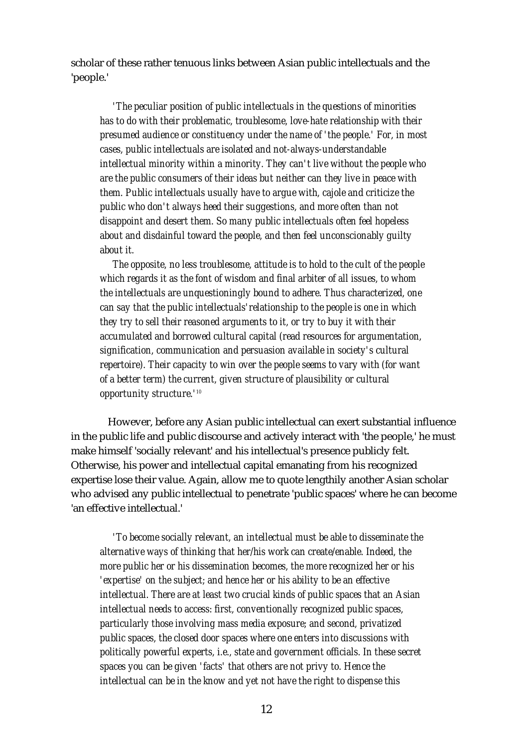scholar of these rather tenuous links between Asian public intellectuals and the 'people.'

> *'The peculiar position of public intellectuals in the questions of minorities has to do with their problematic, troublesome, love-hate relationship with their presumed audience or constituency under the name of 'the people.' For, in most cases, public intellectuals are isolated and not-always-understandable intellectual minority within a minority. They can't live without the people who are the public consumers of their ideas but neither can they live in peace with them. Public intellectuals usually have to argue with, cajole and criticize the public who don't always heed their suggestions, and more often than not disappoint and desert them. So many public intellectuals often feel hopeless about and disdainful toward the people, and then feel unconscionably guilty about it.*
>
> *The opposite, no less troublesome, attitude is to hold to the cult of the people which regards it as the font of wisdom and final arbiter of all issues, to whom the intellectuals are unquestioningly bound to adhere. Thus characterized, one can say that the public intellectuals' relationship to the people is one in which they try to sell their reasoned arguments to it, or try to buy it with their accumulated and borrowed cultural capital (read resources for argumentation, signification, communication and persuasion available in society's cultural repertoire). Their capacity to win over the people seems to vary with (for want of a better term) the current, given structure of plausibility or cultural opportunity structure.'*[10]

However, before any Asian public intellectual can exert substantial influence in the public life and public discourse and actively interact with 'the people,' he must make himself 'socially relevant' and his intellectual's presence publicly felt. Otherwise, his power and intellectual capital emanating from his recognized expertise lose their value. Again, allow me to quote lengthily another Asian scholar who advised any public intellectual to penetrate 'public spaces' where he can become 'an effective intellectual.'

> *'To become socially relevant, an intellectual must be able to disseminate the alternative ways of thinking that her/his work can create/enable. Indeed, the more public her or his dissemination becomes, the more recognized her or his 'expertise' on the subject; and hence her or his ability to be an effective intellectual. There are at least two crucial kinds of public spaces that an Asian intellectual needs to access: first, conventionally recognized public spaces, particularly those involving mass media exposure; and second, privatized public spaces, the closed door spaces where one enters into discussions with politically powerful experts, i.e., state and government officials. In these secret spaces you can be given 'facts' that others are not privy to. Hence the intellectual can be in the know and yet not have the right to dispense this*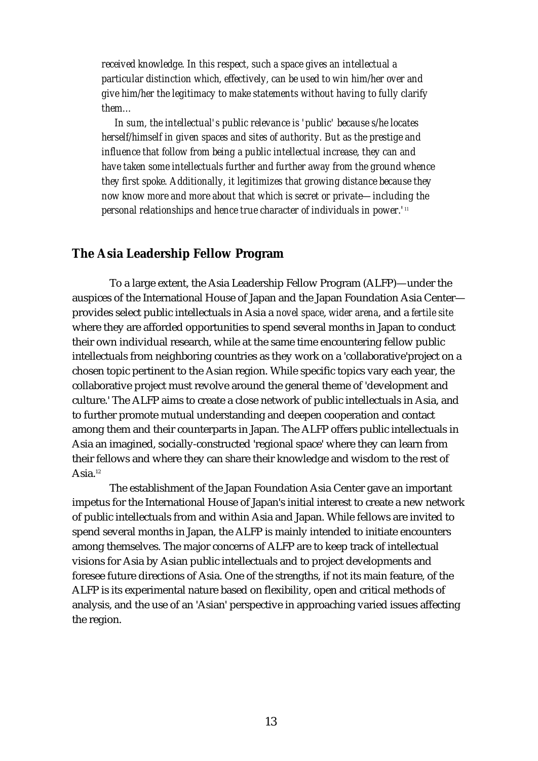*received knowledge. In this respect, such a space gives an intellectual a particular distinction which, effectively, can be used to win him/her over and give him/her the legitimacy to make statements without having to fully clarify them…*

*In sum, the intellectual's public relevance is 'public' because s/he locates herself/himself in given spaces and sites of authority. But as the prestige and influence that follow from being a public intellectual increase, they can and have taken some intellectuals further and further away from the ground whence they first spoke. Additionally, it legitimizes that growing distance because they now know more and more about that which is secret or private—including the personal relationships and hence true character of individuals in power.'*[11]

## The Asia Leadership Fellow Program

To a large extent, the Asia Leadership Fellow Program (ALFP)—under the auspices of the International House of Japan and the Japan Foundation Asia Center—provides select public intellectuals in Asia a *novel space*, *wider arena*, and a *fertile site* where they are afforded opportunities to spend several months in Japan to conduct their own individual research, while at the same time encountering fellow public intellectuals from neighboring countries as they work on a 'collaborative'project on a chosen topic pertinent to the Asian region. While specific topics vary each year, the collaborative project must revolve around the general theme of 'development and culture.' The ALFP aims to create a close network of public intellectuals in Asia, and to further promote mutual understanding and deepen cooperation and contact among them and their counterparts in Japan. The ALFP offers public intellectuals in Asia an imagined, socially-constructed 'regional space' where they can learn from their fellows and where they can share their knowledge and wisdom to the rest of Asia.[12]

The establishment of the Japan Foundation Asia Center gave an important impetus for the International House of Japan's initial interest to create a new network of public intellectuals from and within Asia and Japan. While fellows are invited to spend several months in Japan, the ALFP is mainly intended to initiate encounters among themselves. The major concerns of ALFP are to keep track of intellectual visions for Asia by Asian public intellectuals and to project developments and foresee future directions of Asia. One of the strengths, if not its main feature, of the ALFP is its experimental nature based on flexibility, open and critical methods of analysis, and the use of an 'Asian' perspective in approaching varied issues affecting the region.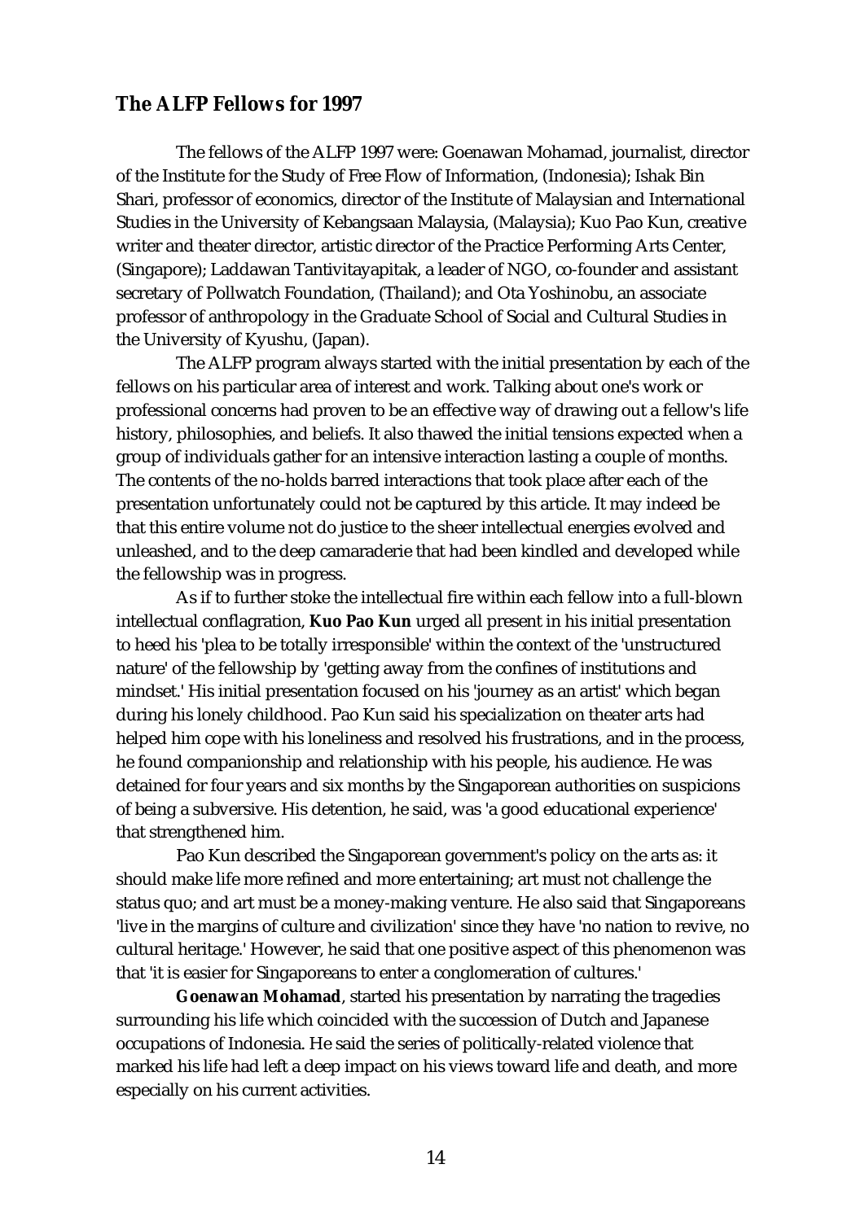## The ALFP Fellows for 1997

The fellows of the ALFP 1997 were: Goenawan Mohamad, journalist, director of the Institute for the Study of Free Flow of Information, (Indonesia); Ishak Bin Shari, professor of economics, director of the Institute of Malaysian and International Studies in the University of Kebangsaan Malaysia, (Malaysia); Kuo Pao Kun, creative writer and theater director, artistic director of the Practice Performing Arts Center, (Singapore); Laddawan Tantivitayapitak, a leader of NGO, co-founder and assistant secretary of Pollwatch Foundation, (Thailand); and Ota Yoshinobu, an associate professor of anthropology in the Graduate School of Social and Cultural Studies in the University of Kyushu, (Japan).

The ALFP program always started with the initial presentation by each of the fellows on his particular area of interest and work. Talking about one's work or professional concerns had proven to be an effective way of drawing out a fellow's life history, philosophies, and beliefs. It also thawed the initial tensions expected when a group of individuals gather for an intensive interaction lasting a couple of months. The contents of the no-holds barred interactions that took place after each of the presentation unfortunately could not be captured by this article. It may indeed be that this entire volume not do justice to the sheer intellectual energies evolved and unleashed, and to the deep camaraderie that had been kindled and developed while the fellowship was in progress.

As if to further stoke the intellectual fire within each fellow into a full-blown intellectual conflagration, **Kuo Pao Kun** urged all present in his initial presentation to heed his 'plea to be totally irresponsible' within the context of the 'unstructured nature' of the fellowship by 'getting away from the confines of institutions and mindset.' His initial presentation focused on his 'journey as an artist' which began during his lonely childhood. Pao Kun said his specialization on theater arts had helped him cope with his loneliness and resolved his frustrations, and in the process, he found companionship and relationship with his people, his audience. He was detained for four years and six months by the Singaporean authorities on suspicions of being a subversive. His detention, he said, was 'a good educational experience' that strengthened him.

Pao Kun described the Singaporean government's policy on the arts as: it should make life more refined and more entertaining; art must not challenge the status quo; and art must be a money-making venture. He also said that Singaporeans 'live in the margins of culture and civilization' since they have 'no nation to revive, no cultural heritage.' However, he said that one positive aspect of this phenomenon was that 'it is easier for Singaporeans to enter a conglomeration of cultures.'

**Goenawan Mohamad**, started his presentation by narrating the tragedies surrounding his life which coincided with the succession of Dutch and Japanese occupations of Indonesia. He said the series of politically-related violence that marked his life had left a deep impact on his views toward life and death, and more especially on his current activities.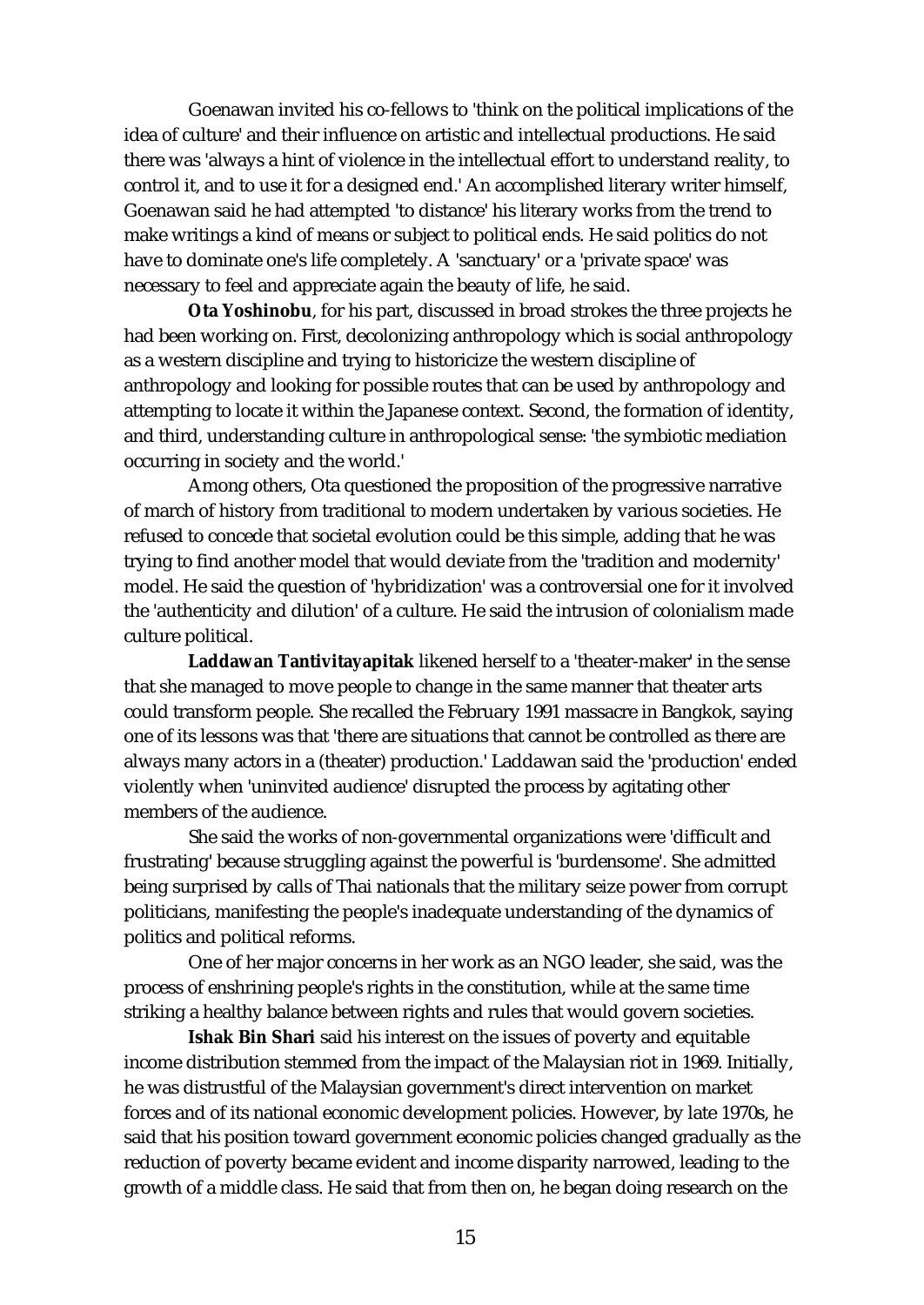Goenawan invited his co-fellows to 'think on the political implications of the idea of culture' and their influence on artistic and intellectual productions. He said there was 'always a hint of violence in the intellectual effort to understand reality, to control it, and to use it for a designed end.' An accomplished literary writer himself, Goenawan said he had attempted 'to distance' his literary works from the trend to make writings a kind of means or subject to political ends. He said politics do not have to dominate one's life completely. A 'sanctuary' or a 'private space' was necessary to feel and appreciate again the beauty of life, he said.

**Ota Yoshinobu**, for his part, discussed in broad strokes the three projects he had been working on. First, decolonizing anthropology which is social anthropology as a western discipline and trying to historicize the western discipline of anthropology and looking for possible routes that can be used by anthropology and attempting to locate it within the Japanese context. Second, the formation of identity, and third, understanding culture in anthropological sense: 'the symbiotic mediation occurring in society and the world.'

Among others, Ota questioned the proposition of the progressive narrative of march of history from traditional to modern undertaken by various societies. He refused to concede that societal evolution could be this simple, adding that he was trying to find another model that would deviate from the 'tradition and modernity' model. He said the question of 'hybridization' was a controversial one for it involved the 'authenticity and dilution' of a culture. He said the intrusion of colonialism made culture political.

**Laddawan Tantivitayapitak** likened herself to a 'theater-maker' in the sense that she managed to move people to change in the same manner that theater arts could transform people. She recalled the February 1991 massacre in Bangkok, saying one of its lessons was that 'there are situations that cannot be controlled as there are always many actors in a (theater) production.' Laddawan said the 'production' ended violently when 'uninvited audience' disrupted the process by agitating other members of the audience.

She said the works of non-governmental organizations were 'difficult and frustrating' because struggling against the powerful is 'burdensome'. She admitted being surprised by calls of Thai nationals that the military seize power from corrupt politicians, manifesting the people's inadequate understanding of the dynamics of politics and political reforms.

One of her major concerns in her work as an NGO leader, she said, was the process of enshrining people's rights in the constitution, while at the same time striking a healthy balance between rights and rules that would govern societies.

**Ishak Bin Shari** said his interest on the issues of poverty and equitable income distribution stemmed from the impact of the Malaysian riot in 1969. Initially, he was distrustful of the Malaysian government's direct intervention on market forces and of its national economic development policies. However, by late 1970s, he said that his position toward government economic policies changed gradually as the reduction of poverty became evident and income disparity narrowed, leading to the growth of a middle class. He said that from then on, he began doing research on the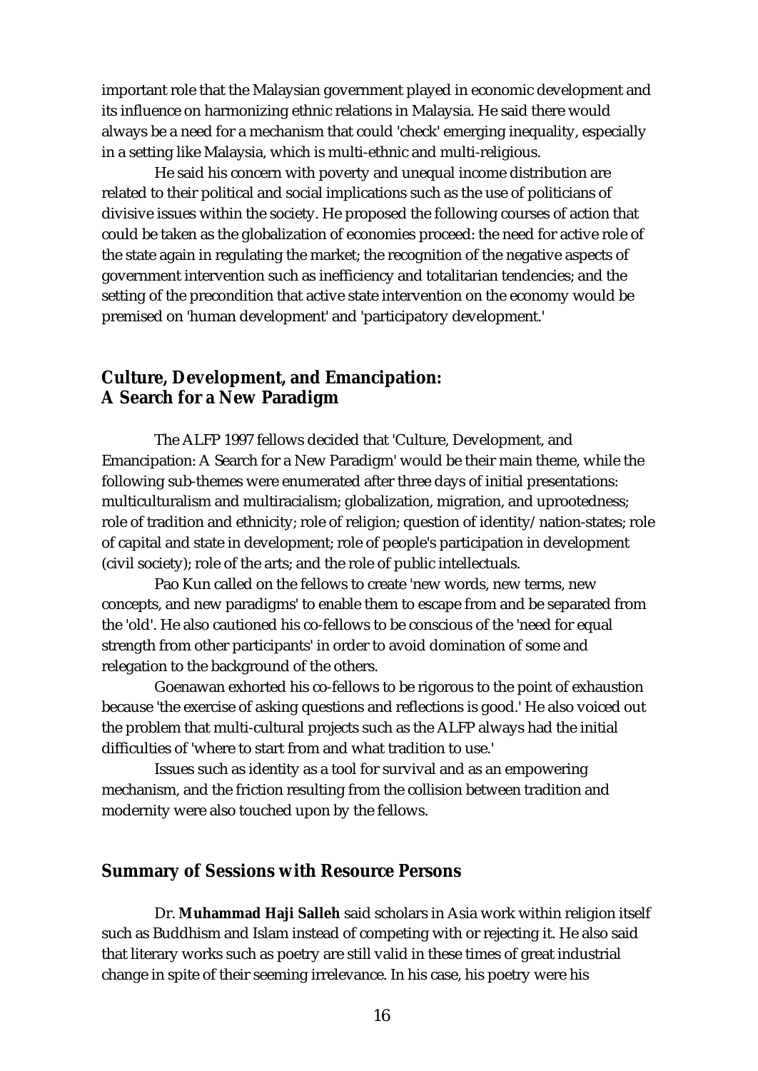important role that the Malaysian government played in economic development and its influence on harmonizing ethnic relations in Malaysia. He said there would always be a need for a mechanism that could 'check' emerging inequality, especially in a setting like Malaysia, which is multi-ethnic and multi-religious.

He said his concern with poverty and unequal income distribution are related to their political and social implications such as the use of politicians of divisive issues within the society. He proposed the following courses of action that could be taken as the globalization of economies proceed: the need for active role of the state again in regulating the market; the recognition of the negative aspects of government intervention such as inefficiency and totalitarian tendencies; and the setting of the precondition that active state intervention on the economy would be premised on 'human development' and 'participatory development.'

## Culture, Development, and Emancipation: A Search for a New Paradigm

The ALFP 1997 fellows decided that 'Culture, Development, and Emancipation: A Search for a New Paradigm' would be their main theme, while the following sub-themes were enumerated after three days of initial presentations: multiculturalism and multiracialism; globalization, migration, and uprootedness; role of tradition and ethnicity; role of religion; question of identity/nation-states; role of capital and state in development; role of people's participation in development (civil society); role of the arts; and the role of public intellectuals.

Pao Kun called on the fellows to create 'new words, new terms, new concepts, and new paradigms' to enable them to escape from and be separated from the 'old'. He also cautioned his co-fellows to be conscious of the 'need for equal strength from other participants' in order to avoid domination of some and relegation to the background of the others.

Goenawan exhorted his co-fellows to be rigorous to the point of exhaustion because 'the exercise of asking questions and reflections is good.' He also voiced out the problem that multi-cultural projects such as the ALFP always had the initial difficulties of 'where to start from and what tradition to use.'

Issues such as identity as a tool for survival and as an empowering mechanism, and the friction resulting from the collision between tradition and modernity were also touched upon by the fellows.

## Summary of Sessions with Resource Persons

Dr. **Muhammad Haji Salleh** said scholars in Asia work within religion itself such as Buddhism and Islam instead of competing with or rejecting it. He also said that literary works such as poetry are still valid in these times of great industrial change in spite of their seeming irrelevance. In his case, his poetry were his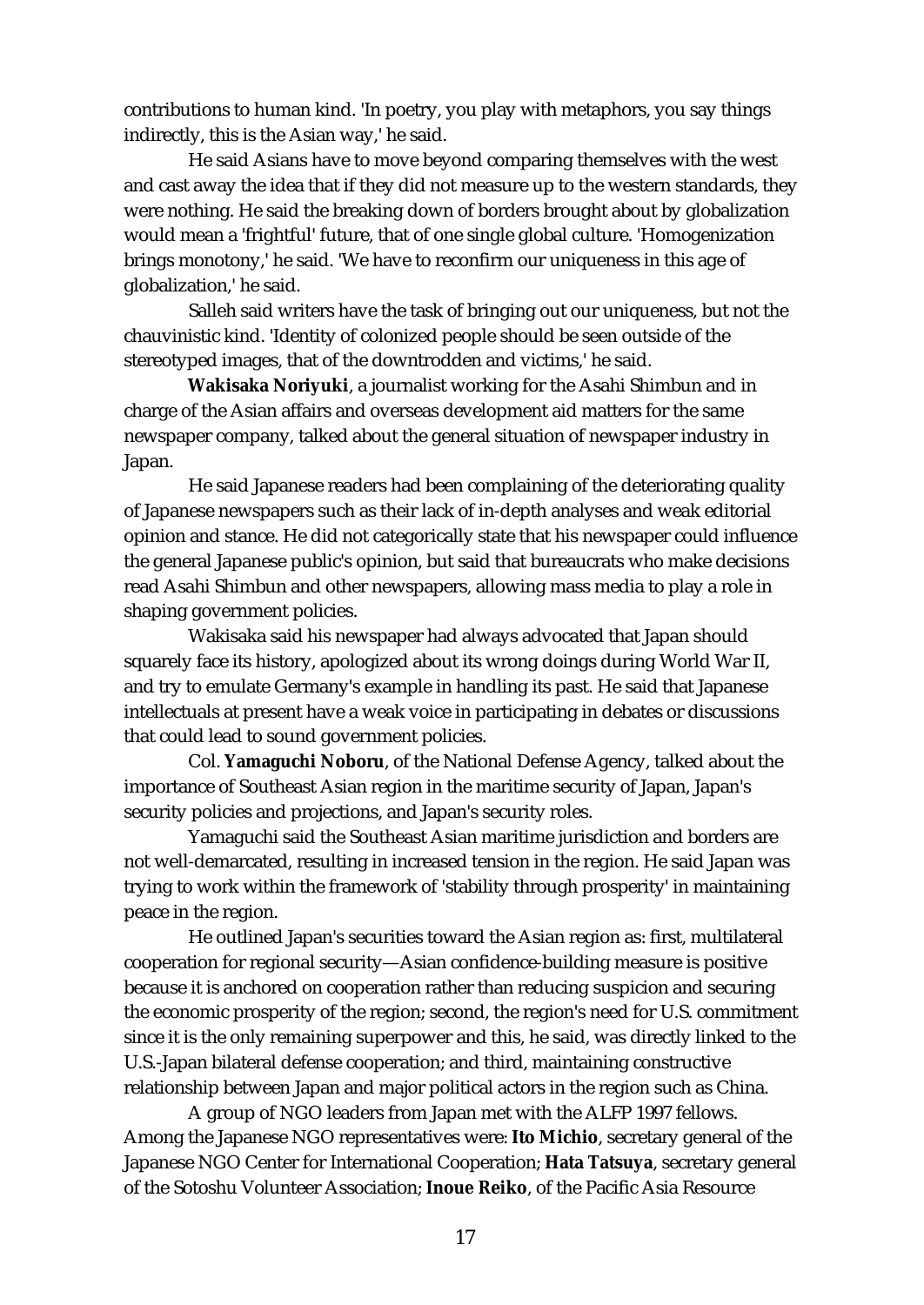contributions to human kind. 'In poetry, you play with metaphors, you say things indirectly, this is the Asian way,' he said.

He said Asians have to move beyond comparing themselves with the west and cast away the idea that if they did not measure up to the western standards, they were nothing. He said the breaking down of borders brought about by globalization would mean a 'frightful' future, that of one single global culture. 'Homogenization brings monotony,' he said. 'We have to reconfirm our uniqueness in this age of globalization,' he said.

Salleh said writers have the task of bringing out our uniqueness, but not the chauvinistic kind. 'Identity of colonized people should be seen outside of the stereotyped images, that of the downtrodden and victims,' he said.

**Wakisaka Noriyuki**, a journalist working for the Asahi Shimbun and in charge of the Asian affairs and overseas development aid matters for the same newspaper company, talked about the general situation of newspaper industry in Japan.

He said Japanese readers had been complaining of the deteriorating quality of Japanese newspapers such as their lack of in-depth analyses and weak editorial opinion and stance. He did not categorically state that his newspaper could influence the general Japanese public's opinion, but said that bureaucrats who make decisions read Asahi Shimbun and other newspapers, allowing mass media to play a role in shaping government policies.

Wakisaka said his newspaper had always advocated that Japan should squarely face its history, apologized about its wrong doings during World War II, and try to emulate Germany's example in handling its past. He said that Japanese intellectuals at present have a weak voice in participating in debates or discussions that could lead to sound government policies.

Col. **Yamaguchi Noboru**, of the National Defense Agency, talked about the importance of Southeast Asian region in the maritime security of Japan, Japan's security policies and projections, and Japan's security roles.

Yamaguchi said the Southeast Asian maritime jurisdiction and borders are not well-demarcated, resulting in increased tension in the region. He said Japan was trying to work within the framework of 'stability through prosperity' in maintaining peace in the region.

He outlined Japan's securities toward the Asian region as: first, multilateral cooperation for regional security—Asian confidence-building measure is positive because it is anchored on cooperation rather than reducing suspicion and securing the economic prosperity of the region; second, the region's need for U.S. commitment since it is the only remaining superpower and this, he said, was directly linked to the U.S.-Japan bilateral defense cooperation; and third, maintaining constructive relationship between Japan and major political actors in the region such as China.

A group of NGO leaders from Japan met with the ALFP 1997 fellows. Among the Japanese NGO representatives were: **Ito Michio**, secretary general of the Japanese NGO Center for International Cooperation; **Hata Tatsuya**, secretary general of the Sotoshu Volunteer Association; **Inoue Reiko**, of the Pacific Asia Resource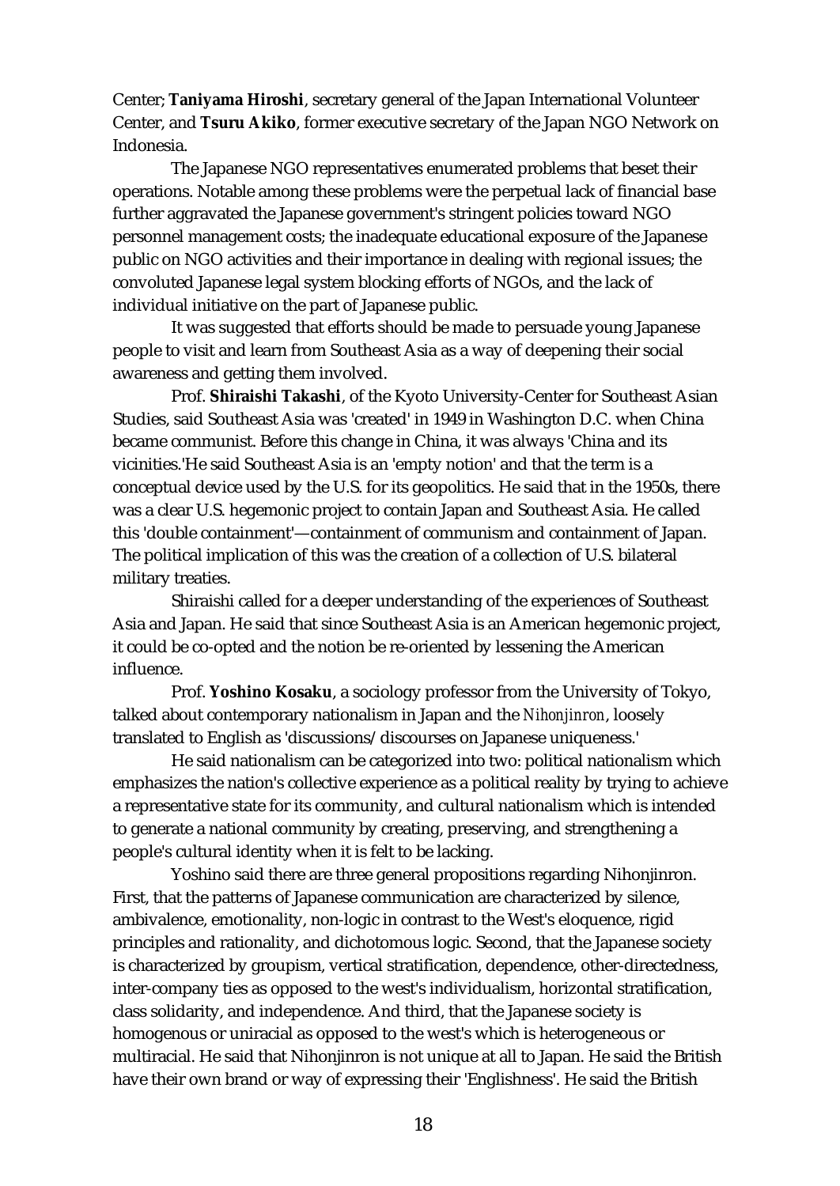Center; **Taniyama Hiroshi**, secretary general of the Japan International Volunteer Center, and **Tsuru Akiko**, former executive secretary of the Japan NGO Network on Indonesia.

The Japanese NGO representatives enumerated problems that beset their operations. Notable among these problems were the perpetual lack of financial base further aggravated the Japanese government's stringent policies toward NGO personnel management costs; the inadequate educational exposure of the Japanese public on NGO activities and their importance in dealing with regional issues; the convoluted Japanese legal system blocking efforts of NGOs, and the lack of individual initiative on the part of Japanese public.

It was suggested that efforts should be made to persuade young Japanese people to visit and learn from Southeast Asia as a way of deepening their social awareness and getting them involved.

Prof. **Shiraishi Takashi**, of the Kyoto University-Center for Southeast Asian Studies, said Southeast Asia was 'created' in 1949 in Washington D.C. when China became communist. Before this change in China, it was always 'China and its vicinities.'He said Southeast Asia is an 'empty notion' and that the term is a conceptual device used by the U.S. for its geopolitics. He said that in the 1950s, there was a clear U.S. hegemonic project to contain Japan and Southeast Asia. He called this 'double containment'—containment of communism and containment of Japan. The political implication of this was the creation of a collection of U.S. bilateral military treaties.

Shiraishi called for a deeper understanding of the experiences of Southeast Asia and Japan. He said that since Southeast Asia is an American hegemonic project, it could be co-opted and the notion be re-oriented by lessening the American influence.

Prof. **Yoshino Kosaku**, a sociology professor from the University of Tokyo, talked about contemporary nationalism in Japan and the *Nihonjinron*, loosely translated to English as 'discussions/discourses on Japanese uniqueness.'

He said nationalism can be categorized into two: political nationalism which emphasizes the nation's collective experience as a political reality by trying to achieve a representative state for its community, and cultural nationalism which is intended to generate a national community by creating, preserving, and strengthening a people's cultural identity when it is felt to be lacking.

Yoshino said there are three general propositions regarding Nihonjinron. First, that the patterns of Japanese communication are characterized by silence, ambivalence, emotionality, non-logic in contrast to the West's eloquence, rigid principles and rationality, and dichotomous logic. Second, that the Japanese society is characterized by groupism, vertical stratification, dependence, other-directedness, inter-company ties as opposed to the west's individualism, horizontal stratification, class solidarity, and independence. And third, that the Japanese society is homogenous or uniracial as opposed to the west's which is heterogeneous or multiracial. He said that Nihonjinron is not unique at all to Japan. He said the British have their own brand or way of expressing their 'Englishness'. He said the British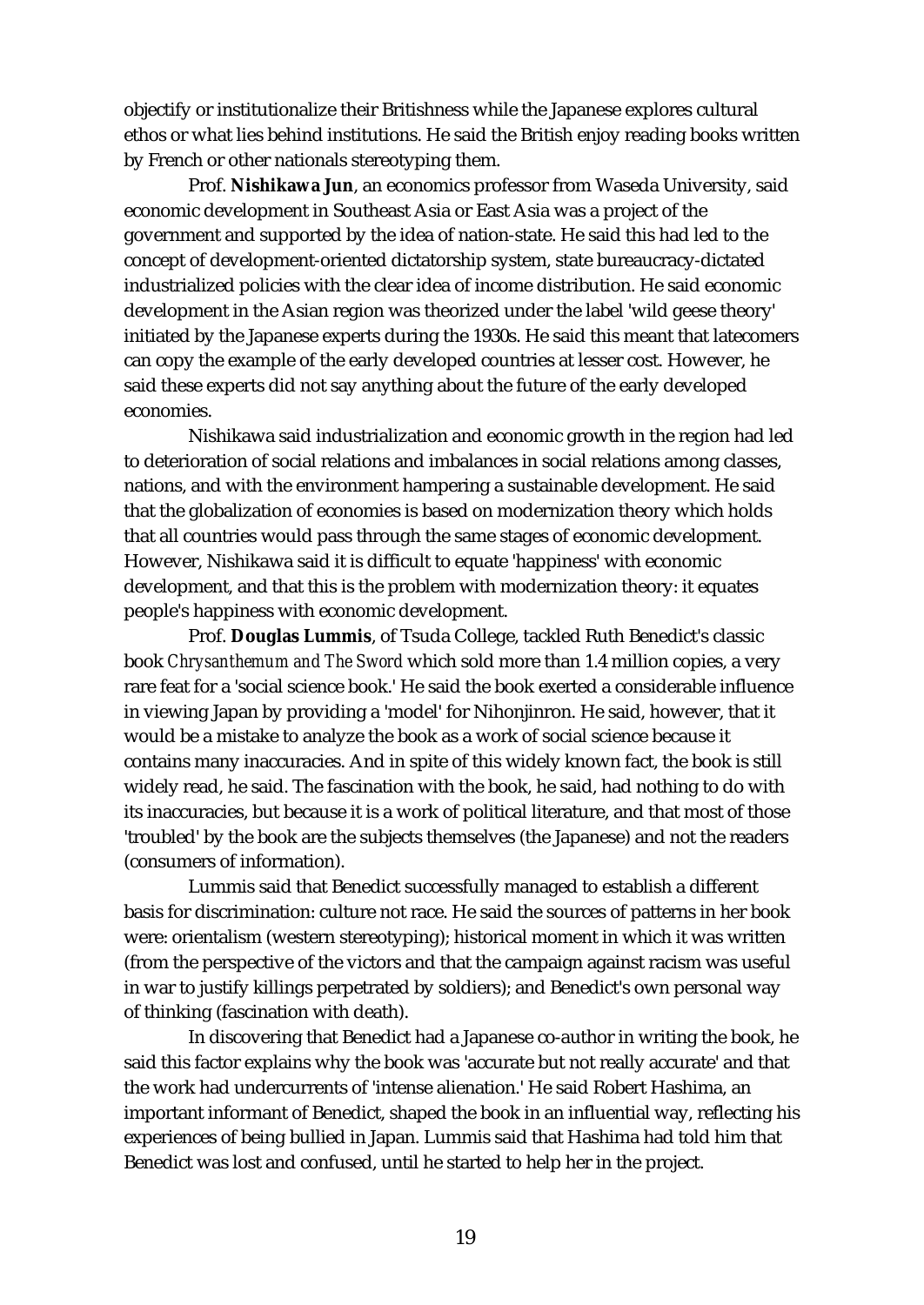objectify or institutionalize their Britishness while the Japanese explores cultural ethos or what lies behind institutions. He said the British enjoy reading books written by French or other nationals stereotyping them.

Prof. **Nishikawa Jun**, an economics professor from Waseda University, said economic development in Southeast Asia or East Asia was a project of the government and supported by the idea of nation-state. He said this had led to the concept of development-oriented dictatorship system, state bureaucracy-dictated industrialized policies with the clear idea of income distribution. He said economic development in the Asian region was theorized under the label 'wild geese theory' initiated by the Japanese experts during the 1930s. He said this meant that latecomers can copy the example of the early developed countries at lesser cost. However, he said these experts did not say anything about the future of the early developed economies.

Nishikawa said industrialization and economic growth in the region had led to deterioration of social relations and imbalances in social relations among classes, nations, and with the environment hampering a sustainable development. He said that the globalization of economies is based on modernization theory which holds that all countries would pass through the same stages of economic development. However, Nishikawa said it is difficult to equate 'happiness' with economic development, and that this is the problem with modernization theory: it equates people's happiness with economic development.

Prof. **Douglas Lummis**, of Tsuda College, tackled Ruth Benedict's classic book *Chrysanthemum and The Sword* which sold more than 1.4 million copies, a very rare feat for a 'social science book.' He said the book exerted a considerable influence in viewing Japan by providing a 'model' for Nihonjinron. He said, however, that it would be a mistake to analyze the book as a work of social science because it contains many inaccuracies. And in spite of this widely known fact, the book is still widely read, he said. The fascination with the book, he said, had nothing to do with its inaccuracies, but because it is a work of political literature, and that most of those 'troubled' by the book are the subjects themselves (the Japanese) and not the readers (consumers of information).

Lummis said that Benedict successfully managed to establish a different basis for discrimination: culture not race. He said the sources of patterns in her book were: orientalism (western stereotyping); historical moment in which it was written (from the perspective of the victors and that the campaign against racism was useful in war to justify killings perpetrated by soldiers); and Benedict's own personal way of thinking (fascination with death).

In discovering that Benedict had a Japanese co-author in writing the book, he said this factor explains why the book was 'accurate but not really accurate' and that the work had undercurrents of 'intense alienation.' He said Robert Hashima, an important informant of Benedict, shaped the book in an influential way, reflecting his experiences of being bullied in Japan. Lummis said that Hashima had told him that Benedict was lost and confused, until he started to help her in the project.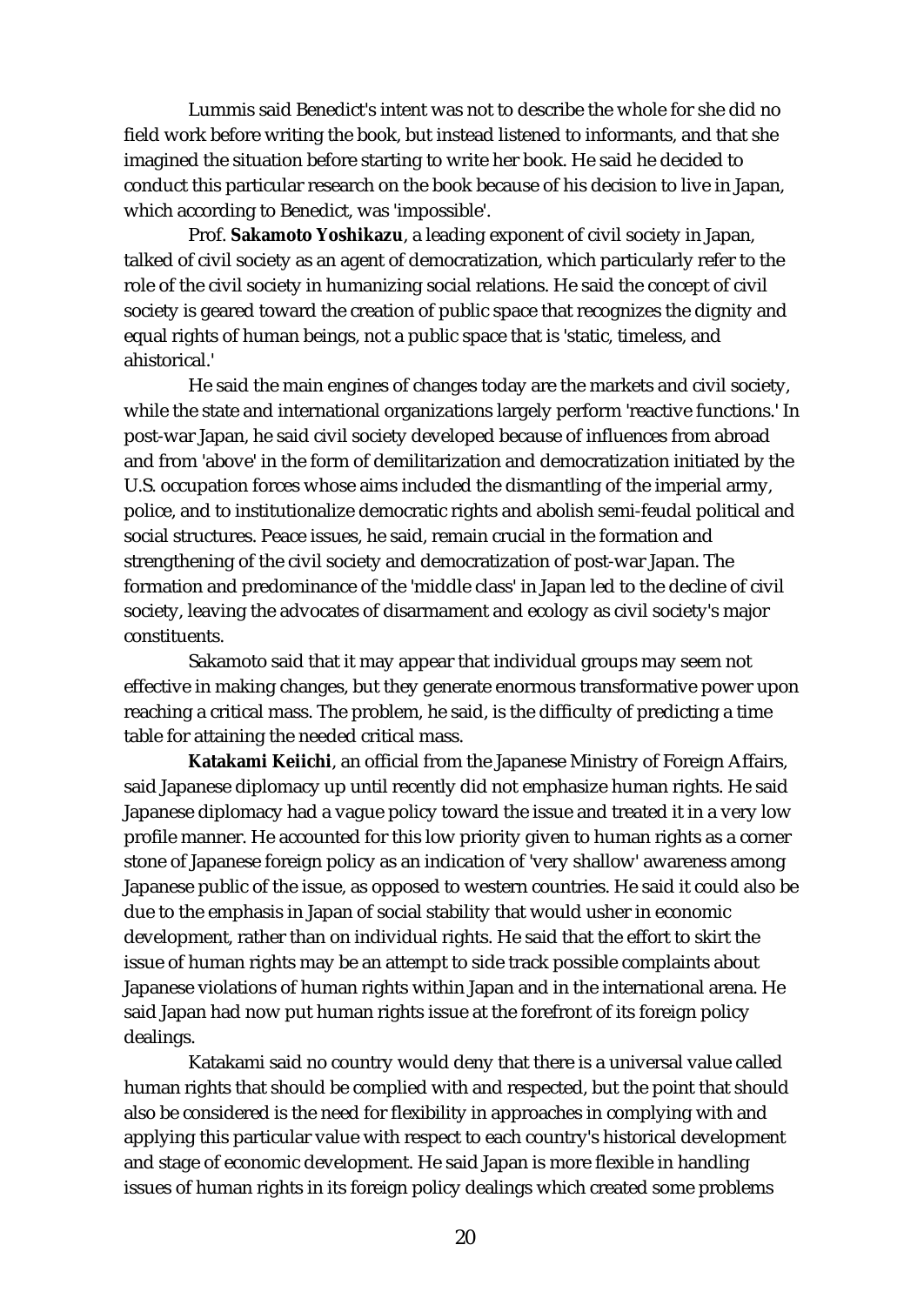Lummis said Benedict's intent was not to describe the whole for she did no field work before writing the book, but instead listened to informants, and that she imagined the situation before starting to write her book. He said he decided to conduct this particular research on the book because of his decision to live in Japan, which according to Benedict, was 'impossible'.

Prof. **Sakamoto Yoshikazu**, a leading exponent of civil society in Japan, talked of civil society as an agent of democratization, which particularly refer to the role of the civil society in humanizing social relations. He said the concept of civil society is geared toward the creation of public space that recognizes the dignity and equal rights of human beings, not a public space that is 'static, timeless, and ahistorical.'

He said the main engines of changes today are the markets and civil society, while the state and international organizations largely perform 'reactive functions.' In post-war Japan, he said civil society developed because of influences from abroad and from 'above' in the form of demilitarization and democratization initiated by the U.S. occupation forces whose aims included the dismantling of the imperial army, police, and to institutionalize democratic rights and abolish semi-feudal political and social structures. Peace issues, he said, remain crucial in the formation and strengthening of the civil society and democratization of post-war Japan. The formation and predominance of the 'middle class' in Japan led to the decline of civil society, leaving the advocates of disarmament and ecology as civil society's major constituents.

Sakamoto said that it may appear that individual groups may seem not effective in making changes, but they generate enormous transformative power upon reaching a critical mass. The problem, he said, is the difficulty of predicting a time table for attaining the needed critical mass.

**Katakami Keiichi**, an official from the Japanese Ministry of Foreign Affairs, said Japanese diplomacy up until recently did not emphasize human rights. He said Japanese diplomacy had a vague policy toward the issue and treated it in a very low profile manner. He accounted for this low priority given to human rights as a corner stone of Japanese foreign policy as an indication of 'very shallow' awareness among Japanese public of the issue, as opposed to western countries. He said it could also be due to the emphasis in Japan of social stability that would usher in economic development, rather than on individual rights. He said that the effort to skirt the issue of human rights may be an attempt to side track possible complaints about Japanese violations of human rights within Japan and in the international arena. He said Japan had now put human rights issue at the forefront of its foreign policy dealings.

Katakami said no country would deny that there is a universal value called human rights that should be complied with and respected, but the point that should also be considered is the need for flexibility in approaches in complying with and applying this particular value with respect to each country's historical development and stage of economic development. He said Japan is more flexible in handling issues of human rights in its foreign policy dealings which created some problems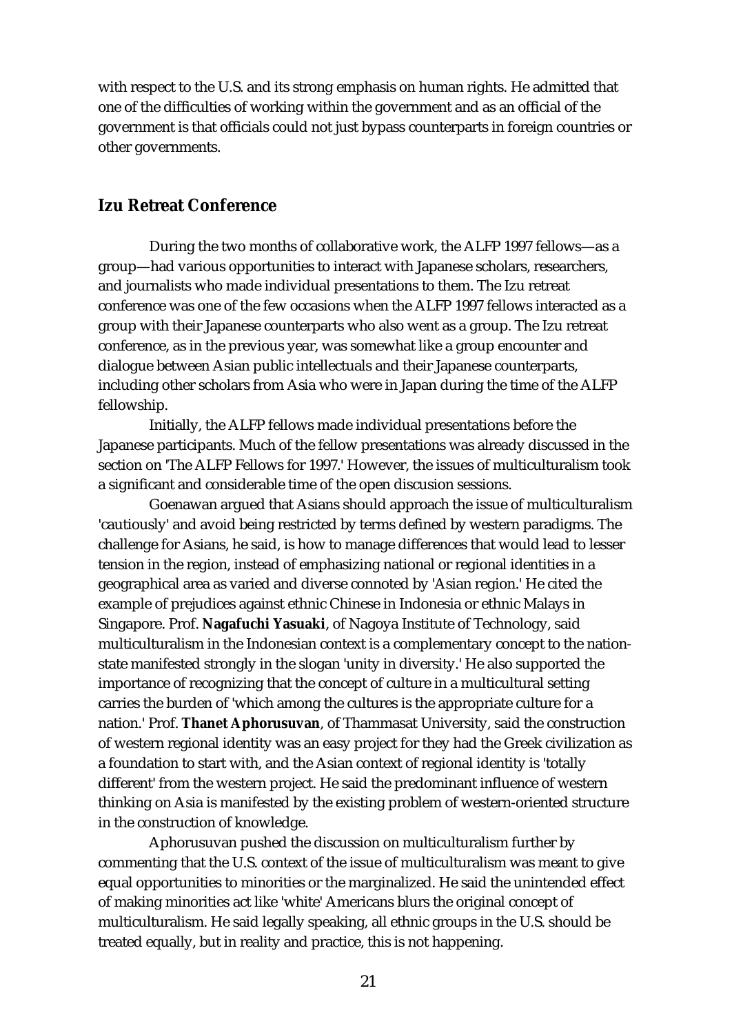with respect to the U.S. and its strong emphasis on human rights. He admitted that one of the difficulties of working within the government and as an official of the government is that officials could not just bypass counterparts in foreign countries or other governments.

## Izu Retreat Conference

During the two months of collaborative work, the ALFP 1997 fellows—as a group—had various opportunities to interact with Japanese scholars, researchers, and journalists who made individual presentations to them. The Izu retreat conference was one of the few occasions when the ALFP 1997 fellows interacted as a group with their Japanese counterparts who also went as a group. The Izu retreat conference, as in the previous year, was somewhat like a group encounter and dialogue between Asian public intellectuals and their Japanese counterparts, including other scholars from Asia who were in Japan during the time of the ALFP fellowship.

Initially, the ALFP fellows made individual presentations before the Japanese participants. Much of the fellow presentations was already discussed in the section on 'The ALFP Fellows for 1997.' However, the issues of multiculturalism took a significant and considerable time of the open discusion sessions.

Goenawan argued that Asians should approach the issue of multiculturalism 'cautiously' and avoid being restricted by terms defined by western paradigms. The challenge for Asians, he said, is how to manage differences that would lead to lesser tension in the region, instead of emphasizing national or regional identities in a geographical area as varied and diverse connoted by 'Asian region.' He cited the example of prejudices against ethnic Chinese in Indonesia or ethnic Malays in Singapore. Prof. **Nagafuchi Yasuaki**, of Nagoya Institute of Technology, said multiculturalism in the Indonesian context is a complementary concept to the nation-state manifested strongly in the slogan 'unity in diversity.' He also supported the importance of recognizing that the concept of culture in a multicultural setting carries the burden of 'which among the cultures is the appropriate culture for a nation.' Prof. **Thanet Aphorusuvan**, of Thammasat University, said the construction of western regional identity was an easy project for they had the Greek civilization as a foundation to start with, and the Asian context of regional identity is 'totally different' from the western project. He said the predominant influence of western thinking on Asia is manifested by the existing problem of western-oriented structure in the construction of knowledge.

Aphorusuvan pushed the discussion on multiculturalism further by commenting that the U.S. context of the issue of multiculturalism was meant to give equal opportunities to minorities or the marginalized. He said the unintended effect of making minorities act like 'white' Americans blurs the original concept of multiculturalism. He said legally speaking, all ethnic groups in the U.S. should be treated equally, but in reality and practice, this is not happening.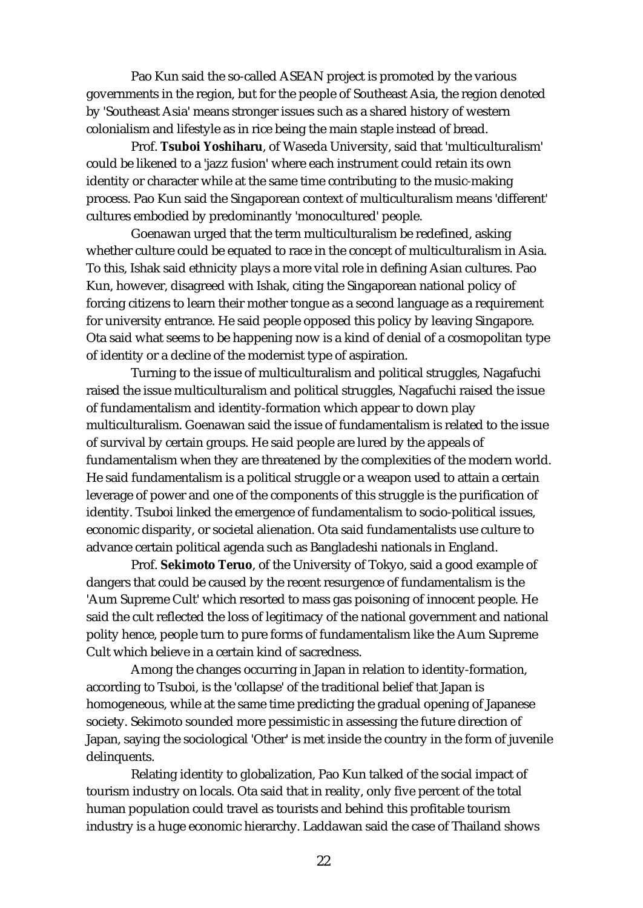Pao Kun said the so-called ASEAN project is promoted by the various governments in the region, but for the people of Southeast Asia, the region denoted by 'Southeast Asia' means stronger issues such as a shared history of western colonialism and lifestyle as in rice being the main staple instead of bread.

Prof. **Tsuboi Yoshiharu**, of Waseda University, said that 'multiculturalism' could be likened to a 'jazz fusion' where each instrument could retain its own identity or character while at the same time contributing to the music-making process. Pao Kun said the Singaporean context of multiculturalism means 'different' cultures embodied by predominantly 'monocultured' people.

Goenawan urged that the term multiculturalism be redefined, asking whether culture could be equated to race in the concept of multiculturalism in Asia. To this, Ishak said ethnicity plays a more vital role in defining Asian cultures. Pao Kun, however, disagreed with Ishak, citing the Singaporean national policy of forcing citizens to learn their mother tongue as a second language as a requirement for university entrance. He said people opposed this policy by leaving Singapore. Ota said what seems to be happening now is a kind of denial of a cosmopolitan type of identity or a decline of the modernist type of aspiration.

Turning to the issue of multiculturalism and political struggles, Nagafuchi raised the issue multiculturalism and political struggles, Nagafuchi raised the issue of fundamentalism and identity-formation which appear to down play multiculturalism. Goenawan said the issue of fundamentalism is related to the issue of survival by certain groups. He said people are lured by the appeals of fundamentalism when they are threatened by the complexities of the modern world. He said fundamentalism is a political struggle or a weapon used to attain a certain leverage of power and one of the components of this struggle is the purification of identity. Tsuboi linked the emergence of fundamentalism to socio-political issues, economic disparity, or societal alienation. Ota said fundamentalists use culture to advance certain political agenda such as Bangladeshi nationals in England.

Prof. **Sekimoto Teruo**, of the University of Tokyo, said a good example of dangers that could be caused by the recent resurgence of fundamentalism is the 'Aum Supreme Cult' which resorted to mass gas poisoning of innocent people. He said the cult reflected the loss of legitimacy of the national government and national polity hence, people turn to pure forms of fundamentalism like the Aum Supreme Cult which believe in a certain kind of sacredness.

Among the changes occurring in Japan in relation to identity-formation, according to Tsuboi, is the 'collapse' of the traditional belief that Japan is homogeneous, while at the same time predicting the gradual opening of Japanese society. Sekimoto sounded more pessimistic in assessing the future direction of Japan, saying the sociological 'Other' is met inside the country in the form of juvenile delinquents.

Relating identity to globalization, Pao Kun talked of the social impact of tourism industry on locals. Ota said that in reality, only five percent of the total human population could travel as tourists and behind this profitable tourism industry is a huge economic hierarchy. Laddawan said the case of Thailand shows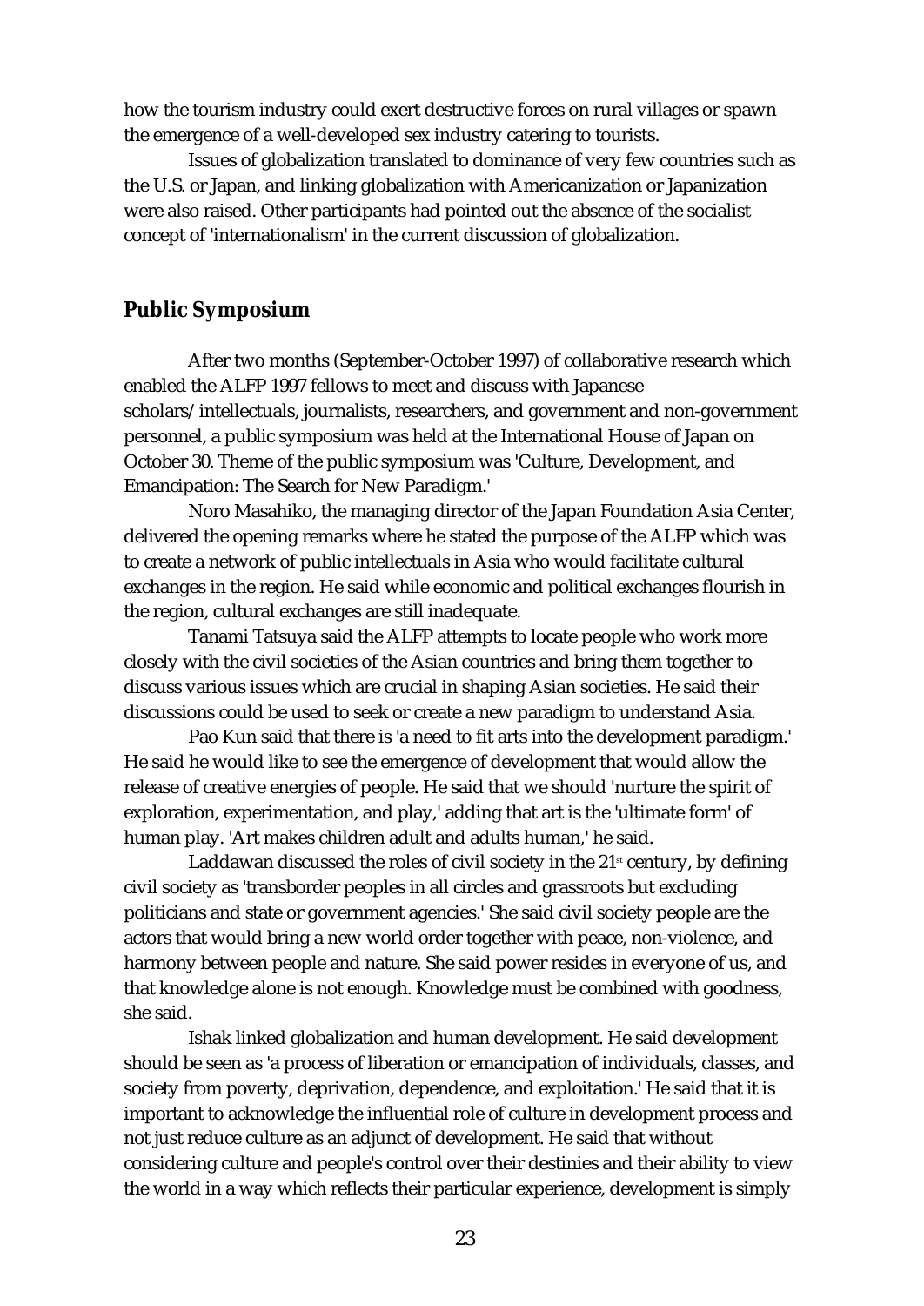how the tourism industry could exert destructive forces on rural villages or spawn the emergence of a well-developed sex industry catering to tourists.

Issues of globalization translated to dominance of very few countries such as the U.S. or Japan, and linking globalization with Americanization or Japanization were also raised. Other participants had pointed out the absence of the socialist concept of 'internationalism' in the current discussion of globalization.

## Public Symposium

After two months (September-October 1997) of collaborative research which enabled the ALFP 1997 fellows to meet and discuss with Japanese scholars/intellectuals, journalists, researchers, and government and non-government personnel, a public symposium was held at the International House of Japan on October 30. Theme of the public symposium was 'Culture, Development, and Emancipation: The Search for New Paradigm.'

Noro Masahiko, the managing director of the Japan Foundation Asia Center, delivered the opening remarks where he stated the purpose of the ALFP which was to create a network of public intellectuals in Asia who would facilitate cultural exchanges in the region. He said while economic and political exchanges flourish in the region, cultural exchanges are still inadequate.

Tanami Tatsuya said the ALFP attempts to locate people who work more closely with the civil societies of the Asian countries and bring them together to discuss various issues which are crucial in shaping Asian societies. He said their discussions could be used to seek or create a new paradigm to understand Asia.

Pao Kun said that there is 'a need to fit arts into the development paradigm.' He said he would like to see the emergence of development that would allow the release of creative energies of people. He said that we should 'nurture the spirit of exploration, experimentation, and play,' adding that art is the 'ultimate form' of human play. 'Art makes children adult and adults human,' he said.

Laddawan discussed the roles of civil society in the 21st century, by defining civil society as 'transborder peoples in all circles and grassroots but excluding politicians and state or government agencies.' She said civil society people are the actors that would bring a new world order together with peace, non-violence, and harmony between people and nature. She said power resides in everyone of us, and that knowledge alone is not enough. Knowledge must be combined with goodness, she said.

Ishak linked globalization and human development. He said development should be seen as 'a process of liberation or emancipation of individuals, classes, and society from poverty, deprivation, dependence, and exploitation.' He said that it is important to acknowledge the influential role of culture in development process and not just reduce culture as an adjunct of development. He said that without considering culture and people's control over their destinies and their ability to view the world in a way which reflects their particular experience, development is simply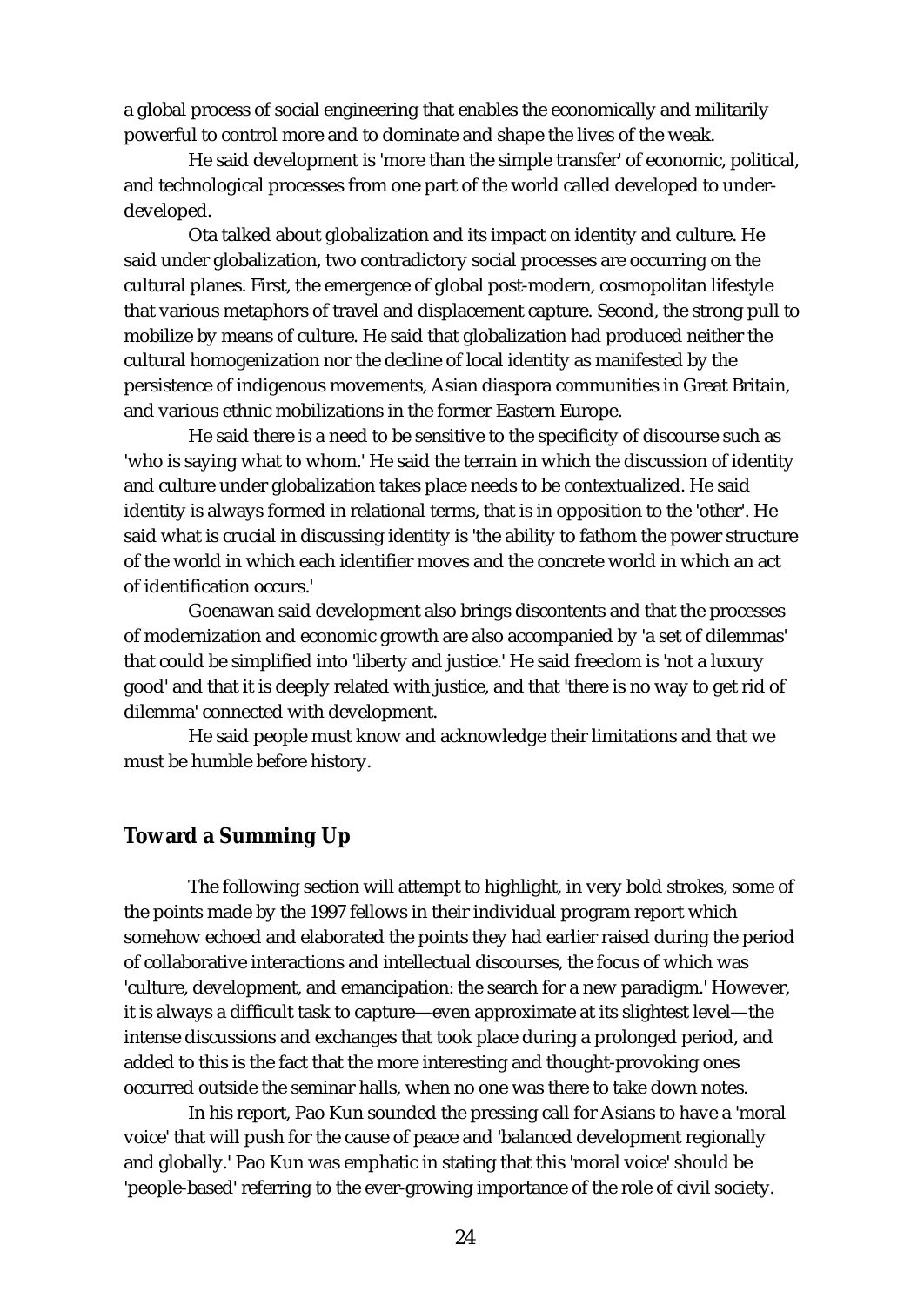a global process of social engineering that enables the economically and militarily powerful to control more and to dominate and shape the lives of the weak.

He said development is 'more than the simple transfer' of economic, political, and technological processes from one part of the world called developed to under-developed.

Ota talked about globalization and its impact on identity and culture. He said under globalization, two contradictory social processes are occurring on the cultural planes. First, the emergence of global post-modern, cosmopolitan lifestyle that various metaphors of travel and displacement capture. Second, the strong pull to mobilize by means of culture. He said that globalization had produced neither the cultural homogenization nor the decline of local identity as manifested by the persistence of indigenous movements, Asian diaspora communities in Great Britain, and various ethnic mobilizations in the former Eastern Europe.

He said there is a need to be sensitive to the specificity of discourse such as 'who is saying what to whom.' He said the terrain in which the discussion of identity and culture under globalization takes place needs to be contextualized. He said identity is always formed in relational terms, that is in opposition to the 'other'. He said what is crucial in discussing identity is 'the ability to fathom the power structure of the world in which each identifier moves and the concrete world in which an act of identification occurs.'

Goenawan said development also brings discontents and that the processes of modernization and economic growth are also accompanied by 'a set of dilemmas' that could be simplified into 'liberty and justice.' He said freedom is 'not a luxury good' and that it is deeply related with justice, and that 'there is no way to get rid of dilemma' connected with development.

He said people must know and acknowledge their limitations and that we must be humble before history.

## Toward a Summing Up

The following section will attempt to highlight, in very bold strokes, some of the points made by the 1997 fellows in their individual program report which somehow echoed and elaborated the points they had earlier raised during the period of collaborative interactions and intellectual discourses, the focus of which was 'culture, development, and emancipation: the search for a new paradigm.' However, it is always a difficult task to capture—even approximate at its slightest level—the intense discussions and exchanges that took place during a prolonged period, and added to this is the fact that the more interesting and thought-provoking ones occurred outside the seminar halls, when no one was there to take down notes.

In his report, Pao Kun sounded the pressing call for Asians to have a 'moral voice' that will push for the cause of peace and 'balanced development regionally and globally.' Pao Kun was emphatic in stating that this 'moral voice' should be 'people-based' referring to the ever-growing importance of the role of civil society.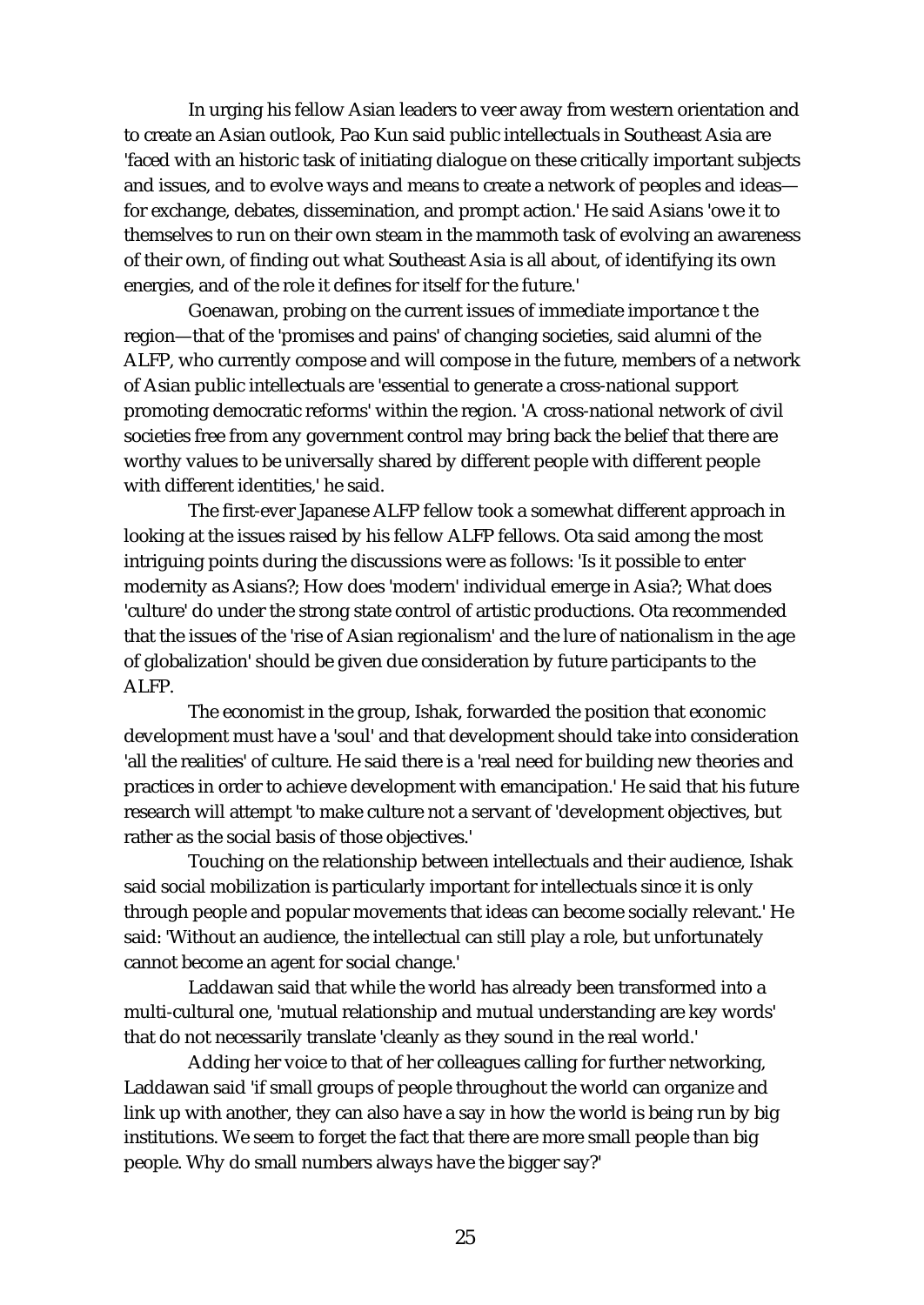In urging his fellow Asian leaders to veer away from western orientation and to create an Asian outlook, Pao Kun said public intellectuals in Southeast Asia are 'faced with an historic task of initiating dialogue on these critically important subjects and issues, and to evolve ways and means to create a network of peoples and ideas—for exchange, debates, dissemination, and prompt action.' He said Asians 'owe it to themselves to run on their own steam in the mammoth task of evolving an awareness of their own, of finding out what Southeast Asia is all about, of identifying its own energies, and of the role it defines for itself for the future.'

Goenawan, probing on the current issues of immediate importance t the region—that of the 'promises and pains' of changing societies, said alumni of the ALFP, who currently compose and will compose in the future, members of a network of Asian public intellectuals are 'essential to generate a cross-national support promoting democratic reforms' within the region. 'A cross-national network of civil societies free from any government control may bring back the belief that there are worthy values to be universally shared by different people with different people with different identities,' he said.

The first-ever Japanese ALFP fellow took a somewhat different approach in looking at the issues raised by his fellow ALFP fellows. Ota said among the most intriguing points during the discussions were as follows: 'Is it possible to enter modernity as Asians?; How does 'modern' individual emerge in Asia?; What does 'culture' do under the strong state control of artistic productions. Ota recommended that the issues of the 'rise of Asian regionalism' and the lure of nationalism in the age of globalization' should be given due consideration by future participants to the ALFP.

The economist in the group, Ishak, forwarded the position that economic development must have a 'soul' and that development should take into consideration 'all the realities' of culture. He said there is a 'real need for building new theories and practices in order to achieve development with emancipation.' He said that his future research will attempt 'to make culture not a servant of 'development objectives, but rather as the social basis of those objectives.'

Touching on the relationship between intellectuals and their audience, Ishak said social mobilization is particularly important for intellectuals since it is only through people and popular movements that ideas can become socially relevant.' He said: 'Without an audience, the intellectual can still play a role, but unfortunately cannot become an agent for social change.'

Laddawan said that while the world has already been transformed into a multi-cultural one, 'mutual relationship and mutual understanding are key words' that do not necessarily translate 'cleanly as they sound in the real world.'

Adding her voice to that of her colleagues calling for further networking, Laddawan said 'if small groups of people throughout the world can organize and link up with another, they can also have a say in how the world is being run by big institutions. We seem to forget the fact that there are more small people than big people. Why do small numbers always have the bigger say?'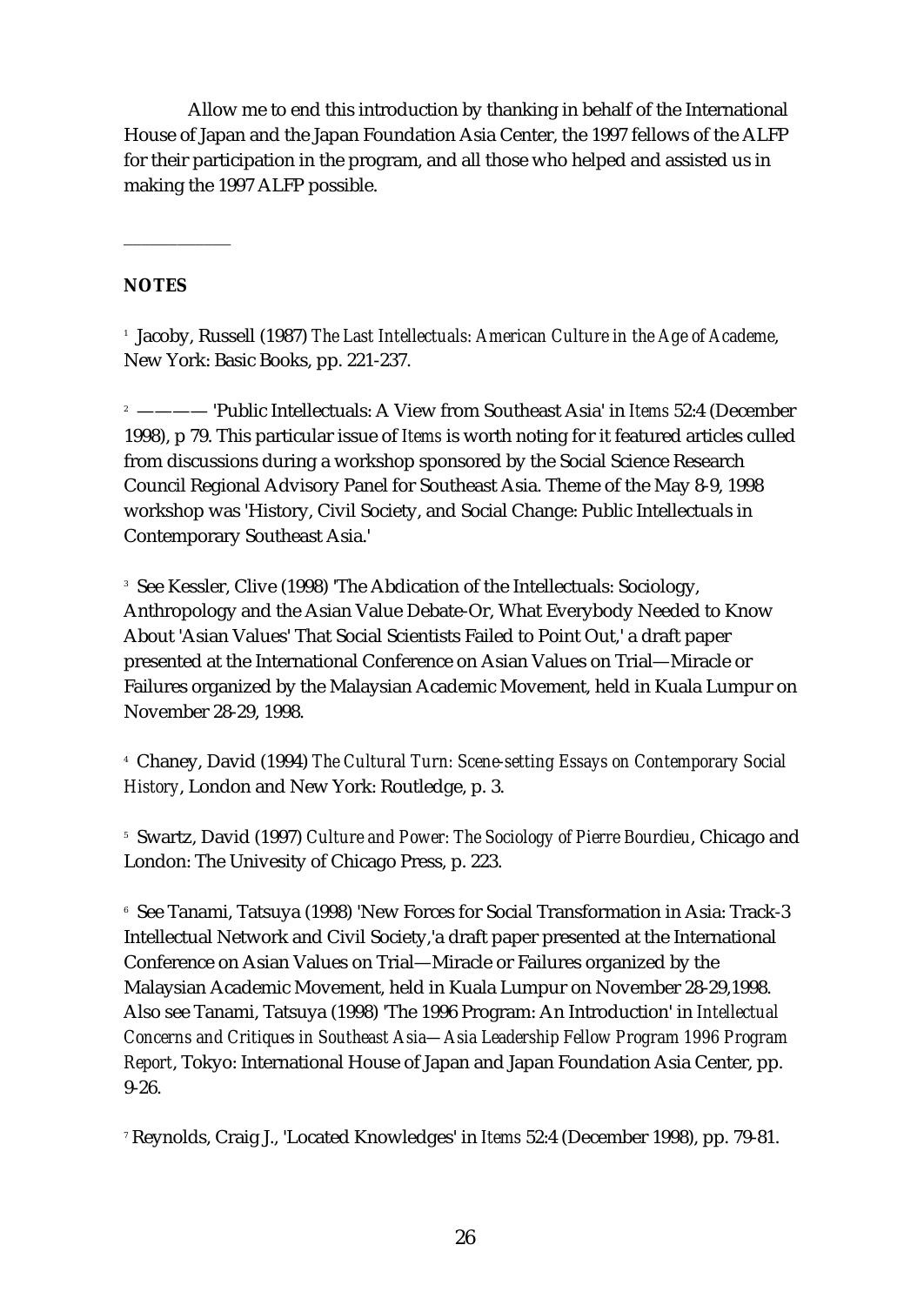Allow me to end this introduction by thanking in behalf of the International House of Japan and the Japan Foundation Asia Center, the 1997 fellows of the ALFP for their participation in the program, and all those who helped and assisted us in making the 1997 ALFP possible.

---

**NOTES**

[1] Jacoby, Russell (1987) *The Last Intellectuals: American Culture in the Age of Academe*, New York: Basic Books, pp. 221-237.

[2] ———— 'Public Intellectuals: A View from Southeast Asia' in *Items* 52:4 (December 1998), p 79. This particular issue of *Items* is worth noting for it featured articles culled from discussions during a workshop sponsored by the Social Science Research Council Regional Advisory Panel for Southeast Asia. Theme of the May 8-9, 1998 workshop was 'History, Civil Society, and Social Change: Public Intellectuals in Contemporary Southeast Asia.'

[3] See Kessler, Clive (1998) 'The Abdication of the Intellectuals: Sociology, Anthropology and the Asian Value Debate-Or, What Everybody Needed to Know About 'Asian Values' That Social Scientists Failed to Point Out,' a draft paper presented at the International Conference on Asian Values on Trial—Miracle or Failures organized by the Malaysian Academic Movement, held in Kuala Lumpur on November 28-29, 1998.

[4] Chaney, David (1994) *The Cultural Turn: Scene-setting Essays on Contemporary Social History*, London and New York: Routledge, p. 3.

[5] Swartz, David (1997) *Culture and Power: The Sociology of Pierre Bourdieu*, Chicago and London: The Univesity of Chicago Press, p. 223.

[6] See Tanami, Tatsuya (1998) 'New Forces for Social Transformation in Asia: Track-3 Intellectual Network and Civil Society,'a draft paper presented at the International Conference on Asian Values on Trial—Miracle or Failures organized by the Malaysian Academic Movement, held in Kuala Lumpur on November 28-29,1998. Also see Tanami, Tatsuya (1998) 'The 1996 Program: An Introduction' in *Intellectual Concerns and Critiques in Southeast Asia—Asia Leadership Fellow Program 1996 Program Report*, Tokyo: International House of Japan and Japan Foundation Asia Center, pp. 9-26.

[7] Reynolds, Craig J., 'Located Knowledges' in *Items* 52:4 (December 1998), pp. 79-81.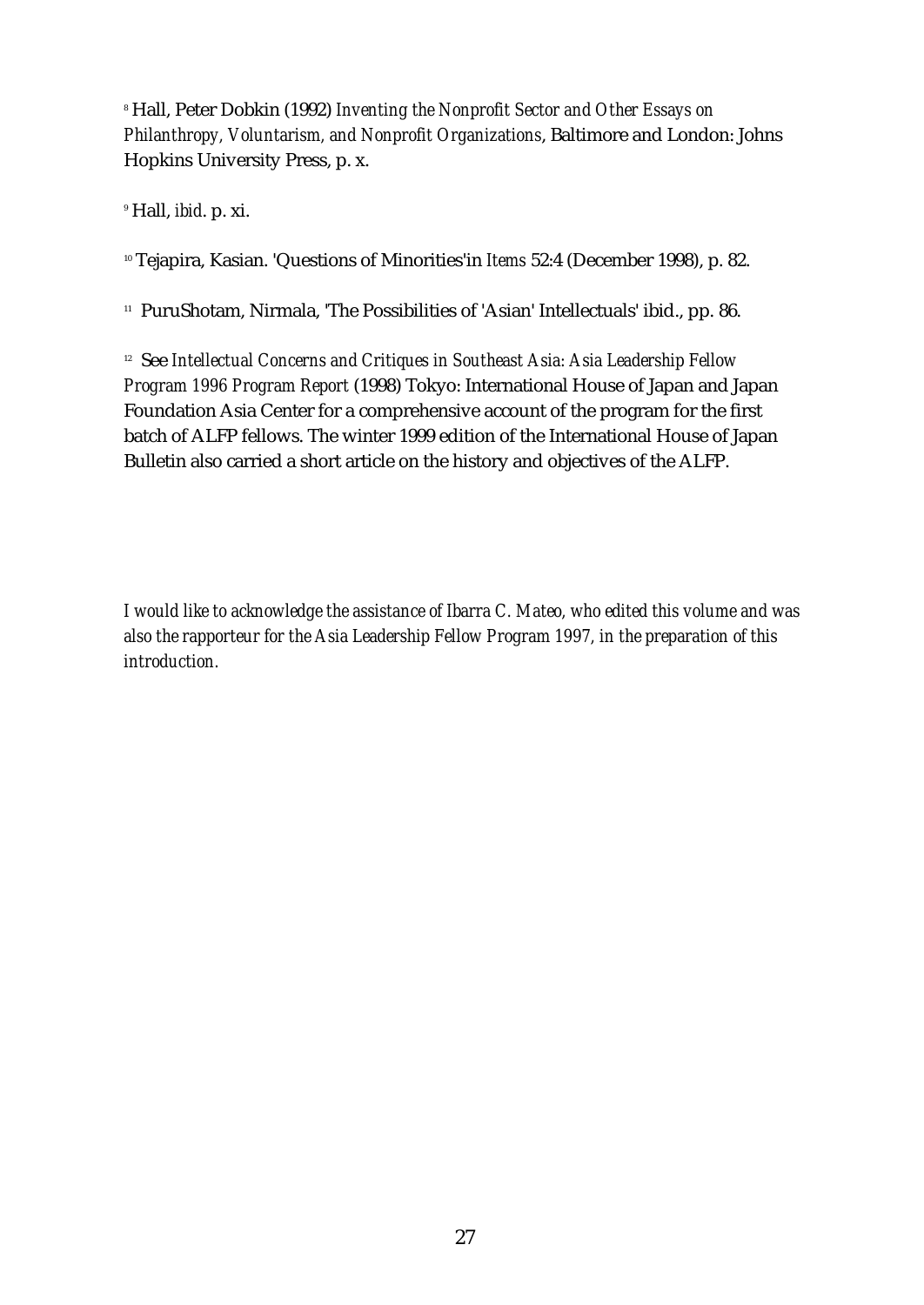[8] Hall, Peter Dobkin (1992) *Inventing the Nonprofit Sector and Other Essays on Philanthropy, Voluntarism, and Nonprofit Organizations*, Baltimore and London: Johns Hopkins University Press, p. x.

[9] Hall, *ibid*. p. xi.

[10] Tejapira, Kasian. 'Questions of Minorities'in *Items* 52:4 (December 1998), p. 82.

[11] PuruShotam, Nirmala, 'The Possibilities of 'Asian' Intellectuals' ibid., pp. 86.

[12] See *Intellectual Concerns and Critiques in Southeast Asia: Asia Leadership Fellow Program 1996 Program Report* (1998) Tokyo: International House of Japan and Japan Foundation Asia Center for a comprehensive account of the program for the first batch of ALFP fellows. The winter 1999 edition of the International House of Japan Bulletin also carried a short article on the history and objectives of the ALFP.

*I would like to acknowledge the assistance of Ibarra C. Mateo, who edited this volume and was also the rapporteur for the Asia Leadership Fellow Program 1997, in the preparation of this introduction.*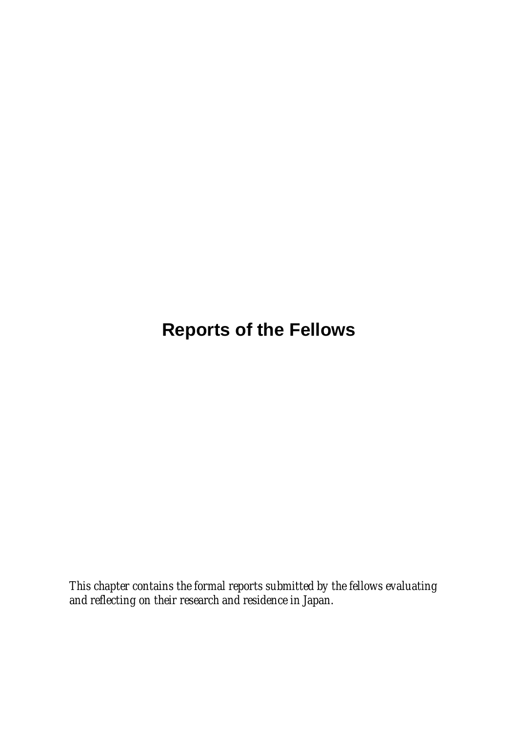# Reports of the Fellows

*This chapter contains the formal reports submitted by the fellows evaluating and reflecting on their research and residence in Japan.*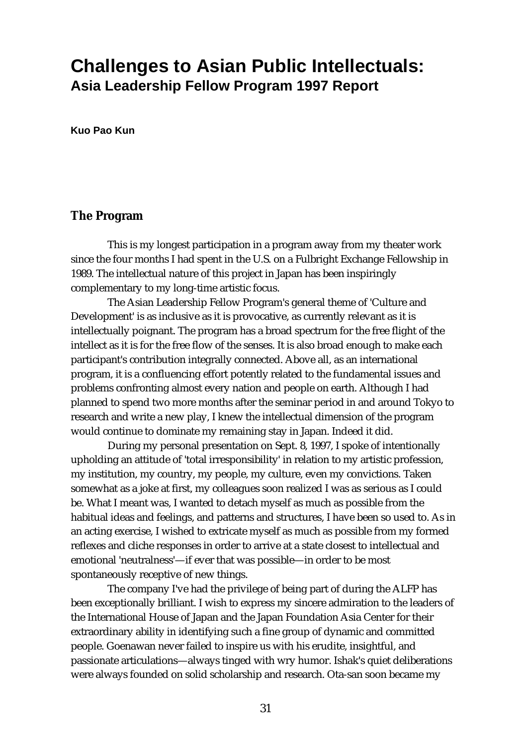# Challenges to Asian Public Intellectuals:
## Asia Leadership Fellow Program 1997 Report

**Kuo Pao Kun**

### The Program

This is my longest participation in a program away from my theater work since the four months I had spent in the U.S. on a Fulbright Exchange Fellowship in 1989. The intellectual nature of this project in Japan has been inspiringly complementary to my long-time artistic focus.

The Asian Leadership Fellow Program's general theme of 'Culture and Development' is as inclusive as it is provocative, as currently relevant as it is intellectually poignant. The program has a broad spectrum for the free flight of the intellect as it is for the free flow of the senses. It is also broad enough to make each participant's contribution integrally connected. Above all, as an international program, it is a confluencing effort potently related to the fundamental issues and problems confronting almost every nation and people on earth. Although I had planned to spend two more months after the seminar period in and around Tokyo to research and write a new play, I knew the intellectual dimension of the program would continue to dominate my remaining stay in Japan. Indeed it did.

During my personal presentation on Sept. 8, 1997, I spoke of intentionally upholding an attitude of 'total irresponsibility' in relation to my artistic profession, my institution, my country, my people, my culture, even my convictions. Taken somewhat as a joke at first, my colleagues soon realized I was as serious as I could be. What I meant was, I wanted to detach myself as much as possible from the habitual ideas and feelings, and patterns and structures, I have been so used to. As in an acting exercise, I wished to extricate myself as much as possible from my formed reflexes and cliche responses in order to arrive at a state closest to intellectual and emotional 'neutralness'—if ever that was possible—in order to be most spontaneously receptive of new things.

The company I've had the privilege of being part of during the ALFP has been exceptionally brilliant. I wish to express my sincere admiration to the leaders of the International House of Japan and the Japan Foundation Asia Center for their extraordinary ability in identifying such a fine group of dynamic and committed people. Goenawan never failed to inspire us with his erudite, insightful, and passionate articulations—always tinged with wry humor. Ishak's quiet deliberations were always founded on solid scholarship and research. Ota-san soon became my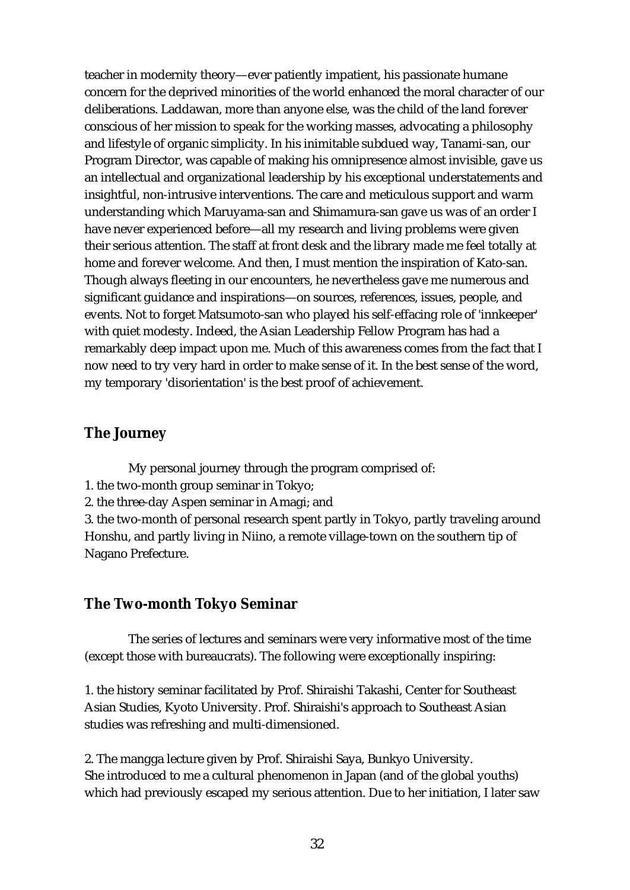teacher in modernity theory—ever patiently impatient, his passionate humane concern for the deprived minorities of the world enhanced the moral character of our deliberations. Laddawan, more than anyone else, was the child of the land forever conscious of her mission to speak for the working masses, advocating a philosophy and lifestyle of organic simplicity. In his inimitable subdued way, Tanami-san, our Program Director, was capable of making his omnipresence almost invisible, gave us an intellectual and organizational leadership by his exceptional understatements and insightful, non-intrusive interventions. The care and meticulous support and warm understanding which Maruyama-san and Shimamura-san gave us was of an order I have never experienced before—all my research and living problems were given their serious attention. The staff at front desk and the library made me feel totally at home and forever welcome. And then, I must mention the inspiration of Kato-san. Though always fleeting in our encounters, he nevertheless gave me numerous and significant guidance and inspirations—on sources, references, issues, people, and events. Not to forget Matsumoto-san who played his self-effacing role of 'innkeeper' with quiet modesty. Indeed, the Asian Leadership Fellow Program has had a remarkably deep impact upon me. Much of this awareness comes from the fact that I now need to try very hard in order to make sense of it. In the best sense of the word, my temporary 'disorientation' is the best proof of achievement.

## The Journey

My personal journey through the program comprised of:

1. the two-month group seminar in Tokyo;
2. the three-day Aspen seminar in Amagi; and
3. the two-month of personal research spent partly in Tokyo, partly traveling around Honshu, and partly living in Niino, a remote village-town on the southern tip of Nagano Prefecture.

## The Two-month Tokyo Seminar

The series of lectures and seminars were very informative most of the time (except those with bureaucrats). The following were exceptionally inspiring:

1. the history seminar facilitated by Prof. Shiraishi Takashi, Center for Southeast Asian Studies, Kyoto University. Prof. Shiraishi's approach to Southeast Asian studies was refreshing and multi-dimensioned.

2. The mangga lecture given by Prof. Shiraishi Saya, Bunkyo University. She introduced to me a cultural phenomenon in Japan (and of the global youths) which had previously escaped my serious attention. Due to her initiation, I later saw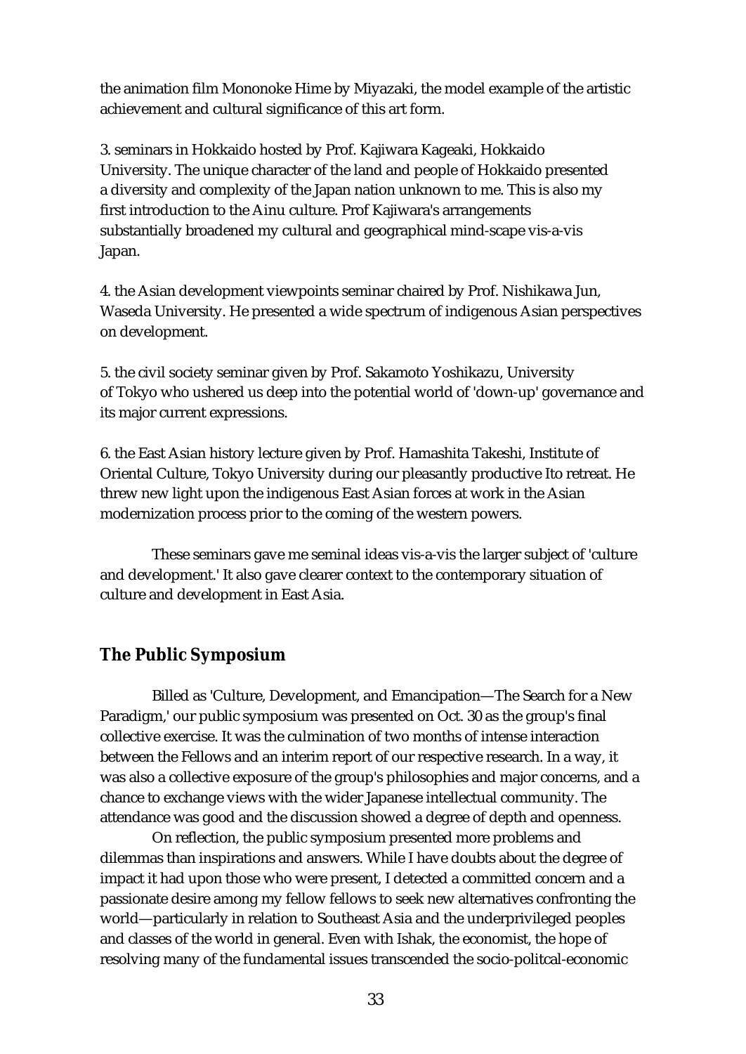the animation film Mononoke Hime by Miyazaki, the model example of the artistic achievement and cultural significance of this art form.

3. seminars in Hokkaido hosted by Prof. Kajiwara Kageaki, Hokkaido University. The unique character of the land and people of Hokkaido presented a diversity and complexity of the Japan nation unknown to me. This is also my first introduction to the Ainu culture. Prof Kajiwara's arrangements substantially broadened my cultural and geographical mind-scape vis-a-vis Japan.

4. the Asian development viewpoints seminar chaired by Prof. Nishikawa Jun, Waseda University. He presented a wide spectrum of indigenous Asian perspectives on development.

5. the civil society seminar given by Prof. Sakamoto Yoshikazu, University of Tokyo who ushered us deep into the potential world of 'down-up' governance and its major current expressions.

6. the East Asian history lecture given by Prof. Hamashita Takeshi, Institute of Oriental Culture, Tokyo University during our pleasantly productive Ito retreat. He threw new light upon the indigenous East Asian forces at work in the Asian modernization process prior to the coming of the western powers.

These seminars gave me seminal ideas vis-a-vis the larger subject of 'culture and development.' It also gave clearer context to the contemporary situation of culture and development in East Asia.

## The Public Symposium

Billed as 'Culture, Development, and Emancipation—The Search for a New Paradigm,' our public symposium was presented on Oct. 30 as the group's final collective exercise. It was the culmination of two months of intense interaction between the Fellows and an interim report of our respective research. In a way, it was also a collective exposure of the group's philosophies and major concerns, and a chance to exchange views with the wider Japanese intellectual community. The attendance was good and the discussion showed a degree of depth and openness.

On reflection, the public symposium presented more problems and dilemmas than inspirations and answers. While I have doubts about the degree of impact it had upon those who were present, I detected a committed concern and a passionate desire among my fellow fellows to seek new alternatives confronting the world—particularly in relation to Southeast Asia and the underprivileged peoples and classes of the world in general. Even with Ishak, the economist, the hope of resolving many of the fundamental issues transcended the socio-politcal-economic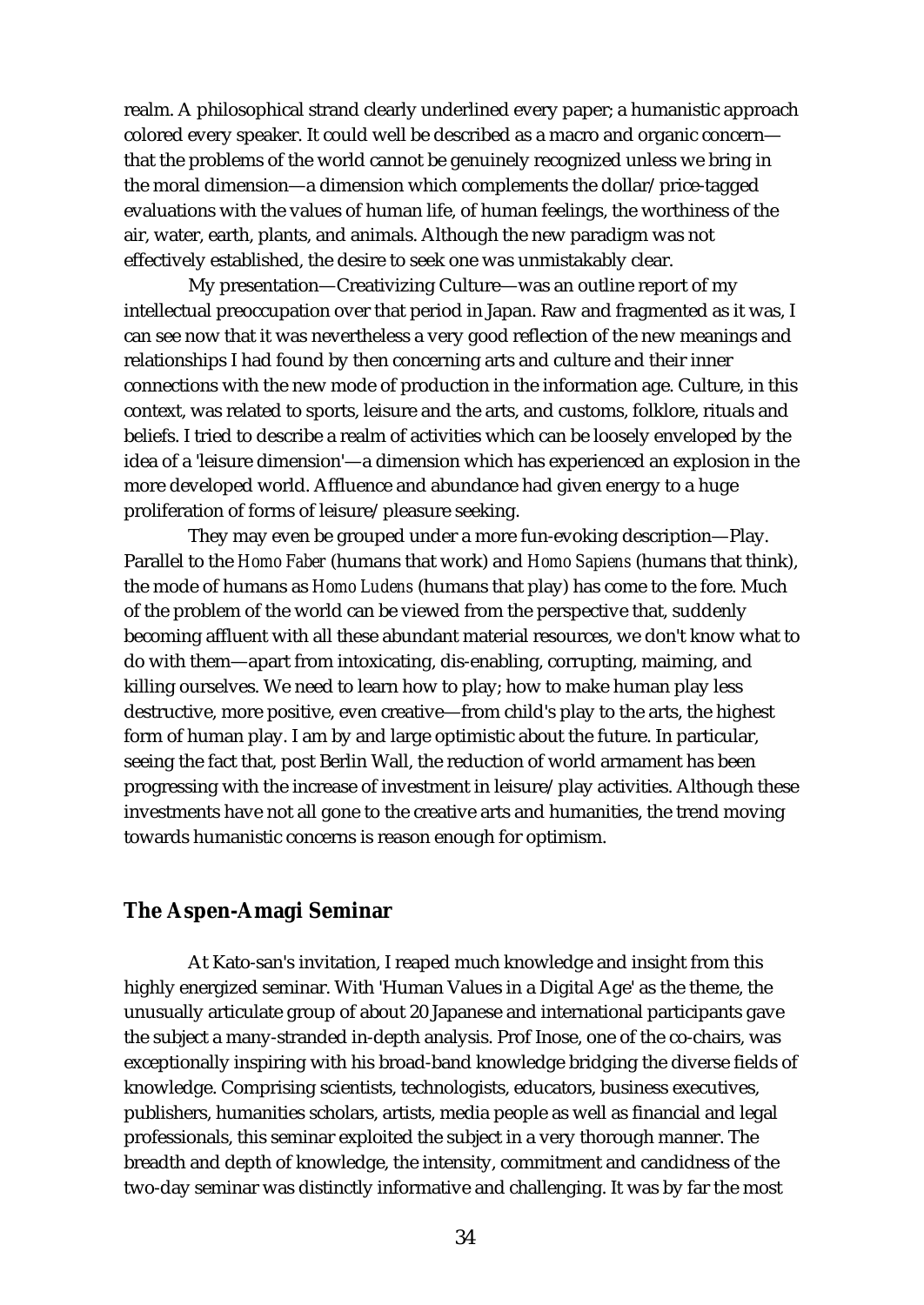realm. A philosophical strand clearly underlined every paper; a humanistic approach colored every speaker. It could well be described as a macro and organic concern—that the problems of the world cannot be genuinely recognized unless we bring in the moral dimension—a dimension which complements the dollar/price-tagged evaluations with the values of human life, of human feelings, the worthiness of the air, water, earth, plants, and animals. Although the new paradigm was not effectively established, the desire to seek one was unmistakably clear.

My presentation—Creativizing Culture—was an outline report of my intellectual preoccupation over that period in Japan. Raw and fragmented as it was, I can see now that it was nevertheless a very good reflection of the new meanings and relationships I had found by then concerning arts and culture and their inner connections with the new mode of production in the information age. Culture, in this context, was related to sports, leisure and the arts, and customs, folklore, rituals and beliefs. I tried to describe a realm of activities which can be loosely enveloped by the idea of a 'leisure dimension'—a dimension which has experienced an explosion in the more developed world. Affluence and abundance had given energy to a huge proliferation of forms of leisure/pleasure seeking.

They may even be grouped under a more fun-evoking description—Play. Parallel to the *Homo Faber* (humans that work) and *Homo Sapiens* (humans that think), the mode of humans as *Homo Ludens* (humans that play) has come to the fore. Much of the problem of the world can be viewed from the perspective that, suddenly becoming affluent with all these abundant material resources, we don't know what to do with them—apart from intoxicating, dis-enabling, corrupting, maiming, and killing ourselves. We need to learn how to play; how to make human play less destructive, more positive, even creative—from child's play to the arts, the highest form of human play. I am by and large optimistic about the future. In particular, seeing the fact that, post Berlin Wall, the reduction of world armament has been progressing with the increase of investment in leisure/play activities. Although these investments have not all gone to the creative arts and humanities, the trend moving towards humanistic concerns is reason enough for optimism.

## The Aspen-Amagi Seminar

At Kato-san's invitation, I reaped much knowledge and insight from this highly energized seminar. With 'Human Values in a Digital Age' as the theme, the unusually articulate group of about 20 Japanese and international participants gave the subject a many-stranded in-depth analysis. Prof Inose, one of the co-chairs, was exceptionally inspiring with his broad-band knowledge bridging the diverse fields of knowledge. Comprising scientists, technologists, educators, business executives, publishers, humanities scholars, artists, media people as well as financial and legal professionals, this seminar exploited the subject in a very thorough manner. The breadth and depth of knowledge, the intensity, commitment and candidness of the two-day seminar was distinctly informative and challenging. It was by far the most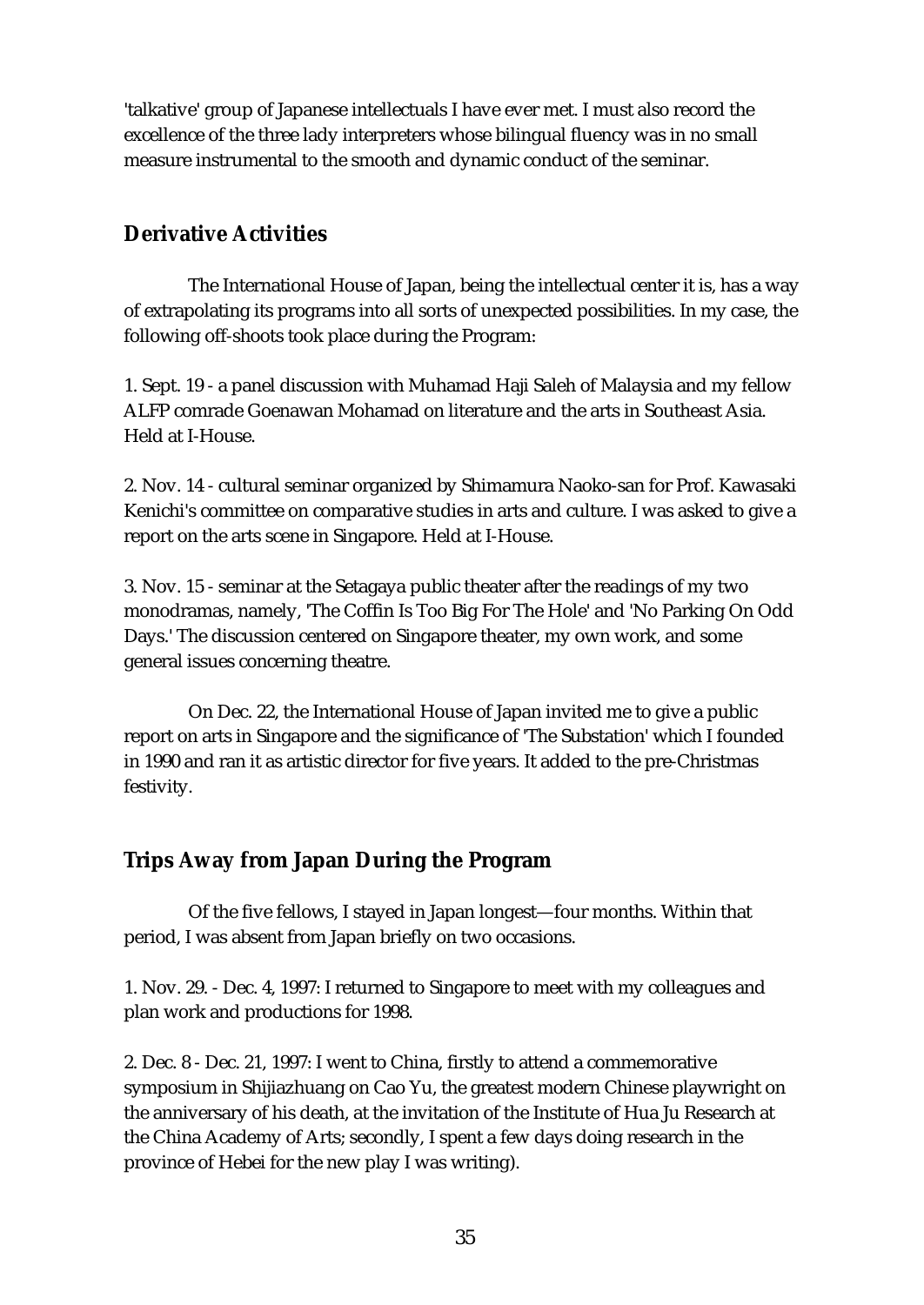'talkative' group of Japanese intellectuals I have ever met. I must also record the excellence of the three lady interpreters whose bilingual fluency was in no small measure instrumental to the smooth and dynamic conduct of the seminar.

## Derivative Activities

The International House of Japan, being the intellectual center it is, has a way of extrapolating its programs into all sorts of unexpected possibilities. In my case, the following off-shoots took place during the Program:

1. Sept. 19 - a panel discussion with Muhamad Haji Saleh of Malaysia and my fellow ALFP comrade Goenawan Mohamad on literature and the arts in Southeast Asia. Held at I-House.

2. Nov. 14 - cultural seminar organized by Shimamura Naoko-san for Prof. Kawasaki Kenichi's committee on comparative studies in arts and culture. I was asked to give a report on the arts scene in Singapore. Held at I-House.

3. Nov. 15 - seminar at the Setagaya public theater after the readings of my two monodramas, namely, 'The Coffin Is Too Big For The Hole' and 'No Parking On Odd Days.' The discussion centered on Singapore theater, my own work, and some general issues concerning theatre.

On Dec. 22, the International House of Japan invited me to give a public report on arts in Singapore and the significance of 'The Substation' which I founded in 1990 and ran it as artistic director for five years. It added to the pre-Christmas festivity.

## Trips Away from Japan During the Program

Of the five fellows, I stayed in Japan longest—four months. Within that period, I was absent from Japan briefly on two occasions.

1. Nov. 29. - Dec. 4, 1997: I returned to Singapore to meet with my colleagues and plan work and productions for 1998.

2. Dec. 8 - Dec. 21, 1997: I went to China, firstly to attend a commemorative symposium in Shijiazhuang on Cao Yu, the greatest modern Chinese playwright on the anniversary of his death, at the invitation of the Institute of Hua Ju Research at the China Academy of Arts; secondly, I spent a few days doing research in the province of Hebei for the new play I was writing).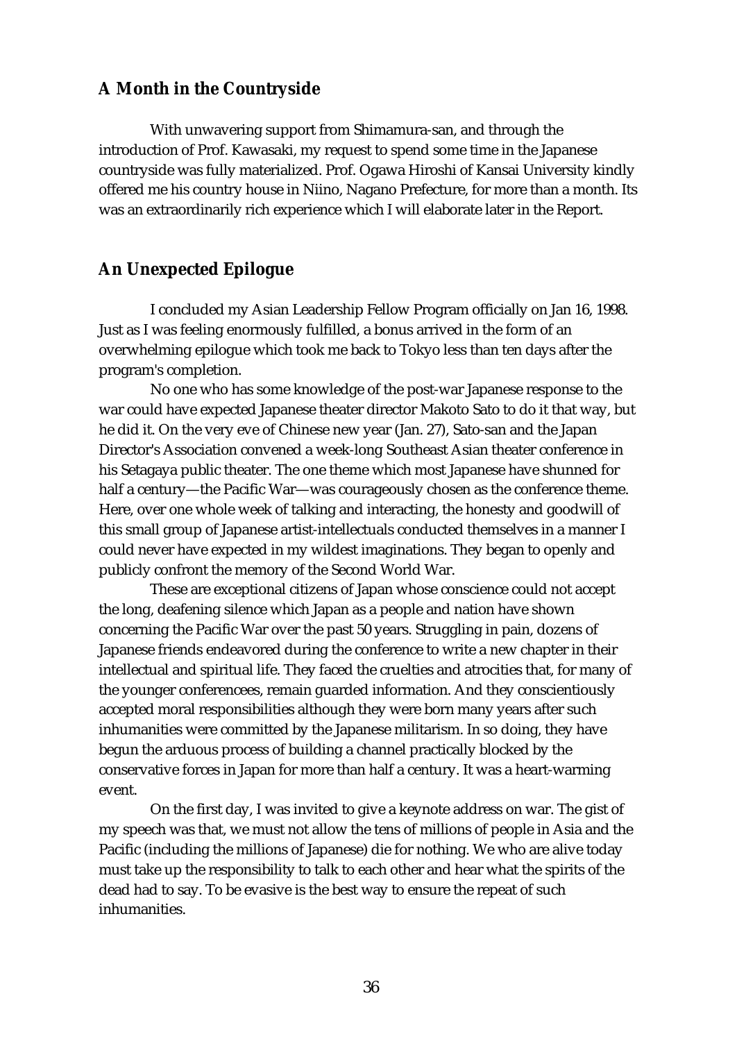## A Month in the Countryside

With unwavering support from Shimamura-san, and through the introduction of Prof. Kawasaki, my request to spend some time in the Japanese countryside was fully materialized. Prof. Ogawa Hiroshi of Kansai University kindly offered me his country house in Niino, Nagano Prefecture, for more than a month. Its was an extraordinarily rich experience which I will elaborate later in the Report.

## An Unexpected Epilogue

I concluded my Asian Leadership Fellow Program officially on Jan 16, 1998. Just as I was feeling enormously fulfilled, a bonus arrived in the form of an overwhelming epilogue which took me back to Tokyo less than ten days after the program's completion.

No one who has some knowledge of the post-war Japanese response to the war could have expected Japanese theater director Makoto Sato to do it that way, but he did it. On the very eve of Chinese new year (Jan. 27), Sato-san and the Japan Director's Association convened a week-long Southeast Asian theater conference in his Setagaya public theater. The one theme which most Japanese have shunned for half a century—the Pacific War—was courageously chosen as the conference theme. Here, over one whole week of talking and interacting, the honesty and goodwill of this small group of Japanese artist-intellectuals conducted themselves in a manner I could never have expected in my wildest imaginations. They began to openly and publicly confront the memory of the Second World War.

These are exceptional citizens of Japan whose conscience could not accept the long, deafening silence which Japan as a people and nation have shown concerning the Pacific War over the past 50 years. Struggling in pain, dozens of Japanese friends endeavored during the conference to write a new chapter in their intellectual and spiritual life. They faced the cruelties and atrocities that, for many of the younger conferencees, remain guarded information. And they conscientiously accepted moral responsibilities although they were born many years after such inhumanities were committed by the Japanese militarism. In so doing, they have begun the arduous process of building a channel practically blocked by the conservative forces in Japan for more than half a century. It was a heart-warming event.

On the first day, I was invited to give a keynote address on war. The gist of my speech was that, we must not allow the tens of millions of people in Asia and the Pacific (including the millions of Japanese) die for nothing. We who are alive today must take up the responsibility to talk to each other and hear what the spirits of the dead had to say. To be evasive is the best way to ensure the repeat of such inhumanities.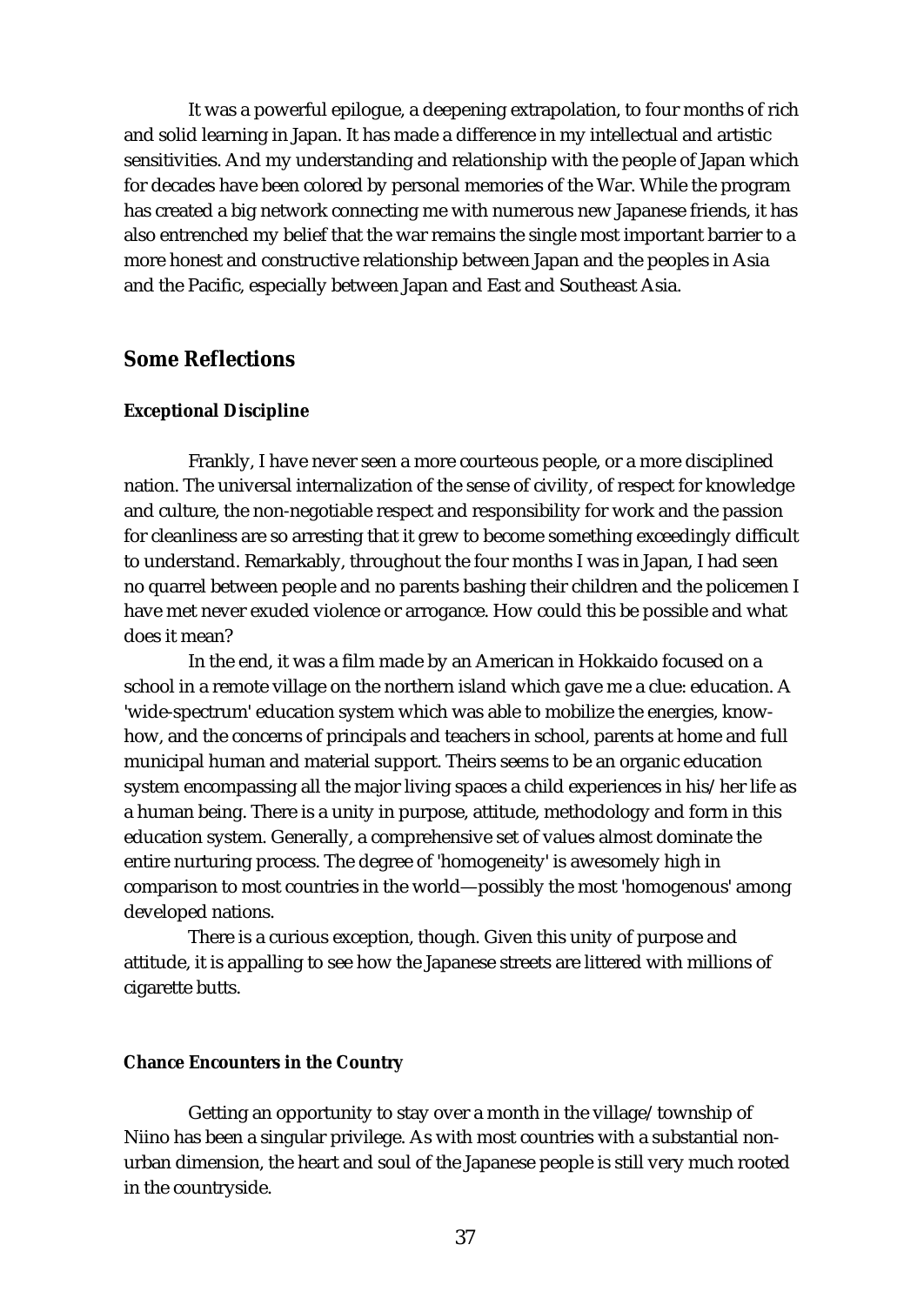It was a powerful epilogue, a deepening extrapolation, to four months of rich and solid learning in Japan. It has made a difference in my intellectual and artistic sensitivities. And my understanding and relationship with the people of Japan which for decades have been colored by personal memories of the War. While the program has created a big network connecting me with numerous new Japanese friends, it has also entrenched my belief that the war remains the single most important barrier to a more honest and constructive relationship between Japan and the peoples in Asia and the Pacific, especially between Japan and East and Southeast Asia.

## Some Reflections

### Exceptional Discipline

Frankly, I have never seen a more courteous people, or a more disciplined nation. The universal internalization of the sense of civility, of respect for knowledge and culture, the non-negotiable respect and responsibility for work and the passion for cleanliness are so arresting that it grew to become something exceedingly difficult to understand. Remarkably, throughout the four months I was in Japan, I had seen no quarrel between people and no parents bashing their children and the policemen I have met never exuded violence or arrogance. How could this be possible and what does it mean?

In the end, it was a film made by an American in Hokkaido focused on a school in a remote village on the northern island which gave me a clue: education. A 'wide-spectrum' education system which was able to mobilize the energies, know-how, and the concerns of principals and teachers in school, parents at home and full municipal human and material support. Theirs seems to be an organic education system encompassing all the major living spaces a child experiences in his/her life as a human being. There is a unity in purpose, attitude, methodology and form in this education system. Generally, a comprehensive set of values almost dominate the entire nurturing process. The degree of 'homogeneity' is awesomely high in comparison to most countries in the world—possibly the most 'homogenous' among developed nations.

There is a curious exception, though. Given this unity of purpose and attitude, it is appalling to see how the Japanese streets are littered with millions of cigarette butts.

### Chance Encounters in the Country

Getting an opportunity to stay over a month in the village/township of Niino has been a singular privilege. As with most countries with a substantial non-urban dimension, the heart and soul of the Japanese people is still very much rooted in the countryside.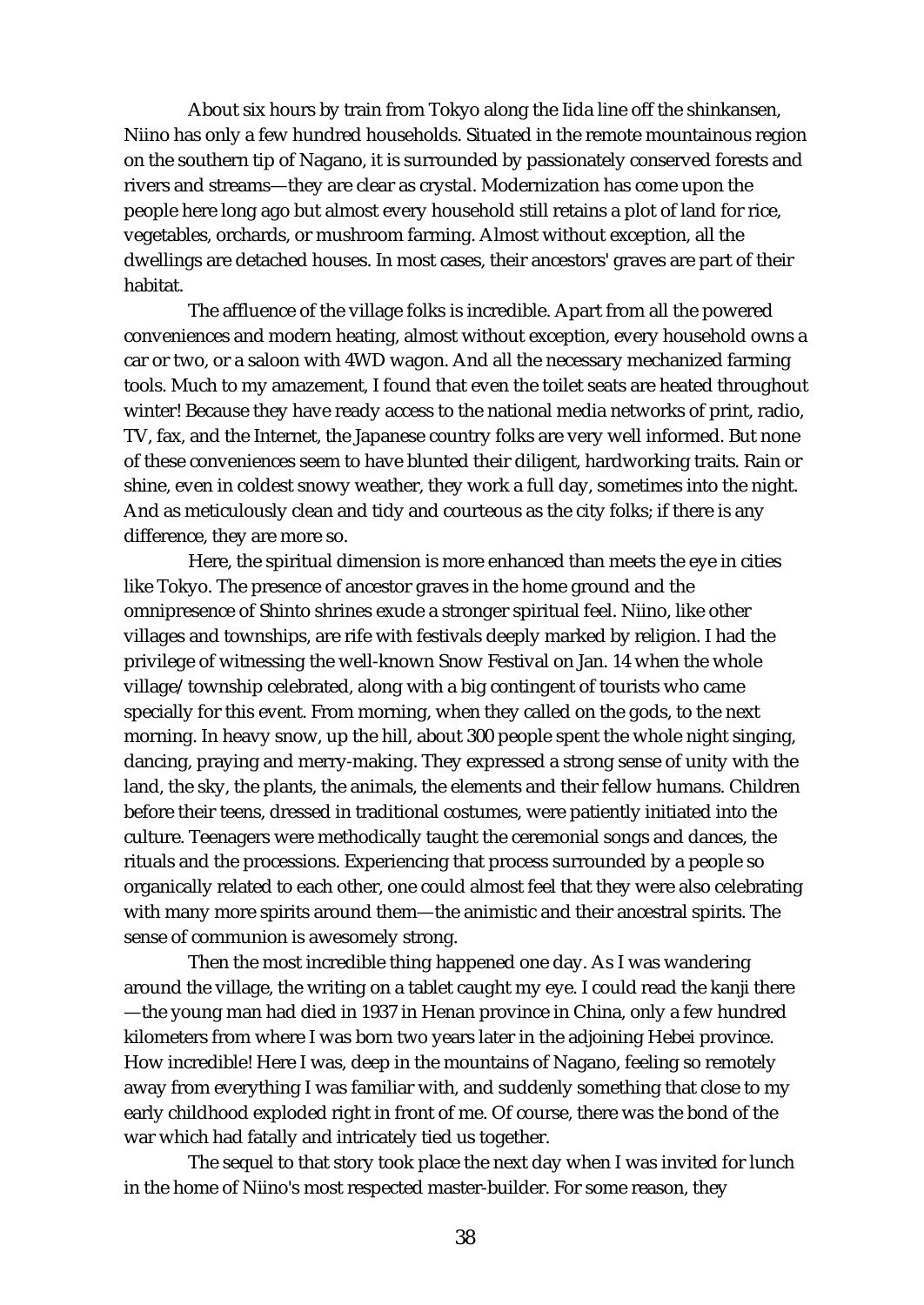About six hours by train from Tokyo along the Iida line off the shinkansen, Niino has only a few hundred households. Situated in the remote mountainous region on the southern tip of Nagano, it is surrounded by passionately conserved forests and rivers and streams—they are clear as crystal. Modernization has come upon the people here long ago but almost every household still retains a plot of land for rice, vegetables, orchards, or mushroom farming. Almost without exception, all the dwellings are detached houses. In most cases, their ancestors' graves are part of their habitat.

The affluence of the village folks is incredible. Apart from all the powered conveniences and modern heating, almost without exception, every household owns a car or two, or a saloon with 4WD wagon. And all the necessary mechanized farming tools. Much to my amazement, I found that even the toilet seats are heated throughout winter! Because they have ready access to the national media networks of print, radio, TV, fax, and the Internet, the Japanese country folks are very well informed. But none of these conveniences seem to have blunted their diligent, hardworking traits. Rain or shine, even in coldest snowy weather, they work a full day, sometimes into the night. And as meticulously clean and tidy and courteous as the city folks; if there is any difference, they are more so.

Here, the spiritual dimension is more enhanced than meets the eye in cities like Tokyo. The presence of ancestor graves in the home ground and the omnipresence of Shinto shrines exude a stronger spiritual feel. Niino, like other villages and townships, are rife with festivals deeply marked by religion. I had the privilege of witnessing the well-known Snow Festival on Jan. 14 when the whole village/township celebrated, along with a big contingent of tourists who came specially for this event. From morning, when they called on the gods, to the next morning. In heavy snow, up the hill, about 300 people spent the whole night singing, dancing, praying and merry-making. They expressed a strong sense of unity with the land, the sky, the plants, the animals, the elements and their fellow humans. Children before their teens, dressed in traditional costumes, were patiently initiated into the culture. Teenagers were methodically taught the ceremonial songs and dances, the rituals and the processions. Experiencing that process surrounded by a people so organically related to each other, one could almost feel that they were also celebrating with many more spirits around them—the animistic and their ancestral spirits. The sense of communion is awesomely strong.

Then the most incredible thing happened one day. As I was wandering around the village, the writing on a tablet caught my eye. I could read the kanji there—the young man had died in 1937 in Henan province in China, only a few hundred kilometers from where I was born two years later in the adjoining Hebei province. How incredible! Here I was, deep in the mountains of Nagano, feeling so remotely away from everything I was familiar with, and suddenly something that close to my early childhood exploded right in front of me. Of course, there was the bond of the war which had fatally and intricately tied us together.

The sequel to that story took place the next day when I was invited for lunch in the home of Niino's most respected master-builder. For some reason, they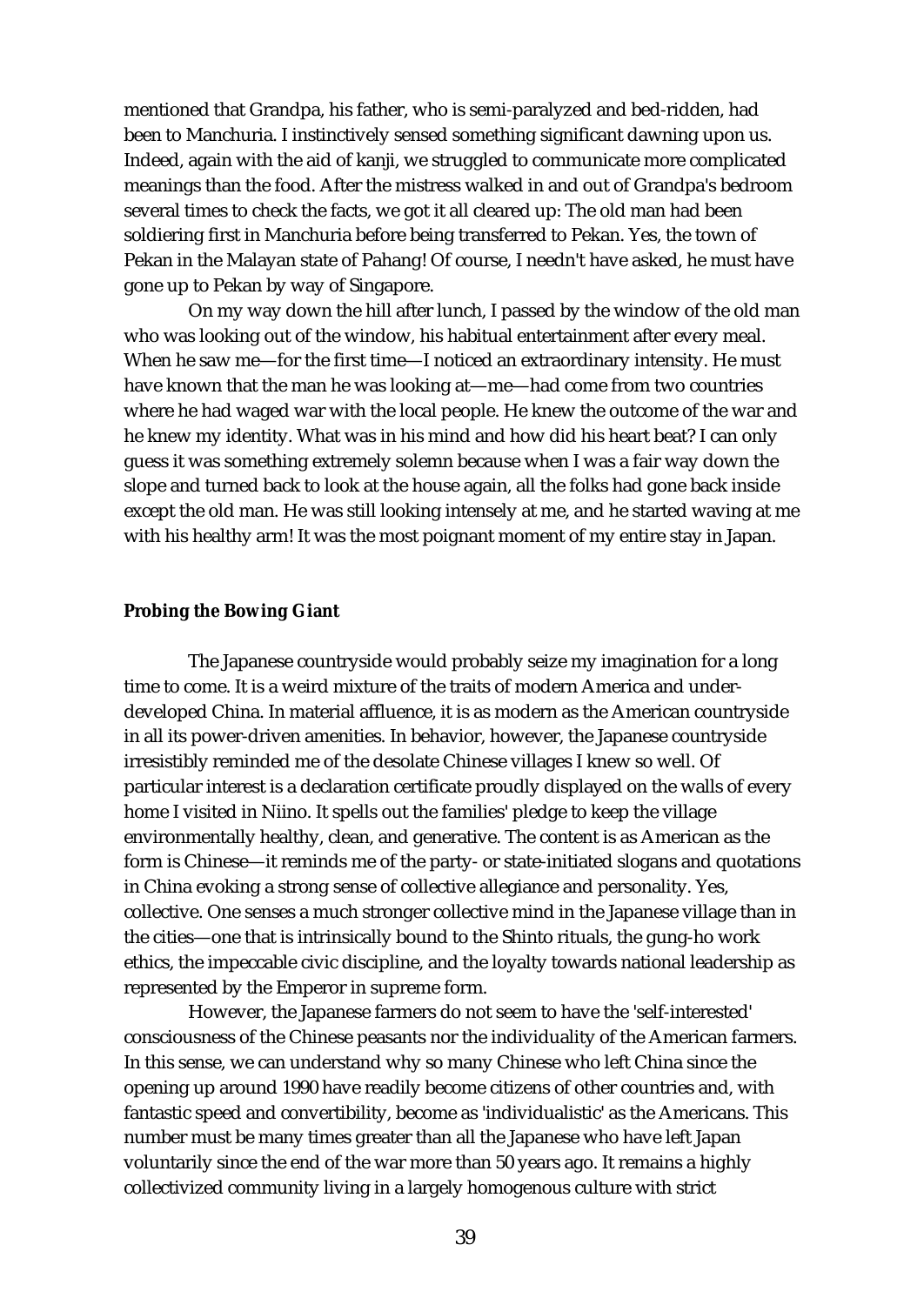mentioned that Grandpa, his father, who is semi-paralyzed and bed-ridden, had been to Manchuria. I instinctively sensed something significant dawning upon us. Indeed, again with the aid of kanji, we struggled to communicate more complicated meanings than the food. After the mistress walked in and out of Grandpa's bedroom several times to check the facts, we got it all cleared up: The old man had been soldiering first in Manchuria before being transferred to Pekan. Yes, the town of Pekan in the Malayan state of Pahang! Of course, I needn't have asked, he must have gone up to Pekan by way of Singapore.

On my way down the hill after lunch, I passed by the window of the old man who was looking out of the window, his habitual entertainment after every meal. When he saw me—for the first time—I noticed an extraordinary intensity. He must have known that the man he was looking at—me—had come from two countries where he had waged war with the local people. He knew the outcome of the war and he knew my identity. What was in his mind and how did his heart beat? I can only guess it was something extremely solemn because when I was a fair way down the slope and turned back to look at the house again, all the folks had gone back inside except the old man. He was still looking intensely at me, and he started waving at me with his healthy arm! It was the most poignant moment of my entire stay in Japan.

**Probing the Bowing Giant**

The Japanese countryside would probably seize my imagination for a long time to come. It is a weird mixture of the traits of modern America and under-developed China. In material affluence, it is as modern as the American countryside in all its power-driven amenities. In behavior, however, the Japanese countryside irresistibly reminded me of the desolate Chinese villages I knew so well. Of particular interest is a declaration certificate proudly displayed on the walls of every home I visited in Niino. It spells out the families' pledge to keep the village environmentally healthy, clean, and generative. The content is as American as the form is Chinese—it reminds me of the party- or state-initiated slogans and quotations in China evoking a strong sense of collective allegiance and personality. Yes, collective. One senses a much stronger collective mind in the Japanese village than in the cities—one that is intrinsically bound to the Shinto rituals, the gung-ho work ethics, the impeccable civic discipline, and the loyalty towards national leadership as represented by the Emperor in supreme form.

However, the Japanese farmers do not seem to have the 'self-interested' consciousness of the Chinese peasants nor the individuality of the American farmers. In this sense, we can understand why so many Chinese who left China since the opening up around 1990 have readily become citizens of other countries and, with fantastic speed and convertibility, become as 'individualistic' as the Americans. This number must be many times greater than all the Japanese who have left Japan voluntarily since the end of the war more than 50 years ago. It remains a highly collectivized community living in a largely homogenous culture with strict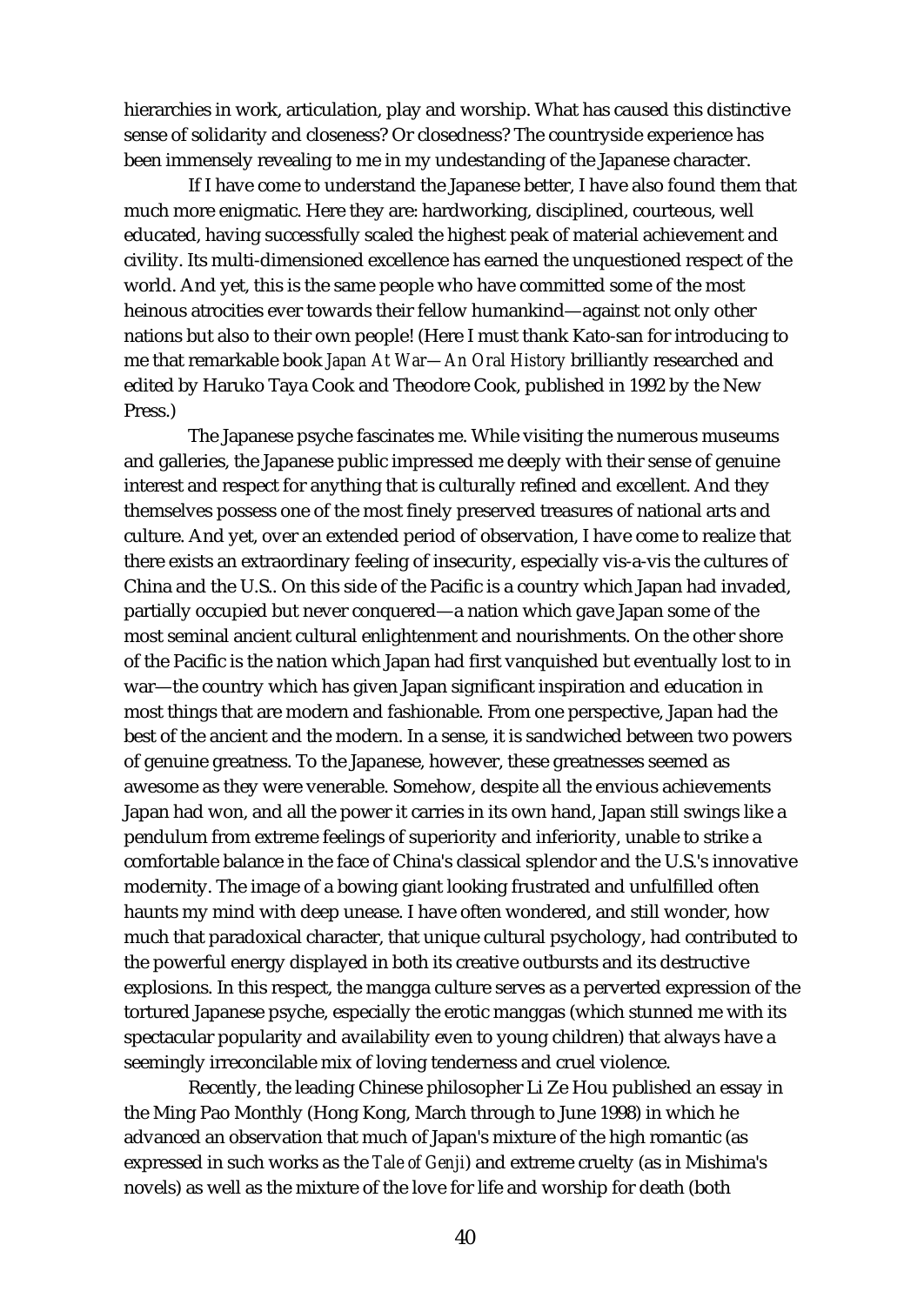hierarchies in work, articulation, play and worship. What has caused this distinctive sense of solidarity and closeness? Or closedness? The countryside experience has been immensely revealing to me in my undestanding of the Japanese character.

If I have come to understand the Japanese better, I have also found them that much more enigmatic. Here they are: hardworking, disciplined, courteous, well educated, having successfully scaled the highest peak of material achievement and civility. Its multi-dimensioned excellence has earned the unquestioned respect of the world. And yet, this is the same people who have committed some of the most heinous atrocities ever towards their fellow humankind—against not only other nations but also to their own people! (Here I must thank Kato-san for introducing to me that remarkable book *Japan At War—An Oral History* brilliantly researched and edited by Haruko Taya Cook and Theodore Cook, published in 1992 by the New Press.)

The Japanese psyche fascinates me. While visiting the numerous museums and galleries, the Japanese public impressed me deeply with their sense of genuine interest and respect for anything that is culturally refined and excellent. And they themselves possess one of the most finely preserved treasures of national arts and culture. And yet, over an extended period of observation, I have come to realize that there exists an extraordinary feeling of insecurity, especially vis-a-vis the cultures of China and the U.S.. On this side of the Pacific is a country which Japan had invaded, partially occupied but never conquered—a nation which gave Japan some of the most seminal ancient cultural enlightenment and nourishments. On the other shore of the Pacific is the nation which Japan had first vanquished but eventually lost to in war—the country which has given Japan significant inspiration and education in most things that are modern and fashionable. From one perspective, Japan had the best of the ancient and the modern. In a sense, it is sandwiched between two powers of genuine greatness. To the Japanese, however, these greatnesses seemed as awesome as they were venerable. Somehow, despite all the envious achievements Japan had won, and all the power it carries in its own hand, Japan still swings like a pendulum from extreme feelings of superiority and inferiority, unable to strike a comfortable balance in the face of China's classical splendor and the U.S.'s innovative modernity. The image of a bowing giant looking frustrated and unfulfilled often haunts my mind with deep unease. I have often wondered, and still wonder, how much that paradoxical character, that unique cultural psychology, had contributed to the powerful energy displayed in both its creative outbursts and its destructive explosions. In this respect, the mangga culture serves as a perverted expression of the tortured Japanese psyche, especially the erotic manggas (which stunned me with its spectacular popularity and availability even to young children) that always have a seemingly irreconcilable mix of loving tenderness and cruel violence.

Recently, the leading Chinese philosopher Li Ze Hou published an essay in the Ming Pao Monthly (Hong Kong, March through to June 1998) in which he advanced an observation that much of Japan's mixture of the high romantic (as expressed in such works as the *Tale of Genji*) and extreme cruelty (as in Mishima's novels) as well as the mixture of the love for life and worship for death (both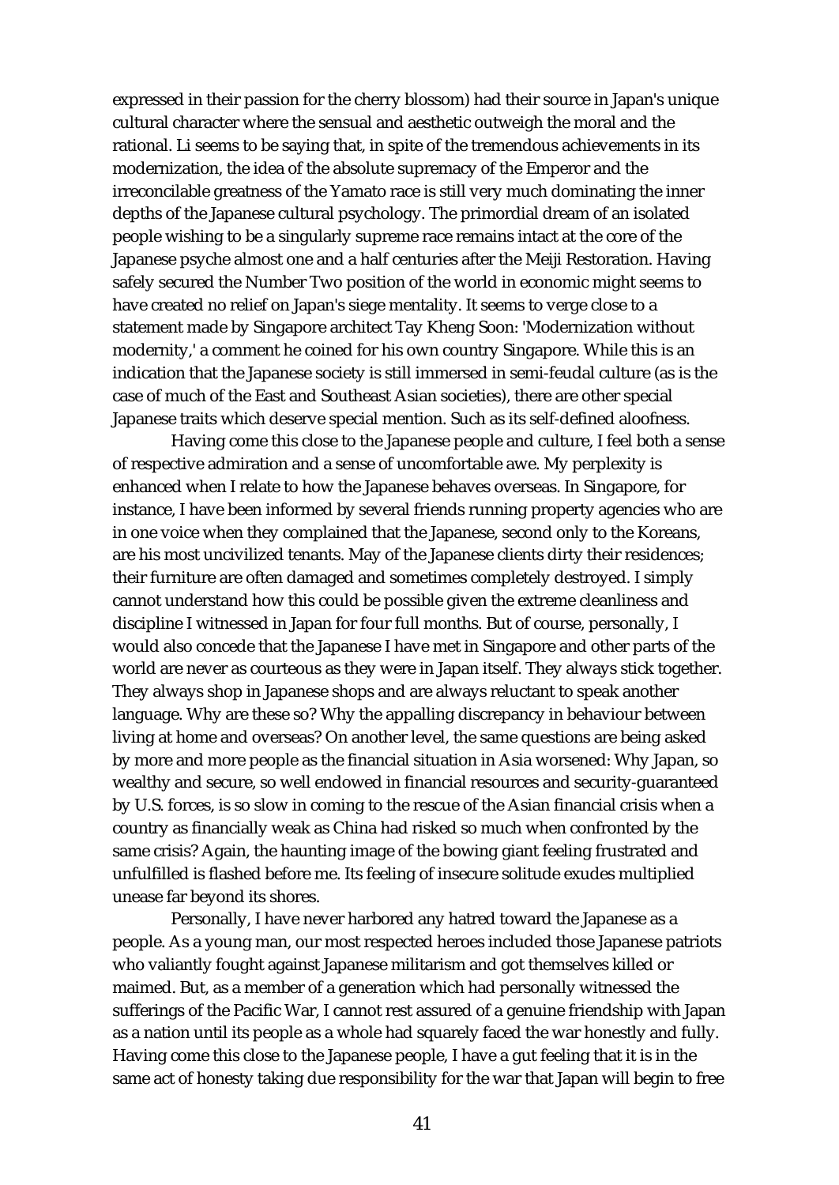expressed in their passion for the cherry blossom) had their source in Japan's unique cultural character where the sensual and aesthetic outweigh the moral and the rational. Li seems to be saying that, in spite of the tremendous achievements in its modernization, the idea of the absolute supremacy of the Emperor and the irreconcilable greatness of the Yamato race is still very much dominating the inner depths of the Japanese cultural psychology. The primordial dream of an isolated people wishing to be a singularly supreme race remains intact at the core of the Japanese psyche almost one and a half centuries after the Meiji Restoration. Having safely secured the Number Two position of the world in economic might seems to have created no relief on Japan's siege mentality. It seems to verge close to a statement made by Singapore architect Tay Kheng Soon: 'Modernization without modernity,' a comment he coined for his own country Singapore. While this is an indication that the Japanese society is still immersed in semi-feudal culture (as is the case of much of the East and Southeast Asian societies), there are other special Japanese traits which deserve special mention. Such as its self-defined aloofness.

Having come this close to the Japanese people and culture, I feel both a sense of respective admiration and a sense of uncomfortable awe. My perplexity is enhanced when I relate to how the Japanese behaves overseas. In Singapore, for instance, I have been informed by several friends running property agencies who are in one voice when they complained that the Japanese, second only to the Koreans, are his most uncivilized tenants. May of the Japanese clients dirty their residences; their furniture are often damaged and sometimes completely destroyed. I simply cannot understand how this could be possible given the extreme cleanliness and discipline I witnessed in Japan for four full months. But of course, personally, I would also concede that the Japanese I have met in Singapore and other parts of the world are never as courteous as they were in Japan itself. They always stick together. They always shop in Japanese shops and are always reluctant to speak another language. Why are these so? Why the appalling discrepancy in behaviour between living at home and overseas? On another level, the same questions are being asked by more and more people as the financial situation in Asia worsened: Why Japan, so wealthy and secure, so well endowed in financial resources and security-guaranteed by U.S. forces, is so slow in coming to the rescue of the Asian financial crisis when a country as financially weak as China had risked so much when confronted by the same crisis? Again, the haunting image of the bowing giant feeling frustrated and unfulfilled is flashed before me. Its feeling of insecure solitude exudes multiplied unease far beyond its shores.

Personally, I have never harbored any hatred toward the Japanese as a people. As a young man, our most respected heroes included those Japanese patriots who valiantly fought against Japanese militarism and got themselves killed or maimed. But, as a member of a generation which had personally witnessed the sufferings of the Pacific War, I cannot rest assured of a genuine friendship with Japan as a nation until its people as a whole had squarely faced the war honestly and fully. Having come this close to the Japanese people, I have a gut feeling that it is in the same act of honesty taking due responsibility for the war that Japan will begin to free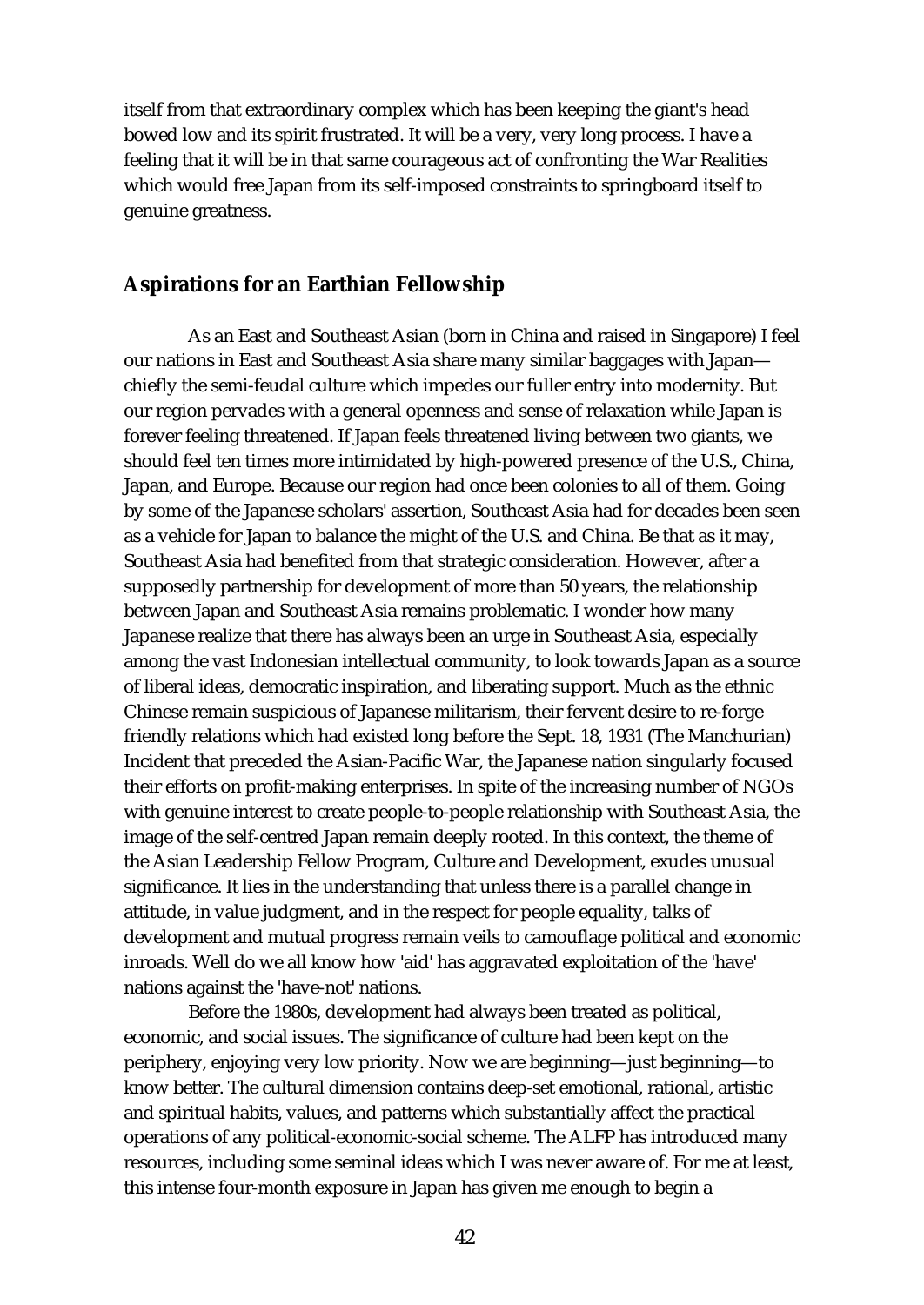itself from that extraordinary complex which has been keeping the giant's head bowed low and its spirit frustrated. It will be a very, very long process. I have a feeling that it will be in that same courageous act of confronting the War Realities which would free Japan from its self-imposed constraints to springboard itself to genuine greatness.

## Aspirations for an Earthian Fellowship

As an East and Southeast Asian (born in China and raised in Singapore) I feel our nations in East and Southeast Asia share many similar baggages with Japan—chiefly the semi-feudal culture which impedes our fuller entry into modernity. But our region pervades with a general openness and sense of relaxation while Japan is forever feeling threatened. If Japan feels threatened living between two giants, we should feel ten times more intimidated by high-powered presence of the U.S., China, Japan, and Europe. Because our region had once been colonies to all of them. Going by some of the Japanese scholars' assertion, Southeast Asia had for decades been seen as a vehicle for Japan to balance the might of the U.S. and China. Be that as it may, Southeast Asia had benefited from that strategic consideration. However, after a supposedly partnership for development of more than 50 years, the relationship between Japan and Southeast Asia remains problematic. I wonder how many Japanese realize that there has always been an urge in Southeast Asia, especially among the vast Indonesian intellectual community, to look towards Japan as a source of liberal ideas, democratic inspiration, and liberating support. Much as the ethnic Chinese remain suspicious of Japanese militarism, their fervent desire to re-forge friendly relations which had existed long before the Sept. 18, 1931 (The Manchurian) Incident that preceded the Asian-Pacific War, the Japanese nation singularly focused their efforts on profit-making enterprises. In spite of the increasing number of NGOs with genuine interest to create people-to-people relationship with Southeast Asia, the image of the self-centred Japan remain deeply rooted. In this context, the theme of the Asian Leadership Fellow Program, Culture and Development, exudes unusual significance. It lies in the understanding that unless there is a parallel change in attitude, in value judgment, and in the respect for people equality, talks of development and mutual progress remain veils to camouflage political and economic inroads. Well do we all know how 'aid' has aggravated exploitation of the 'have' nations against the 'have-not' nations.

Before the 1980s, development had always been treated as political, economic, and social issues. The significance of culture had been kept on the periphery, enjoying very low priority. Now we are beginning—just beginning—to know better. The cultural dimension contains deep-set emotional, rational, artistic and spiritual habits, values, and patterns which substantially affect the practical operations of any political-economic-social scheme. The ALFP has introduced many resources, including some seminal ideas which I was never aware of. For me at least, this intense four-month exposure in Japan has given me enough to begin a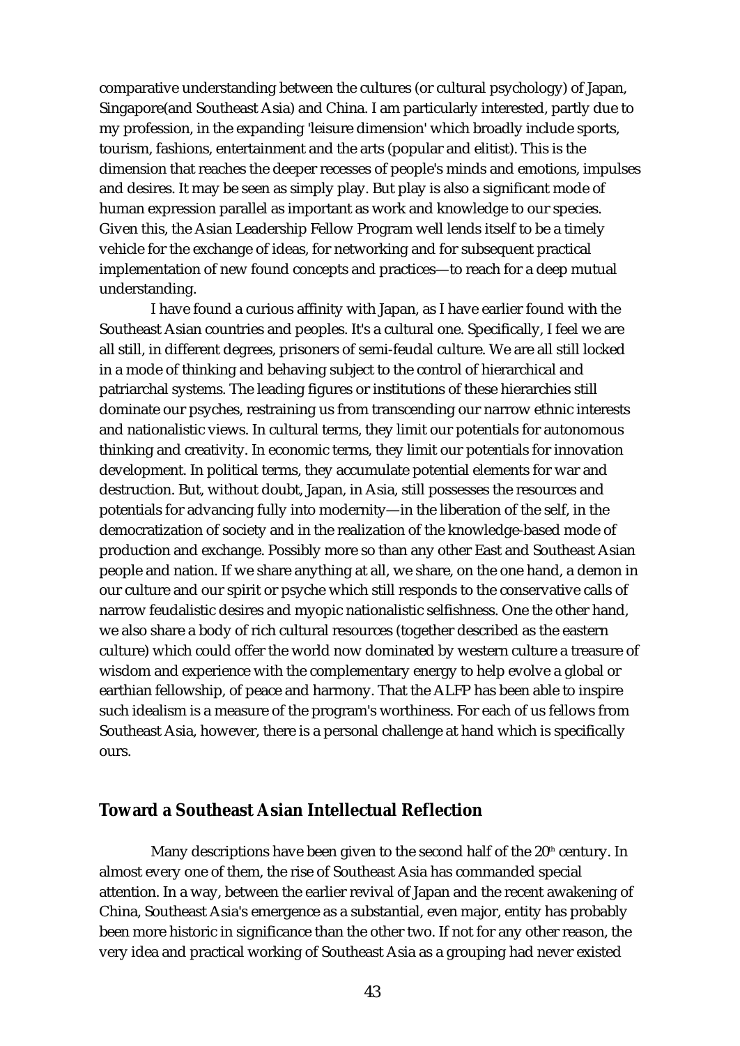comparative understanding between the cultures (or cultural psychology) of Japan, Singapore(and Southeast Asia) and China. I am particularly interested, partly due to my profession, in the expanding 'leisure dimension' which broadly include sports, tourism, fashions, entertainment and the arts (popular and elitist). This is the dimension that reaches the deeper recesses of people's minds and emotions, impulses and desires. It may be seen as simply play. But play is also a significant mode of human expression parallel as important as work and knowledge to our species. Given this, the Asian Leadership Fellow Program well lends itself to be a timely vehicle for the exchange of ideas, for networking and for subsequent practical implementation of new found concepts and practices—to reach for a deep mutual understanding.

I have found a curious affinity with Japan, as I have earlier found with the Southeast Asian countries and peoples. It's a cultural one. Specifically, I feel we are all still, in different degrees, prisoners of semi-feudal culture. We are all still locked in a mode of thinking and behaving subject to the control of hierarchical and patriarchal systems. The leading figures or institutions of these hierarchies still dominate our psyches, restraining us from transcending our narrow ethnic interests and nationalistic views. In cultural terms, they limit our potentials for autonomous thinking and creativity. In economic terms, they limit our potentials for innovation development. In political terms, they accumulate potential elements for war and destruction. But, without doubt, Japan, in Asia, still possesses the resources and potentials for advancing fully into modernity—in the liberation of the self, in the democratization of society and in the realization of the knowledge-based mode of production and exchange. Possibly more so than any other East and Southeast Asian people and nation. If we share anything at all, we share, on the one hand, a demon in our culture and our spirit or psyche which still responds to the conservative calls of narrow feudalistic desires and myopic nationalistic selfishness. One the other hand, we also share a body of rich cultural resources (together described as the eastern culture) which could offer the world now dominated by western culture a treasure of wisdom and experience with the complementary energy to help evolve a global or earthian fellowship, of peace and harmony. That the ALFP has been able to inspire such idealism is a measure of the program's worthiness. For each of us fellows from Southeast Asia, however, there is a personal challenge at hand which is specifically ours.

## Toward a Southeast Asian Intellectual Reflection

Many descriptions have been given to the second half of the 20th century. In almost every one of them, the rise of Southeast Asia has commanded special attention. In a way, between the earlier revival of Japan and the recent awakening of China, Southeast Asia's emergence as a substantial, even major, entity has probably been more historic in significance than the other two. If not for any other reason, the very idea and practical working of Southeast Asia as a grouping had never existed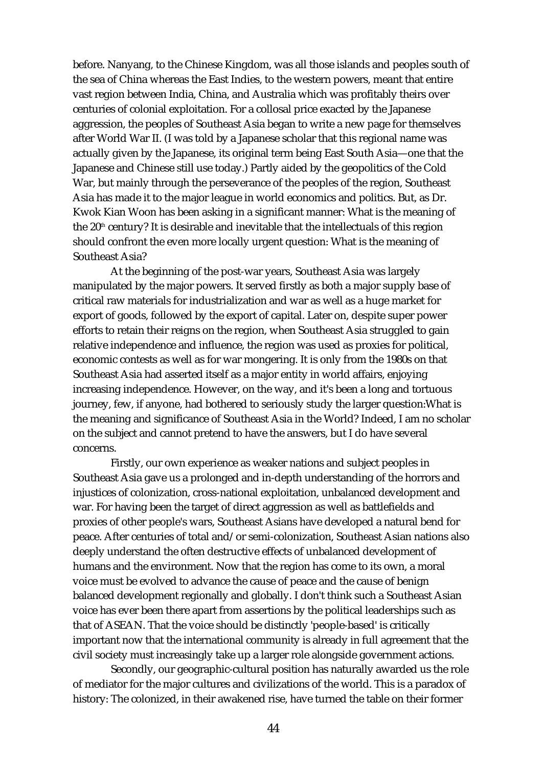before. Nanyang, to the Chinese Kingdom, was all those islands and peoples south of the sea of China whereas the East Indies, to the western powers, meant that entire vast region between India, China, and Australia which was profitably theirs over centuries of colonial exploitation. For a collosal price exacted by the Japanese aggression, the peoples of Southeast Asia began to write a new page for themselves after World War II. (I was told by a Japanese scholar that this regional name was actually given by the Japanese, its original term being East South Asia—one that the Japanese and Chinese still use today.) Partly aided by the geopolitics of the Cold War, but mainly through the perseverance of the peoples of the region, Southeast Asia has made it to the major league in world economics and politics. But, as Dr. Kwok Kian Woon has been asking in a significant manner: What is the meaning of the 20th century? It is desirable and inevitable that the intellectuals of this region should confront the even more locally urgent question: What is the meaning of Southeast Asia?

At the beginning of the post-war years, Southeast Asia was largely manipulated by the major powers. It served firstly as both a major supply base of critical raw materials for industrialization and war as well as a huge market for export of goods, followed by the export of capital. Later on, despite super power efforts to retain their reigns on the region, when Southeast Asia struggled to gain relative independence and influence, the region was used as proxies for political, economic contests as well as for war mongering. It is only from the 1980s on that Southeast Asia had asserted itself as a major entity in world affairs, enjoying increasing independence. However, on the way, and it's been a long and tortuous journey, few, if anyone, had bothered to seriously study the larger question:What is the meaning and significance of Southeast Asia in the World? Indeed, I am no scholar on the subject and cannot pretend to have the answers, but I do have several concerns.

Firstly, our own experience as weaker nations and subject peoples in Southeast Asia gave us a prolonged and in-depth understanding of the horrors and injustices of colonization, cross-national exploitation, unbalanced development and war. For having been the target of direct aggression as well as battlefields and proxies of other people's wars, Southeast Asians have developed a natural bend for peace. After centuries of total and/or semi-colonization, Southeast Asian nations also deeply understand the often destructive effects of unbalanced development of humans and the environment. Now that the region has come to its own, a moral voice must be evolved to advance the cause of peace and the cause of benign balanced development regionally and globally. I don't think such a Southeast Asian voice has ever been there apart from assertions by the political leaderships such as that of ASEAN. That the voice should be distinctly 'people-based' is critically important now that the international community is already in full agreement that the civil society must increasingly take up a larger role alongside government actions.

Secondly, our geographic-cultural position has naturally awarded us the role of mediator for the major cultures and civilizations of the world. This is a paradox of history: The colonized, in their awakened rise, have turned the table on their former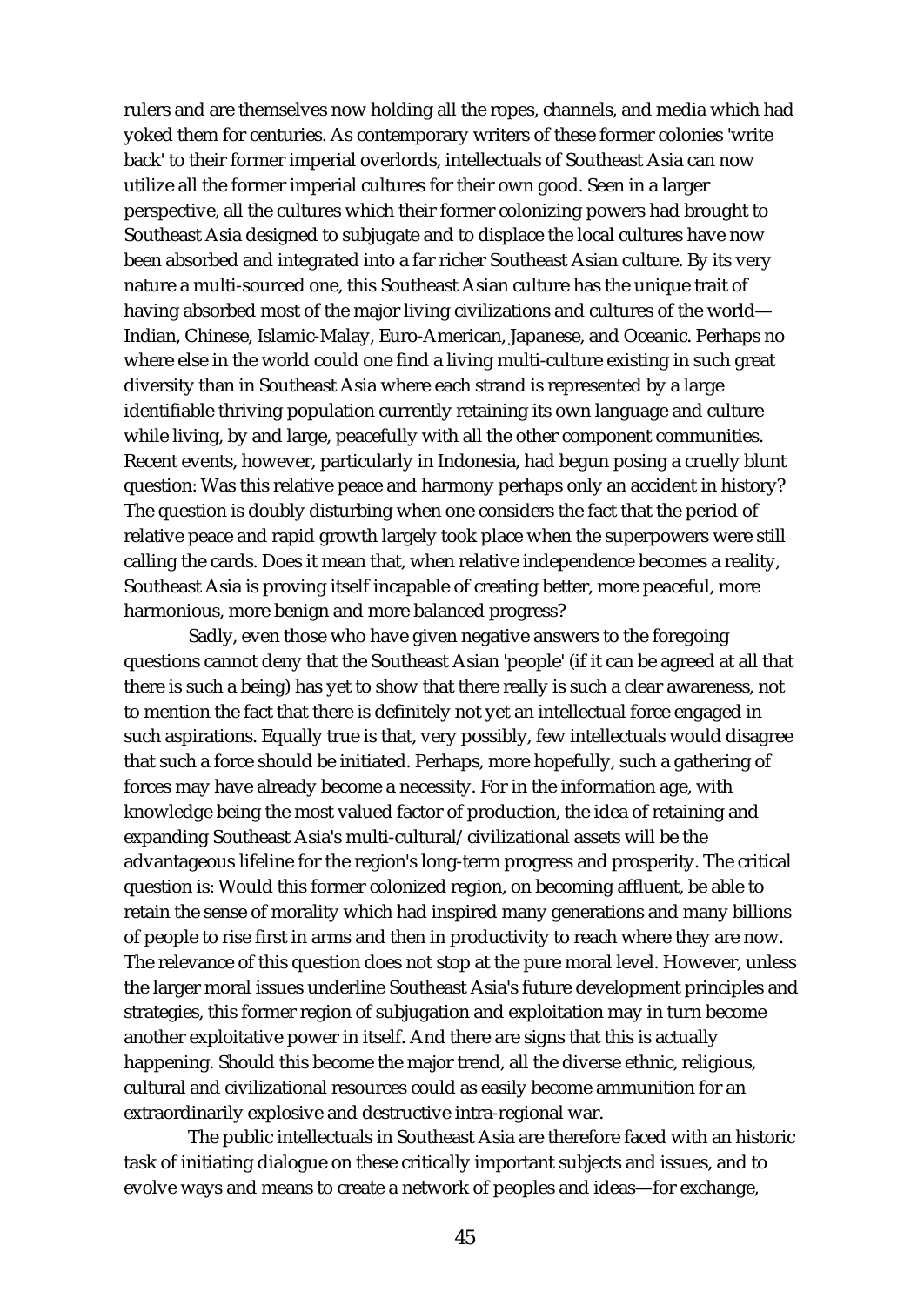rulers and are themselves now holding all the ropes, channels, and media which had yoked them for centuries. As contemporary writers of these former colonies 'write back' to their former imperial overlords, intellectuals of Southeast Asia can now utilize all the former imperial cultures for their own good. Seen in a larger perspective, all the cultures which their former colonizing powers had brought to Southeast Asia designed to subjugate and to displace the local cultures have now been absorbed and integrated into a far richer Southeast Asian culture. By its very nature a multi-sourced one, this Southeast Asian culture has the unique trait of having absorbed most of the major living civilizations and cultures of the world—Indian, Chinese, Islamic-Malay, Euro-American, Japanese, and Oceanic. Perhaps no where else in the world could one find a living multi-culture existing in such great diversity than in Southeast Asia where each strand is represented by a large identifiable thriving population currently retaining its own language and culture while living, by and large, peacefully with all the other component communities. Recent events, however, particularly in Indonesia, had begun posing a cruelly blunt question: Was this relative peace and harmony perhaps only an accident in history? The question is doubly disturbing when one considers the fact that the period of relative peace and rapid growth largely took place when the superpowers were still calling the cards. Does it mean that, when relative independence becomes a reality, Southeast Asia is proving itself incapable of creating better, more peaceful, more harmonious, more benign and more balanced progress?

Sadly, even those who have given negative answers to the foregoing questions cannot deny that the Southeast Asian 'people' (if it can be agreed at all that there is such a being) has yet to show that there really is such a clear awareness, not to mention the fact that there is definitely not yet an intellectual force engaged in such aspirations. Equally true is that, very possibly, few intellectuals would disagree that such a force should be initiated. Perhaps, more hopefully, such a gathering of forces may have already become a necessity. For in the information age, with knowledge being the most valued factor of production, the idea of retaining and expanding Southeast Asia's multi-cultural/civilizational assets will be the advantageous lifeline for the region's long-term progress and prosperity. The critical question is: Would this former colonized region, on becoming affluent, be able to retain the sense of morality which had inspired many generations and many billions of people to rise first in arms and then in productivity to reach where they are now. The relevance of this question does not stop at the pure moral level. However, unless the larger moral issues underline Southeast Asia's future development principles and strategies, this former region of subjugation and exploitation may in turn become another exploitative power in itself. And there are signs that this is actually happening. Should this become the major trend, all the diverse ethnic, religious, cultural and civilizational resources could as easily become ammunition for an extraordinarily explosive and destructive intra-regional war.

The public intellectuals in Southeast Asia are therefore faced with an historic task of initiating dialogue on these critically important subjects and issues, and to evolve ways and means to create a network of peoples and ideas—for exchange,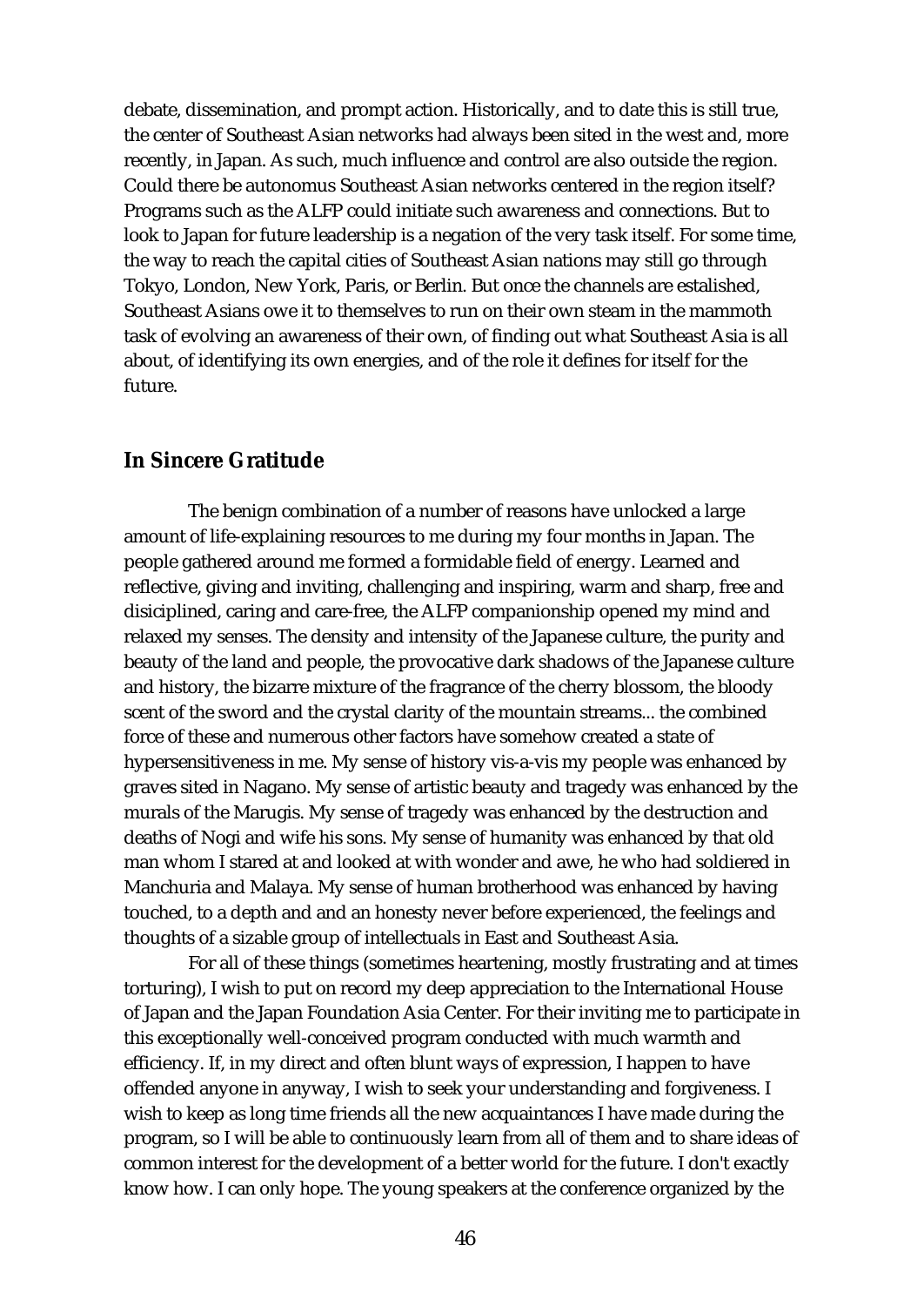debate, dissemination, and prompt action. Historically, and to date this is still true, the center of Southeast Asian networks had always been sited in the west and, more recently, in Japan. As such, much influence and control are also outside the region. Could there be autonomus Southeast Asian networks centered in the region itself? Programs such as the ALFP could initiate such awareness and connections. But to look to Japan for future leadership is a negation of the very task itself. For some time, the way to reach the capital cities of Southeast Asian nations may still go through Tokyo, London, New York, Paris, or Berlin. But once the channels are estalished, Southeast Asians owe it to themselves to run on their own steam in the mammoth task of evolving an awareness of their own, of finding out what Southeast Asia is all about, of identifying its own energies, and of the role it defines for itself for the future.

## In Sincere Gratitude

The benign combination of a number of reasons have unlocked a large amount of life-explaining resources to me during my four months in Japan. The people gathered around me formed a formidable field of energy. Learned and reflective, giving and inviting, challenging and inspiring, warm and sharp, free and disiciplined, caring and care-free, the ALFP companionship opened my mind and relaxed my senses. The density and intensity of the Japanese culture, the purity and beauty of the land and people, the provocative dark shadows of the Japanese culture and history, the bizarre mixture of the fragrance of the cherry blossom, the bloody scent of the sword and the crystal clarity of the mountain streams... the combined force of these and numerous other factors have somehow created a state of hypersensitiveness in me. My sense of history vis-a-vis my people was enhanced by graves sited in Nagano. My sense of artistic beauty and tragedy was enhanced by the murals of the Marugis. My sense of tragedy was enhanced by the destruction and deaths of Nogi and wife his sons. My sense of humanity was enhanced by that old man whom I stared at and looked at with wonder and awe, he who had soldiered in Manchuria and Malaya. My sense of human brotherhood was enhanced by having touched, to a depth and and an honesty never before experienced, the feelings and thoughts of a sizable group of intellectuals in East and Southeast Asia.

For all of these things (sometimes heartening, mostly frustrating and at times torturing), I wish to put on record my deep appreciation to the International House of Japan and the Japan Foundation Asia Center. For their inviting me to participate in this exceptionally well-conceived program conducted with much warmth and efficiency. If, in my direct and often blunt ways of expression, I happen to have offended anyone in anyway, I wish to seek your understanding and forgiveness. I wish to keep as long time friends all the new acquaintances I have made during the program, so I will be able to continuously learn from all of them and to share ideas of common interest for the development of a better world for the future. I don't exactly know how. I can only hope. The young speakers at the conference organized by the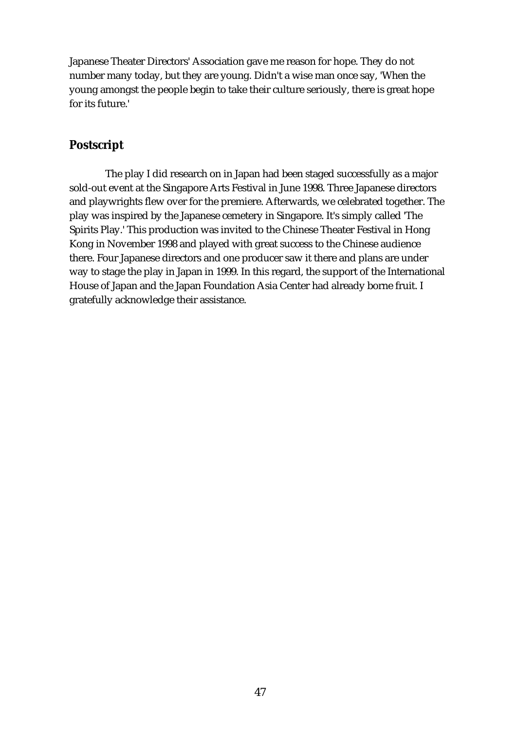Japanese Theater Directors' Association gave me reason for hope. They do not number many today, but they are young. Didn't a wise man once say, 'When the young amongst the people begin to take their culture seriously, there is great hope for its future.'

## Postscript

The play I did research on in Japan had been staged successfully as a major sold-out event at the Singapore Arts Festival in June 1998. Three Japanese directors and playwrights flew over for the premiere. Afterwards, we celebrated together. The play was inspired by the Japanese cemetery in Singapore. It's simply called 'The Spirits Play.' This production was invited to the Chinese Theater Festival in Hong Kong in November 1998 and played with great success to the Chinese audience there. Four Japanese directors and one producer saw it there and plans are under way to stage the play in Japan in 1999. In this regard, the support of the International House of Japan and the Japan Foundation Asia Center had already borne fruit. I gratefully acknowledge their assistance.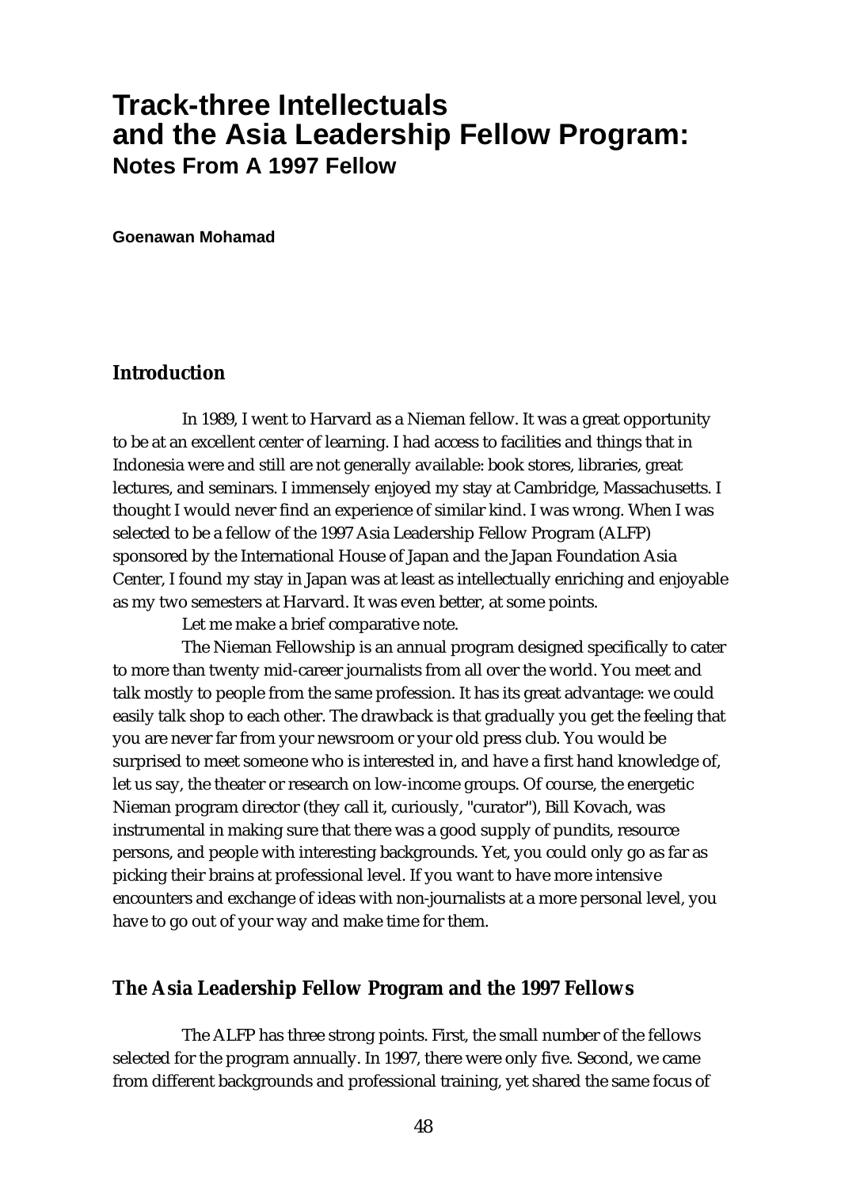# Track-three Intellectuals and the Asia Leadership Fellow Program:
## Notes From A 1997 Fellow

**Goenawan Mohamad**

### Introduction

In 1989, I went to Harvard as a Nieman fellow. It was a great opportunity to be at an excellent center of learning. I had access to facilities and things that in Indonesia were and still are not generally available: book stores, libraries, great lectures, and seminars. I immensely enjoyed my stay at Cambridge, Massachusetts. I thought I would never find an experience of similar kind. I was wrong. When I was selected to be a fellow of the 1997 Asia Leadership Fellow Program (ALFP) sponsored by the International House of Japan and the Japan Foundation Asia Center, I found my stay in Japan was at least as intellectually enriching and enjoyable as my two semesters at Harvard. It was even better, at some points.

Let me make a brief comparative note.

The Nieman Fellowship is an annual program designed specifically to cater to more than twenty mid-career journalists from all over the world. You meet and talk mostly to people from the same profession. It has its great advantage: we could easily talk shop to each other. The drawback is that gradually you get the feeling that you are never far from your newsroom or your old press club. You would be surprised to meet someone who is interested in, and have a first hand knowledge of, let us say, the theater or research on low-income groups. Of course, the energetic Nieman program director (they call it, curiously, "curator"), Bill Kovach, was instrumental in making sure that there was a good supply of pundits, resource persons, and people with interesting backgrounds. Yet, you could only go as far as picking their brains at professional level. If you want to have more intensive encounters and exchange of ideas with non-journalists at a more personal level, you have to go out of your way and make time for them.

### The Asia Leadership Fellow Program and the 1997 Fellows

The ALFP has three strong points. First, the small number of the fellows selected for the program annually. In 1997, there were only five. Second, we came from different backgrounds and professional training, yet shared the same focus of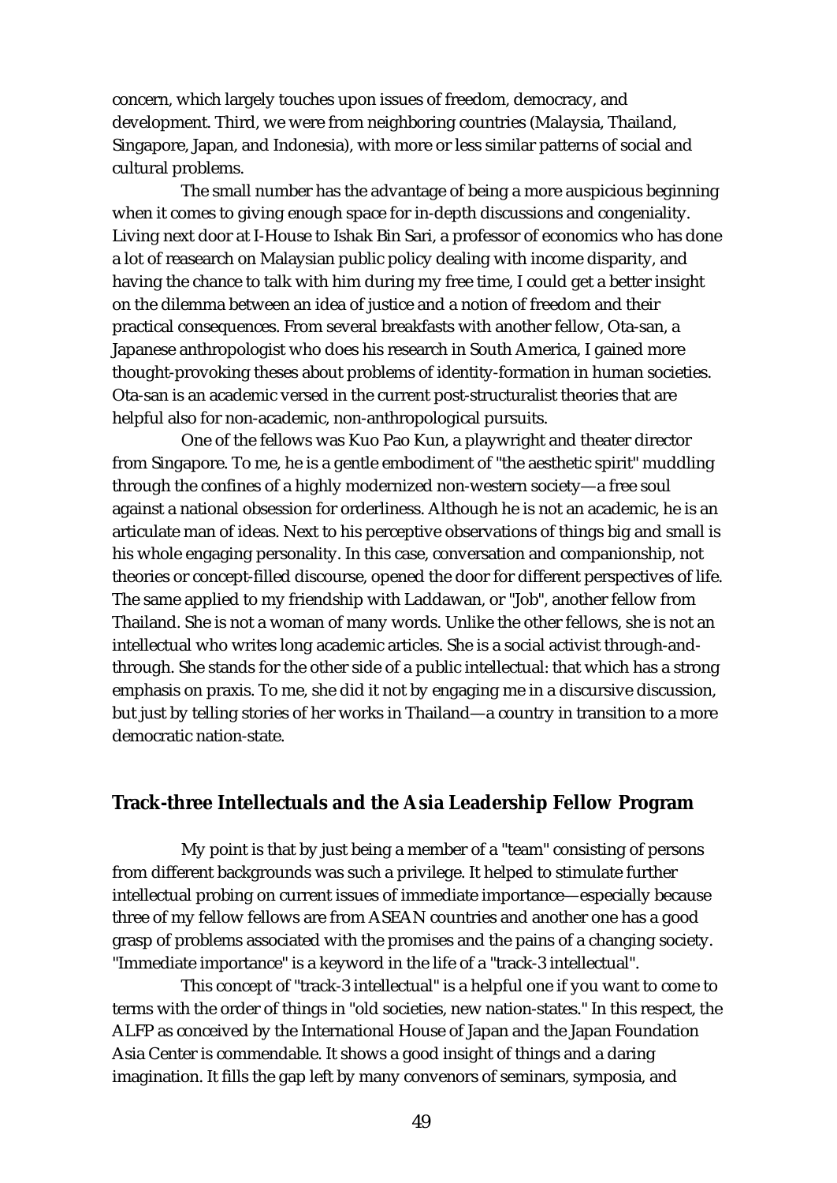concern, which largely touches upon issues of freedom, democracy, and development. Third, we were from neighboring countries (Malaysia, Thailand, Singapore, Japan, and Indonesia), with more or less similar patterns of social and cultural problems.

The small number has the advantage of being a more auspicious beginning when it comes to giving enough space for in-depth discussions and congeniality. Living next door at I-House to Ishak Bin Sari, a professor of economics who has done a lot of reasearch on Malaysian public policy dealing with income disparity, and having the chance to talk with him during my free time, I could get a better insight on the dilemma between an idea of justice and a notion of freedom and their practical consequences. From several breakfasts with another fellow, Ota-san, a Japanese anthropologist who does his research in South America, I gained more thought-provoking theses about problems of identity-formation in human societies. Ota-san is an academic versed in the current post-structuralist theories that are helpful also for non-academic, non-anthropological pursuits.

One of the fellows was Kuo Pao Kun, a playwright and theater director from Singapore. To me, he is a gentle embodiment of "the aesthetic spirit" muddling through the confines of a highly modernized non-western society—a free soul against a national obsession for orderliness. Although he is not an academic, he is an articulate man of ideas. Next to his perceptive observations of things big and small is his whole engaging personality. In this case, conversation and companionship, not theories or concept-filled discourse, opened the door for different perspectives of life. The same applied to my friendship with Laddawan, or "Job", another fellow from Thailand. She is not a woman of many words. Unlike the other fellows, she is not an intellectual who writes long academic articles. She is a social activist through-and-through. She stands for the other side of a public intellectual: that which has a strong emphasis on praxis. To me, she did it not by engaging me in a discursive discussion, but just by telling stories of her works in Thailand—a country in transition to a more democratic nation-state.

## Track-three Intellectuals and the Asia Leadership Fellow Program

My point is that by just being a member of a "team" consisting of persons from different backgrounds was such a privilege. It helped to stimulate further intellectual probing on current issues of immediate importance—especially because three of my fellow fellows are from ASEAN countries and another one has a good grasp of problems associated with the promises and the pains of a changing society. "Immediate importance" is a keyword in the life of a "track-3 intellectual".

This concept of "track-3 intellectual" is a helpful one if you want to come to terms with the order of things in "old societies, new nation-states." In this respect, the ALFP as conceived by the International House of Japan and the Japan Foundation Asia Center is commendable. It shows a good insight of things and a daring imagination. It fills the gap left by many convenors of seminars, symposia, and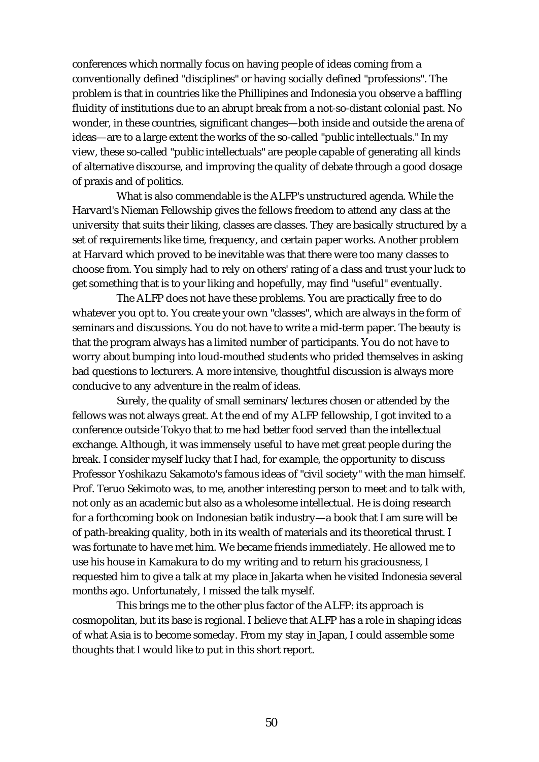conferences which normally focus on having people of ideas coming from a conventionally defined "disciplines" or having socially defined "professions". The problem is that in countries like the Phillipines and Indonesia you observe a baffling fluidity of institutions due to an abrupt break from a not-so-distant colonial past. No wonder, in these countries, significant changes—both inside and outside the arena of ideas—are to a large extent the works of the so-called "public intellectuals." In my view, these so-called "public intellectuals" are people capable of generating all kinds of alternative discourse, and improving the quality of debate through a good dosage of praxis and of politics.

What is also commendable is the ALFP's unstructured agenda. While the Harvard's Nieman Fellowship gives the fellows freedom to attend any class at the university that suits their liking, classes are classes. They are basically structured by a set of requirements like time, frequency, and certain paper works. Another problem at Harvard which proved to be inevitable was that there were too many classes to choose from. You simply had to rely on others' rating of a class and trust your luck to get something that is to your liking and hopefully, may find "useful" eventually.

The ALFP does not have these problems. You are practically free to do whatever you opt to. You create your own "classes", which are always in the form of seminars and discussions. You do not have to write a mid-term paper. The beauty is that the program always has a limited number of participants. You do not have to worry about bumping into loud-mouthed students who prided themselves in asking bad questions to lecturers. A more intensive, thoughtful discussion is always more conducive to any adventure in the realm of ideas.

Surely, the quality of small seminars/lectures chosen or attended by the fellows was not always great. At the end of my ALFP fellowship, I got invited to a conference outside Tokyo that to me had better food served than the intellectual exchange. Although, it was immensely useful to have met great people during the break. I consider myself lucky that I had, for example, the opportunity to discuss Professor Yoshikazu Sakamoto's famous ideas of "civil society" with the man himself. Prof. Teruo Sekimoto was, to me, another interesting person to meet and to talk with, not only as an academic but also as a wholesome intellectual. He is doing research for a forthcoming book on Indonesian batik industry—a book that I am sure will be of path-breaking quality, both in its wealth of materials and its theoretical thrust. I was fortunate to have met him. We became friends immediately. He allowed me to use his house in Kamakura to do my writing and to return his graciousness, I requested him to give a talk at my place in Jakarta when he visited Indonesia several months ago. Unfortunately, I missed the talk myself.

This brings me to the other plus factor of the ALFP: its approach is cosmopolitan, but its base is regional. I believe that ALFP has a role in shaping ideas of what Asia is to become someday. From my stay in Japan, I could assemble some thoughts that I would like to put in this short report.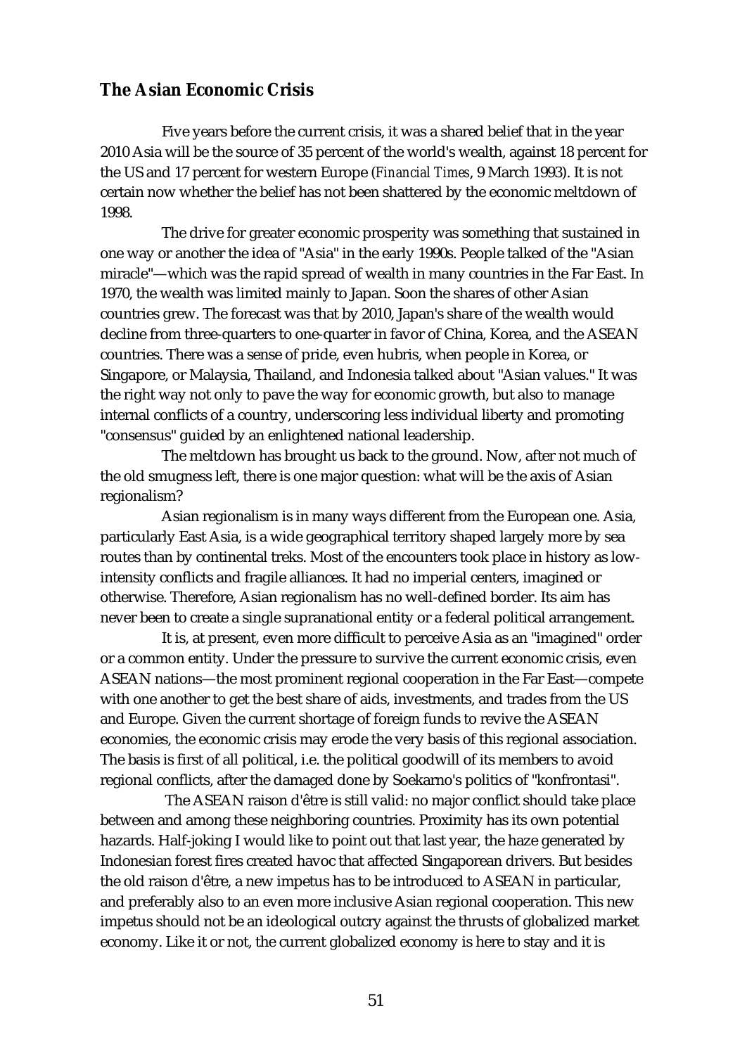## The Asian Economic Crisis

Five years before the current crisis, it was a shared belief that in the year 2010 Asia will be the source of 35 percent of the world's wealth, against 18 percent for the US and 17 percent for western Europe (*Financial Times*, 9 March 1993). It is not certain now whether the belief has not been shattered by the economic meltdown of 1998.

The drive for greater economic prosperity was something that sustained in one way or another the idea of "Asia" in the early 1990s. People talked of the "Asian miracle"—which was the rapid spread of wealth in many countries in the Far East. In 1970, the wealth was limited mainly to Japan. Soon the shares of other Asian countries grew. The forecast was that by 2010, Japan's share of the wealth would decline from three-quarters to one-quarter in favor of China, Korea, and the ASEAN countries. There was a sense of pride, even hubris, when people in Korea, or Singapore, or Malaysia, Thailand, and Indonesia talked about "Asian values." It was the right way not only to pave the way for economic growth, but also to manage internal conflicts of a country, underscoring less individual liberty and promoting "consensus" guided by an enlightened national leadership.

The meltdown has brought us back to the ground. Now, after not much of the old smugness left, there is one major question: what will be the axis of Asian regionalism?

Asian regionalism is in many ways different from the European one. Asia, particularly East Asia, is a wide geographical territory shaped largely more by sea routes than by continental treks. Most of the encounters took place in history as low-intensity conflicts and fragile alliances. It had no imperial centers, imagined or otherwise. Therefore, Asian regionalism has no well-defined border. Its aim has never been to create a single supranational entity or a federal political arrangement.

It is, at present, even more difficult to perceive Asia as an "imagined" order or a common entity. Under the pressure to survive the current economic crisis, even ASEAN nations—the most prominent regional cooperation in the Far East—compete with one another to get the best share of aids, investments, and trades from the US and Europe. Given the current shortage of foreign funds to revive the ASEAN economies, the economic crisis may erode the very basis of this regional association. The basis is first of all political, i.e. the political goodwill of its members to avoid regional conflicts, after the damaged done by Soekarno's politics of "konfrontasi".

The ASEAN raison d'être is still valid: no major conflict should take place between and among these neighboring countries. Proximity has its own potential hazards. Half-joking I would like to point out that last year, the haze generated by Indonesian forest fires created havoc that affected Singaporean drivers. But besides the old raison d'être, a new impetus has to be introduced to ASEAN in particular, and preferably also to an even more inclusive Asian regional cooperation. This new impetus should not be an ideological outcry against the thrusts of globalized market economy. Like it or not, the current globalized economy is here to stay and it is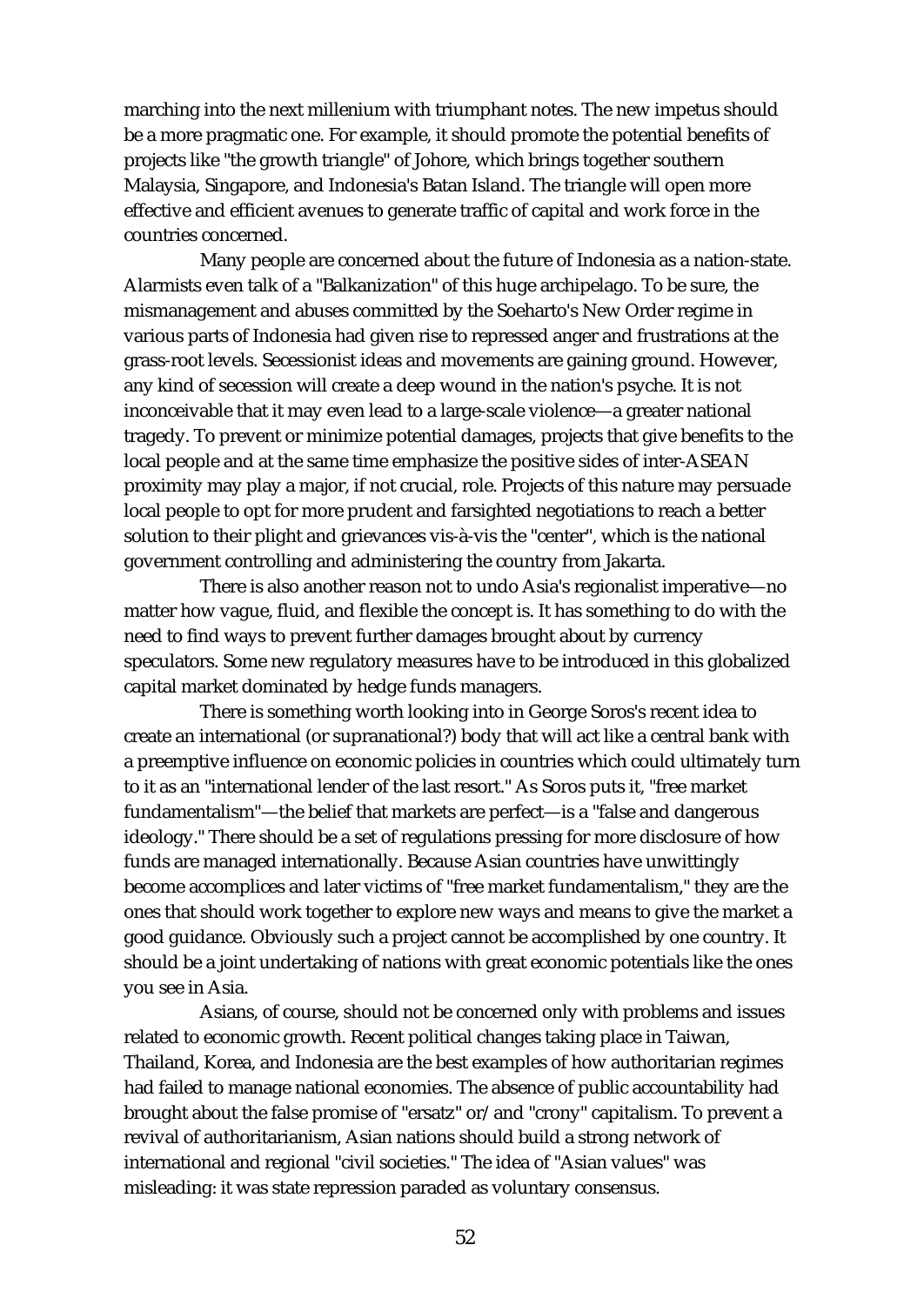marching into the next millenium with triumphant notes. The new impetus should be a more pragmatic one. For example, it should promote the potential benefits of projects like "the growth triangle" of Johore, which brings together southern Malaysia, Singapore, and Indonesia's Batan Island. The triangle will open more effective and efficient avenues to generate traffic of capital and work force in the countries concerned.

Many people are concerned about the future of Indonesia as a nation-state. Alarmists even talk of a "Balkanization" of this huge archipelago. To be sure, the mismanagement and abuses committed by the Soeharto's New Order regime in various parts of Indonesia had given rise to repressed anger and frustrations at the grass-root levels. Secessionist ideas and movements are gaining ground. However, any kind of secession will create a deep wound in the nation's psyche. It is not inconceivable that it may even lead to a large-scale violence—a greater national tragedy. To prevent or minimize potential damages, projects that give benefits to the local people and at the same time emphasize the positive sides of inter-ASEAN proximity may play a major, if not crucial, role. Projects of this nature may persuade local people to opt for more prudent and farsighted negotiations to reach a better solution to their plight and grievances vis-à-vis the "center", which is the national government controlling and administering the country from Jakarta.

There is also another reason not to undo Asia's regionalist imperative—no matter how vague, fluid, and flexible the concept is. It has something to do with the need to find ways to prevent further damages brought about by currency speculators. Some new regulatory measures have to be introduced in this globalized capital market dominated by hedge funds managers.

There is something worth looking into in George Soros's recent idea to create an international (or supranational?) body that will act like a central bank with a preemptive influence on economic policies in countries which could ultimately turn to it as an "international lender of the last resort." As Soros puts it, "free market fundamentalism"—the belief that markets are perfect—is a "false and dangerous ideology." There should be a set of regulations pressing for more disclosure of how funds are managed internationally. Because Asian countries have unwittingly become accomplices and later victims of "free market fundamentalism," they are the ones that should work together to explore new ways and means to give the market a good guidance. Obviously such a project cannot be accomplished by one country. It should be a joint undertaking of nations with great economic potentials like the ones you see in Asia.

Asians, of course, should not be concerned only with problems and issues related to economic growth. Recent political changes taking place in Taiwan, Thailand, Korea, and Indonesia are the best examples of how authoritarian regimes had failed to manage national economies. The absence of public accountability had brought about the false promise of "ersatz" or/and "crony" capitalism. To prevent a revival of authoritarianism, Asian nations should build a strong network of international and regional "civil societies." The idea of "Asian values" was misleading: it was state repression paraded as voluntary consensus.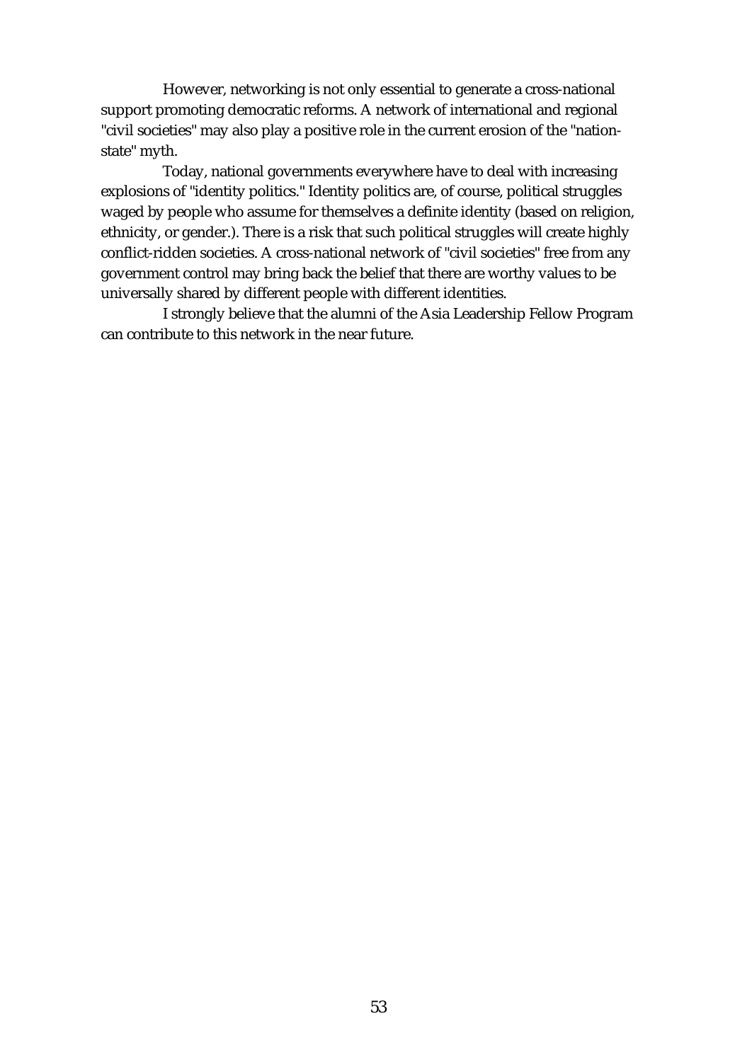However, networking is not only essential to generate a cross-national support promoting democratic reforms. A network of international and regional "civil societies" may also play a positive role in the current erosion of the "nation-state" myth.

Today, national governments everywhere have to deal with increasing explosions of "identity politics." Identity politics are, of course, political struggles waged by people who assume for themselves a definite identity (based on religion, ethnicity, or gender.). There is a risk that such political struggles will create highly conflict-ridden societies. A cross-national network of "civil societies" free from any government control may bring back the belief that there are worthy values to be universally shared by different people with different identities.

I strongly believe that the alumni of the Asia Leadership Fellow Program can contribute to this network in the near future.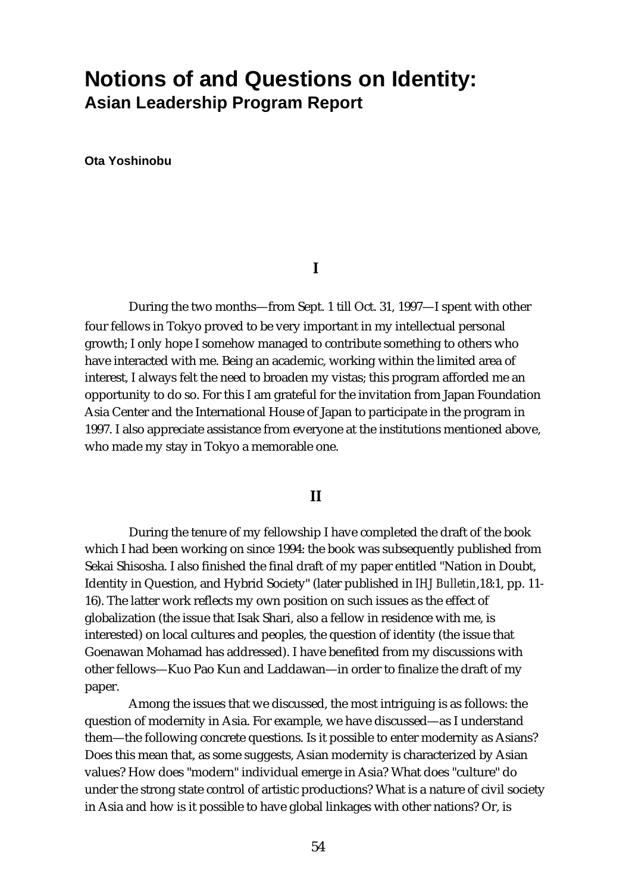# Notions of and Questions on Identity:
## Asian Leadership Program Report

**Ota Yoshinobu**

### I

During the two months—from Sept. 1 till Oct. 31, 1997—I spent with other four fellows in Tokyo proved to be very important in my intellectual personal growth; I only hope I somehow managed to contribute something to others who have interacted with me. Being an academic, working within the limited area of interest, I always felt the need to broaden my vistas; this program afforded me an opportunity to do so. For this I am grateful for the invitation from Japan Foundation Asia Center and the International House of Japan to participate in the program in 1997. I also appreciate assistance from everyone at the institutions mentioned above, who made my stay in Tokyo a memorable one.

### II

During the tenure of my fellowship I have completed the draft of the book which I had been working on since 1994: the book was subsequently published from Sekai Shisosha. I also finished the final draft of my paper entitled "Nation in Doubt, Identity in Question, and Hybrid Society" (later published in *IHJ Bulletin*,18:1, pp. 11-16). The latter work reflects my own position on such issues as the effect of globalization (the issue that Isak Shari, also a fellow in residence with me, is interested) on local cultures and peoples, the question of identity (the issue that Goenawan Mohamad has addressed). I have benefited from my discussions with other fellows—Kuo Pao Kun and Laddawan—in order to finalize the draft of my paper.

Among the issues that we discussed, the most intriguing is as follows: the question of modernity in Asia. For example, we have discussed—as I understand them—the following concrete questions. Is it possible to enter modernity as Asians? Does this mean that, as some suggests, Asian modernity is characterized by Asian values? How does "modern" individual emerge in Asia? What does "culture" do under the strong state control of artistic productions? What is a nature of civil society in Asia and how is it possible to have global linkages with other nations? Or, is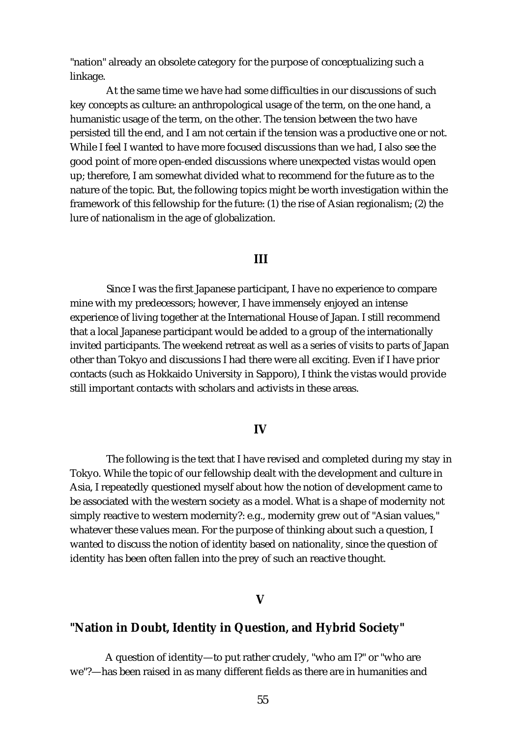"nation" already an obsolete category for the purpose of conceptualizing such a linkage.

At the same time we have had some difficulties in our discussions of such key concepts as culture: an anthropological usage of the term, on the one hand, a humanistic usage of the term, on the other. The tension between the two have persisted till the end, and I am not certain if the tension was a productive one or not. While I feel I wanted to have more focused discussions than we had, I also see the good point of more open-ended discussions where unexpected vistas would open up; therefore, I am somewhat divided what to recommend for the future as to the nature of the topic. But, the following topics might be worth investigation within the framework of this fellowship for the future: (1) the rise of Asian regionalism; (2) the lure of nationalism in the age of globalization.

## III

Since I was the first Japanese participant, I have no experience to compare mine with my predecessors; however, I have immensely enjoyed an intense experience of living together at the International House of Japan. I still recommend that a local Japanese participant would be added to a group of the internationally invited participants. The weekend retreat as well as a series of visits to parts of Japan other than Tokyo and discussions I had there were all exciting. Even if I have prior contacts (such as Hokkaido University in Sapporo), I think the vistas would provide still important contacts with scholars and activists in these areas.

## IV

The following is the text that I have revised and completed during my stay in Tokyo. While the topic of our fellowship dealt with the development and culture in Asia, I repeatedly questioned myself about how the notion of development came to be associated with the western society as a model. What is a shape of modernity not simply reactive to western modernity?: e.g., modernity grew out of "Asian values," whatever these values mean. For the purpose of thinking about such a question, I wanted to discuss the notion of identity based on nationality, since the question of identity has been often fallen into the prey of such an reactive thought.

## V

## "Nation in Doubt, Identity in Question, and Hybrid Society"

A question of identity—to put rather crudely, "who am I?" or "who are we"?—has been raised in as many different fields as there are in humanities and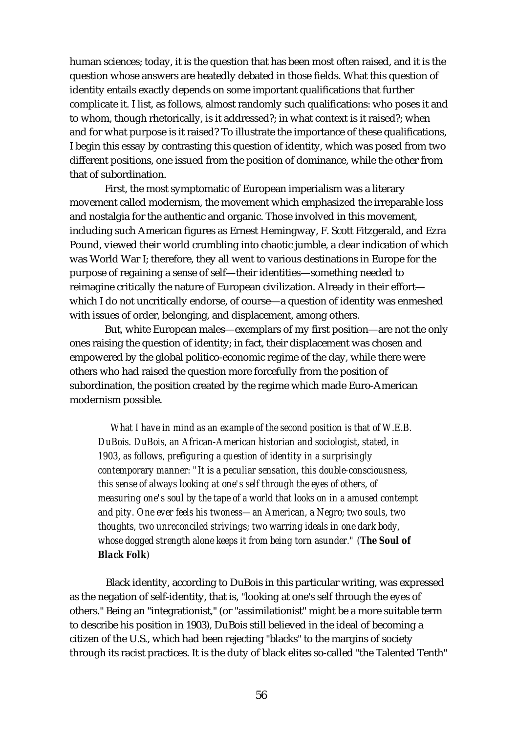human sciences; today, it is the question that has been most often raised, and it is the question whose answers are heatedly debated in those fields. What this question of identity entails exactly depends on some important qualifications that further complicate it. I list, as follows, almost randomly such qualifications: who poses it and to whom, though rhetorically, is it addressed?; in what context is it raised?; when and for what purpose is it raised? To illustrate the importance of these qualifications, I begin this essay by contrasting this question of identity, which was posed from two different positions, one issued from the position of dominance, while the other from that of subordination.

First, the most symptomatic of European imperialism was a literary movement called modernism, the movement which emphasized the irreparable loss and nostalgia for the authentic and organic. Those involved in this movement, including such American figures as Ernest Hemingway, F. Scott Fitzgerald, and Ezra Pound, viewed their world crumbling into chaotic jumble, a clear indication of which was World War I; therefore, they all went to various destinations in Europe for the purpose of regaining a sense of self—their identities—something needed to reimagine critically the nature of European civilization. Already in their effort—which I do not uncritically endorse, of course—a question of identity was enmeshed with issues of order, belonging, and displacement, among others.

But, white European males—exemplars of my first position—are not the only ones raising the question of identity; in fact, their displacement was chosen and empowered by the global politico-economic regime of the day, while there were others who had raised the question more forcefully from the position of subordination, the position created by the regime which made Euro-American modernism possible.

> *What I have in mind as an example of the second position is that of W.E.B. DuBois. DuBois, an African-American historian and sociologist, stated, in 1903, as follows, prefiguring a question of identity in a surprisingly contemporary manner: "It is a peculiar sensation, this double-consciousness, this sense of always looking at one's self through the eyes of others, of measuring one's soul by the tape of a world that looks on in a amused contempt and pity. One ever feels his twoness—an American, a Negro; two souls, two thoughts, two unreconciled strivings; two warring ideals in one dark body, whose dogged strength alone keeps it from being torn asunder."* (***The Soul of Black Folk***)

Black identity, according to DuBois in this particular writing, was expressed as the negation of self-identity, that is, "looking at one's self through the eyes of others." Being an "integrationist," (or "assimilationist" might be a more suitable term to describe his position in 1903), DuBois still believed in the ideal of becoming a citizen of the U.S., which had been rejecting "blacks" to the margins of society through its racist practices. It is the duty of black elites so-called "the Talented Tenth"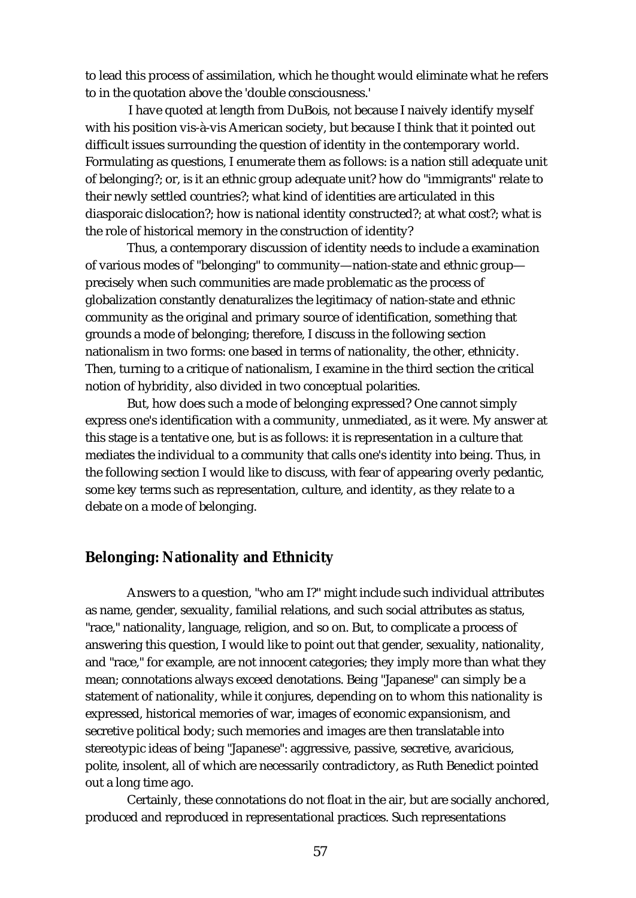to lead this process of assimilation, which he thought would eliminate what he refers to in the quotation above the 'double consciousness.'

I have quoted at length from DuBois, not because I naively identify myself with his position vis-à-vis American society, but because I think that it pointed out difficult issues surrounding the question of identity in the contemporary world. Formulating as questions, I enumerate them as follows: is a nation still adequate unit of belonging?; or, is it an ethnic group adequate unit? how do "immigrants" relate to their newly settled countries?; what kind of identities are articulated in this diasporaic dislocation?; how is national identity constructed?; at what cost?; what is the role of historical memory in the construction of identity?

Thus, a contemporary discussion of identity needs to include a examination of various modes of "belonging" to community—nation-state and ethnic group—precisely when such communities are made problematic as the process of globalization constantly denaturalizes the legitimacy of nation-state and ethnic community as the original and primary source of identification, something that grounds a mode of belonging; therefore, I discuss in the following section nationalism in two forms: one based in terms of nationality, the other, ethnicity. Then, turning to a critique of nationalism, I examine in the third section the critical notion of hybridity, also divided in two conceptual polarities.

But, how does such a mode of belonging expressed? One cannot simply express one's identification with a community, unmediated, as it were. My answer at this stage is a tentative one, but is as follows: it is representation in a culture that mediates the individual to a community that calls one's identity into being. Thus, in the following section I would like to discuss, with fear of appearing overly pedantic, some key terms such as representation, culture, and identity, as they relate to a debate on a mode of belonging.

## Belonging: Nationality and Ethnicity

Answers to a question, "who am I?" might include such individual attributes as name, gender, sexuality, familial relations, and such social attributes as status, "race," nationality, language, religion, and so on. But, to complicate a process of answering this question, I would like to point out that gender, sexuality, nationality, and "race," for example, are not innocent categories; they imply more than what they mean; connotations always exceed denotations. Being "Japanese" can simply be a statement of nationality, while it conjures, depending on to whom this nationality is expressed, historical memories of war, images of economic expansionism, and secretive political body; such memories and images are then translatable into stereotypic ideas of being "Japanese": aggressive, passive, secretive, avaricious, polite, insolent, all of which are necessarily contradictory, as Ruth Benedict pointed out a long time ago.

Certainly, these connotations do not float in the air, but are socially anchored, produced and reproduced in representational practices. Such representations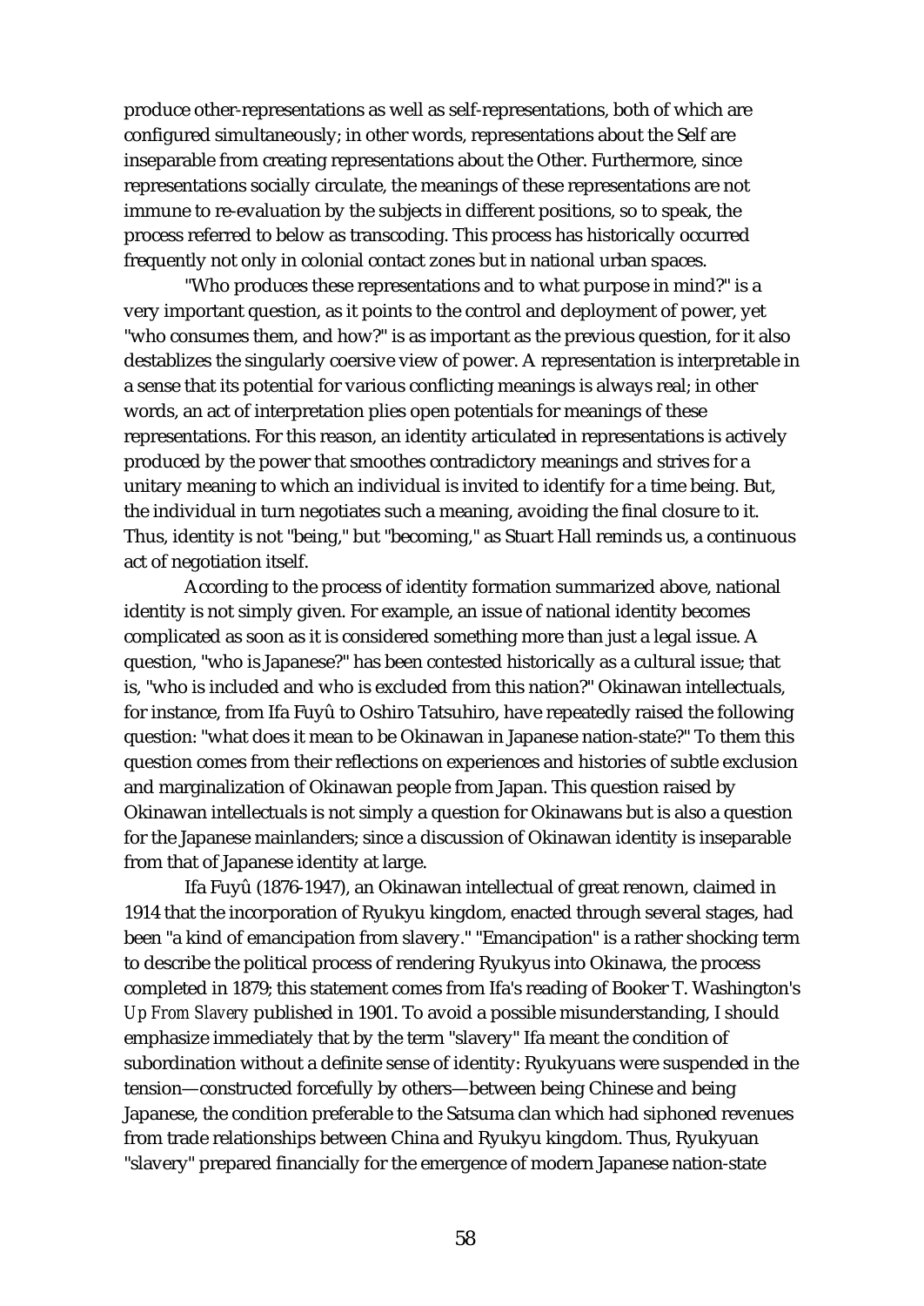produce other-representations as well as self-representations, both of which are configured simultaneously; in other words, representations about the Self are inseparable from creating representations about the Other. Furthermore, since representations socially circulate, the meanings of these representations are not immune to re-evaluation by the subjects in different positions, so to speak, the process referred to below as transcoding. This process has historically occurred frequently not only in colonial contact zones but in national urban spaces.

"Who produces these representations and to what purpose in mind?" is a very important question, as it points to the control and deployment of power, yet "who consumes them, and how?" is as important as the previous question, for it also destablizes the singularly coersive view of power. A representation is interpretable in a sense that its potential for various conflicting meanings is always real; in other words, an act of interpretation plies open potentials for meanings of these representations. For this reason, an identity articulated in representations is actively produced by the power that smoothes contradictory meanings and strives for a unitary meaning to which an individual is invited to identify for a time being. But, the individual in turn negotiates such a meaning, avoiding the final closure to it. Thus, identity is not "being," but "becoming," as Stuart Hall reminds us, a continuous act of negotiation itself.

According to the process of identity formation summarized above, national identity is not simply given. For example, an issue of national identity becomes complicated as soon as it is considered something more than just a legal issue. A question, "who is Japanese?" has been contested historically as a cultural issue; that is, "who is included and who is excluded from this nation?" Okinawan intellectuals, for instance, from Ifa Fuyû to Oshiro Tatsuhiro, have repeatedly raised the following question: "what does it mean to be Okinawan in Japanese nation-state?" To them this question comes from their reflections on experiences and histories of subtle exclusion and marginalization of Okinawan people from Japan. This question raised by Okinawan intellectuals is not simply a question for Okinawans but is also a question for the Japanese mainlanders; since a discussion of Okinawan identity is inseparable from that of Japanese identity at large.

Ifa Fuyû (1876-1947), an Okinawan intellectual of great renown, claimed in 1914 that the incorporation of Ryukyu kingdom, enacted through several stages, had been "a kind of emancipation from slavery." "Emancipation" is a rather shocking term to describe the political process of rendering Ryukyus into Okinawa, the process completed in 1879; this statement comes from Ifa's reading of Booker T. Washington's *Up From Slavery* published in 1901. To avoid a possible misunderstanding, I should emphasize immediately that by the term "slavery" Ifa meant the condition of subordination without a definite sense of identity: Ryukyuans were suspended in the tension—constructed forcefully by others—between being Chinese and being Japanese, the condition preferable to the Satsuma clan which had siphoned revenues from trade relationships between China and Ryukyu kingdom. Thus, Ryukyuan "slavery" prepared financially for the emergence of modern Japanese nation-state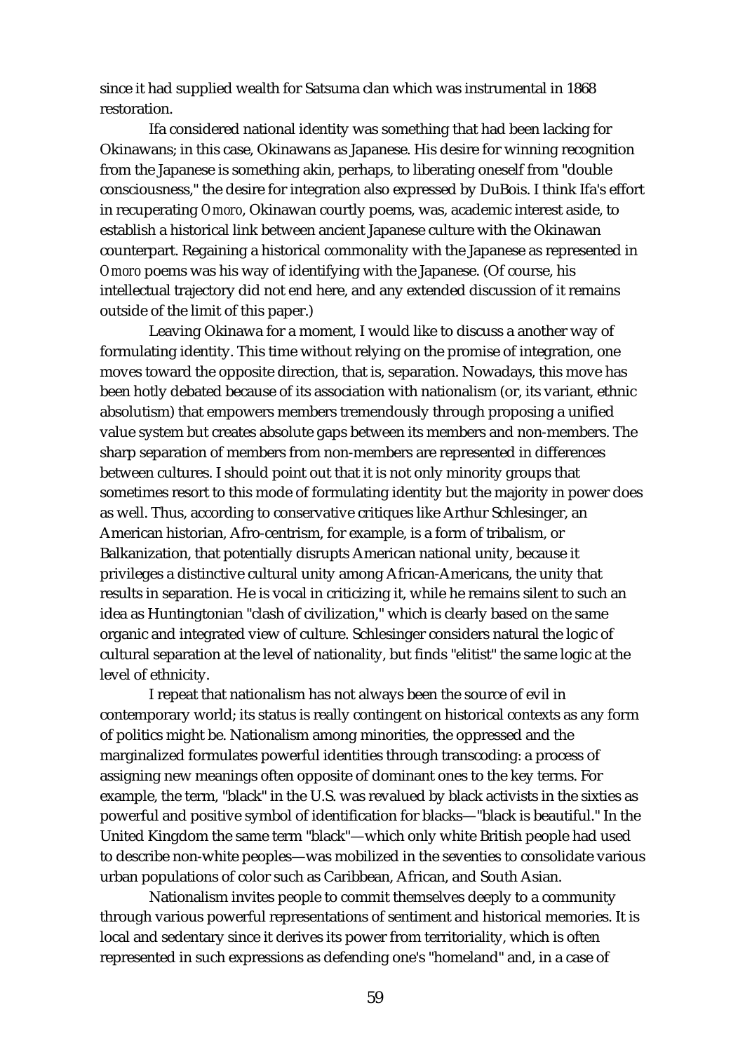since it had supplied wealth for Satsuma clan which was instrumental in 1868 restoration.

Ifa considered national identity was something that had been lacking for Okinawans; in this case, Okinawans as Japanese. His desire for winning recognition from the Japanese is something akin, perhaps, to liberating oneself from "double consciousness," the desire for integration also expressed by DuBois. I think Ifa's effort in recuperating *Omoro*, Okinawan courtly poems, was, academic interest aside, to establish a historical link between ancient Japanese culture with the Okinawan counterpart. Regaining a historical commonality with the Japanese as represented in *Omoro* poems was his way of identifying with the Japanese. (Of course, his intellectual trajectory did not end here, and any extended discussion of it remains outside of the limit of this paper.)

Leaving Okinawa for a moment, I would like to discuss a another way of formulating identity. This time without relying on the promise of integration, one moves toward the opposite direction, that is, separation. Nowadays, this move has been hotly debated because of its association with nationalism (or, its variant, ethnic absolutism) that empowers members tremendously through proposing a unified value system but creates absolute gaps between its members and non-members. The sharp separation of members from non-members are represented in differences between cultures. I should point out that it is not only minority groups that sometimes resort to this mode of formulating identity but the majority in power does as well. Thus, according to conservative critiques like Arthur Schlesinger, an American historian, Afro-centrism, for example, is a form of tribalism, or Balkanization, that potentially disrupts American national unity, because it privileges a distinctive cultural unity among African-Americans, the unity that results in separation. He is vocal in criticizing it, while he remains silent to such an idea as Huntingtonian "clash of civilization," which is clearly based on the same organic and integrated view of culture. Schlesinger considers natural the logic of cultural separation at the level of nationality, but finds "elitist" the same logic at the level of ethnicity.

I repeat that nationalism has not always been the source of evil in contemporary world; its status is really contingent on historical contexts as any form of politics might be. Nationalism among minorities, the oppressed and the marginalized formulates powerful identities through transcoding: a process of assigning new meanings often opposite of dominant ones to the key terms. For example, the term, "black" in the U.S. was revalued by black activists in the sixties as powerful and positive symbol of identification for blacks—"black is beautiful." In the United Kingdom the same term "black"—which only white British people had used to describe non-white peoples—was mobilized in the seventies to consolidate various urban populations of color such as Caribbean, African, and South Asian.

Nationalism invites people to commit themselves deeply to a community through various powerful representations of sentiment and historical memories. It is local and sedentary since it derives its power from territoriality, which is often represented in such expressions as defending one's "homeland" and, in a case of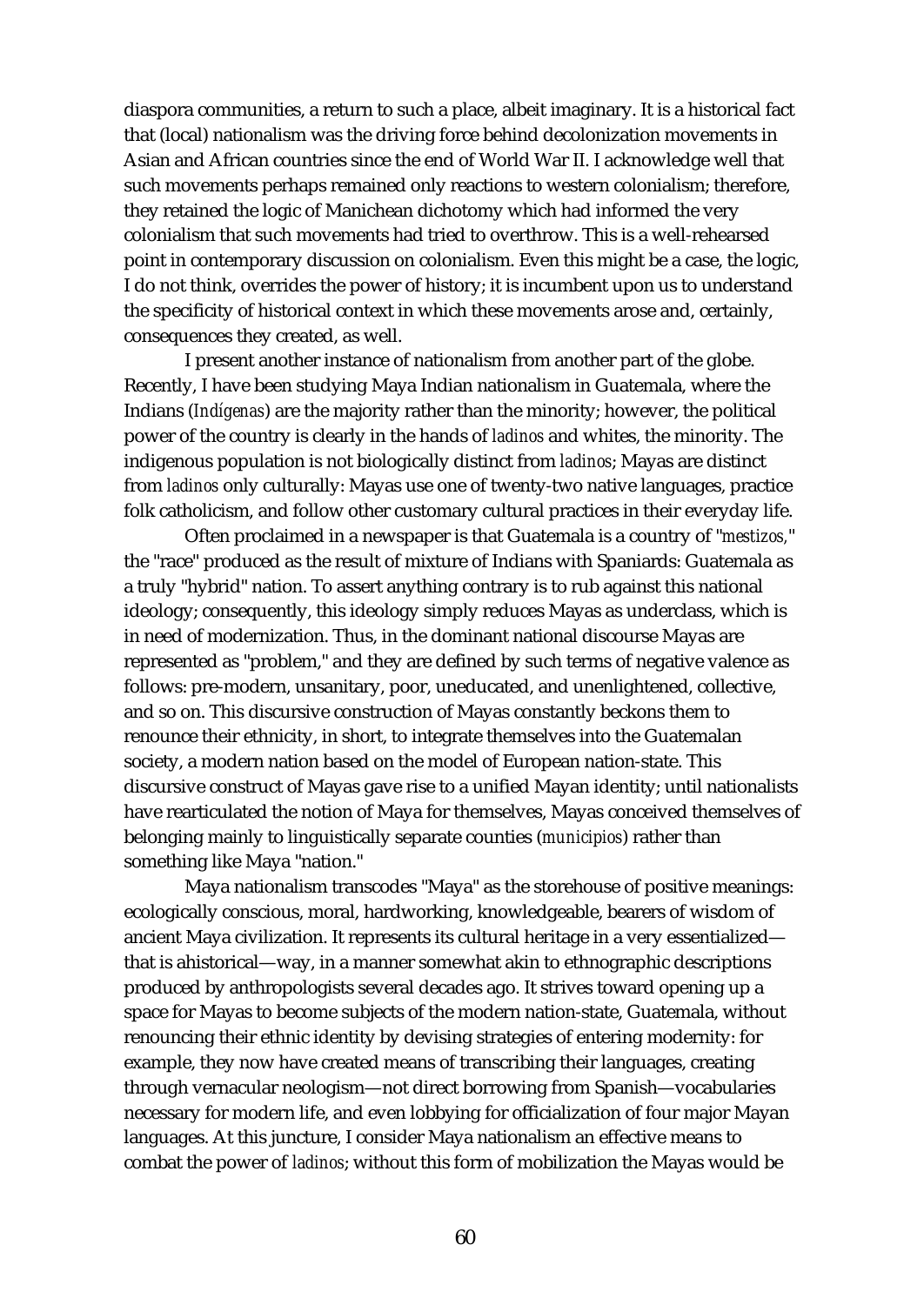diaspora communities, a return to such a place, albeit imaginary. It is a historical fact that (local) nationalism was the driving force behind decolonization movements in Asian and African countries since the end of World War II. I acknowledge well that such movements perhaps remained only reactions to western colonialism; therefore, they retained the logic of Manichean dichotomy which had informed the very colonialism that such movements had tried to overthrow. This is a well-rehearsed point in contemporary discussion on colonialism. Even this might be a case, the logic, I do not think, overrides the power of history; it is incumbent upon us to understand the specificity of historical context in which these movements arose and, certainly, consequences they created, as well.

I present another instance of nationalism from another part of the globe. Recently, I have been studying Maya Indian nationalism in Guatemala, where the Indians (*Indígenas*) are the majority rather than the minority; however, the political power of the country is clearly in the hands of *ladinos* and whites, the minority. The indigenous population is not biologically distinct from *ladinos*; Mayas are distinct from *ladinos* only culturally: Mayas use one of twenty-two native languages, practice folk catholicism, and follow other customary cultural practices in their everyday life.

Often proclaimed in a newspaper is that Guatemala is a country of "*mestizos*," the "race" produced as the result of mixture of Indians with Spaniards: Guatemala as a truly "hybrid" nation. To assert anything contrary is to rub against this national ideology; consequently, this ideology simply reduces Mayas as underclass, which is in need of modernization. Thus, in the dominant national discourse Mayas are represented as "problem," and they are defined by such terms of negative valence as follows: pre-modern, unsanitary, poor, uneducated, and unenlightened, collective, and so on. This discursive construction of Mayas constantly beckons them to renounce their ethnicity, in short, to integrate themselves into the Guatemalan society, a modern nation based on the model of European nation-state. This discursive construct of Mayas gave rise to a unified Mayan identity; until nationalists have rearticulated the notion of Maya for themselves, Mayas conceived themselves of belonging mainly to linguistically separate counties (*municipios*) rather than something like Maya "nation."

Maya nationalism transcodes "Maya" as the storehouse of positive meanings: ecologically conscious, moral, hardworking, knowledgeable, bearers of wisdom of ancient Maya civilization. It represents its cultural heritage in a very essentialized—that is ahistorical—way, in a manner somewhat akin to ethnographic descriptions produced by anthropologists several decades ago. It strives toward opening up a space for Mayas to become subjects of the modern nation-state, Guatemala, without renouncing their ethnic identity by devising strategies of entering modernity: for example, they now have created means of transcribing their languages, creating through vernacular neologism—not direct borrowing from Spanish—vocabularies necessary for modern life, and even lobbying for officialization of four major Mayan languages. At this juncture, I consider Maya nationalism an effective means to combat the power of *ladinos*; without this form of mobilization the Mayas would be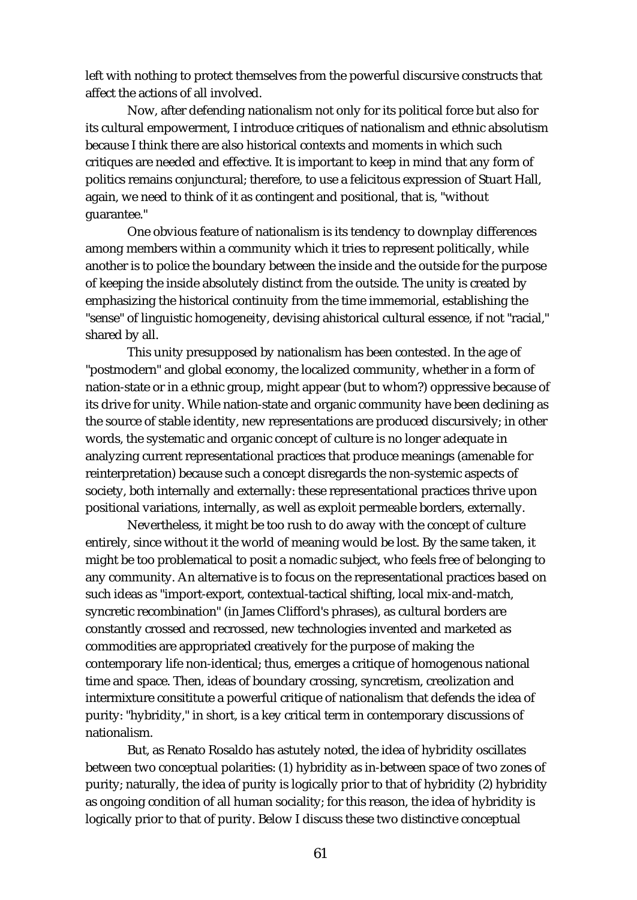left with nothing to protect themselves from the powerful discursive constructs that affect the actions of all involved.

Now, after defending nationalism not only for its political force but also for its cultural empowerment, I introduce critiques of nationalism and ethnic absolutism because I think there are also historical contexts and moments in which such critiques are needed and effective. It is important to keep in mind that any form of politics remains conjunctural; therefore, to use a felicitous expression of Stuart Hall, again, we need to think of it as contingent and positional, that is, "without guarantee."

One obvious feature of nationalism is its tendency to downplay differences among members within a community which it tries to represent politically, while another is to police the boundary between the inside and the outside for the purpose of keeping the inside absolutely distinct from the outside. The unity is created by emphasizing the historical continuity from the time immemorial, establishing the "sense" of linguistic homogeneity, devising ahistorical cultural essence, if not "racial," shared by all.

This unity presupposed by nationalism has been contested. In the age of "postmodern" and global economy, the localized community, whether in a form of nation-state or in a ethnic group, might appear (but to whom?) oppressive because of its drive for unity. While nation-state and organic community have been declining as the source of stable identity, new representations are produced discursively; in other words, the systematic and organic concept of culture is no longer adequate in analyzing current representational practices that produce meanings (amenable for reinterpretation) because such a concept disregards the non-systemic aspects of society, both internally and externally: these representational practices thrive upon positional variations, internally, as well as exploit permeable borders, externally.

Nevertheless, it might be too rush to do away with the concept of culture entirely, since without it the world of meaning would be lost. By the same taken, it might be too problematical to posit a nomadic subject, who feels free of belonging to any community. An alternative is to focus on the representational practices based on such ideas as "import-export, contextual-tactical shifting, local mix-and-match, syncretic recombination" (in James Clifford's phrases), as cultural borders are constantly crossed and recrossed, new technologies invented and marketed as commodities are appropriated creatively for the purpose of making the contemporary life non-identical; thus, emerges a critique of homogenous national time and space. Then, ideas of boundary crossing, syncretism, creolization and intermixture consititute a powerful critique of nationalism that defends the idea of purity: "hybridity," in short, is a key critical term in contemporary discussions of nationalism.

But, as Renato Rosaldo has astutely noted, the idea of hybridity oscillates between two conceptual polarities: (1) hybridity as in-between space of two zones of purity; naturally, the idea of purity is logically prior to that of hybridity (2) hybridity as ongoing condition of all human sociality; for this reason, the idea of hybridity is logically prior to that of purity. Below I discuss these two distinctive conceptual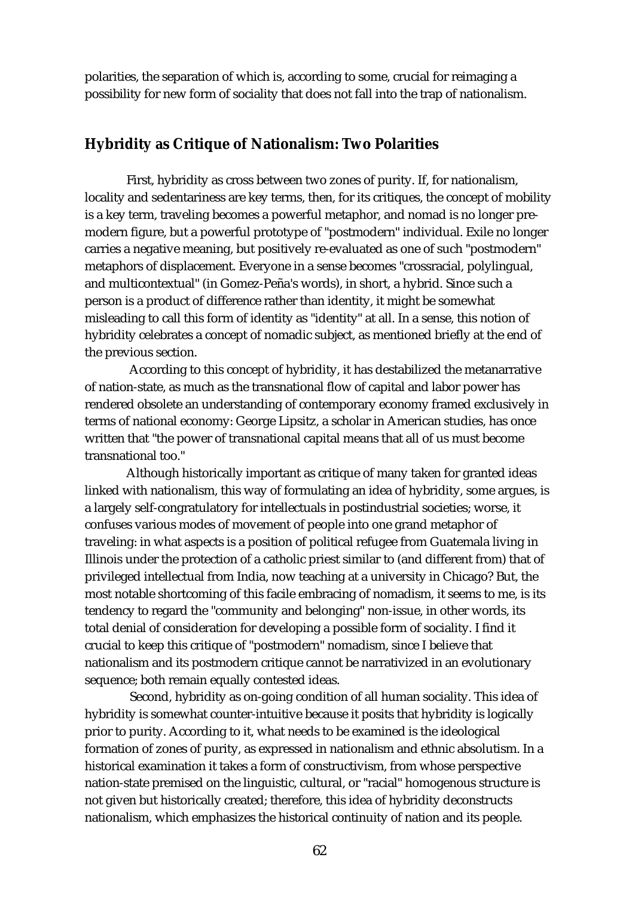polarities, the separation of which is, according to some, crucial for reimaging a possibility for new form of sociality that does not fall into the trap of nationalism.

## Hybridity as Critique of Nationalism: Two Polarities

First, hybridity as cross between two zones of purity. If, for nationalism, locality and sedentariness are key terms, then, for its critiques, the concept of mobility is a key term, traveling becomes a powerful metaphor, and nomad is no longer pre-modern figure, but a powerful prototype of "postmodern" individual. Exile no longer carries a negative meaning, but positively re-evaluated as one of such "postmodern" metaphors of displacement. Everyone in a sense becomes "crossracial, polylingual, and multicontextual" (in Gomez-Peña's words), in short, a hybrid. Since such a person is a product of difference rather than identity, it might be somewhat misleading to call this form of identity as "identity" at all. In a sense, this notion of hybridity celebrates a concept of nomadic subject, as mentioned briefly at the end of the previous section.

According to this concept of hybridity, it has destabilized the metanarrative of nation-state, as much as the transnational flow of capital and labor power has rendered obsolete an understanding of contemporary economy framed exclusively in terms of national economy: George Lipsitz, a scholar in American studies, has once written that "the power of transnational capital means that all of us must become transnational too."

Although historically important as critique of many taken for granted ideas linked with nationalism, this way of formulating an idea of hybridity, some argues, is a largely self-congratulatory for intellectuals in postindustrial societies; worse, it confuses various modes of movement of people into one grand metaphor of traveling: in what aspects is a position of political refugee from Guatemala living in Illinois under the protection of a catholic priest similar to (and different from) that of privileged intellectual from India, now teaching at a university in Chicago? But, the most notable shortcoming of this facile embracing of nomadism, it seems to me, is its tendency to regard the "community and belonging" non-issue, in other words, its total denial of consideration for developing a possible form of sociality. I find it crucial to keep this critique of "postmodern" nomadism, since I believe that nationalism and its postmodern critique cannot be narrativized in an evolutionary sequence; both remain equally contested ideas.

Second, hybridity as on-going condition of all human sociality. This idea of hybridity is somewhat counter-intuitive because it posits that hybridity is logically prior to purity. According to it, what needs to be examined is the ideological formation of zones of purity, as expressed in nationalism and ethnic absolutism. In a historical examination it takes a form of constructivism, from whose perspective nation-state premised on the linguistic, cultural, or "racial" homogenous structure is not given but historically created; therefore, this idea of hybridity deconstructs nationalism, which emphasizes the historical continuity of nation and its people.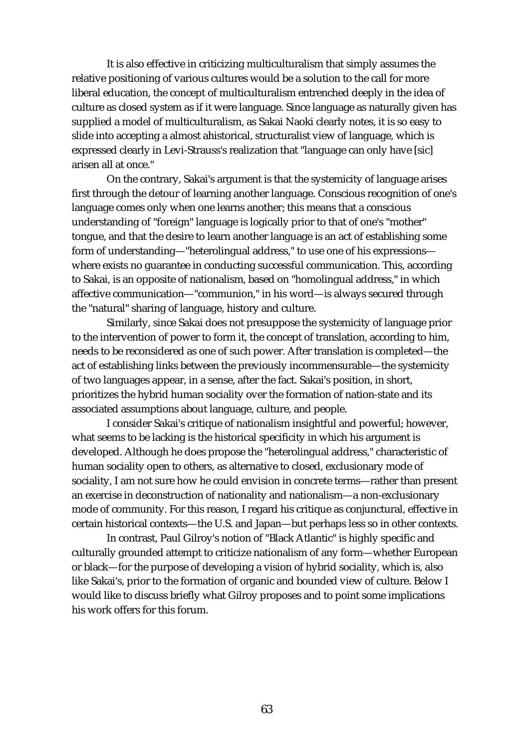It is also effective in criticizing multiculturalism that simply assumes the relative positioning of various cultures would be a solution to the call for more liberal education, the concept of multiculturalism entrenched deeply in the idea of culture as closed system as if it were language. Since language as naturally given has supplied a model of multiculturalism, as Sakai Naoki clearly notes, it is so easy to slide into accepting a almost ahistorical, structuralist view of language, which is expressed clearly in Levi-Strauss's realization that "language can only have [sic] arisen all at once."

On the contrary, Sakai's argument is that the systemicity of language arises first through the detour of learning another language. Conscious recognition of one's language comes only when one learns another; this means that a conscious understanding of "foreign" language is logically prior to that of one's "mother" tongue, and that the desire to learn another language is an act of establishing some form of understanding—"heterolingual address," to use one of his expressions—where exists no guarantee in conducting successful communication. This, according to Sakai, is an opposite of nationalism, based on "homolingual address," in which affective communication—"communion," in his word—is always secured through the "natural" sharing of language, history and culture.

Similarly, since Sakai does not presuppose the systemicity of language prior to the intervention of power to form it, the concept of translation, according to him, needs to be reconsidered as one of such power. After translation is completed—the act of establishing links between the previously incommensurable—the systemicity of two languages appear, in a sense, after the fact. Sakai's position, in short, prioritizes the hybrid human sociality over the formation of nation-state and its associated assumptions about language, culture, and people.

I consider Sakai's critique of nationalism insightful and powerful; however, what seems to be lacking is the historical specificity in which his argument is developed. Although he does propose the "heterolingual address," characteristic of human sociality open to others, as alternative to closed, exclusionary mode of sociality, I am not sure how he could envision in concrete terms—rather than present an exercise in deconstruction of nationality and nationalism—a non-exclusionary mode of community. For this reason, I regard his critique as conjunctural, effective in certain historical contexts—the U.S. and Japan—but perhaps less so in other contexts.

In contrast, Paul Gilroy's notion of "Black Atlantic" is highly specific and culturally grounded attempt to criticize nationalism of any form—whether European or black—for the purpose of developing a vision of hybrid sociality, which is, also like Sakai's, prior to the formation of organic and bounded view of culture. Below I would like to discuss briefly what Gilroy proposes and to point some implications his work offers for this forum.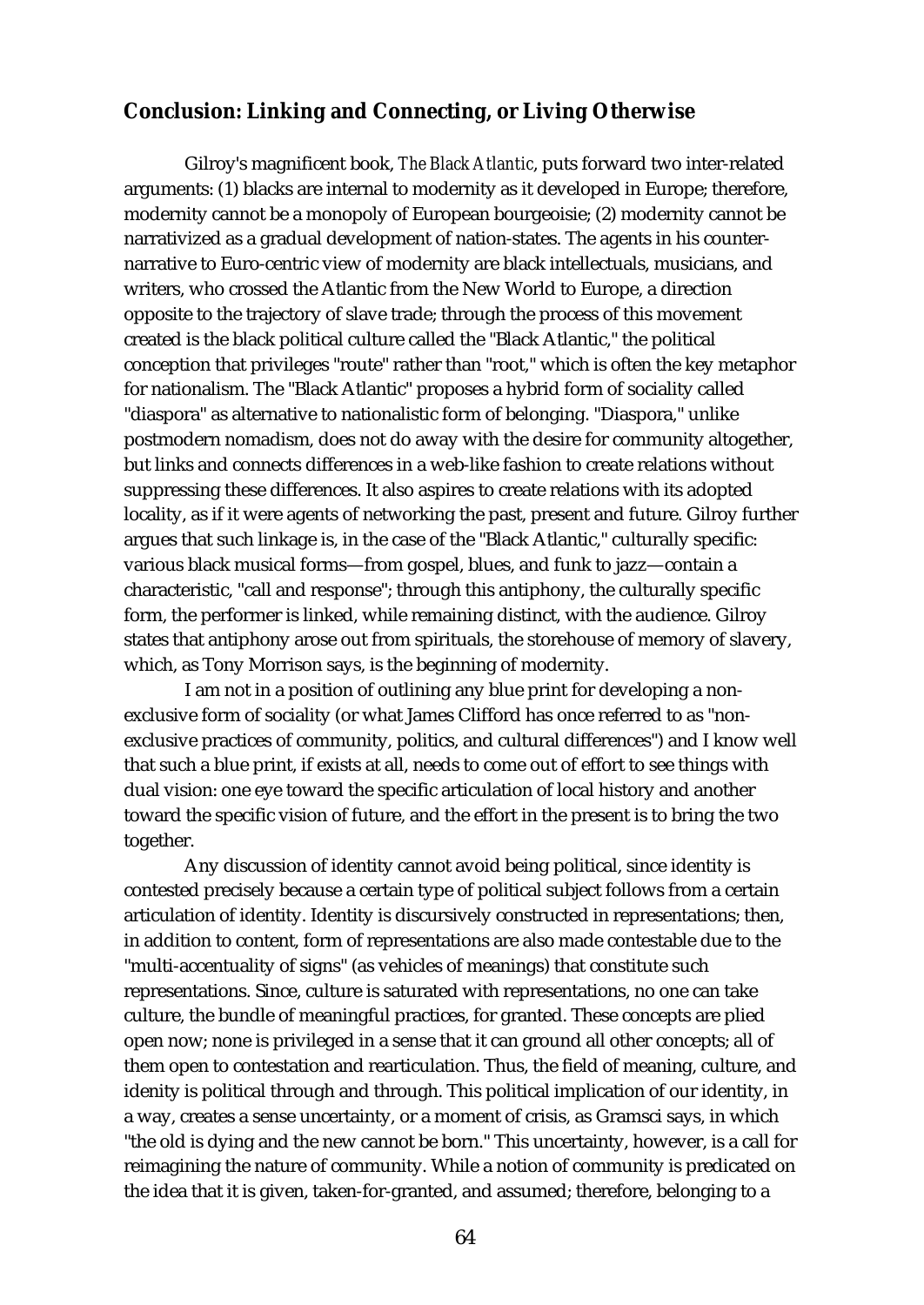## Conclusion: Linking and Connecting, or Living Otherwise

Gilroy's magnificent book, *The Black Atlantic*, puts forward two inter-related arguments: (1) blacks are internal to modernity as it developed in Europe; therefore, modernity cannot be a monopoly of European bourgeoisie; (2) modernity cannot be narrativized as a gradual development of nation-states. The agents in his counter-narrative to Euro-centric view of modernity are black intellectuals, musicians, and writers, who crossed the Atlantic from the New World to Europe, a direction opposite to the trajectory of slave trade; through the process of this movement created is the black political culture called the "Black Atlantic," the political conception that privileges "route" rather than "root," which is often the key metaphor for nationalism. The "Black Atlantic" proposes a hybrid form of sociality called "diaspora" as alternative to nationalistic form of belonging. "Diaspora," unlike postmodern nomadism, does not do away with the desire for community altogether, but links and connects differences in a web-like fashion to create relations without suppressing these differences. It also aspires to create relations with its adopted locality, as if it were agents of networking the past, present and future. Gilroy further argues that such linkage is, in the case of the "Black Atlantic," culturally specific: various black musical forms—from gospel, blues, and funk to jazz—contain a characteristic, "call and response"; through this antiphony, the culturally specific form, the performer is linked, while remaining distinct, with the audience. Gilroy states that antiphony arose out from spirituals, the storehouse of memory of slavery, which, as Tony Morrison says, is the beginning of modernity.

I am not in a position of outlining any blue print for developing a non-exclusive form of sociality (or what James Clifford has once referred to as "non-exclusive practices of community, politics, and cultural differences") and I know well that such a blue print, if exists at all, needs to come out of effort to see things with dual vision: one eye toward the specific articulation of local history and another toward the specific vision of future, and the effort in the present is to bring the two together.

Any discussion of identity cannot avoid being political, since identity is contested precisely because a certain type of political subject follows from a certain articulation of identity. Identity is discursively constructed in representations; then, in addition to content, form of representations are also made contestable due to the "multi-accentuality of signs" (as vehicles of meanings) that constitute such representations. Since, culture is saturated with representations, no one can take culture, the bundle of meaningful practices, for granted. These concepts are plied open now; none is privileged in a sense that it can ground all other concepts; all of them open to contestation and rearticulation. Thus, the field of meaning, culture, and idenity is political through and through. This political implication of our identity, in a way, creates a sense uncertainty, or a moment of crisis, as Gramsci says, in which "the old is dying and the new cannot be born." This uncertainty, however, is a call for reimagining the nature of community. While a notion of community is predicated on the idea that it is given, taken-for-granted, and assumed; therefore, belonging to a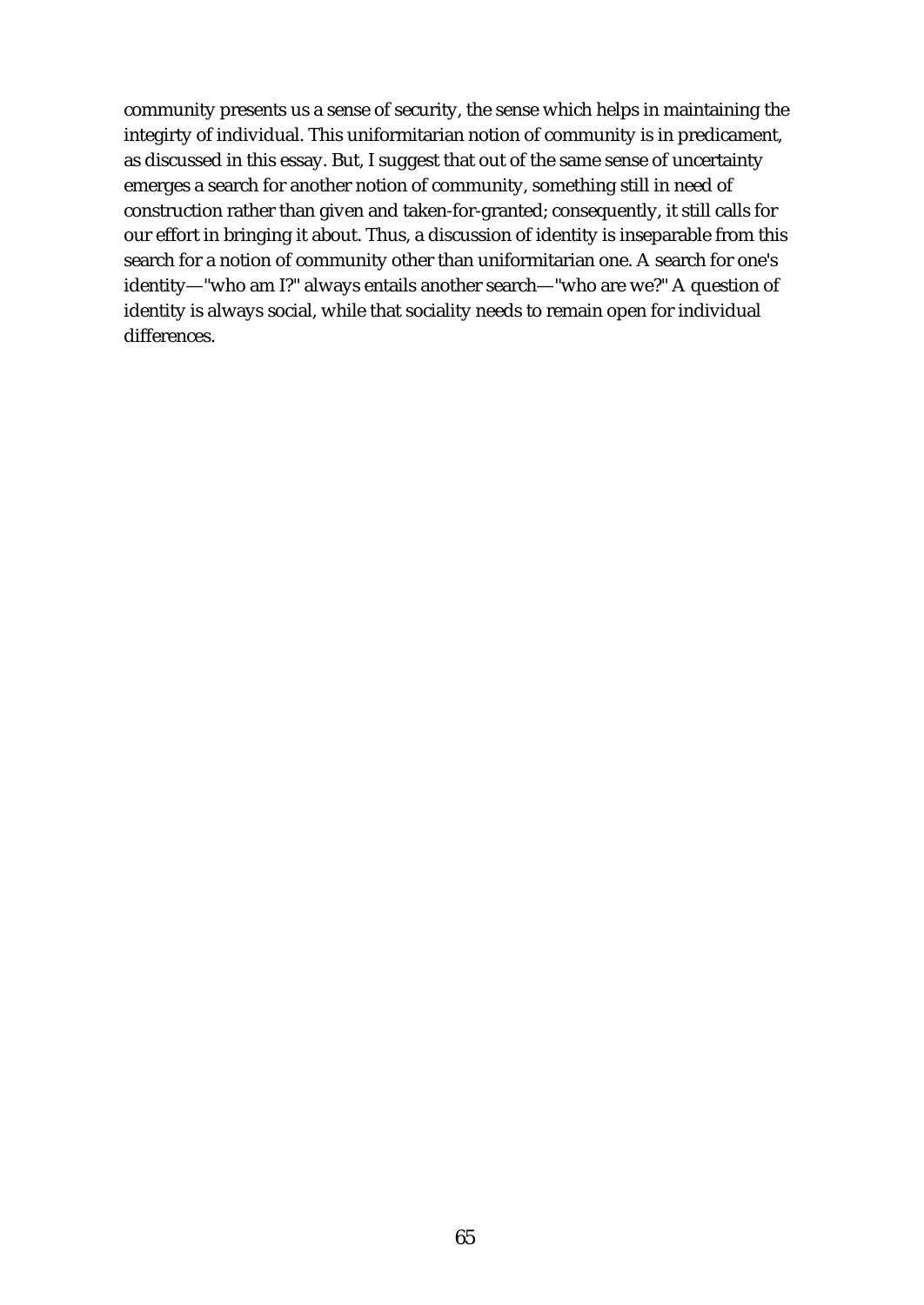community presents us a sense of security, the sense which helps in maintaining the integirty of individual. This uniformitarian notion of community is in predicament, as discussed in this essay. But, I suggest that out of the same sense of uncertainty emerges a search for another notion of community, something still in need of construction rather than given and taken-for-granted; consequently, it still calls for our effort in bringing it about. Thus, a discussion of identity is inseparable from this search for a notion of community other than uniformitarian one. A search for one's identity—"who am I?" always entails another search—"who are we?" A question of identity is always social, while that sociality needs to remain open for individual differences.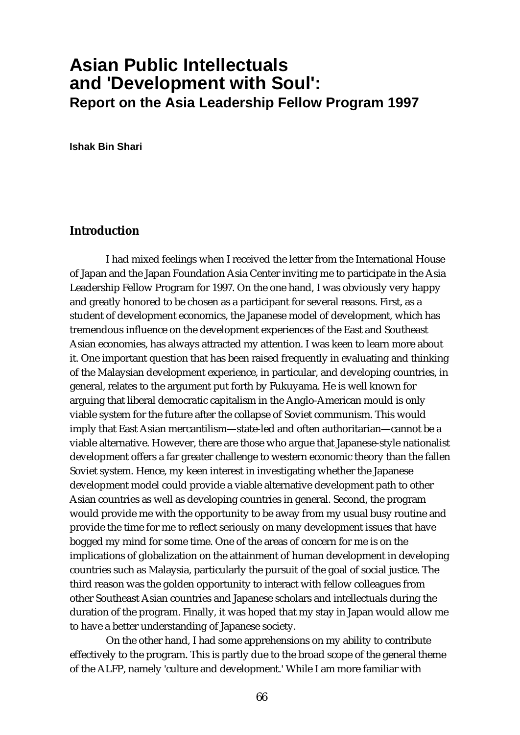# Asian Public Intellectuals and 'Development with Soul': 
## Report on the Asia Leadership Fellow Program 1997

**Ishak Bin Shari**

### Introduction

I had mixed feelings when I received the letter from the International House of Japan and the Japan Foundation Asia Center inviting me to participate in the Asia Leadership Fellow Program for 1997. On the one hand, I was obviously very happy and greatly honored to be chosen as a participant for several reasons. First, as a student of development economics, the Japanese model of development, which has tremendous influence on the development experiences of the East and Southeast Asian economies, has always attracted my attention. I was keen to learn more about it. One important question that has been raised frequently in evaluating and thinking of the Malaysian development experience, in particular, and developing countries, in general, relates to the argument put forth by Fukuyama. He is well known for arguing that liberal democratic capitalism in the Anglo-American mould is only viable system for the future after the collapse of Soviet communism. This would imply that East Asian mercantilism—state-led and often authoritarian—cannot be a viable alternative. However, there are those who argue that Japanese-style nationalist development offers a far greater challenge to western economic theory than the fallen Soviet system. Hence, my keen interest in investigating whether the Japanese development model could provide a viable alternative development path to other Asian countries as well as developing countries in general. Second, the program would provide me with the opportunity to be away from my usual busy routine and provide the time for me to reflect seriously on many development issues that have bogged my mind for some time. One of the areas of concern for me is on the implications of globalization on the attainment of human development in developing countries such as Malaysia, particularly the pursuit of the goal of social justice. The third reason was the golden opportunity to interact with fellow colleagues from other Southeast Asian countries and Japanese scholars and intellectuals during the duration of the program. Finally, it was hoped that my stay in Japan would allow me to have a better understanding of Japanese society.

On the other hand, I had some apprehensions on my ability to contribute effectively to the program. This is partly due to the broad scope of the general theme of the ALFP, namely 'culture and development.' While I am more familiar with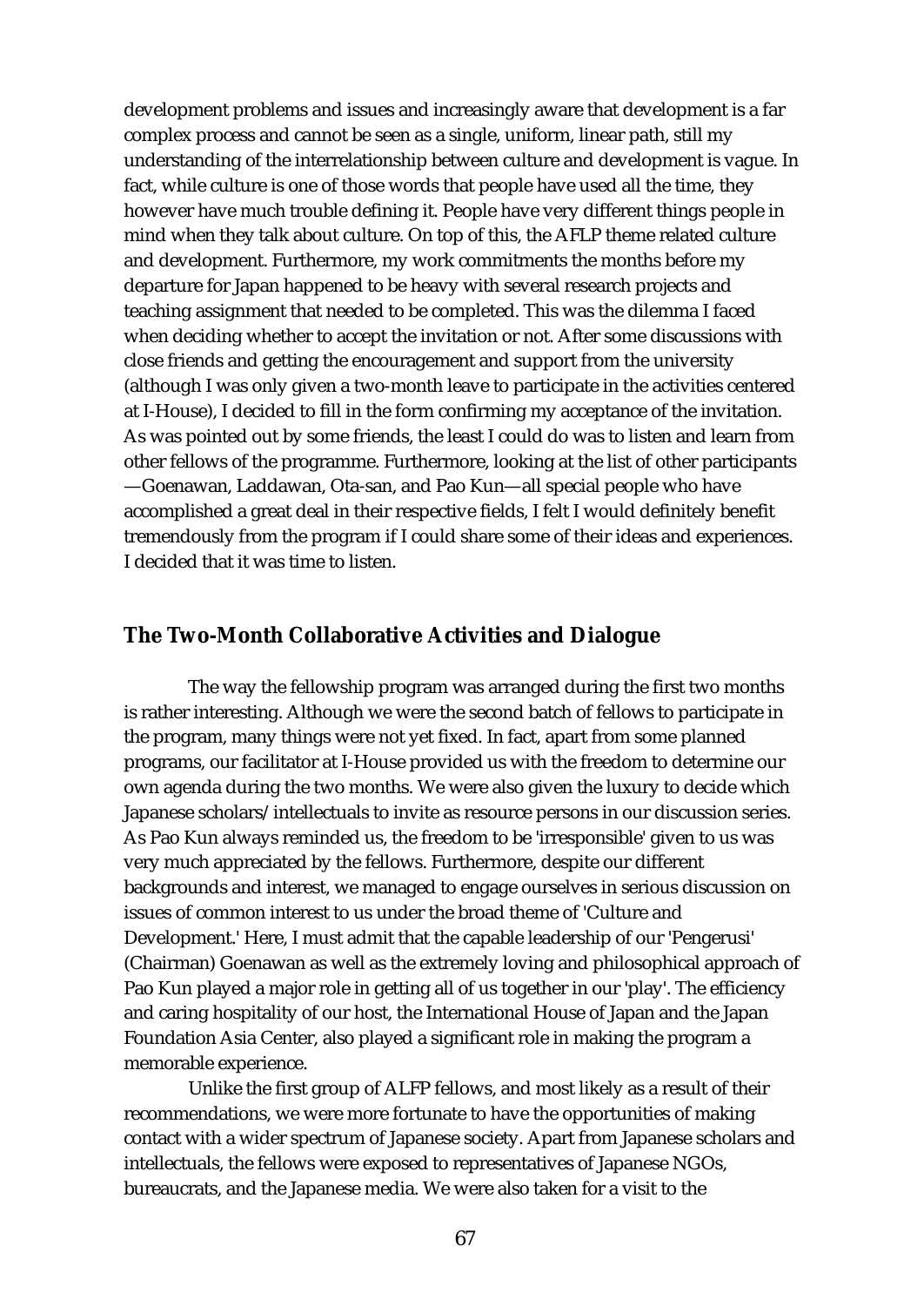development problems and issues and increasingly aware that development is a far complex process and cannot be seen as a single, uniform, linear path, still my understanding of the interrelationship between culture and development is vague. In fact, while culture is one of those words that people have used all the time, they however have much trouble defining it. People have very different things people in mind when they talk about culture. On top of this, the AFLP theme related culture and development. Furthermore, my work commitments the months before my departure for Japan happened to be heavy with several research projects and teaching assignment that needed to be completed. This was the dilemma I faced when deciding whether to accept the invitation or not. After some discussions with close friends and getting the encouragement and support from the university (although I was only given a two-month leave to participate in the activities centered at I-House), I decided to fill in the form confirming my acceptance of the invitation. As was pointed out by some friends, the least I could do was to listen and learn from other fellows of the programme. Furthermore, looking at the list of other participants —Goenawan, Laddawan, Ota-san, and Pao Kun—all special people who have accomplished a great deal in their respective fields, I felt I would definitely benefit tremendously from the program if I could share some of their ideas and experiences. I decided that it was time to listen.

## The Two-Month Collaborative Activities and Dialogue

The way the fellowship program was arranged during the first two months is rather interesting. Although we were the second batch of fellows to participate in the program, many things were not yet fixed. In fact, apart from some planned programs, our facilitator at I-House provided us with the freedom to determine our own agenda during the two months. We were also given the luxury to decide which Japanese scholars/intellectuals to invite as resource persons in our discussion series. As Pao Kun always reminded us, the freedom to be 'irresponsible' given to us was very much appreciated by the fellows. Furthermore, despite our different backgrounds and interest, we managed to engage ourselves in serious discussion on issues of common interest to us under the broad theme of 'Culture and Development.' Here, I must admit that the capable leadership of our 'Pengerusi' (Chairman) Goenawan as well as the extremely loving and philosophical approach of Pao Kun played a major role in getting all of us together in our 'play'. The efficiency and caring hospitality of our host, the International House of Japan and the Japan Foundation Asia Center, also played a significant role in making the program a memorable experience.

Unlike the first group of ALFP fellows, and most likely as a result of their recommendations, we were more fortunate to have the opportunities of making contact with a wider spectrum of Japanese society. Apart from Japanese scholars and intellectuals, the fellows were exposed to representatives of Japanese NGOs, bureaucrats, and the Japanese media. We were also taken for a visit to the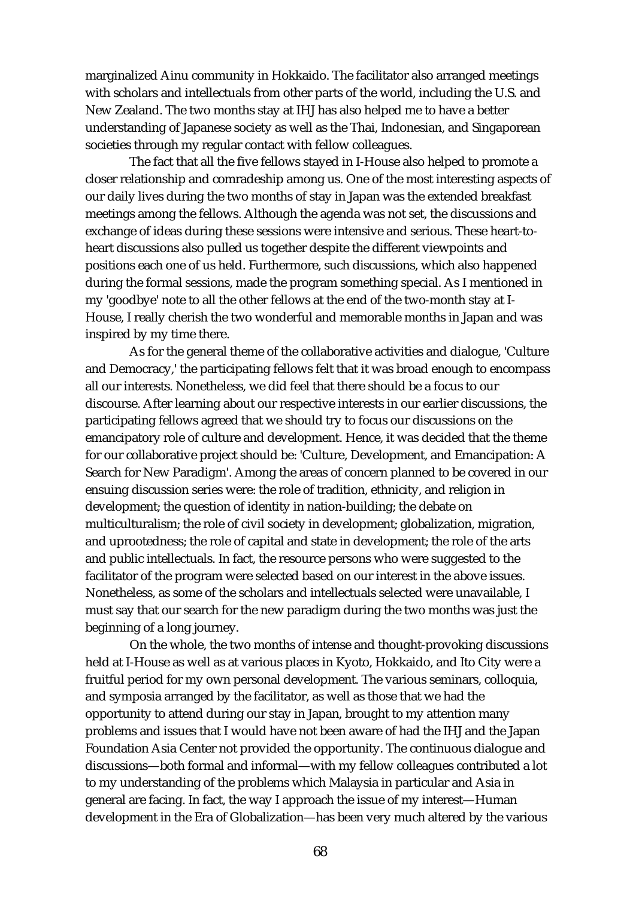marginalized Ainu community in Hokkaido. The facilitator also arranged meetings with scholars and intellectuals from other parts of the world, including the U.S. and New Zealand. The two months stay at IHJ has also helped me to have a better understanding of Japanese society as well as the Thai, Indonesian, and Singaporean societies through my regular contact with fellow colleagues.

The fact that all the five fellows stayed in I-House also helped to promote a closer relationship and comradeship among us. One of the most interesting aspects of our daily lives during the two months of stay in Japan was the extended breakfast meetings among the fellows. Although the agenda was not set, the discussions and exchange of ideas during these sessions were intensive and serious. These heart-to-heart discussions also pulled us together despite the different viewpoints and positions each one of us held. Furthermore, such discussions, which also happened during the formal sessions, made the program something special. As I mentioned in my 'goodbye' note to all the other fellows at the end of the two-month stay at I-House, I really cherish the two wonderful and memorable months in Japan and was inspired by my time there.

As for the general theme of the collaborative activities and dialogue, 'Culture and Democracy,' the participating fellows felt that it was broad enough to encompass all our interests. Nonetheless, we did feel that there should be a focus to our discourse. After learning about our respective interests in our earlier discussions, the participating fellows agreed that we should try to focus our discussions on the emancipatory role of culture and development. Hence, it was decided that the theme for our collaborative project should be: 'Culture, Development, and Emancipation: A Search for New Paradigm'. Among the areas of concern planned to be covered in our ensuing discussion series were: the role of tradition, ethnicity, and religion in development; the question of identity in nation-building; the debate on multiculturalism; the role of civil society in development; globalization, migration, and uprootedness; the role of capital and state in development; the role of the arts and public intellectuals. In fact, the resource persons who were suggested to the facilitator of the program were selected based on our interest in the above issues. Nonetheless, as some of the scholars and intellectuals selected were unavailable, I must say that our search for the new paradigm during the two months was just the beginning of a long journey.

On the whole, the two months of intense and thought-provoking discussions held at I-House as well as at various places in Kyoto, Hokkaido, and Ito City were a fruitful period for my own personal development. The various seminars, colloquia, and symposia arranged by the facilitator, as well as those that we had the opportunity to attend during our stay in Japan, brought to my attention many problems and issues that I would have not been aware of had the IHJ and the Japan Foundation Asia Center not provided the opportunity. The continuous dialogue and discussions—both formal and informal—with my fellow colleagues contributed a lot to my understanding of the problems which Malaysia in particular and Asia in general are facing. In fact, the way I approach the issue of my interest—Human development in the Era of Globalization—has been very much altered by the various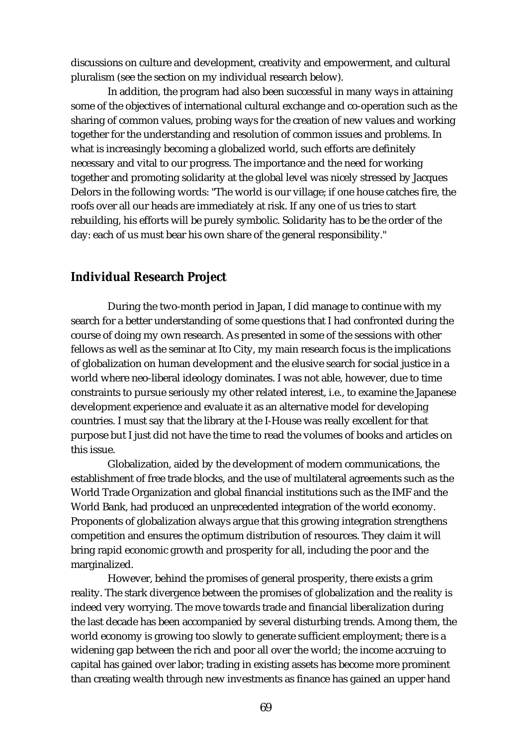discussions on culture and development, creativity and empowerment, and cultural pluralism (see the section on my individual research below).

In addition, the program had also been successful in many ways in attaining some of the objectives of international cultural exchange and co-operation such as the sharing of common values, probing ways for the creation of new values and working together for the understanding and resolution of common issues and problems. In what is increasingly becoming a globalized world, such efforts are definitely necessary and vital to our progress. The importance and the need for working together and promoting solidarity at the global level was nicely stressed by Jacques Delors in the following words: "The world is our village; if one house catches fire, the roofs over all our heads are immediately at risk. If any one of us tries to start rebuilding, his efforts will be purely symbolic. Solidarity has to be the order of the day: each of us must bear his own share of the general responsibility."

## Individual Research Project

During the two-month period in Japan, I did manage to continue with my search for a better understanding of some questions that I had confronted during the course of doing my own research. As presented in some of the sessions with other fellows as well as the seminar at Ito City, my main research focus is the implications of globalization on human development and the elusive search for social justice in a world where neo-liberal ideology dominates. I was not able, however, due to time constraints to pursue seriously my other related interest, i.e., to examine the Japanese development experience and evaluate it as an alternative model for developing countries. I must say that the library at the I-House was really excellent for that purpose but I just did not have the time to read the volumes of books and articles on this issue.

Globalization, aided by the development of modern communications, the establishment of free trade blocks, and the use of multilateral agreements such as the World Trade Organization and global financial institutions such as the IMF and the World Bank, had produced an unprecedented integration of the world economy. Proponents of globalization always argue that this growing integration strengthens competition and ensures the optimum distribution of resources. They claim it will bring rapid economic growth and prosperity for all, including the poor and the marginalized.

However, behind the promises of general prosperity, there exists a grim reality. The stark divergence between the promises of globalization and the reality is indeed very worrying. The move towards trade and financial liberalization during the last decade has been accompanied by several disturbing trends. Among them, the world economy is growing too slowly to generate sufficient employment; there is a widening gap between the rich and poor all over the world; the income accruing to capital has gained over labor; trading in existing assets has become more prominent than creating wealth through new investments as finance has gained an upper hand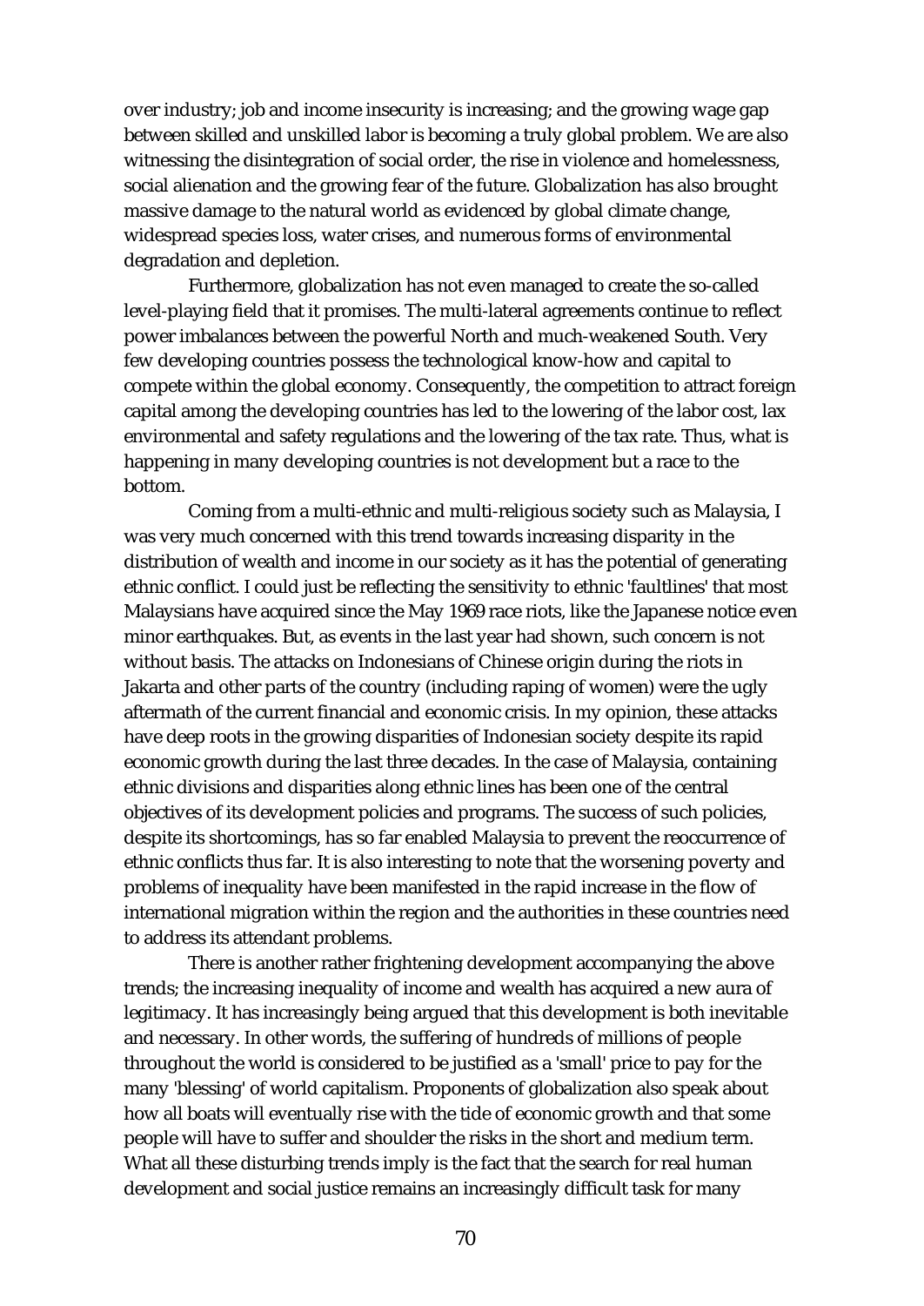over industry; job and income insecurity is increasing; and the growing wage gap between skilled and unskilled labor is becoming a truly global problem. We are also witnessing the disintegration of social order, the rise in violence and homelessness, social alienation and the growing fear of the future. Globalization has also brought massive damage to the natural world as evidenced by global climate change, widespread species loss, water crises, and numerous forms of environmental degradation and depletion.

Furthermore, globalization has not even managed to create the so-called level-playing field that it promises. The multi-lateral agreements continue to reflect power imbalances between the powerful North and much-weakened South. Very few developing countries possess the technological know-how and capital to compete within the global economy. Consequently, the competition to attract foreign capital among the developing countries has led to the lowering of the labor cost, lax environmental and safety regulations and the lowering of the tax rate. Thus, what is happening in many developing countries is not development but a race to the bottom.

Coming from a multi-ethnic and multi-religious society such as Malaysia, I was very much concerned with this trend towards increasing disparity in the distribution of wealth and income in our society as it has the potential of generating ethnic conflict. I could just be reflecting the sensitivity to ethnic 'faultlines' that most Malaysians have acquired since the May 1969 race riots, like the Japanese notice even minor earthquakes. But, as events in the last year had shown, such concern is not without basis. The attacks on Indonesians of Chinese origin during the riots in Jakarta and other parts of the country (including raping of women) were the ugly aftermath of the current financial and economic crisis. In my opinion, these attacks have deep roots in the growing disparities of Indonesian society despite its rapid economic growth during the last three decades. In the case of Malaysia, containing ethnic divisions and disparities along ethnic lines has been one of the central objectives of its development policies and programs. The success of such policies, despite its shortcomings, has so far enabled Malaysia to prevent the reoccurrence of ethnic conflicts thus far. It is also interesting to note that the worsening poverty and problems of inequality have been manifested in the rapid increase in the flow of international migration within the region and the authorities in these countries need to address its attendant problems.

There is another rather frightening development accompanying the above trends; the increasing inequality of income and wealth has acquired a new aura of legitimacy. It has increasingly being argued that this development is both inevitable and necessary. In other words, the suffering of hundreds of millions of people throughout the world is considered to be justified as a 'small' price to pay for the many 'blessing' of world capitalism. Proponents of globalization also speak about how all boats will eventually rise with the tide of economic growth and that some people will have to suffer and shoulder the risks in the short and medium term. What all these disturbing trends imply is the fact that the search for real human development and social justice remains an increasingly difficult task for many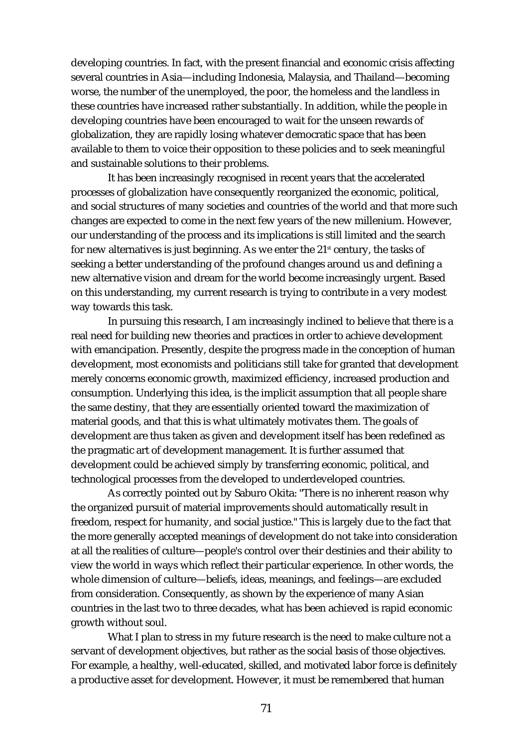developing countries. In fact, with the present financial and economic crisis affecting several countries in Asia—including Indonesia, Malaysia, and Thailand—becoming worse, the number of the unemployed, the poor, the homeless and the landless in these countries have increased rather substantially. In addition, while the people in developing countries have been encouraged to wait for the unseen rewards of globalization, they are rapidly losing whatever democratic space that has been available to them to voice their opposition to these policies and to seek meaningful and sustainable solutions to their problems.

It has been increasingly recognised in recent years that the accelerated processes of globalization have consequently reorganized the economic, political, and social structures of many societies and countries of the world and that more such changes are expected to come in the next few years of the new millenium. However, our understanding of the process and its implications is still limited and the search for new alternatives is just beginning. As we enter the 21st century, the tasks of seeking a better understanding of the profound changes around us and defining a new alternative vision and dream for the world become increasingly urgent. Based on this understanding, my current research is trying to contribute in a very modest way towards this task.

In pursuing this research, I am increasingly inclined to believe that there is a real need for building new theories and practices in order to achieve development with emancipation. Presently, despite the progress made in the conception of human development, most economists and politicians still take for granted that development merely concerns economic growth, maximized efficiency, increased production and consumption. Underlying this idea, is the implicit assumption that all people share the same destiny, that they are essentially oriented toward the maximization of material goods, and that this is what ultimately motivates them. The goals of development are thus taken as given and development itself has been redefined as the pragmatic art of development management. It is further assumed that development could be achieved simply by transferring economic, political, and technological processes from the developed to underdeveloped countries.

As correctly pointed out by Saburo Okita: "There is no inherent reason why the organized pursuit of material improvements should automatically result in freedom, respect for humanity, and social justice." This is largely due to the fact that the more generally accepted meanings of development do not take into consideration at all the realities of culture—people's control over their destinies and their ability to view the world in ways which reflect their particular experience. In other words, the whole dimension of culture—beliefs, ideas, meanings, and feelings—are excluded from consideration. Consequently, as shown by the experience of many Asian countries in the last two to three decades, what has been achieved is rapid economic growth without soul.

What I plan to stress in my future research is the need to make culture not a servant of development objectives, but rather as the social basis of those objectives. For example, a healthy, well-educated, skilled, and motivated labor force is definitely a productive asset for development. However, it must be remembered that human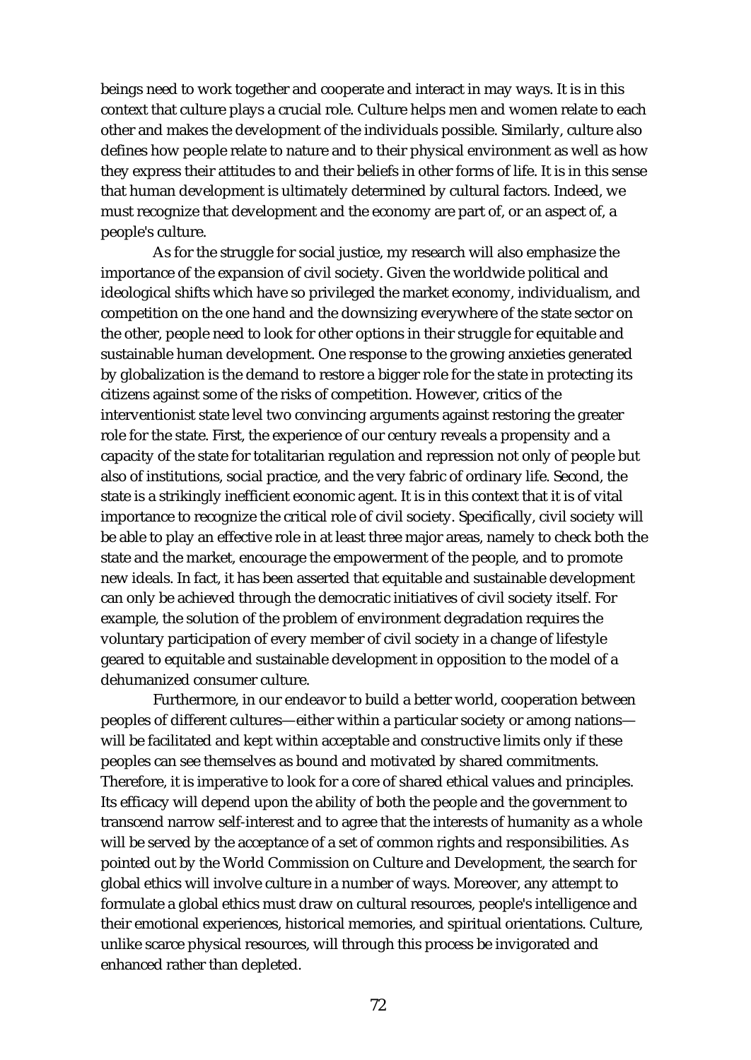beings need to work together and cooperate and interact in may ways. It is in this context that culture plays a crucial role. Culture helps men and women relate to each other and makes the development of the individuals possible. Similarly, culture also defines how people relate to nature and to their physical environment as well as how they express their attitudes to and their beliefs in other forms of life. It is in this sense that human development is ultimately determined by cultural factors. Indeed, we must recognize that development and the economy are part of, or an aspect of, a people's culture.

As for the struggle for social justice, my research will also emphasize the importance of the expansion of civil society. Given the worldwide political and ideological shifts which have so privileged the market economy, individualism, and competition on the one hand and the downsizing everywhere of the state sector on the other, people need to look for other options in their struggle for equitable and sustainable human development. One response to the growing anxieties generated by globalization is the demand to restore a bigger role for the state in protecting its citizens against some of the risks of competition. However, critics of the interventionist state level two convincing arguments against restoring the greater role for the state. First, the experience of our century reveals a propensity and a capacity of the state for totalitarian regulation and repression not only of people but also of institutions, social practice, and the very fabric of ordinary life. Second, the state is a strikingly inefficient economic agent. It is in this context that it is of vital importance to recognize the critical role of civil society. Specifically, civil society will be able to play an effective role in at least three major areas, namely to check both the state and the market, encourage the empowerment of the people, and to promote new ideals. In fact, it has been asserted that equitable and sustainable development can only be achieved through the democratic initiatives of civil society itself. For example, the solution of the problem of environment degradation requires the voluntary participation of every member of civil society in a change of lifestyle geared to equitable and sustainable development in opposition to the model of a dehumanized consumer culture.

Furthermore, in our endeavor to build a better world, cooperation between peoples of different cultures—either within a particular society or among nations—will be facilitated and kept within acceptable and constructive limits only if these peoples can see themselves as bound and motivated by shared commitments. Therefore, it is imperative to look for a core of shared ethical values and principles. Its efficacy will depend upon the ability of both the people and the government to transcend narrow self-interest and to agree that the interests of humanity as a whole will be served by the acceptance of a set of common rights and responsibilities. As pointed out by the World Commission on Culture and Development, the search for global ethics will involve culture in a number of ways. Moreover, any attempt to formulate a global ethics must draw on cultural resources, people's intelligence and their emotional experiences, historical memories, and spiritual orientations. Culture, unlike scarce physical resources, will through this process be invigorated and enhanced rather than depleted.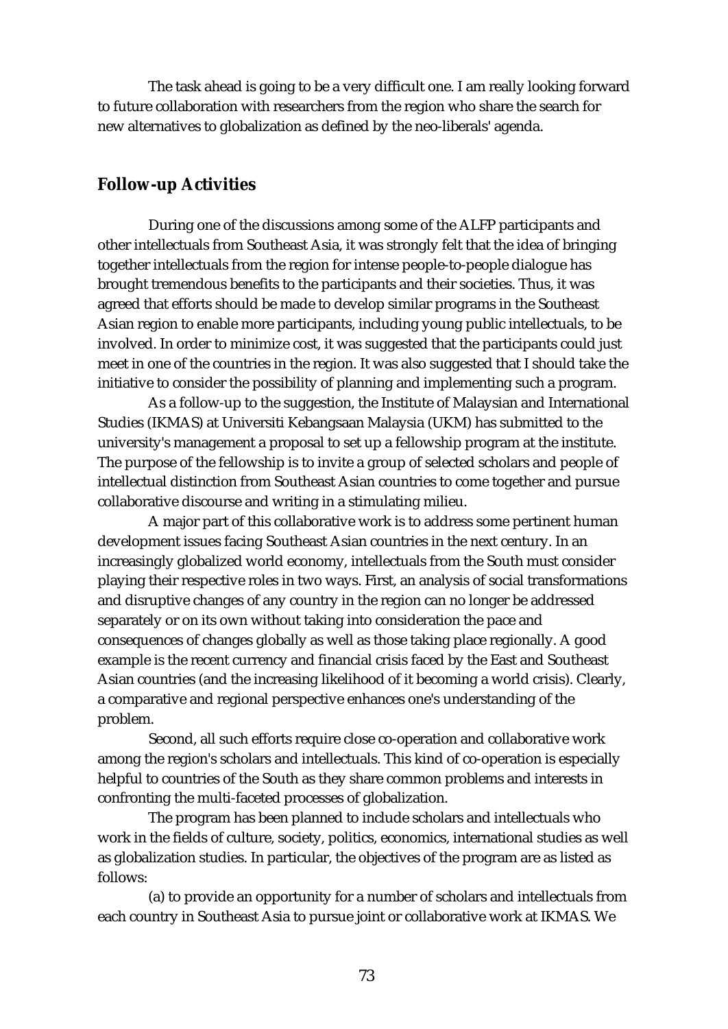The task ahead is going to be a very difficult one. I am really looking forward to future collaboration with researchers from the region who share the search for new alternatives to globalization as defined by the neo-liberals' agenda.

## Follow-up Activities

During one of the discussions among some of the ALFP participants and other intellectuals from Southeast Asia, it was strongly felt that the idea of bringing together intellectuals from the region for intense people-to-people dialogue has brought tremendous benefits to the participants and their societies. Thus, it was agreed that efforts should be made to develop similar programs in the Southeast Asian region to enable more participants, including young public intellectuals, to be involved. In order to minimize cost, it was suggested that the participants could just meet in one of the countries in the region. It was also suggested that I should take the initiative to consider the possibility of planning and implementing such a program.

As a follow-up to the suggestion, the Institute of Malaysian and International Studies (IKMAS) at Universiti Kebangsaan Malaysia (UKM) has submitted to the university's management a proposal to set up a fellowship program at the institute. The purpose of the fellowship is to invite a group of selected scholars and people of intellectual distinction from Southeast Asian countries to come together and pursue collaborative discourse and writing in a stimulating milieu.

A major part of this collaborative work is to address some pertinent human development issues facing Southeast Asian countries in the next century. In an increasingly globalized world economy, intellectuals from the South must consider playing their respective roles in two ways. First, an analysis of social transformations and disruptive changes of any country in the region can no longer be addressed separately or on its own without taking into consideration the pace and consequences of changes globally as well as those taking place regionally. A good example is the recent currency and financial crisis faced by the East and Southeast Asian countries (and the increasing likelihood of it becoming a world crisis). Clearly, a comparative and regional perspective enhances one's understanding of the problem.

Second, all such efforts require close co-operation and collaborative work among the region's scholars and intellectuals. This kind of co-operation is especially helpful to countries of the South as they share common problems and interests in confronting the multi-faceted processes of globalization.

The program has been planned to include scholars and intellectuals who work in the fields of culture, society, politics, economics, international studies as well as globalization studies. In particular, the objectives of the program are as listed as follows:

(a) to provide an opportunity for a number of scholars and intellectuals from each country in Southeast Asia to pursue joint or collaborative work at IKMAS. We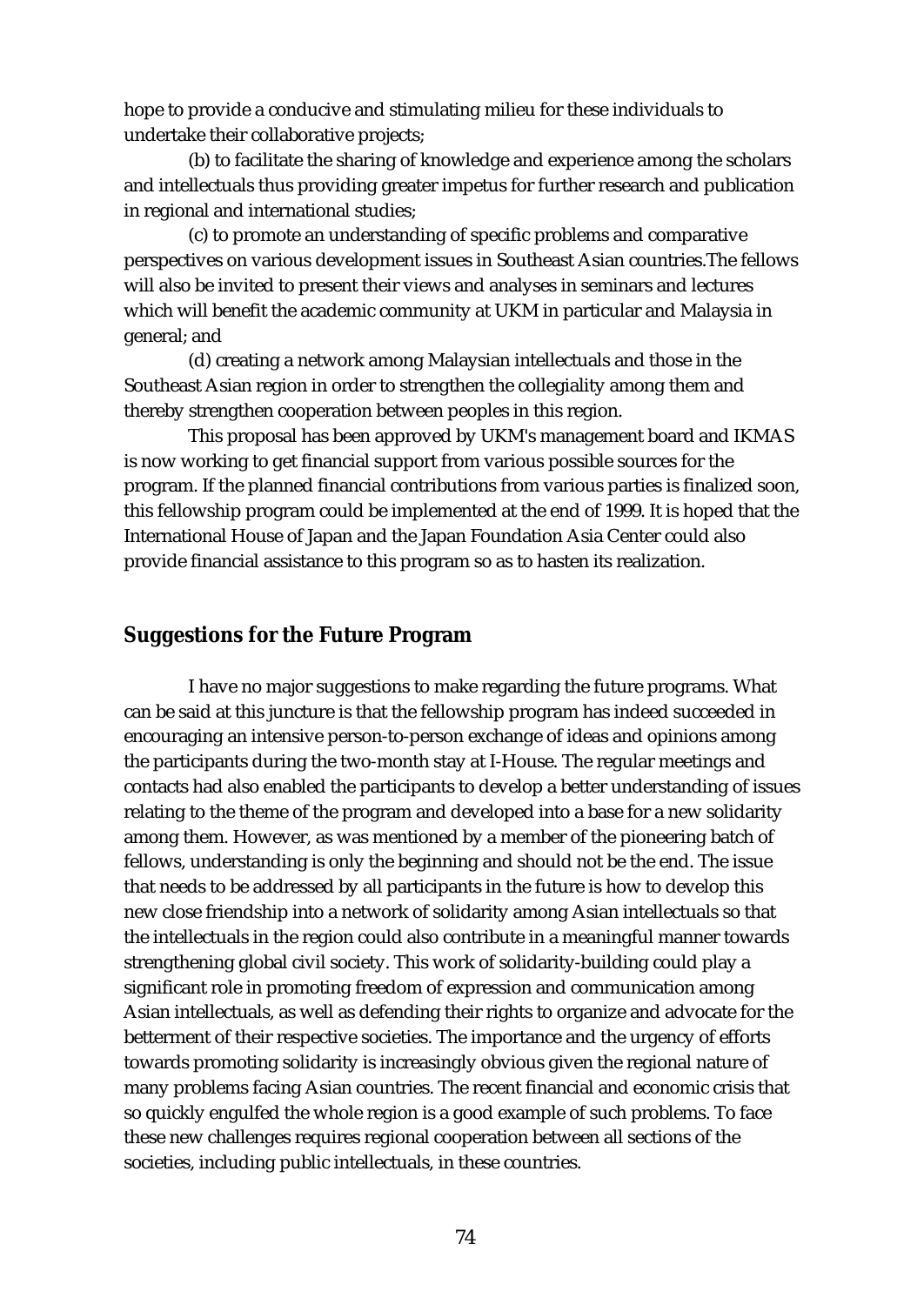hope to provide a conducive and stimulating milieu for these individuals to undertake their collaborative projects;

(b) to facilitate the sharing of knowledge and experience among the scholars and intellectuals thus providing greater impetus for further research and publication in regional and international studies;

(c) to promote an understanding of specific problems and comparative perspectives on various development issues in Southeast Asian countries.The fellows will also be invited to present their views and analyses in seminars and lectures which will benefit the academic community at UKM in particular and Malaysia in general; and

(d) creating a network among Malaysian intellectuals and those in the Southeast Asian region in order to strengthen the collegiality among them and thereby strengthen cooperation between peoples in this region.

This proposal has been approved by UKM's management board and IKMAS is now working to get financial support from various possible sources for the program. If the planned financial contributions from various parties is finalized soon, this fellowship program could be implemented at the end of 1999. It is hoped that the International House of Japan and the Japan Foundation Asia Center could also provide financial assistance to this program so as to hasten its realization.

## Suggestions for the Future Program

I have no major suggestions to make regarding the future programs. What can be said at this juncture is that the fellowship program has indeed succeeded in encouraging an intensive person-to-person exchange of ideas and opinions among the participants during the two-month stay at I-House. The regular meetings and contacts had also enabled the participants to develop a better understanding of issues relating to the theme of the program and developed into a base for a new solidarity among them. However, as was mentioned by a member of the pioneering batch of fellows, understanding is only the beginning and should not be the end. The issue that needs to be addressed by all participants in the future is how to develop this new close friendship into a network of solidarity among Asian intellectuals so that the intellectuals in the region could also contribute in a meaningful manner towards strengthening global civil society. This work of solidarity-building could play a significant role in promoting freedom of expression and communication among Asian intellectuals, as well as defending their rights to organize and advocate for the betterment of their respective societies. The importance and the urgency of efforts towards promoting solidarity is increasingly obvious given the regional nature of many problems facing Asian countries. The recent financial and economic crisis that so quickly engulfed the whole region is a good example of such problems. To face these new challenges requires regional cooperation between all sections of the societies, including public intellectuals, in these countries.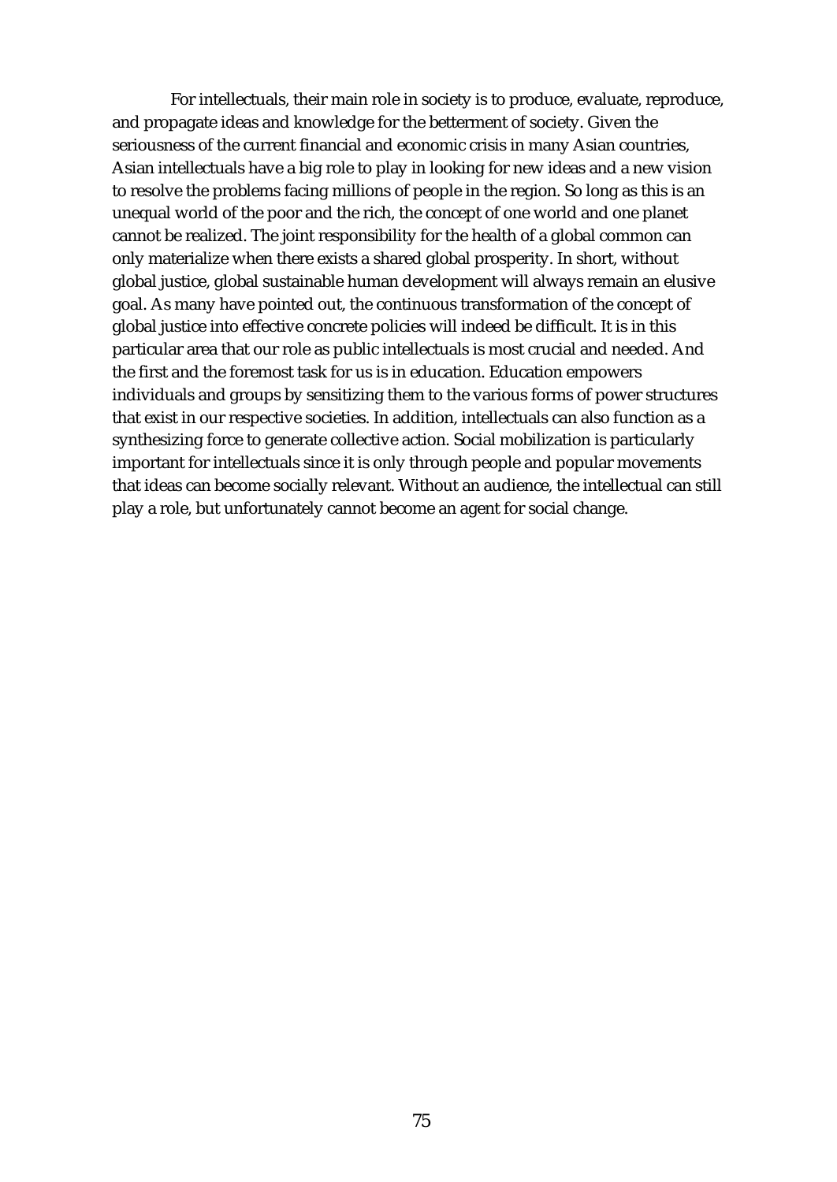For intellectuals, their main role in society is to produce, evaluate, reproduce, and propagate ideas and knowledge for the betterment of society. Given the seriousness of the current financial and economic crisis in many Asian countries, Asian intellectuals have a big role to play in looking for new ideas and a new vision to resolve the problems facing millions of people in the region. So long as this is an unequal world of the poor and the rich, the concept of one world and one planet cannot be realized. The joint responsibility for the health of a global common can only materialize when there exists a shared global prosperity. In short, without global justice, global sustainable human development will always remain an elusive goal. As many have pointed out, the continuous transformation of the concept of global justice into effective concrete policies will indeed be difficult. It is in this particular area that our role as public intellectuals is most crucial and needed. And the first and the foremost task for us is in education. Education empowers individuals and groups by sensitizing them to the various forms of power structures that exist in our respective societies. In addition, intellectuals can also function as a synthesizing force to generate collective action. Social mobilization is particularly important for intellectuals since it is only through people and popular movements that ideas can become socially relevant. Without an audience, the intellectual can still play a role, but unfortunately cannot become an agent for social change.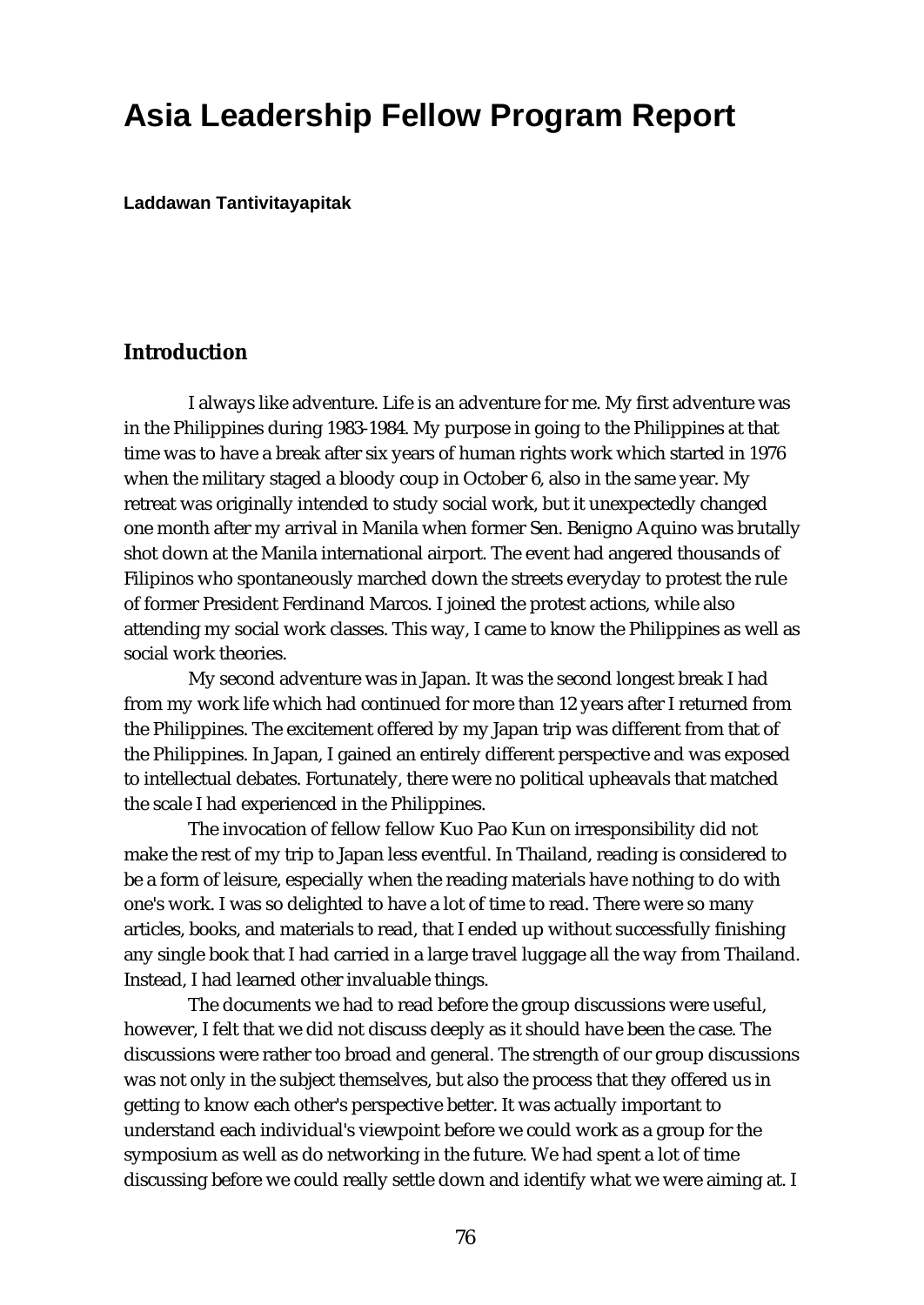# Asia Leadership Fellow Program Report

**Laddawan Tantivitayapitak**

## Introduction

I always like adventure. Life is an adventure for me. My first adventure was in the Philippines during 1983-1984. My purpose in going to the Philippines at that time was to have a break after six years of human rights work which started in 1976 when the military staged a bloody coup in October 6, also in the same year. My retreat was originally intended to study social work, but it unexpectedly changed one month after my arrival in Manila when former Sen. Benigno Aquino was brutally shot down at the Manila international airport. The event had angered thousands of Filipinos who spontaneously marched down the streets everyday to protest the rule of former President Ferdinand Marcos. I joined the protest actions, while also attending my social work classes. This way, I came to know the Philippines as well as social work theories.

My second adventure was in Japan. It was the second longest break I had from my work life which had continued for more than 12 years after I returned from the Philippines. The excitement offered by my Japan trip was different from that of the Philippines. In Japan, I gained an entirely different perspective and was exposed to intellectual debates. Fortunately, there were no political upheavals that matched the scale I had experienced in the Philippines.

The invocation of fellow fellow Kuo Pao Kun on irresponsibility did not make the rest of my trip to Japan less eventful. In Thailand, reading is considered to be a form of leisure, especially when the reading materials have nothing to do with one's work. I was so delighted to have a lot of time to read. There were so many articles, books, and materials to read, that I ended up without successfully finishing any single book that I had carried in a large travel luggage all the way from Thailand. Instead, I had learned other invaluable things.

The documents we had to read before the group discussions were useful, however, I felt that we did not discuss deeply as it should have been the case. The discussions were rather too broad and general. The strength of our group discussions was not only in the subject themselves, but also the process that they offered us in getting to know each other's perspective better. It was actually important to understand each individual's viewpoint before we could work as a group for the symposium as well as do networking in the future. We had spent a lot of time discussing before we could really settle down and identify what we were aiming at. I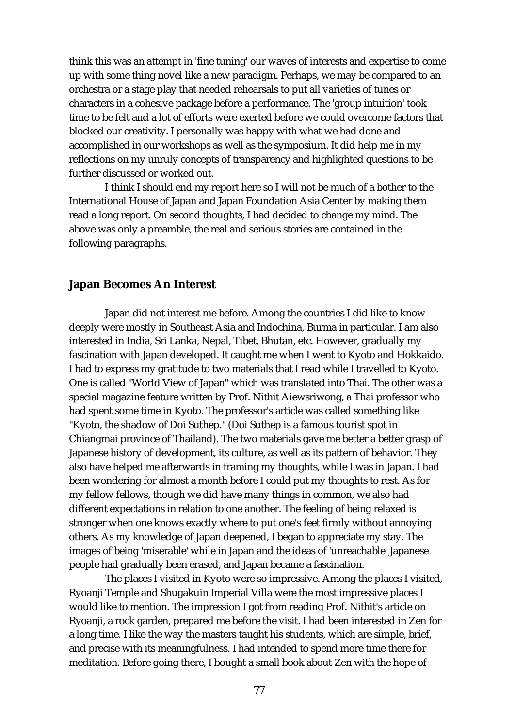think this was an attempt in 'fine tuning' our waves of interests and expertise to come up with some thing novel like a new paradigm. Perhaps, we may be compared to an orchestra or a stage play that needed rehearsals to put all varieties of tunes or characters in a cohesive package before a performance. The 'group intuition' took time to be felt and a lot of efforts were exerted before we could overcome factors that blocked our creativity. I personally was happy with what we had done and accomplished in our workshops as well as the symposium. It did help me in my reflections on my unruly concepts of transparency and highlighted questions to be further discussed or worked out.

I think I should end my report here so I will not be much of a bother to the International House of Japan and Japan Foundation Asia Center by making them read a long report. On second thoughts, I had decided to change my mind. The above was only a preamble, the real and serious stories are contained in the following paragraphs.

## Japan Becomes An Interest

Japan did not interest me before. Among the countries I did like to know deeply were mostly in Southeast Asia and Indochina, Burma in particular. I am also interested in India, Sri Lanka, Nepal, Tibet, Bhutan, etc. However, gradually my fascination with Japan developed. It caught me when I went to Kyoto and Hokkaido. I had to express my gratitude to two materials that I read while I travelled to Kyoto. One is called "World View of Japan" which was translated into Thai. The other was a special magazine feature written by Prof. Nithit Aiewsriwong, a Thai professor who had spent some time in Kyoto. The professor's article was called something like "Kyoto, the shadow of Doi Suthep." (Doi Suthep is a famous tourist spot in Chiangmai province of Thailand). The two materials gave me better a better grasp of Japanese history of development, its culture, as well as its pattern of behavior. They also have helped me afterwards in framing my thoughts, while I was in Japan. I had been wondering for almost a month before I could put my thoughts to rest. As for my fellow fellows, though we did have many things in common, we also had different expectations in relation to one another. The feeling of being relaxed is stronger when one knows exactly where to put one's feet firmly without annoying others. As my knowledge of Japan deepened, I began to appreciate my stay. The images of being 'miserable' while in Japan and the ideas of 'unreachable' Japanese people had gradually been erased, and Japan became a fascination.

The places I visited in Kyoto were so impressive. Among the places I visited, Ryoanji Temple and Shugakuin Imperial Villa were the most impressive places I would like to mention. The impression I got from reading Prof. Nithit's article on Ryoanji, a rock garden, prepared me before the visit. I had been interested in Zen for a long time. I like the way the masters taught his students, which are simple, brief, and precise with its meaningfulness. I had intended to spend more time there for meditation. Before going there, I bought a small book about Zen with the hope of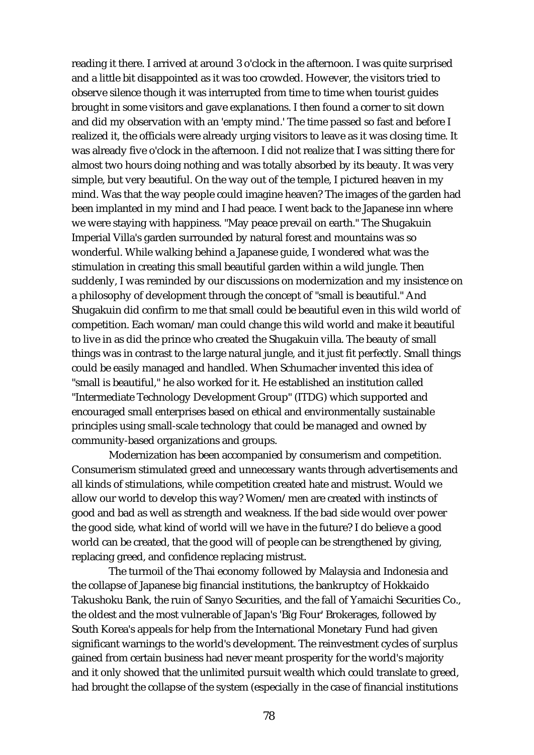reading it there. I arrived at around 3 o'clock in the afternoon. I was quite surprised and a little bit disappointed as it was too crowded. However, the visitors tried to observe silence though it was interrupted from time to time when tourist guides brought in some visitors and gave explanations. I then found a corner to sit down and did my observation with an 'empty mind.' The time passed so fast and before I realized it, the officials were already urging visitors to leave as it was closing time. It was already five o'clock in the afternoon. I did not realize that I was sitting there for almost two hours doing nothing and was totally absorbed by its beauty. It was very simple, but very beautiful. On the way out of the temple, I pictured heaven in my mind. Was that the way people could imagine heaven? The images of the garden had been implanted in my mind and I had peace. I went back to the Japanese inn where we were staying with happiness. "May peace prevail on earth." The Shugakuin Imperial Villa's garden surrounded by natural forest and mountains was so wonderful. While walking behind a Japanese guide, I wondered what was the stimulation in creating this small beautiful garden within a wild jungle. Then suddenly, I was reminded by our discussions on modernization and my insistence on a philosophy of development through the concept of "small is beautiful." And Shugakuin did confirm to me that small could be beautiful even in this wild world of competition. Each woman/man could change this wild world and make it beautiful to live in as did the prince who created the Shugakuin villa. The beauty of small things was in contrast to the large natural jungle, and it just fit perfectly. Small things could be easily managed and handled. When Schumacher invented this idea of "small is beautiful," he also worked for it. He established an institution called "Intermediate Technology Development Group" (ITDG) which supported and encouraged small enterprises based on ethical and environmentally sustainable principles using small-scale technology that could be managed and owned by community-based organizations and groups.

Modernization has been accompanied by consumerism and competition. Consumerism stimulated greed and unnecessary wants through advertisements and all kinds of stimulations, while competition created hate and mistrust. Would we allow our world to develop this way? Women/men are created with instincts of good and bad as well as strength and weakness. If the bad side would over power the good side, what kind of world will we have in the future? I do believe a good world can be created, that the good will of people can be strengthened by giving, replacing greed, and confidence replacing mistrust.

The turmoil of the Thai economy followed by Malaysia and Indonesia and the collapse of Japanese big financial institutions, the bankruptcy of Hokkaido Takushoku Bank, the ruin of Sanyo Securities, and the fall of Yamaichi Securities Co., the oldest and the most vulnerable of Japan's 'Big Four' Brokerages, followed by South Korea's appeals for help from the International Monetary Fund had given significant warnings to the world's development. The reinvestment cycles of surplus gained from certain business had never meant prosperity for the world's majority and it only showed that the unlimited pursuit wealth which could translate to greed, had brought the collapse of the system (especially in the case of financial institutions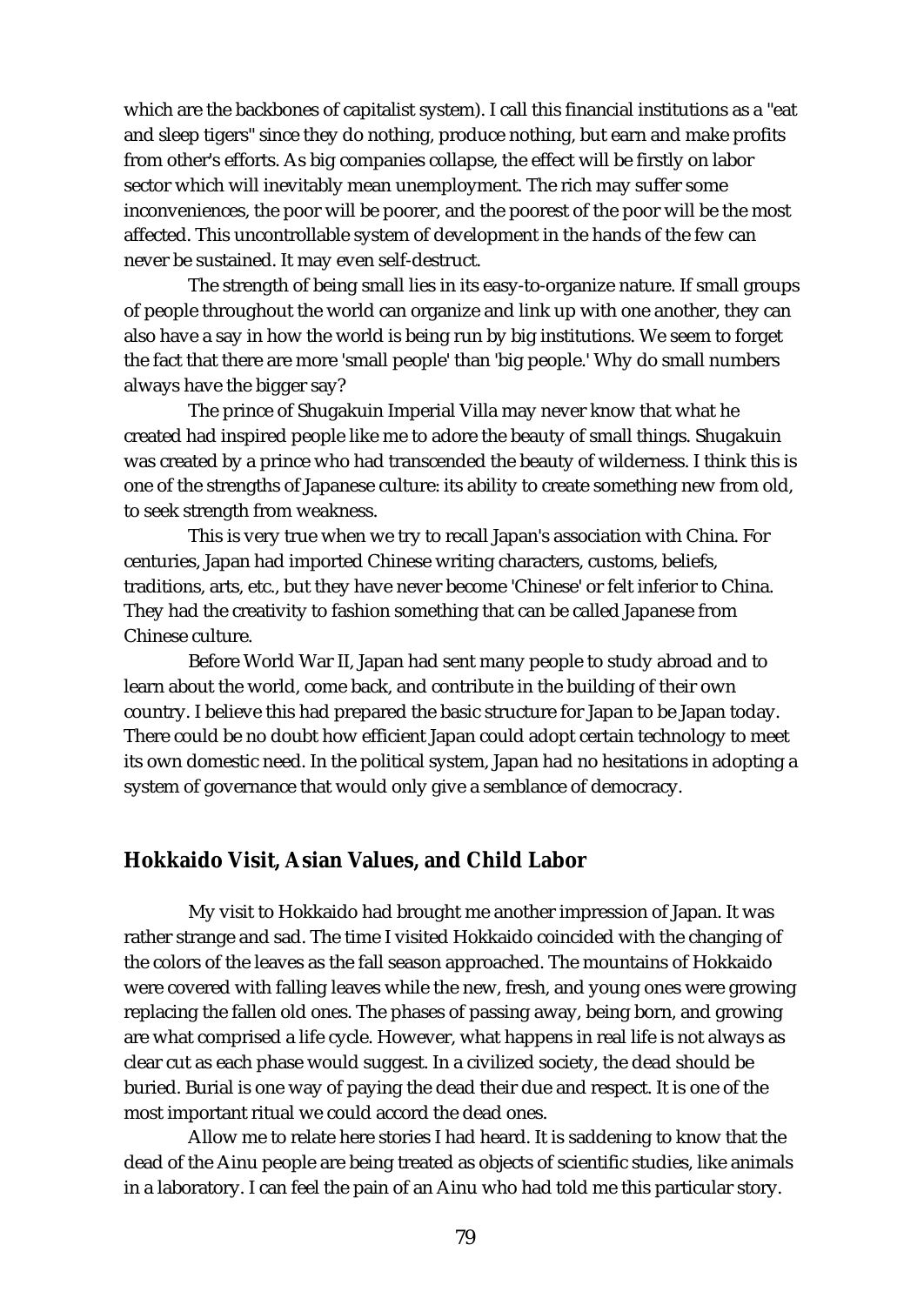which are the backbones of capitalist system). I call this financial institutions as a "eat and sleep tigers" since they do nothing, produce nothing, but earn and make profits from other's efforts. As big companies collapse, the effect will be firstly on labor sector which will inevitably mean unemployment. The rich may suffer some inconveniences, the poor will be poorer, and the poorest of the poor will be the most affected. This uncontrollable system of development in the hands of the few can never be sustained. It may even self-destruct.

The strength of being small lies in its easy-to-organize nature. If small groups of people throughout the world can organize and link up with one another, they can also have a say in how the world is being run by big institutions. We seem to forget the fact that there are more 'small people' than 'big people.' Why do small numbers always have the bigger say?

The prince of Shugakuin Imperial Villa may never know that what he created had inspired people like me to adore the beauty of small things. Shugakuin was created by a prince who had transcended the beauty of wilderness. I think this is one of the strengths of Japanese culture: its ability to create something new from old, to seek strength from weakness.

This is very true when we try to recall Japan's association with China. For centuries, Japan had imported Chinese writing characters, customs, beliefs, traditions, arts, etc., but they have never become 'Chinese' or felt inferior to China. They had the creativity to fashion something that can be called Japanese from Chinese culture.

Before World War II, Japan had sent many people to study abroad and to learn about the world, come back, and contribute in the building of their own country. I believe this had prepared the basic structure for Japan to be Japan today. There could be no doubt how efficient Japan could adopt certain technology to meet its own domestic need. In the political system, Japan had no hesitations in adopting a system of governance that would only give a semblance of democracy.

## Hokkaido Visit, Asian Values, and Child Labor

My visit to Hokkaido had brought me another impression of Japan. It was rather strange and sad. The time I visited Hokkaido coincided with the changing of the colors of the leaves as the fall season approached. The mountains of Hokkaido were covered with falling leaves while the new, fresh, and young ones were growing replacing the fallen old ones. The phases of passing away, being born, and growing are what comprised a life cycle. However, what happens in real life is not always as clear cut as each phase would suggest. In a civilized society, the dead should be buried. Burial is one way of paying the dead their due and respect. It is one of the most important ritual we could accord the dead ones.

Allow me to relate here stories I had heard. It is saddening to know that the dead of the Ainu people are being treated as objects of scientific studies, like animals in a laboratory. I can feel the pain of an Ainu who had told me this particular story.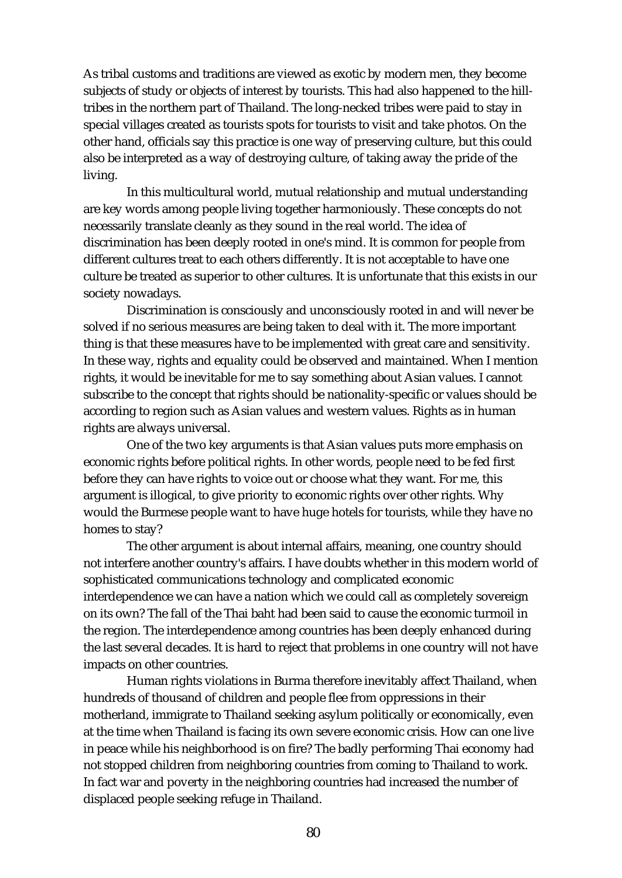As tribal customs and traditions are viewed as exotic by modern men, they become subjects of study or objects of interest by tourists. This had also happened to the hill-tribes in the northern part of Thailand. The long-necked tribes were paid to stay in special villages created as tourists spots for tourists to visit and take photos. On the other hand, officials say this practice is one way of preserving culture, but this could also be interpreted as a way of destroying culture, of taking away the pride of the living.

In this multicultural world, mutual relationship and mutual understanding are key words among people living together harmoniously. These concepts do not necessarily translate cleanly as they sound in the real world. The idea of discrimination has been deeply rooted in one's mind. It is common for people from different cultures treat to each others differently. It is not acceptable to have one culture be treated as superior to other cultures. It is unfortunate that this exists in our society nowadays.

Discrimination is consciously and unconsciously rooted in and will never be solved if no serious measures are being taken to deal with it. The more important thing is that these measures have to be implemented with great care and sensitivity. In these way, rights and equality could be observed and maintained. When I mention rights, it would be inevitable for me to say something about Asian values. I cannot subscribe to the concept that rights should be nationality-specific or values should be according to region such as Asian values and western values. Rights as in human rights are always universal.

One of the two key arguments is that Asian values puts more emphasis on economic rights before political rights. In other words, people need to be fed first before they can have rights to voice out or choose what they want. For me, this argument is illogical, to give priority to economic rights over other rights. Why would the Burmese people want to have huge hotels for tourists, while they have no homes to stay?

The other argument is about internal affairs, meaning, one country should not interfere another country's affairs. I have doubts whether in this modern world of sophisticated communications technology and complicated economic interdependence we can have a nation which we could call as completely sovereign on its own? The fall of the Thai baht had been said to cause the economic turmoil in the region. The interdependence among countries has been deeply enhanced during the last several decades. It is hard to reject that problems in one country will not have impacts on other countries.

Human rights violations in Burma therefore inevitably affect Thailand, when hundreds of thousand of children and people flee from oppressions in their motherland, immigrate to Thailand seeking asylum politically or economically, even at the time when Thailand is facing its own severe economic crisis. How can one live in peace while his neighborhood is on fire? The badly performing Thai economy had not stopped children from neighboring countries from coming to Thailand to work. In fact war and poverty in the neighboring countries had increased the number of displaced people seeking refuge in Thailand.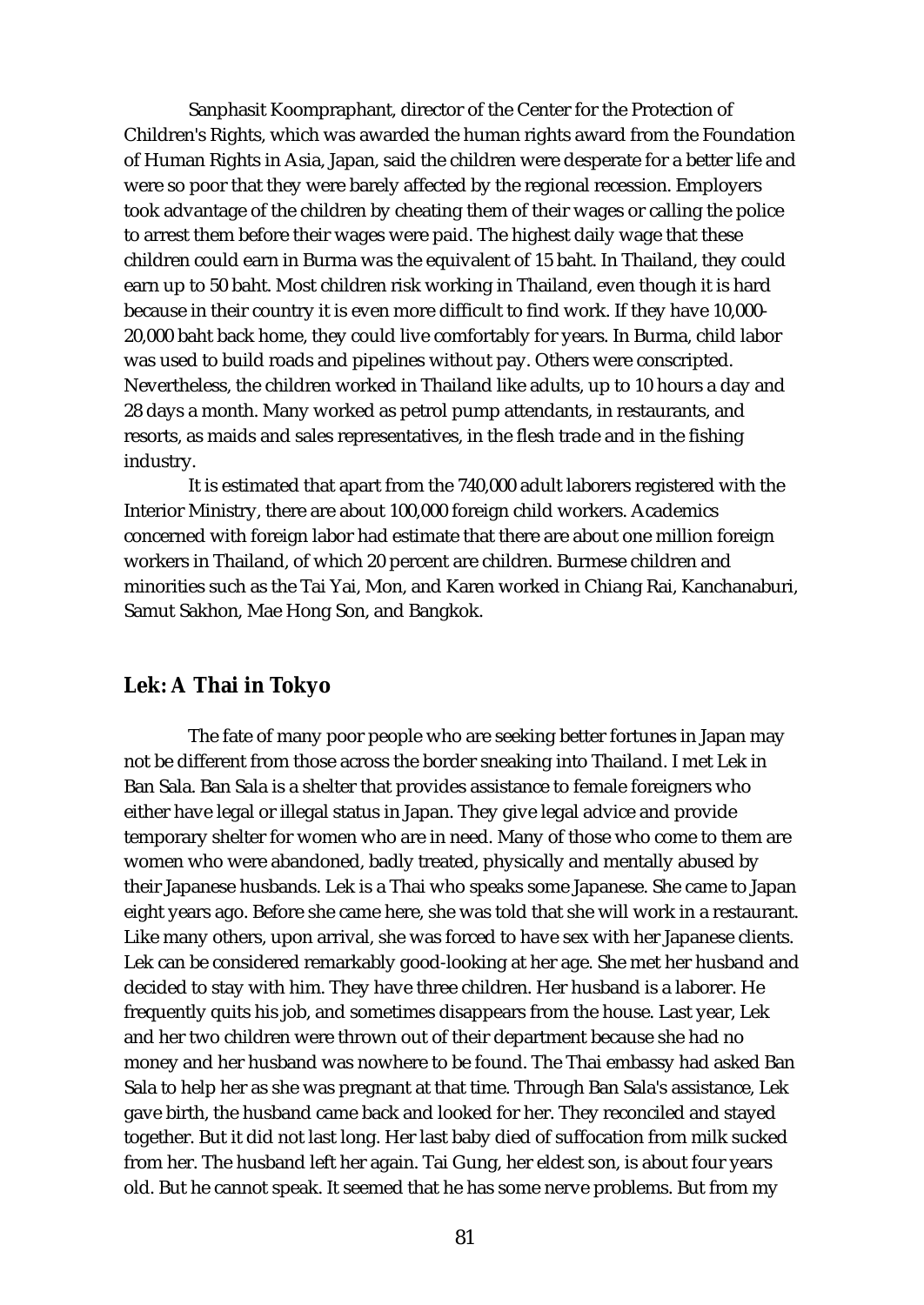Sanphasit Koompraphant, director of the Center for the Protection of Children's Rights, which was awarded the human rights award from the Foundation of Human Rights in Asia, Japan, said the children were desperate for a better life and were so poor that they were barely affected by the regional recession. Employers took advantage of the children by cheating them of their wages or calling the police to arrest them before their wages were paid. The highest daily wage that these children could earn in Burma was the equivalent of 15 baht. In Thailand, they could earn up to 50 baht. Most children risk working in Thailand, even though it is hard because in their country it is even more difficult to find work. If they have 10,000-20,000 baht back home, they could live comfortably for years. In Burma, child labor was used to build roads and pipelines without pay. Others were conscripted. Nevertheless, the children worked in Thailand like adults, up to 10 hours a day and 28 days a month. Many worked as petrol pump attendants, in restaurants, and resorts, as maids and sales representatives, in the flesh trade and in the fishing industry.

It is estimated that apart from the 740,000 adult laborers registered with the Interior Ministry, there are about 100,000 foreign child workers. Academics concerned with foreign labor had estimate that there are about one million foreign workers in Thailand, of which 20 percent are children. Burmese children and minorities such as the Tai Yai, Mon, and Karen worked in Chiang Rai, Kanchanaburi, Samut Sakhon, Mae Hong Son, and Bangkok.

## Lek: A Thai in Tokyo

The fate of many poor people who are seeking better fortunes in Japan may not be different from those across the border sneaking into Thailand. I met Lek in Ban Sala. Ban Sala is a shelter that provides assistance to female foreigners who either have legal or illegal status in Japan. They give legal advice and provide temporary shelter for women who are in need. Many of those who come to them are women who were abandoned, badly treated, physically and mentally abused by their Japanese husbands. Lek is a Thai who speaks some Japanese. She came to Japan eight years ago. Before she came here, she was told that she will work in a restaurant. Like many others, upon arrival, she was forced to have sex with her Japanese clients. Lek can be considered remarkably good-looking at her age. She met her husband and decided to stay with him. They have three children. Her husband is a laborer. He frequently quits his job, and sometimes disappears from the house. Last year, Lek and her two children were thrown out of their department because she had no money and her husband was nowhere to be found. The Thai embassy had asked Ban Sala to help her as she was pregnant at that time. Through Ban Sala's assistance, Lek gave birth, the husband came back and looked for her. They reconciled and stayed together. But it did not last long. Her last baby died of suffocation from milk sucked from her. The husband left her again. Tai Gung, her eldest son, is about four years old. But he cannot speak. It seemed that he has some nerve problems. But from my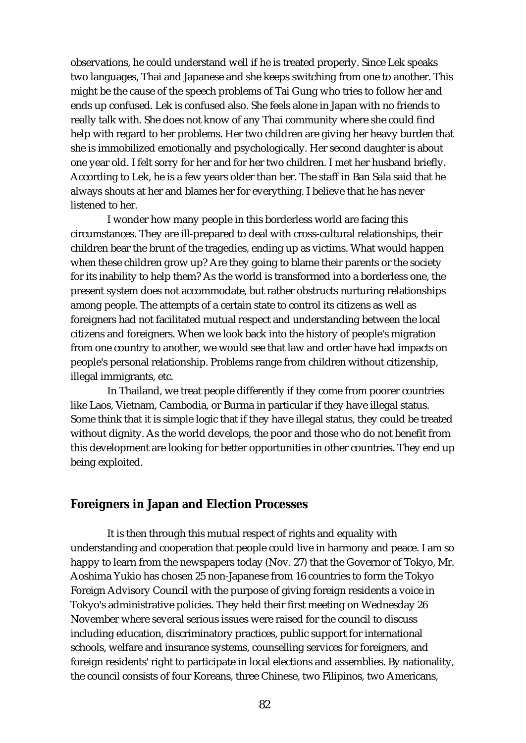observations, he could understand well if he is treated properly. Since Lek speaks two languages, Thai and Japanese and she keeps switching from one to another. This might be the cause of the speech problems of Tai Gung who tries to follow her and ends up confused. Lek is confused also. She feels alone in Japan with no friends to really talk with. She does not know of any Thai community where she could find help with regard to her problems. Her two children are giving her heavy burden that she is immobilized emotionally and psychologically. Her second daughter is about one year old. I felt sorry for her and for her two children. I met her husband briefly. According to Lek, he is a few years older than her. The staff in Ban Sala said that he always shouts at her and blames her for everything. I believe that he has never listened to her.

I wonder how many people in this borderless world are facing this circumstances. They are ill-prepared to deal with cross-cultural relationships, their children bear the brunt of the tragedies, ending up as victims. What would happen when these children grow up? Are they going to blame their parents or the society for its inability to help them? As the world is transformed into a borderless one, the present system does not accommodate, but rather obstructs nurturing relationships among people. The attempts of a certain state to control its citizens as well as foreigners had not facilitated mutual respect and understanding between the local citizens and foreigners. When we look back into the history of people's migration from one country to another, we would see that law and order have had impacts on people's personal relationship. Problems range from children without citizenship, illegal immigrants, etc.

In Thailand, we treat people differently if they come from poorer countries like Laos, Vietnam, Cambodia, or Burma in particular if they have illegal status. Some think that it is simple logic that if they have illegal status, they could be treated without dignity. As the world develops, the poor and those who do not benefit from this development are looking for better opportunities in other countries. They end up being exploited.

## Foreigners in Japan and Election Processes

It is then through this mutual respect of rights and equality with understanding and cooperation that people could live in harmony and peace. I am so happy to learn from the newspapers today (Nov. 27) that the Governor of Tokyo, Mr. Aoshima Yukio has chosen 25 non-Japanese from 16 countries to form the Tokyo Foreign Advisory Council with the purpose of giving foreign residents a voice in Tokyo's administrative policies. They held their first meeting on Wednesday 26 November where several serious issues were raised for the council to discuss including education, discriminatory practices, public support for international schools, welfare and insurance systems, counselling services for foreigners, and foreign residents' right to participate in local elections and assemblies. By nationality, the council consists of four Koreans, three Chinese, two Filipinos, two Americans,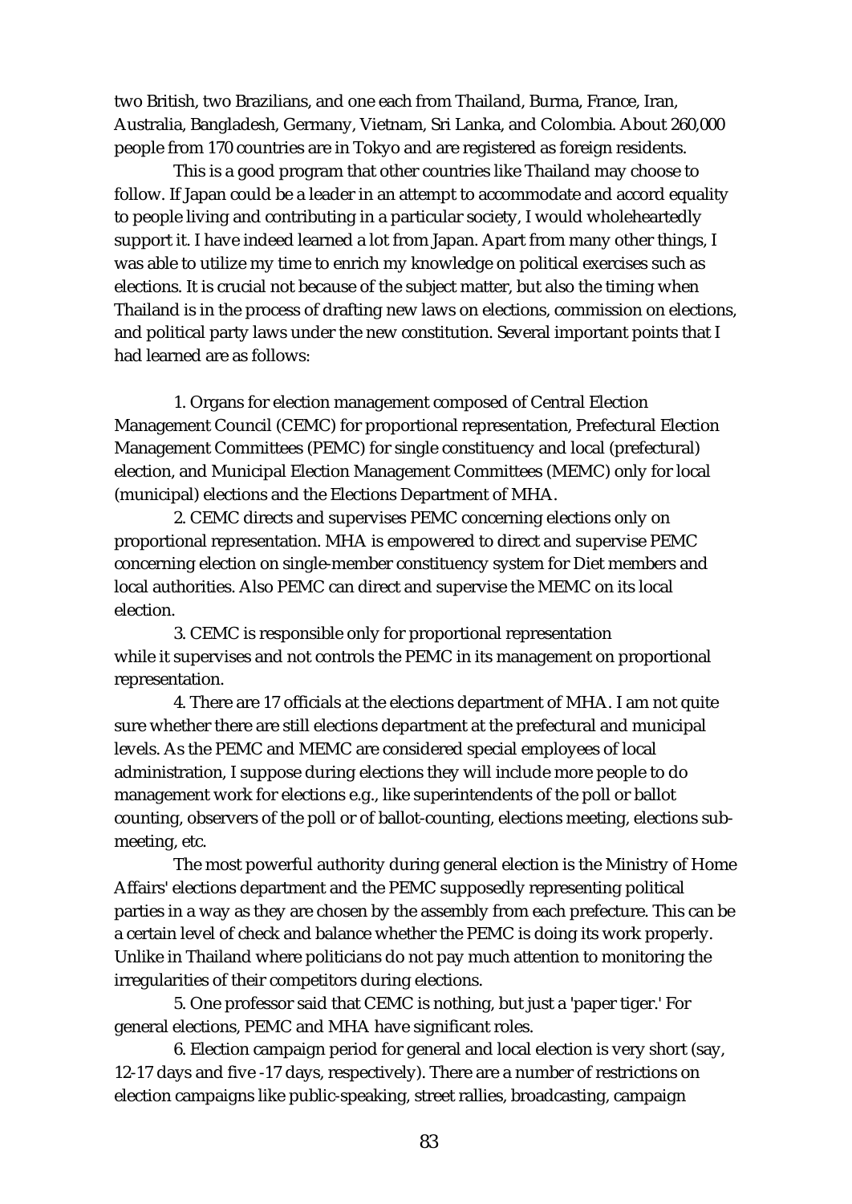two British, two Brazilians, and one each from Thailand, Burma, France, Iran, Australia, Bangladesh, Germany, Vietnam, Sri Lanka, and Colombia. About 260,000 people from 170 countries are in Tokyo and are registered as foreign residents.

This is a good program that other countries like Thailand may choose to follow. If Japan could be a leader in an attempt to accommodate and accord equality to people living and contributing in a particular society, I would wholeheartedly support it. I have indeed learned a lot from Japan. Apart from many other things, I was able to utilize my time to enrich my knowledge on political exercises such as elections. It is crucial not because of the subject matter, but also the timing when Thailand is in the process of drafting new laws on elections, commission on elections, and political party laws under the new constitution. Several important points that I had learned are as follows:

1. Organs for election management composed of Central Election Management Council (CEMC) for proportional representation, Prefectural Election Management Committees (PEMC) for single constituency and local (prefectural) election, and Municipal Election Management Committees (MEMC) only for local (municipal) elections and the Elections Department of MHA.

2. CEMC directs and supervises PEMC concerning elections only on proportional representation. MHA is empowered to direct and supervise PEMC concerning election on single-member constituency system for Diet members and local authorities. Also PEMC can direct and supervise the MEMC on its local election.

3. CEMC is responsible only for proportional representation while it supervises and not controls the PEMC in its management on proportional representation.

4. There are 17 officials at the elections department of MHA. I am not quite sure whether there are still elections department at the prefectural and municipal levels. As the PEMC and MEMC are considered special employees of local administration, I suppose during elections they will include more people to do management work for elections e.g., like superintendents of the poll or ballot counting, observers of the poll or of ballot-counting, elections meeting, elections sub-meeting, etc.

The most powerful authority during general election is the Ministry of Home Affairs' elections department and the PEMC supposedly representing political parties in a way as they are chosen by the assembly from each prefecture. This can be a certain level of check and balance whether the PEMC is doing its work properly. Unlike in Thailand where politicians do not pay much attention to monitoring the irregularities of their competitors during elections.

5. One professor said that CEMC is nothing, but just a 'paper tiger.' For general elections, PEMC and MHA have significant roles.

6. Election campaign period for general and local election is very short (say, 12-17 days and five -17 days, respectively). There are a number of restrictions on election campaigns like public-speaking, street rallies, broadcasting, campaign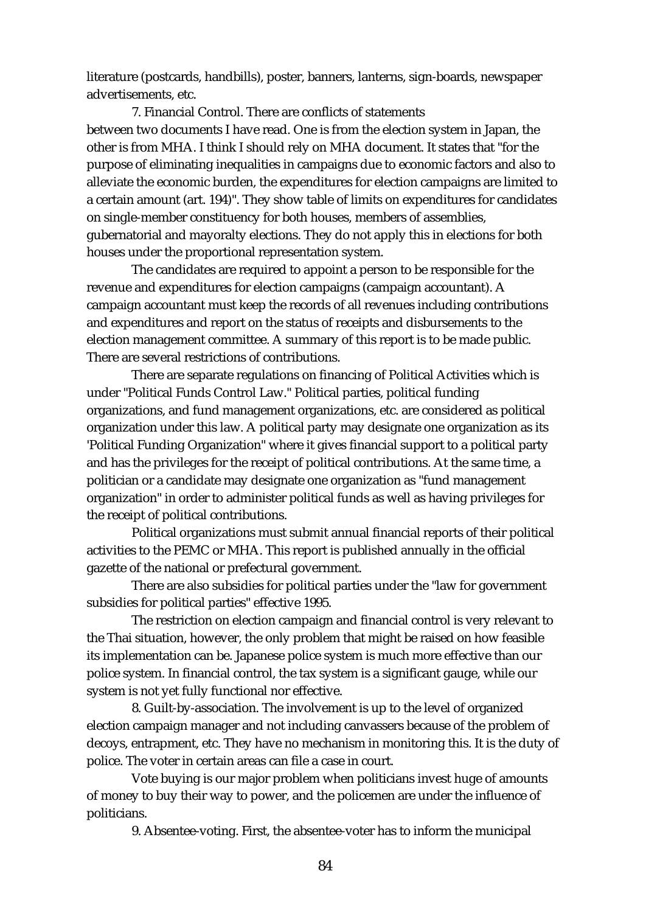literature (postcards, handbills), poster, banners, lanterns, sign-boards, newspaper advertisements, etc.

7. Financial Control. There are conflicts of statements between two documents I have read. One is from the election system in Japan, the other is from MHA. I think I should rely on MHA document. It states that "for the purpose of eliminating inequalities in campaigns due to economic factors and also to alleviate the economic burden, the expenditures for election campaigns are limited to a certain amount (art. 194)". They show table of limits on expenditures for candidates on single-member constituency for both houses, members of assemblies, gubernatorial and mayoralty elections. They do not apply this in elections for both houses under the proportional representation system.

The candidates are required to appoint a person to be responsible for the revenue and expenditures for election campaigns (campaign accountant). A campaign accountant must keep the records of all revenues including contributions and expenditures and report on the status of receipts and disbursements to the election management committee. A summary of this report is to be made public. There are several restrictions of contributions.

There are separate regulations on financing of Political Activities which is under "Political Funds Control Law." Political parties, political funding organizations, and fund management organizations, etc. are considered as political organization under this law. A political party may designate one organization as its 'Political Funding Organization" where it gives financial support to a political party and has the privileges for the receipt of political contributions. At the same time, a politician or a candidate may designate one organization as "fund management organization" in order to administer political funds as well as having privileges for the receipt of political contributions.

Political organizations must submit annual financial reports of their political activities to the PEMC or MHA. This report is published annually in the official gazette of the national or prefectural government.

There are also subsidies for political parties under the "law for government subsidies for political parties" effective 1995.

The restriction on election campaign and financial control is very relevant to the Thai situation, however, the only problem that might be raised on how feasible its implementation can be. Japanese police system is much more effective than our police system. In financial control, the tax system is a significant gauge, while our system is not yet fully functional nor effective.

8. Guilt-by-association. The involvement is up to the level of organized election campaign manager and not including canvassers because of the problem of decoys, entrapment, etc. They have no mechanism in monitoring this. It is the duty of police. The voter in certain areas can file a case in court.

Vote buying is our major problem when politicians invest huge of amounts of money to buy their way to power, and the policemen are under the influence of politicians.

9. Absentee-voting. First, the absentee-voter has to inform the municipal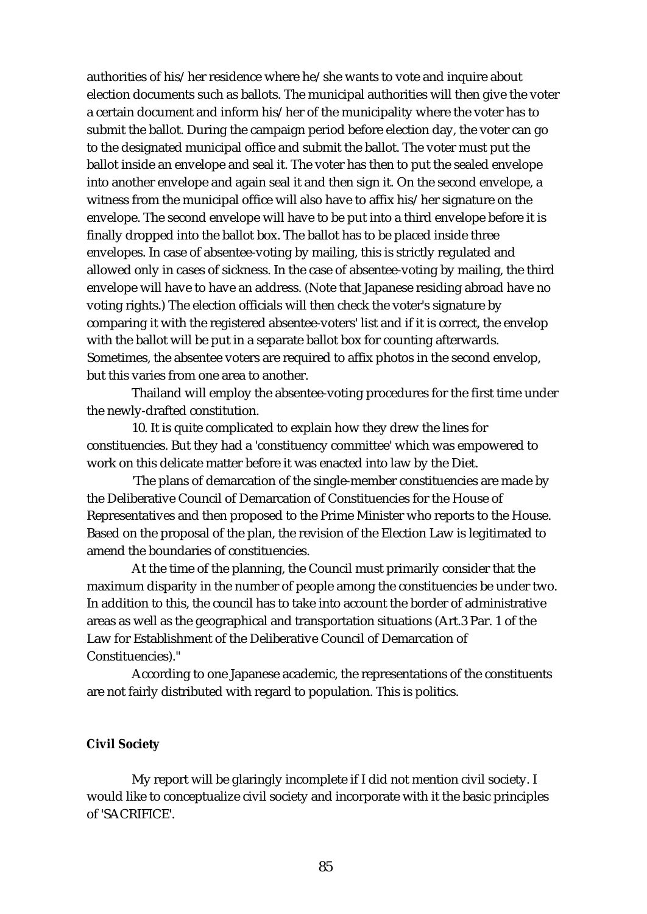authorities of his/her residence where he/she wants to vote and inquire about election documents such as ballots. The municipal authorities will then give the voter a certain document and inform his/her of the municipality where the voter has to submit the ballot. During the campaign period before election day, the voter can go to the designated municipal office and submit the ballot. The voter must put the ballot inside an envelope and seal it. The voter has then to put the sealed envelope into another envelope and again seal it and then sign it. On the second envelope, a witness from the municipal office will also have to affix his/her signature on the envelope. The second envelope will have to be put into a third envelope before it is finally dropped into the ballot box. The ballot has to be placed inside three envelopes. In case of absentee-voting by mailing, this is strictly regulated and allowed only in cases of sickness. In the case of absentee-voting by mailing, the third envelope will have to have an address. (Note that Japanese residing abroad have no voting rights.) The election officials will then check the voter's signature by comparing it with the registered absentee-voters' list and if it is correct, the envelop with the ballot will be put in a separate ballot box for counting afterwards. Sometimes, the absentee voters are required to affix photos in the second envelop, but this varies from one area to another.

Thailand will employ the absentee-voting procedures for the first time under the newly-drafted constitution.

10. It is quite complicated to explain how they drew the lines for constituencies. But they had a 'constituency committee' which was empowered to work on this delicate matter before it was enacted into law by the Diet.

'The plans of demarcation of the single-member constituencies are made by the Deliberative Council of Demarcation of Constituencies for the House of Representatives and then proposed to the Prime Minister who reports to the House. Based on the proposal of the plan, the revision of the Election Law is legitimated to amend the boundaries of constituencies.

At the time of the planning, the Council must primarily consider that the maximum disparity in the number of people among the constituencies be under two. In addition to this, the council has to take into account the border of administrative areas as well as the geographical and transportation situations (Art.3 Par. 1 of the Law for Establishment of the Deliberative Council of Demarcation of Constituencies)."

According to one Japanese academic, the representations of the constituents are not fairly distributed with regard to population. This is politics.

**Civil Society**

My report will be glaringly incomplete if I did not mention civil society. I would like to conceptualize civil society and incorporate with it the basic principles of 'SACRIFICE'.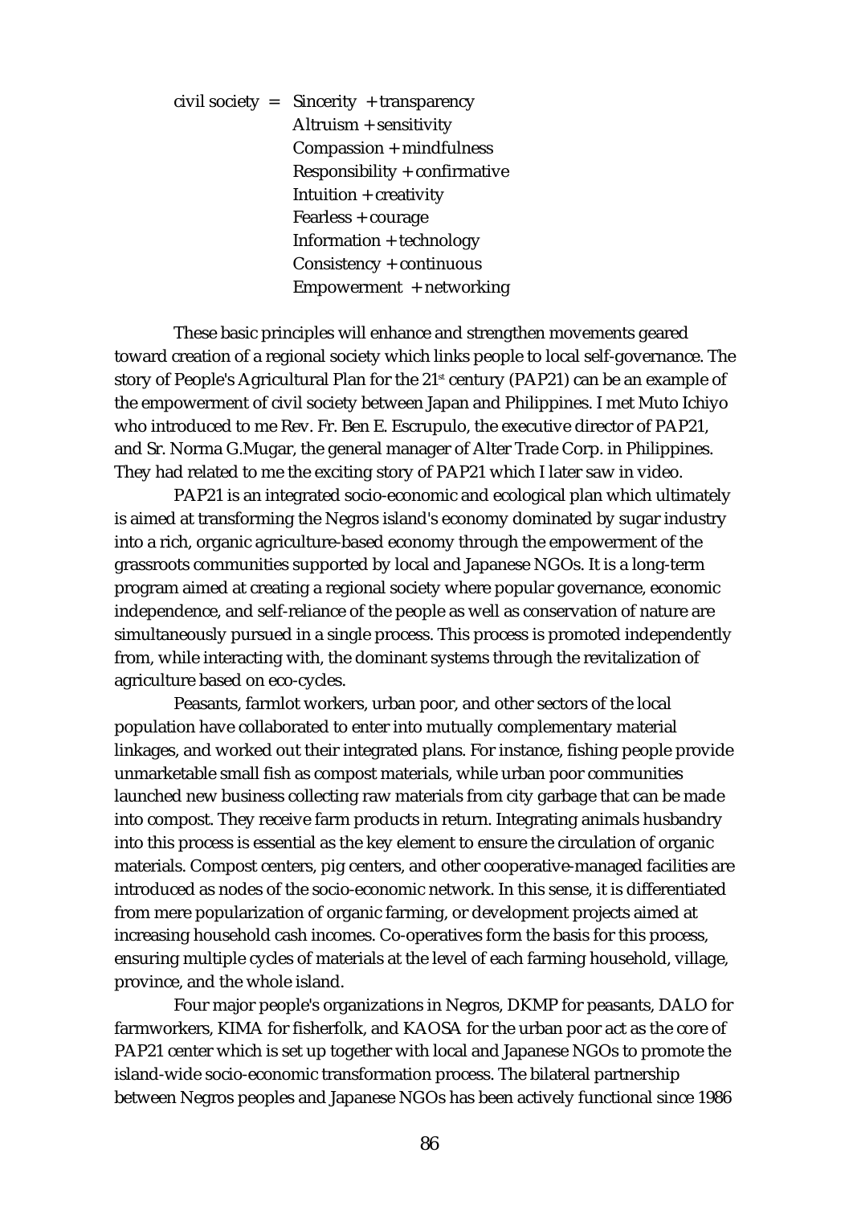civil society = Sincerity + transparency
Altruism + sensitivity
Compassion + mindfulness
Responsibility + confirmative
Intuition + creativity
Fearless + courage
Information + technology
Consistency + continuous
Empowerment + networking

These basic principles will enhance and strengthen movements geared toward creation of a regional society which links people to local self-governance. The story of People's Agricultural Plan for the 21st century (PAP21) can be an example of the empowerment of civil society between Japan and Philippines. I met Muto Ichiyo who introduced to me Rev. Fr. Ben E. Escrupulo, the executive director of PAP21, and Sr. Norma G.Mugar, the general manager of Alter Trade Corp. in Philippines. They had related to me the exciting story of PAP21 which I later saw in video.

PAP21 is an integrated socio-economic and ecological plan which ultimately is aimed at transforming the Negros island's economy dominated by sugar industry into a rich, organic agriculture-based economy through the empowerment of the grassroots communities supported by local and Japanese NGOs. It is a long-term program aimed at creating a regional society where popular governance, economic independence, and self-reliance of the people as well as conservation of nature are simultaneously pursued in a single process. This process is promoted independently from, while interacting with, the dominant systems through the revitalization of agriculture based on eco-cycles.

Peasants, farmlot workers, urban poor, and other sectors of the local population have collaborated to enter into mutually complementary material linkages, and worked out their integrated plans. For instance, fishing people provide unmarketable small fish as compost materials, while urban poor communities launched new business collecting raw materials from city garbage that can be made into compost. They receive farm products in return. Integrating animals husbandry into this process is essential as the key element to ensure the circulation of organic materials. Compost centers, pig centers, and other cooperative-managed facilities are introduced as nodes of the socio-economic network. In this sense, it is differentiated from mere popularization of organic farming, or development projects aimed at increasing household cash incomes. Co-operatives form the basis for this process, ensuring multiple cycles of materials at the level of each farming household, village, province, and the whole island.

Four major people's organizations in Negros, DKMP for peasants, DALO for farmworkers, KIMA for fisherfolk, and KAOSA for the urban poor act as the core of PAP21 center which is set up together with local and Japanese NGOs to promote the island-wide socio-economic transformation process. The bilateral partnership between Negros peoples and Japanese NGOs has been actively functional since 1986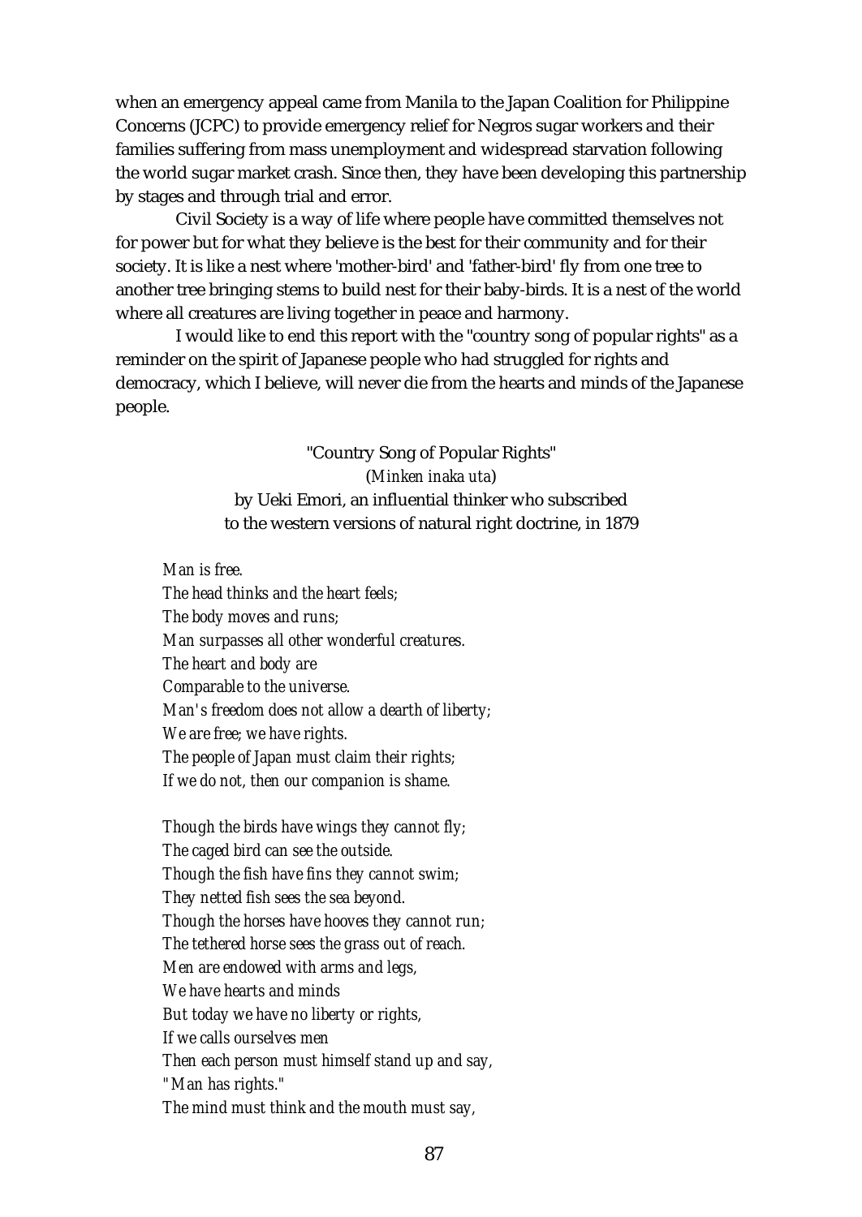when an emergency appeal came from Manila to the Japan Coalition for Philippine Concerns (JCPC) to provide emergency relief for Negros sugar workers and their families suffering from mass unemployment and widespread starvation following the world sugar market crash. Since then, they have been developing this partnership by stages and through trial and error.

Civil Society is a way of life where people have committed themselves not for power but for what they believe is the best for their community and for their society. It is like a nest where 'mother-bird' and 'father-bird' fly from one tree to another tree bringing stems to build nest for their baby-birds. It is a nest of the world where all creatures are living together in peace and harmony.

I would like to end this report with the "country song of popular rights" as a reminder on the spirit of Japanese people who had struggled for rights and democracy, which I believe, will never die from the hearts and minds of the Japanese people.

"Country Song of Popular Rights"
(*Minken inaka uta*)
by Ueki Emori, an influential thinker who subscribed to the western versions of natural right doctrine, in 1879

*Man is free.*
*The head thinks and the heart feels;*
*The body moves and runs;*
*Man surpasses all other wonderful creatures.*
*The heart and body are*
*Comparable to the universe.*
*Man's freedom does not allow a dearth of liberty;*
*We are free; we have rights.*
*The people of Japan must claim their rights;*
*If we do not, then our companion is shame.*

*Though the birds have wings they cannot fly;*
*The caged bird can see the outside.*
*Though the fish have fins they cannot swim;*
*They netted fish sees the sea beyond.*
*Though the horses have hooves they cannot run;*
*The tethered horse sees the grass out of reach.*
*Men are endowed with arms and legs,*
*We have hearts and minds*
*But today we have no liberty or rights,*
*If we calls ourselves men*
*Then each person must himself stand up and say,*
*"Man has rights."*
*The mind must think and the mouth must say,*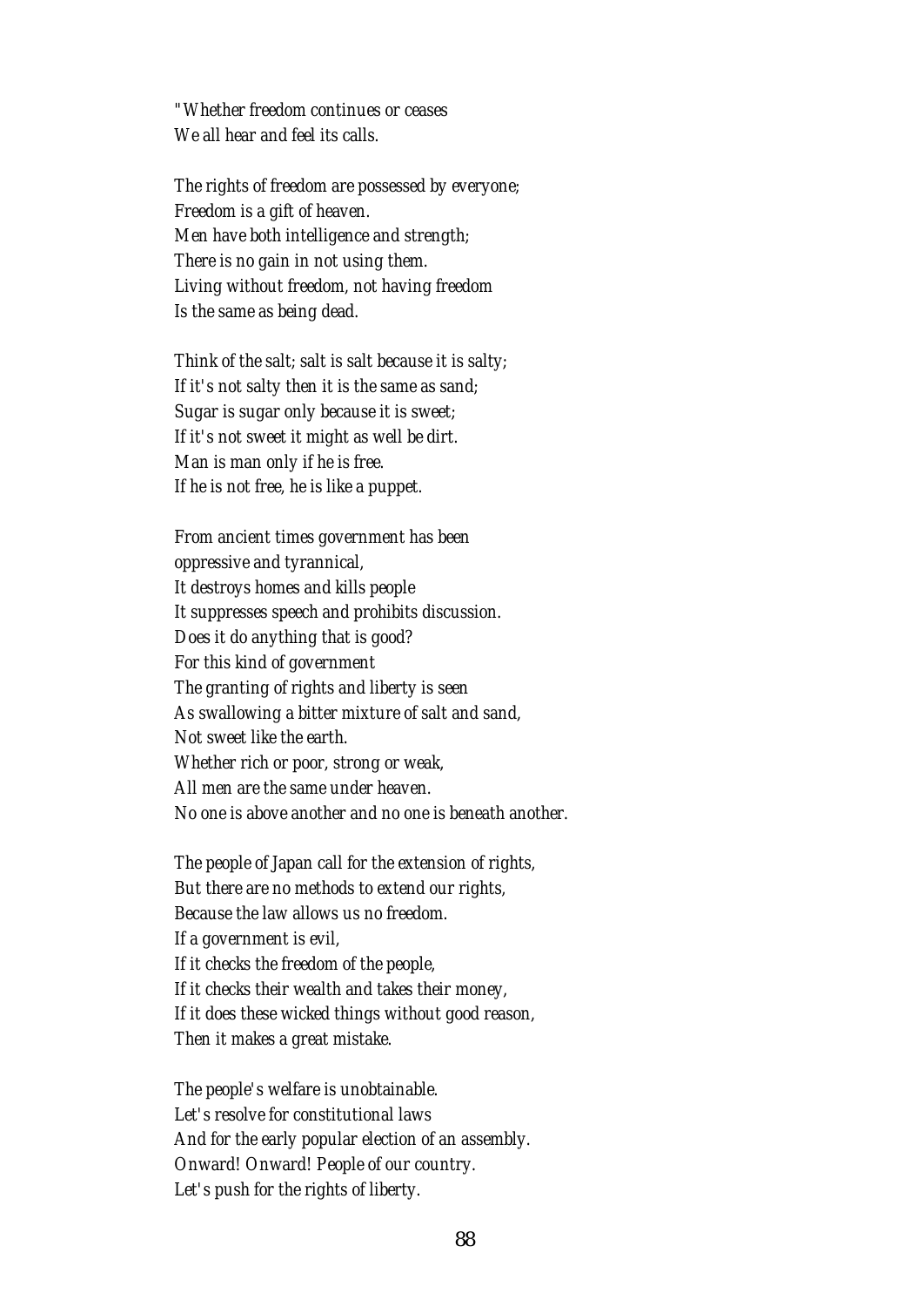*"Whether freedom continues or ceases*
*We all hear and feel its calls.*

*The rights of freedom are possessed by everyone;*
*Freedom is a gift of heaven.*
*Men have both intelligence and strength;*
*There is no gain in not using them.*
*Living without freedom, not having freedom*
*Is the same as being dead.*

*Think of the salt; salt is salt because it is salty;*
*If it's not salty then it is the same as sand;*
*Sugar is sugar only because it is sweet;*
*If it's not sweet it might as well be dirt.*
*Man is man only if he is free.*
*If he is not free, he is like a puppet.*

*From ancient times government has been*
*oppressive and tyrannical,*
*It destroys homes and kills people*
*It suppresses speech and prohibits discussion.*
*Does it do anything that is good?*
*For this kind of government*
*The granting of rights and liberty is seen*
*As swallowing a bitter mixture of salt and sand,*
*Not sweet like the earth.*
*Whether rich or poor, strong or weak,*
*All men are the same under heaven.*
*No one is above another and no one is beneath another.*

*The people of Japan call for the extension of rights,*
*But there are no methods to extend our rights,*
*Because the law allows us no freedom.*
*If a government is evil,*
*If it checks the freedom of the people,*
*If it checks their wealth and takes their money,*
*If it does these wicked things without good reason,*
*Then it makes a great mistake.*

*The people's welfare is unobtainable.*
*Let's resolve for constitutional laws*
*And for the early popular election of an assembly.*
*Onward! Onward! People of our country.*
*Let's push for the rights of liberty.*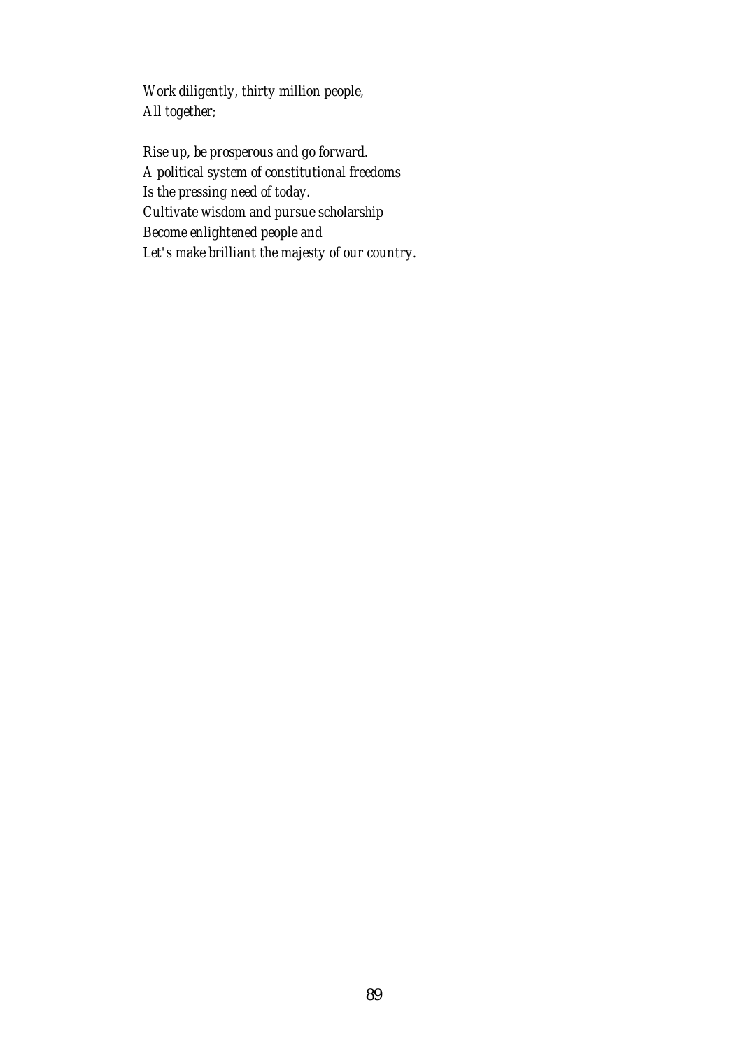*Work diligently, thirty million people,*
*All together;*

*Rise up, be prosperous and go forward.*
*A political system of constitutional freedoms*
*Is the pressing need of today.*
*Cultivate wisdom and pursue scholarship*
*Become enlightened people and*
*Let's make brilliant the majesty of our country.*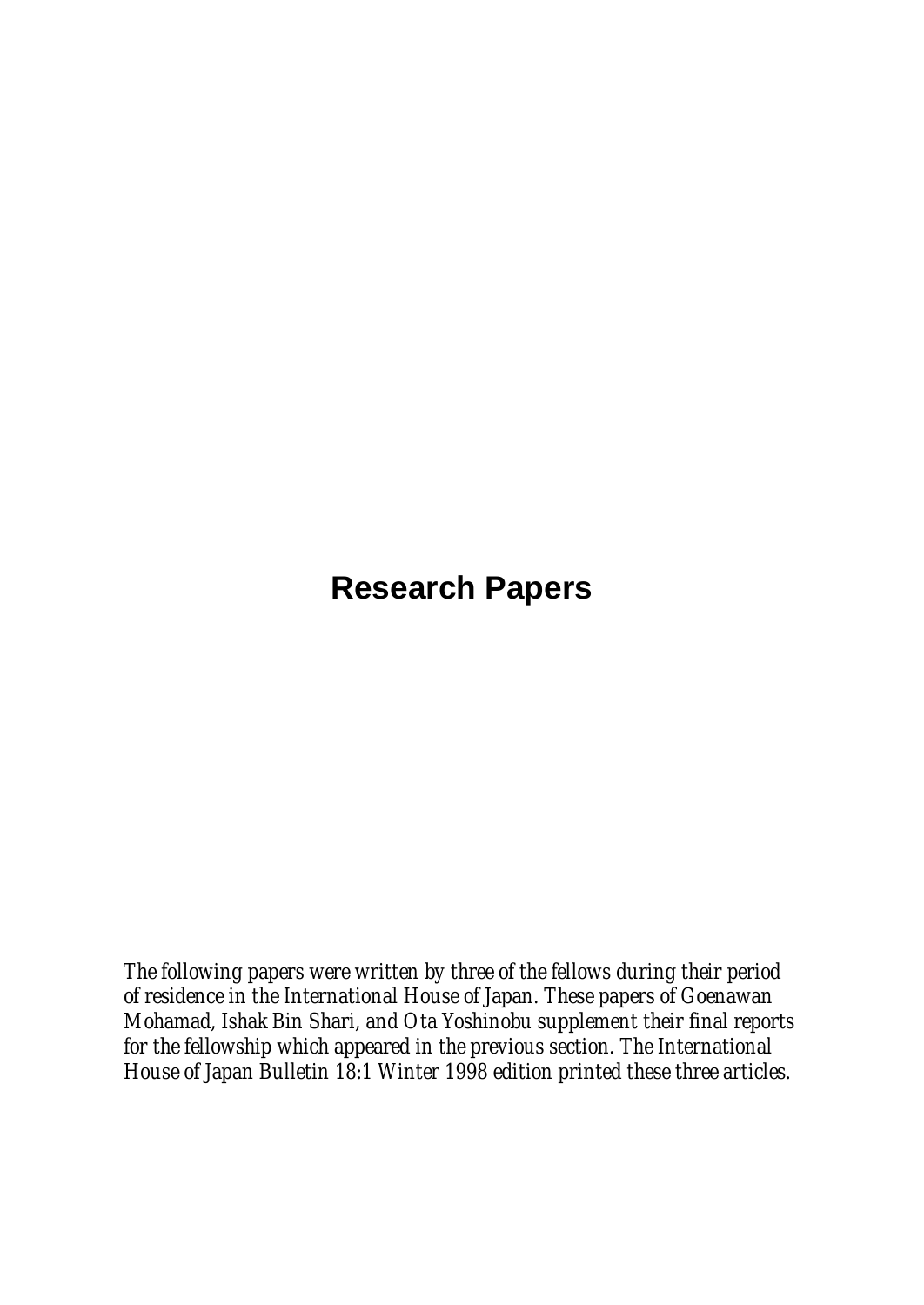# Research Papers

*The following papers were written by three of the fellows during their period of residence in the International House of Japan. These papers of Goenawan Mohamad, Ishak Bin Shari, and Ota Yoshinobu supplement their final reports for the fellowship which appeared in the previous section. The International House of Japan Bulletin 18:1 Winter 1998 edition printed these three articles.*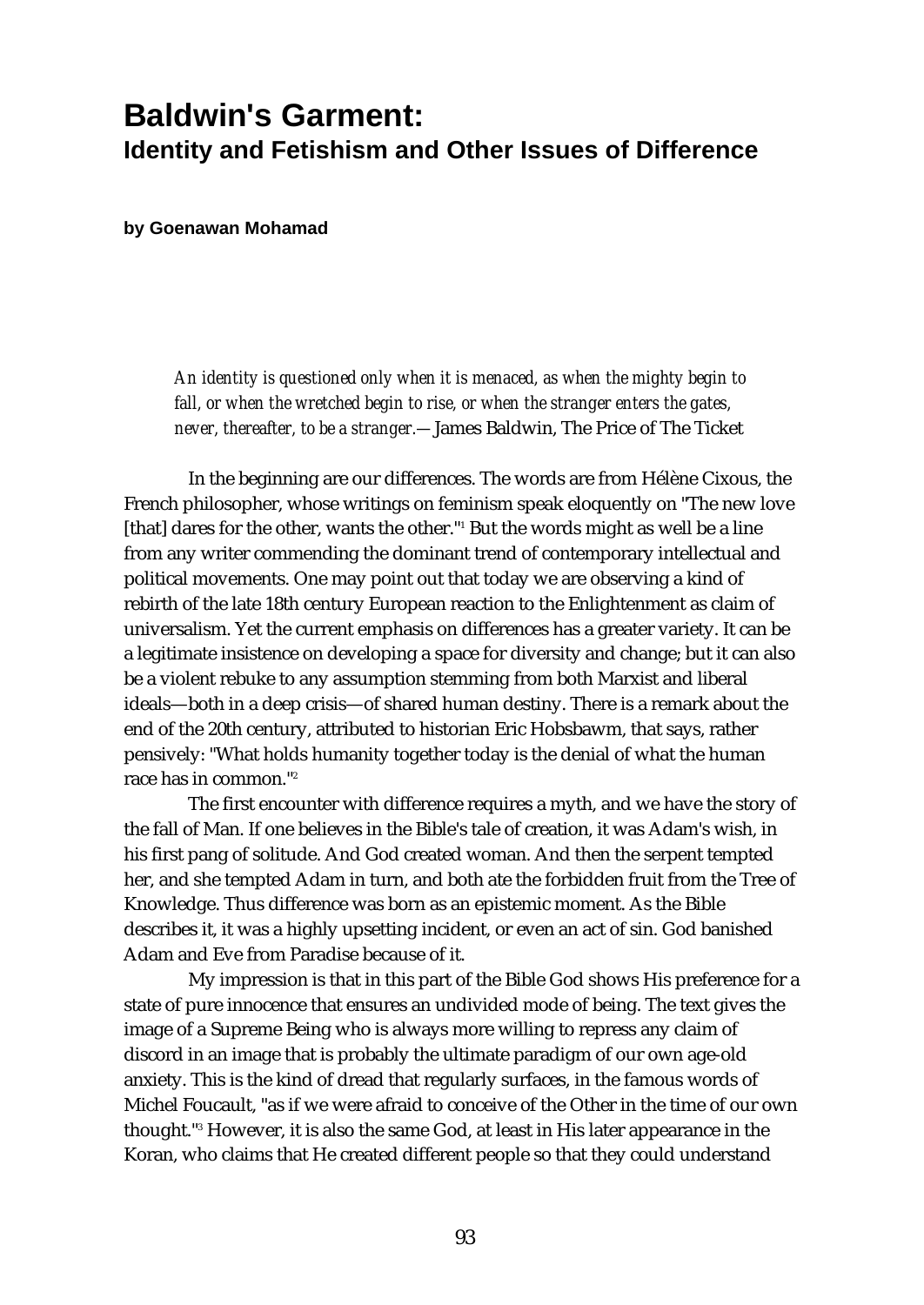# Baldwin's Garment:
## Identity and Fetishism and Other Issues of Difference

**by Goenawan Mohamad**

> *An identity is questioned only when it is menaced, as when the mighty begin to fall, or when the wretched begin to rise, or when the stranger enters the gates, never, thereafter, to be a stranger.*— James Baldwin, The Price of The Ticket

In the beginning are our differences. The words are from Hélène Cixous, the French philosopher, whose writings on feminism speak eloquently on "The new love [that] dares for the other, wants the other."[1] But the words might as well be a line from any writer commending the dominant trend of contemporary intellectual and political movements. One may point out that today we are observing a kind of rebirth of the late 18th century European reaction to the Enlightenment as claim of universalism. Yet the current emphasis on differences has a greater variety. It can be a legitimate insistence on developing a space for diversity and change; but it can also be a violent rebuke to any assumption stemming from both Marxist and liberal ideals—both in a deep crisis—of shared human destiny. There is a remark about the end of the 20th century, attributed to historian Eric Hobsbawm, that says, rather pensively: "What holds humanity together today is the denial of what the human race has in common."[2]

The first encounter with difference requires a myth, and we have the story of the fall of Man. If one believes in the Bible's tale of creation, it was Adam's wish, in his first pang of solitude. And God created woman. And then the serpent tempted her, and she tempted Adam in turn, and both ate the forbidden fruit from the Tree of Knowledge. Thus difference was born as an epistemic moment. As the Bible describes it, it was a highly upsetting incident, or even an act of sin. God banished Adam and Eve from Paradise because of it.

My impression is that in this part of the Bible God shows His preference for a state of pure innocence that ensures an undivided mode of being. The text gives the image of a Supreme Being who is always more willing to repress any claim of discord in an image that is probably the ultimate paradigm of our own age-old anxiety. This is the kind of dread that regularly surfaces, in the famous words of Michel Foucault, "as if we were afraid to conceive of the Other in the time of our own thought."[3] However, it is also the same God, at least in His later appearance in the Koran, who claims that He created different people so that they could understand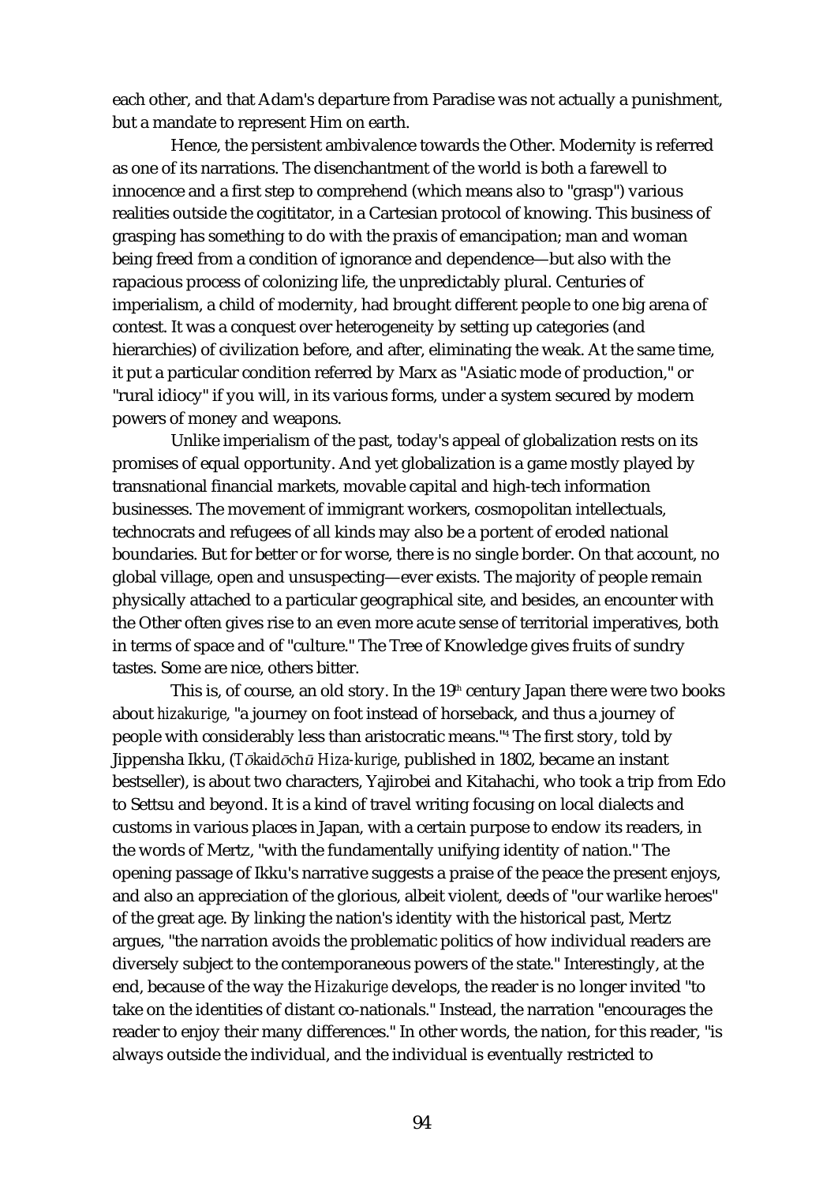each other, and that Adam's departure from Paradise was not actually a punishment, but a mandate to represent Him on earth.

Hence, the persistent ambivalence towards the Other. Modernity is referred as one of its narrations. The disenchantment of the world is both a farewell to innocence and a first step to comprehend (which means also to "grasp") various realities outside the cogititator, in a Cartesian protocol of knowing. This business of grasping has something to do with the praxis of emancipation; man and woman being freed from a condition of ignorance and dependence—but also with the rapacious process of colonizing life, the unpredictably plural. Centuries of imperialism, a child of modernity, had brought different people to one big arena of contest. It was a conquest over heterogeneity by setting up categories (and hierarchies) of civilization before, and after, eliminating the weak. At the same time, it put a particular condition referred by Marx as "Asiatic mode of production," or "rural idiocy" if you will, in its various forms, under a system secured by modern powers of money and weapons.

Unlike imperialism of the past, today's appeal of globalization rests on its promises of equal opportunity. And yet globalization is a game mostly played by transnational financial markets, movable capital and high-tech information businesses. The movement of immigrant workers, cosmopolitan intellectuals, technocrats and refugees of all kinds may also be a portent of eroded national boundaries. But for better or for worse, there is no single border. On that account, no global village, open and unsuspecting—ever exists. The majority of people remain physically attached to a particular geographical site, and besides, an encounter with the Other often gives rise to an even more acute sense of territorial imperatives, both in terms of space and of "culture." The Tree of Knowledge gives fruits of sundry tastes. Some are nice, others bitter.

This is, of course, an old story. In the 19th century Japan there were two books about *hizakurige*, "a journey on foot instead of horseback, and thus a journey of people with considerably less than aristocratic means."[4] The first story, told by Jippensha Ikku, (*Tōkaidōchū Hiza-kurige*, published in 1802, became an instant bestseller), is about two characters, Yajirobei and Kitahachi, who took a trip from Edo to Settsu and beyond. It is a kind of travel writing focusing on local dialects and customs in various places in Japan, with a certain purpose to endow its readers, in the words of Mertz, "with the fundamentally unifying identity of nation." The opening passage of Ikku's narrative suggests a praise of the peace the present enjoys, and also an appreciation of the glorious, albeit violent, deeds of "our warlike heroes" of the great age. By linking the nation's identity with the historical past, Mertz argues, "the narration avoids the problematic politics of how individual readers are diversely subject to the contemporaneous powers of the state." Interestingly, at the end, because of the way the *Hizakurige* develops, the reader is no longer invited "to take on the identities of distant co-nationals." Instead, the narration "encourages the reader to enjoy their many differences." In other words, the nation, for this reader, "is always outside the individual, and the individual is eventually restricted to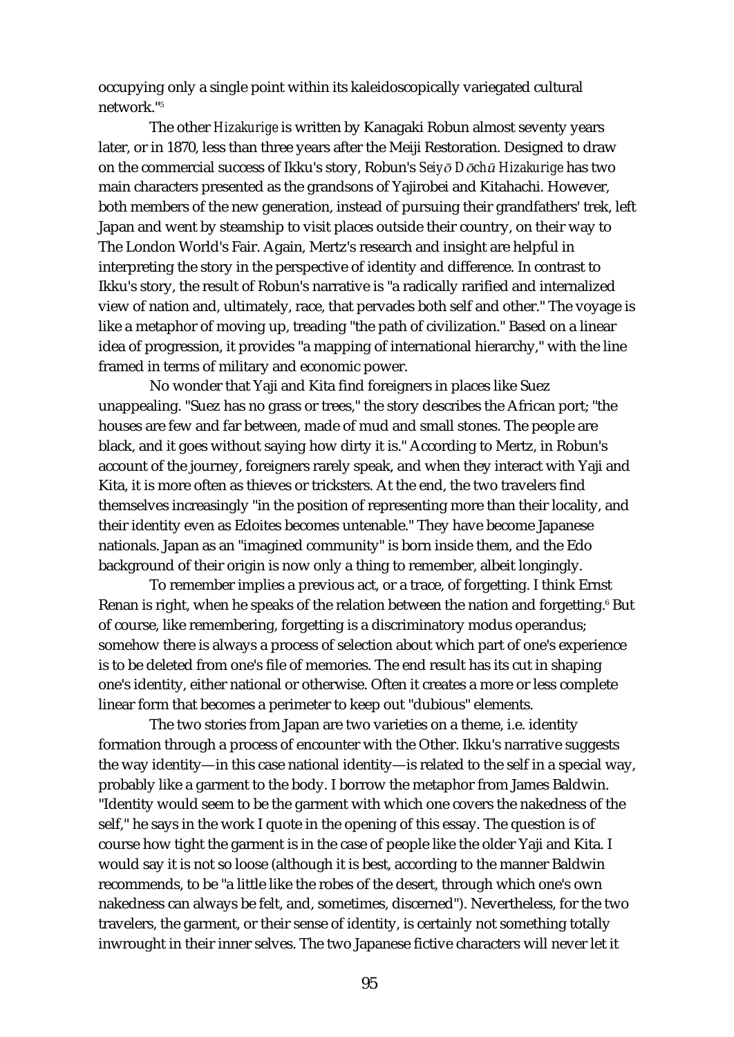occupying only a single point within its kaleidoscopically variegated cultural network."[5]

The other *Hizakurige* is written by Kanagaki Robun almost seventy years later, or in 1870, less than three years after the Meiji Restoration. Designed to draw on the commercial success of Ikku's story, Robun's *Seiyō Dōchū Hizakurige* has two main characters presented as the grandsons of Yajirobei and Kitahachi. However, both members of the new generation, instead of pursuing their grandfathers' trek, left Japan and went by steamship to visit places outside their country, on their way to The London World's Fair. Again, Mertz's research and insight are helpful in interpreting the story in the perspective of identity and difference. In contrast to Ikku's story, the result of Robun's narrative is "a radically rarified and internalized view of nation and, ultimately, race, that pervades both self and other." The voyage is like a metaphor of moving up, treading "the path of civilization." Based on a linear idea of progression, it provides "a mapping of international hierarchy," with the line framed in terms of military and economic power.

No wonder that Yaji and Kita find foreigners in places like Suez unappealing. "Suez has no grass or trees," the story describes the African port; "the houses are few and far between, made of mud and small stones. The people are black, and it goes without saying how dirty it is." According to Mertz, in Robun's account of the journey, foreigners rarely speak, and when they interact with Yaji and Kita, it is more often as thieves or tricksters. At the end, the two travelers find themselves increasingly "in the position of representing more than their locality, and their identity even as Edoites becomes untenable." They have become Japanese nationals. Japan as an "imagined community" is born inside them, and the Edo background of their origin is now only a thing to remember, albeit longingly.

To remember implies a previous act, or a trace, of forgetting. I think Ernst Renan is right, when he speaks of the relation between the nation and forgetting.[6] But of course, like remembering, forgetting is a discriminatory modus operandus; somehow there is always a process of selection about which part of one's experience is to be deleted from one's file of memories. The end result has its cut in shaping one's identity, either national or otherwise. Often it creates a more or less complete linear form that becomes a perimeter to keep out "dubious" elements.

The two stories from Japan are two varieties on a theme, i.e. identity formation through a process of encounter with the Other. Ikku's narrative suggests the way identity—in this case national identity—is related to the self in a special way, probably like a garment to the body. I borrow the metaphor from James Baldwin. "Identity would seem to be the garment with which one covers the nakedness of the self," he says in the work I quote in the opening of this essay. The question is of course how tight the garment is in the case of people like the older Yaji and Kita. I would say it is not so loose (although it is best, according to the manner Baldwin recommends, to be "a little like the robes of the desert, through which one's own nakedness can always be felt, and, sometimes, discerned"). Nevertheless, for the two travelers, the garment, or their sense of identity, is certainly not something totally inwrought in their inner selves. The two Japanese fictive characters will never let it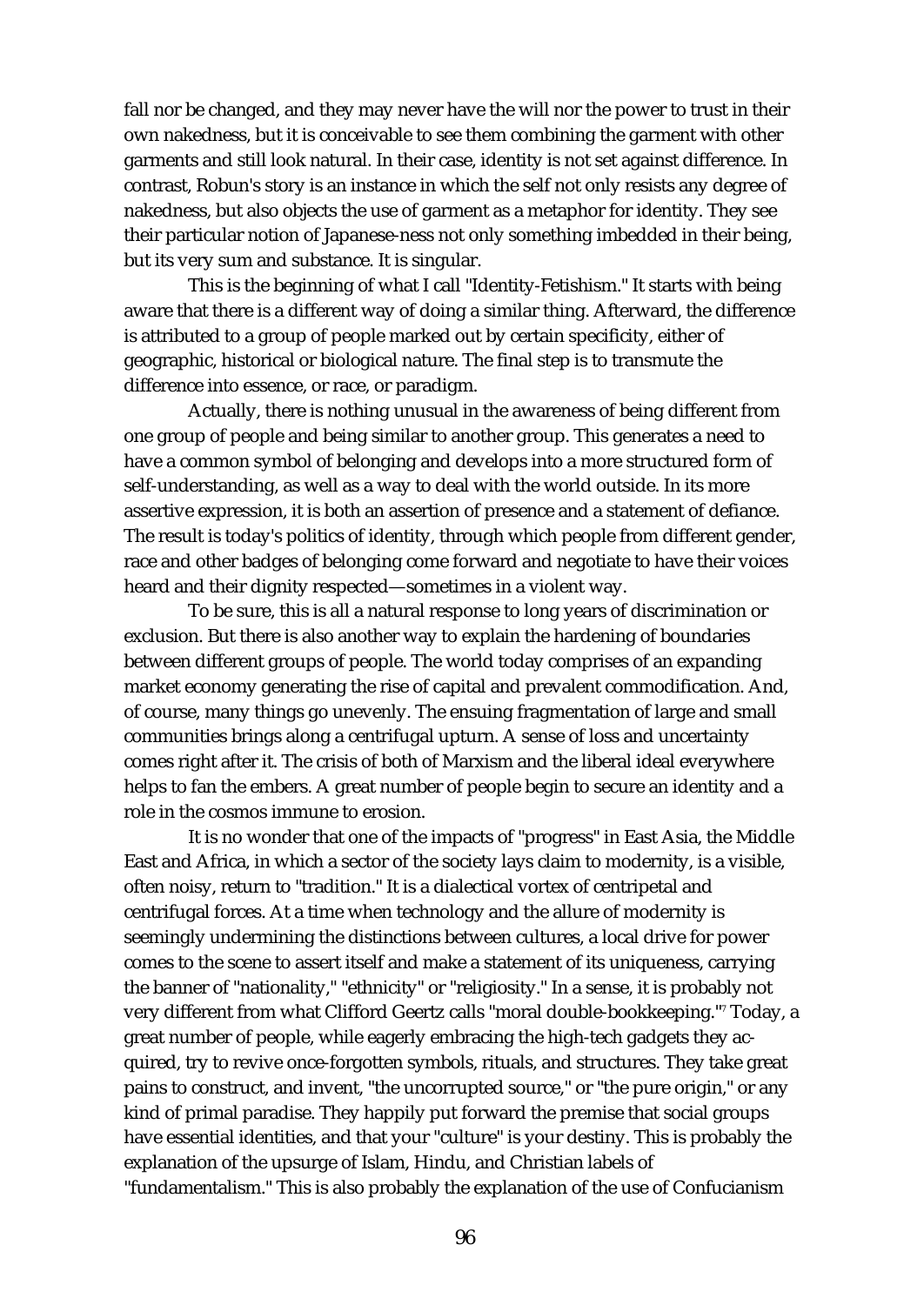fall nor be changed, and they may never have the will nor the power to trust in their own nakedness, but it is conceivable to see them combining the garment with other garments and still look natural. In their case, identity is not set against difference. In contrast, Robun's story is an instance in which the self not only resists any degree of nakedness, but also objects the use of garment as a metaphor for identity. They see their particular notion of Japanese-ness not only something imbedded in their being, but its very sum and substance. It is singular.

This is the beginning of what I call "Identity-Fetishism." It starts with being aware that there is a different way of doing a similar thing. Afterward, the difference is attributed to a group of people marked out by certain specificity, either of geographic, historical or biological nature. The final step is to transmute the difference into essence, or race, or paradigm.

Actually, there is nothing unusual in the awareness of being different from one group of people and being similar to another group. This generates a need to have a common symbol of belonging and develops into a more structured form of self-understanding, as well as a way to deal with the world outside. In its more assertive expression, it is both an assertion of presence and a statement of defiance. The result is today's politics of identity, through which people from different gender, race and other badges of belonging come forward and negotiate to have their voices heard and their dignity respected—sometimes in a violent way.

To be sure, this is all a natural response to long years of discrimination or exclusion. But there is also another way to explain the hardening of boundaries between different groups of people. The world today comprises of an expanding market economy generating the rise of capital and prevalent commodification. And, of course, many things go unevenly. The ensuing fragmentation of large and small communities brings along a centrifugal upturn. A sense of loss and uncertainty comes right after it. The crisis of both of Marxism and the liberal ideal everywhere helps to fan the embers. A great number of people begin to secure an identity and a role in the cosmos immune to erosion.

It is no wonder that one of the impacts of "progress" in East Asia, the Middle East and Africa, in which a sector of the society lays claim to modernity, is a visible, often noisy, return to "tradition." It is a dialectical vortex of centripetal and centrifugal forces. At a time when technology and the allure of modernity is seemingly undermining the distinctions between cultures, a local drive for power comes to the scene to assert itself and make a statement of its uniqueness, carrying the banner of "nationality," "ethnicity" or "religiosity." In a sense, it is probably not very different from what Clifford Geertz calls "moral double-bookkeeping."[7] Today, a great number of people, while eagerly embracing the high-tech gadgets they acquired, try to revive once-forgotten symbols, rituals, and structures. They take great pains to construct, and invent, "the uncorrupted source," or "the pure origin," or any kind of primal paradise. They happily put forward the premise that social groups have essential identities, and that your "culture" is your destiny. This is probably the explanation of the upsurge of Islam, Hindu, and Christian labels of "fundamentalism." This is also probably the explanation of the use of Confucianism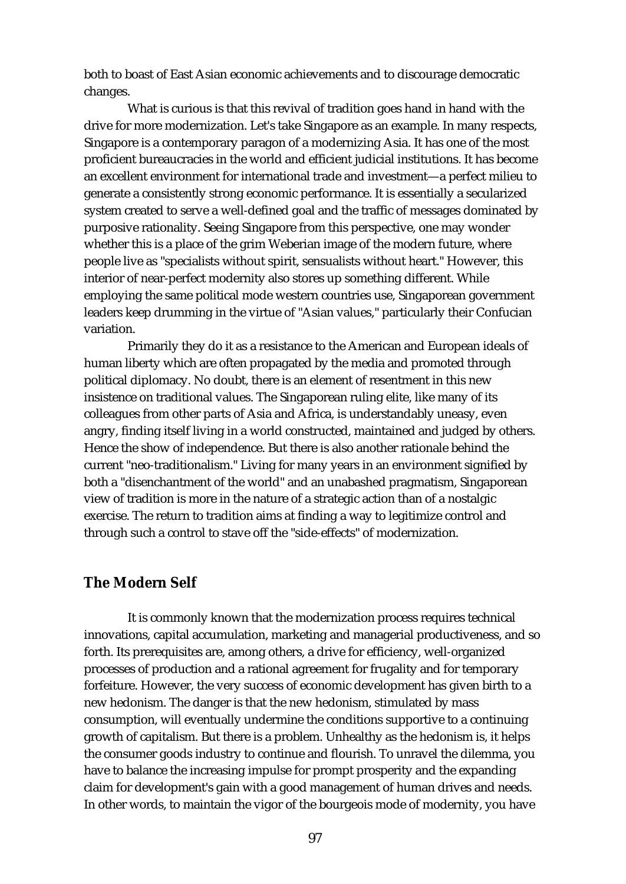both to boast of East Asian economic achievements and to discourage democratic changes.

What is curious is that this revival of tradition goes hand in hand with the drive for more modernization. Let's take Singapore as an example. In many respects, Singapore is a contemporary paragon of a modernizing Asia. It has one of the most proficient bureaucracies in the world and efficient judicial institutions. It has become an excellent environment for international trade and investment—a perfect milieu to generate a consistently strong economic performance. It is essentially a secularized system created to serve a well-defined goal and the traffic of messages dominated by purposive rationality. Seeing Singapore from this perspective, one may wonder whether this is a place of the grim Weberian image of the modern future, where people live as "specialists without spirit, sensualists without heart." However, this interior of near-perfect modernity also stores up something different. While employing the same political mode western countries use, Singaporean government leaders keep drumming in the virtue of "Asian values," particularly their Confucian variation.

Primarily they do it as a resistance to the American and European ideals of human liberty which are often propagated by the media and promoted through political diplomacy. No doubt, there is an element of resentment in this new insistence on traditional values. The Singaporean ruling elite, like many of its colleagues from other parts of Asia and Africa, is understandably uneasy, even angry, finding itself living in a world constructed, maintained and judged by others. Hence the show of independence. But there is also another rationale behind the current "neo-traditionalism." Living for many years in an environment signified by both a "disenchantment of the world" and an unabashed pragmatism, Singaporean view of tradition is more in the nature of a strategic action than of a nostalgic exercise. The return to tradition aims at finding a way to legitimize control and through such a control to stave off the "side-effects" of modernization.

## The Modern Self

It is commonly known that the modernization process requires technical innovations, capital accumulation, marketing and managerial productiveness, and so forth. Its prerequisites are, among others, a drive for efficiency, well-organized processes of production and a rational agreement for frugality and for temporary forfeiture. However, the very success of economic development has given birth to a new hedonism. The danger is that the new hedonism, stimulated by mass consumption, will eventually undermine the conditions supportive to a continuing growth of capitalism. But there is a problem. Unhealthy as the hedonism is, it helps the consumer goods industry to continue and flourish. To unravel the dilemma, you have to balance the increasing impulse for prompt prosperity and the expanding claim for development's gain with a good management of human drives and needs. In other words, to maintain the vigor of the bourgeois mode of modernity, you have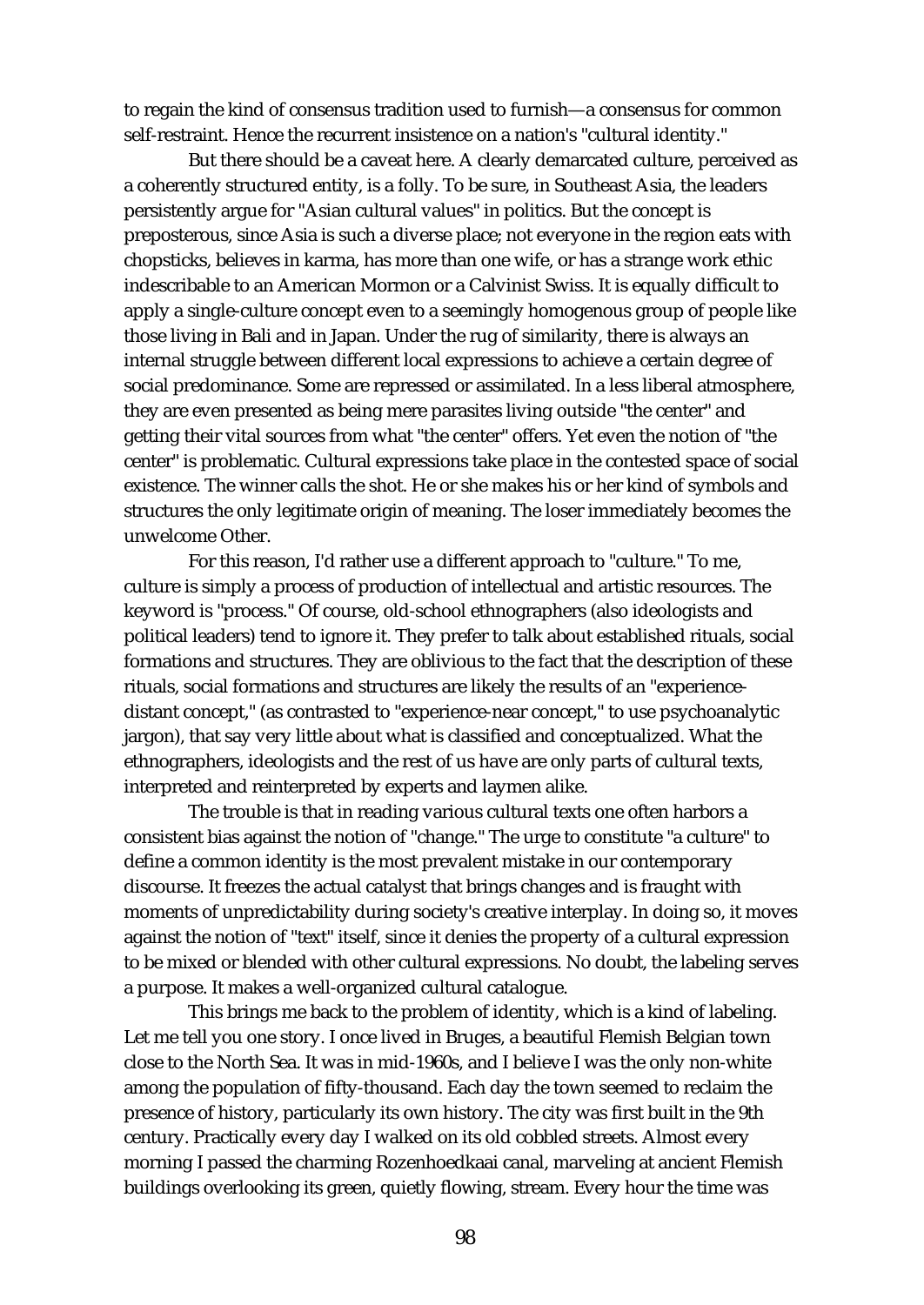to regain the kind of consensus tradition used to furnish—a consensus for common self-restraint. Hence the recurrent insistence on a nation's "cultural identity."

But there should be a caveat here. A clearly demarcated culture, perceived as a coherently structured entity, is a folly. To be sure, in Southeast Asia, the leaders persistently argue for "Asian cultural values" in politics. But the concept is preposterous, since Asia is such a diverse place; not everyone in the region eats with chopsticks, believes in karma, has more than one wife, or has a strange work ethic indescribable to an American Mormon or a Calvinist Swiss. It is equally difficult to apply a single-culture concept even to a seemingly homogenous group of people like those living in Bali and in Japan. Under the rug of similarity, there is always an internal struggle between different local expressions to achieve a certain degree of social predominance. Some are repressed or assimilated. In a less liberal atmosphere, they are even presented as being mere parasites living outside "the center" and getting their vital sources from what "the center" offers. Yet even the notion of "the center" is problematic. Cultural expressions take place in the contested space of social existence. The winner calls the shot. He or she makes his or her kind of symbols and structures the only legitimate origin of meaning. The loser immediately becomes the unwelcome Other.

For this reason, I'd rather use a different approach to "culture." To me, culture is simply a process of production of intellectual and artistic resources. The keyword is "process." Of course, old-school ethnographers (also ideologists and political leaders) tend to ignore it. They prefer to talk about established rituals, social formations and structures. They are oblivious to the fact that the description of these rituals, social formations and structures are likely the results of an "experience-distant concept," (as contrasted to "experience-near concept," to use psychoanalytic jargon), that say very little about what is classified and conceptualized. What the ethnographers, ideologists and the rest of us have are only parts of cultural texts, interpreted and reinterpreted by experts and laymen alike.

The trouble is that in reading various cultural texts one often harbors a consistent bias against the notion of "change." The urge to constitute "a culture" to define a common identity is the most prevalent mistake in our contemporary discourse. It freezes the actual catalyst that brings changes and is fraught with moments of unpredictability during society's creative interplay. In doing so, it moves against the notion of "text" itself, since it denies the property of a cultural expression to be mixed or blended with other cultural expressions. No doubt, the labeling serves a purpose. It makes a well-organized cultural catalogue.

This brings me back to the problem of identity, which is a kind of labeling. Let me tell you one story. I once lived in Bruges, a beautiful Flemish Belgian town close to the North Sea. It was in mid-1960s, and I believe I was the only non-white among the population of fifty-thousand. Each day the town seemed to reclaim the presence of history, particularly its own history. The city was first built in the 9th century. Practically every day I walked on its old cobbled streets. Almost every morning I passed the charming Rozenhoedkaai canal, marveling at ancient Flemish buildings overlooking its green, quietly flowing, stream. Every hour the time was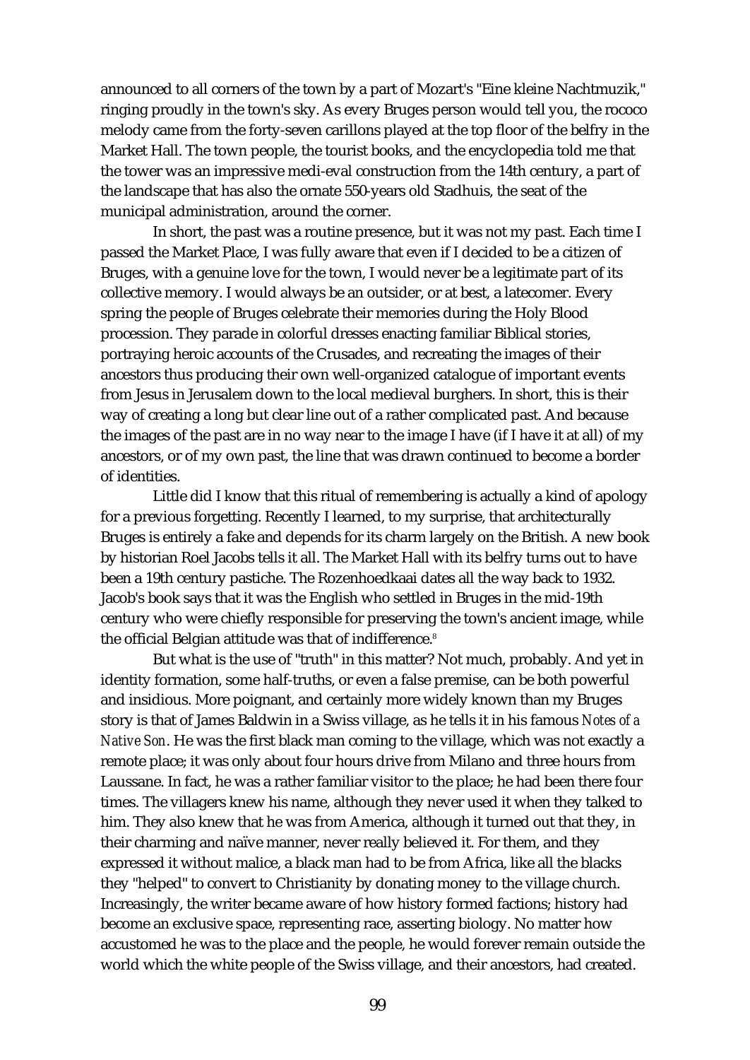announced to all corners of the town by a part of Mozart's "Eine kleine Nachtmuzik," ringing proudly in the town's sky. As every Bruges person would tell you, the rococo melody came from the forty-seven carillons played at the top floor of the belfry in the Market Hall. The town people, the tourist books, and the encyclopedia told me that the tower was an impressive medi-eval construction from the 14th century, a part of the landscape that has also the ornate 550-years old Stadhuis, the seat of the municipal administration, around the corner.

In short, the past was a routine presence, but it was not my past. Each time I passed the Market Place, I was fully aware that even if I decided to be a citizen of Bruges, with a genuine love for the town, I would never be a legitimate part of its collective memory. I would always be an outsider, or at best, a latecomer. Every spring the people of Bruges celebrate their memories during the Holy Blood procession. They parade in colorful dresses enacting familiar Biblical stories, portraying heroic accounts of the Crusades, and recreating the images of their ancestors thus producing their own well-organized catalogue of important events from Jesus in Jerusalem down to the local medieval burghers. In short, this is their way of creating a long but clear line out of a rather complicated past. And because the images of the past are in no way near to the image I have (if I have it at all) of my ancestors, or of my own past, the line that was drawn continued to become a border of identities.

Little did I know that this ritual of remembering is actually a kind of apology for a previous forgetting. Recently I learned, to my surprise, that architecturally Bruges is entirely a fake and depends for its charm largely on the British. A new book by historian Roel Jacobs tells it all. The Market Hall with its belfry turns out to have been a 19th century pastiche. The Rozenhoedkaai dates all the way back to 1932. Jacob's book says that it was the English who settled in Bruges in the mid-19th century who were chiefly responsible for preserving the town's ancient image, while the official Belgian attitude was that of indifference.[8]

But what is the use of "truth" in this matter? Not much, probably. And yet in identity formation, some half-truths, or even a false premise, can be both powerful and insidious. More poignant, and certainly more widely known than my Bruges story is that of James Baldwin in a Swiss village, as he tells it in his famous *Notes of a Native Son*. He was the first black man coming to the village, which was not exactly a remote place; it was only about four hours drive from Milano and three hours from Laussane. In fact, he was a rather familiar visitor to the place; he had been there four times. The villagers knew his name, although they never used it when they talked to him. They also knew that he was from America, although it turned out that they, in their charming and naïve manner, never really believed it. For them, and they expressed it without malice, a black man had to be from Africa, like all the blacks they "helped" to convert to Christianity by donating money to the village church. Increasingly, the writer became aware of how history formed factions; history had become an exclusive space, representing race, asserting biology. No matter how accustomed he was to the place and the people, he would forever remain outside the world which the white people of the Swiss village, and their ancestors, had created.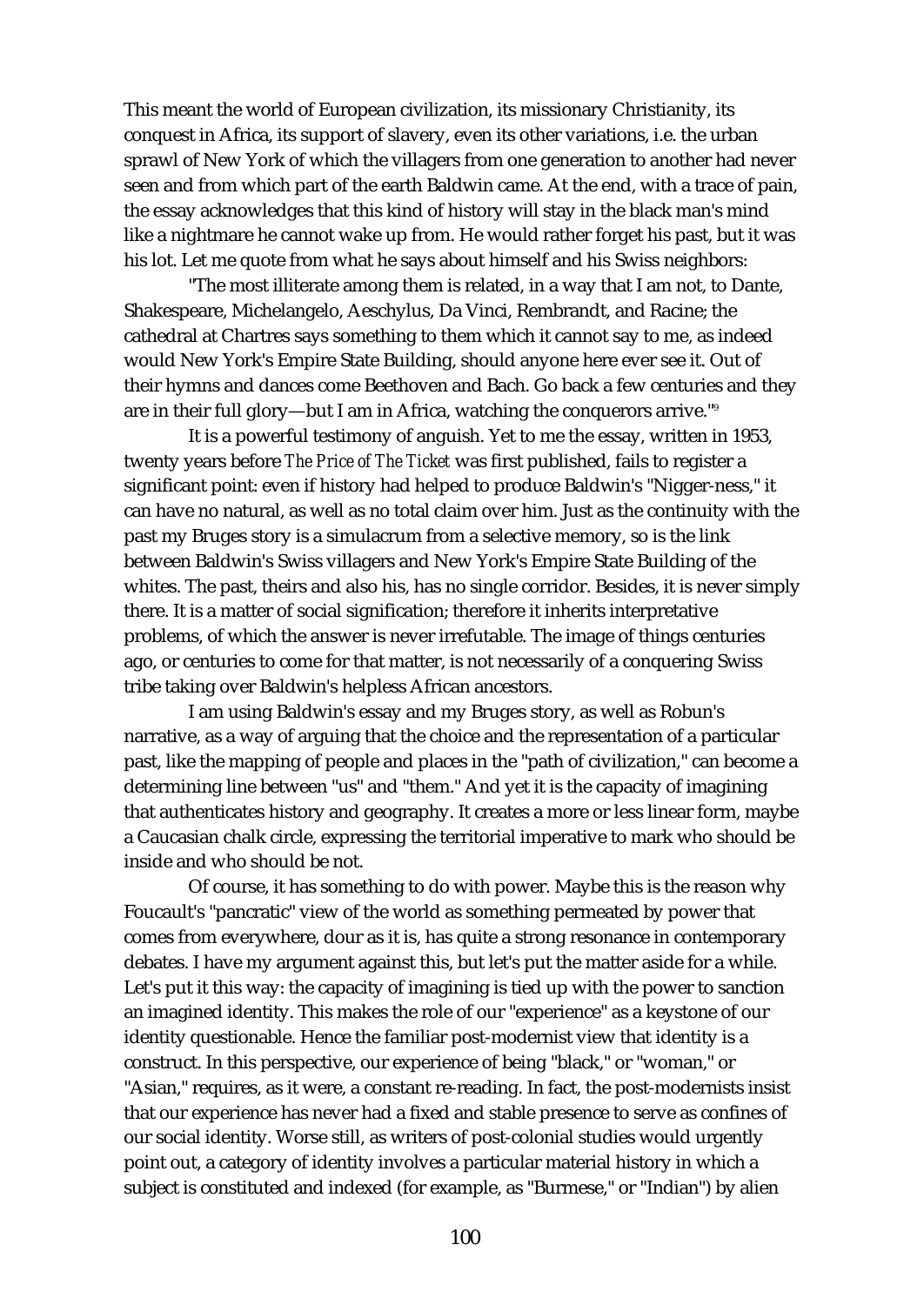This meant the world of European civilization, its missionary Christianity, its conquest in Africa, its support of slavery, even its other variations, i.e. the urban sprawl of New York of which the villagers from one generation to another had never seen and from which part of the earth Baldwin came. At the end, with a trace of pain, the essay acknowledges that this kind of history will stay in the black man's mind like a nightmare he cannot wake up from. He would rather forget his past, but it was his lot. Let me quote from what he says about himself and his Swiss neighbors:

"The most illiterate among them is related, in a way that I am not, to Dante, Shakespeare, Michelangelo, Aeschylus, Da Vinci, Rembrandt, and Racine; the cathedral at Chartres says something to them which it cannot say to me, as indeed would New York's Empire State Building, should anyone here ever see it. Out of their hymns and dances come Beethoven and Bach. Go back a few centuries and they are in their full glory—but I am in Africa, watching the conquerors arrive."[9]

It is a powerful testimony of anguish. Yet to me the essay, written in 1953, twenty years before *The Price of The Ticket* was first published, fails to register a significant point: even if history had helped to produce Baldwin's "Nigger-ness," it can have no natural, as well as no total claim over him. Just as the continuity with the past my Bruges story is a simulacrum from a selective memory, so is the link between Baldwin's Swiss villagers and New York's Empire State Building of the whites. The past, theirs and also his, has no single corridor. Besides, it is never simply there. It is a matter of social signification; therefore it inherits interpretative problems, of which the answer is never irrefutable. The image of things centuries ago, or centuries to come for that matter, is not necessarily of a conquering Swiss tribe taking over Baldwin's helpless African ancestors.

I am using Baldwin's essay and my Bruges story, as well as Robun's narrative, as a way of arguing that the choice and the representation of a particular past, like the mapping of people and places in the "path of civilization," can become a determining line between "us" and "them." And yet it is the capacity of imagining that authenticates history and geography. It creates a more or less linear form, maybe a Caucasian chalk circle, expressing the territorial imperative to mark who should be inside and who should be not.

Of course, it has something to do with power. Maybe this is the reason why Foucault's "pancratic" view of the world as something permeated by power that comes from everywhere, dour as it is, has quite a strong resonance in contemporary debates. I have my argument against this, but let's put the matter aside for a while. Let's put it this way: the capacity of imagining is tied up with the power to sanction an imagined identity. This makes the role of our "experience" as a keystone of our identity questionable. Hence the familiar post-modernist view that identity is a construct. In this perspective, our experience of being "black," or "woman," or "Asian," requires, as it were, a constant re-reading. In fact, the post-modernists insist that our experience has never had a fixed and stable presence to serve as confines of our social identity. Worse still, as writers of post-colonial studies would urgently point out, a category of identity involves a particular material history in which a subject is constituted and indexed (for example, as "Burmese," or "Indian") by alien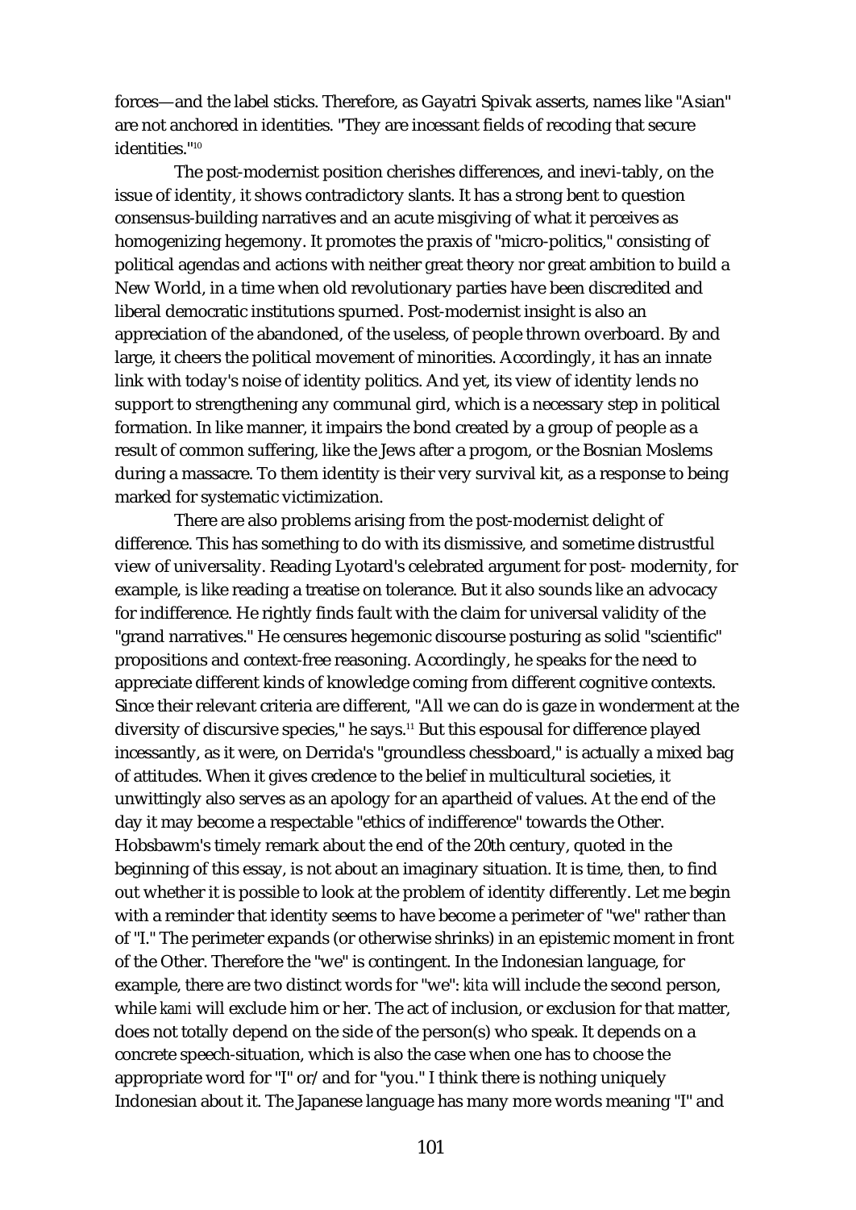forces—and the label sticks. Therefore, as Gayatri Spivak asserts, names like "Asian" are not anchored in identities. "They are incessant fields of recoding that secure identities."[10]

The post-modernist position cherishes differences, and inevi-tably, on the issue of identity, it shows contradictory slants. It has a strong bent to question consensus-building narratives and an acute misgiving of what it perceives as homogenizing hegemony. It promotes the praxis of "micro-politics," consisting of political agendas and actions with neither great theory nor great ambition to build a New World, in a time when old revolutionary parties have been discredited and liberal democratic institutions spurned. Post-modernist insight is also an appreciation of the abandoned, of the useless, of people thrown overboard. By and large, it cheers the political movement of minorities. Accordingly, it has an innate link with today's noise of identity politics. And yet, its view of identity lends no support to strengthening any communal gird, which is a necessary step in political formation. In like manner, it impairs the bond created by a group of people as a result of common suffering, like the Jews after a progom, or the Bosnian Moslems during a massacre. To them identity is their very survival kit, as a response to being marked for systematic victimization.

There are also problems arising from the post-modernist delight of difference. This has something to do with its dismissive, and sometime distrustful view of universality. Reading Lyotard's celebrated argument for post- modernity, for example, is like reading a treatise on tolerance. But it also sounds like an advocacy for indifference. He rightly finds fault with the claim for universal validity of the "grand narratives." He censures hegemonic discourse posturing as solid "scientific" propositions and context-free reasoning. Accordingly, he speaks for the need to appreciate different kinds of knowledge coming from different cognitive contexts. Since their relevant criteria are different, "All we can do is gaze in wonderment at the diversity of discursive species," he says.[11] But this espousal for difference played incessantly, as it were, on Derrida's "groundless chessboard," is actually a mixed bag of attitudes. When it gives credence to the belief in multicultural societies, it unwittingly also serves as an apology for an apartheid of values. At the end of the day it may become a respectable "ethics of indifference" towards the Other. Hobsbawm's timely remark about the end of the 20th century, quoted in the beginning of this essay, is not about an imaginary situation. It is time, then, to find out whether it is possible to look at the problem of identity differently. Let me begin with a reminder that identity seems to have become a perimeter of "we" rather than of "I." The perimeter expands (or otherwise shrinks) in an epistemic moment in front of the Other. Therefore the "we" is contingent. In the Indonesian language, for example, there are two distinct words for "we": *kita* will include the second person, while *kami* will exclude him or her. The act of inclusion, or exclusion for that matter, does not totally depend on the side of the person(s) who speak. It depends on a concrete speech-situation, which is also the case when one has to choose the appropriate word for "I" or/and for "you." I think there is nothing uniquely Indonesian about it. The Japanese language has many more words meaning "I" and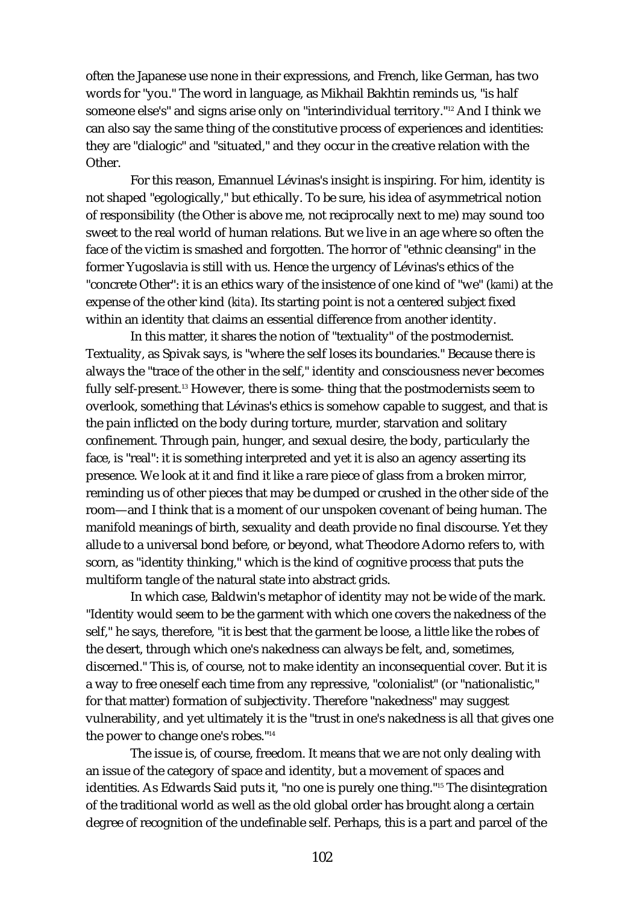often the Japanese use none in their expressions, and French, like German, has two words for "you." The word in language, as Mikhail Bakhtin reminds us, "is half someone else's" and signs arise only on "interindividual territory."[12] And I think we can also say the same thing of the constitutive process of experiences and identities: they are "dialogic" and "situated," and they occur in the creative relation with the Other.

For this reason, Emannuel Lévinas's insight is inspiring. For him, identity is not shaped "egologically," but ethically. To be sure, his idea of asymmetrical notion of responsibility (the Other is above me, not reciprocally next to me) may sound too sweet to the real world of human relations. But we live in an age where so often the face of the victim is smashed and forgotten. The horror of "ethnic cleansing" in the former Yugoslavia is still with us. Hence the urgency of Lévinas's ethics of the "concrete Other": it is an ethics wary of the insistence of one kind of "we" (*kami*) at the expense of the other kind (*kita*). Its starting point is not a centered subject fixed within an identity that claims an essential difference from another identity.

In this matter, it shares the notion of "textuality" of the postmodernist. Textuality, as Spivak says, is "where the self loses its boundaries." Because there is always the "trace of the other in the self," identity and consciousness never becomes fully self-present.[13] However, there is some- thing that the postmodernists seem to overlook, something that Lévinas's ethics is somehow capable to suggest, and that is the pain inflicted on the body during torture, murder, starvation and solitary confinement. Through pain, hunger, and sexual desire, the body, particularly the face, is "real": it is something interpreted and yet it is also an agency asserting its presence. We look at it and find it like a rare piece of glass from a broken mirror, reminding us of other pieces that may be dumped or crushed in the other side of the room—and I think that is a moment of our unspoken covenant of being human. The manifold meanings of birth, sexuality and death provide no final discourse. Yet they allude to a universal bond before, or beyond, what Theodore Adorno refers to, with scorn, as "identity thinking," which is the kind of cognitive process that puts the multiform tangle of the natural state into abstract grids.

In which case, Baldwin's metaphor of identity may not be wide of the mark. "Identity would seem to be the garment with which one covers the nakedness of the self," he says, therefore, "it is best that the garment be loose, a little like the robes of the desert, through which one's nakedness can always be felt, and, sometimes, discerned." This is, of course, not to make identity an inconsequential cover. But it is a way to free oneself each time from any repressive, "colonialist" (or "nationalistic," for that matter) formation of subjectivity. Therefore "nakedness" may suggest vulnerability, and yet ultimately it is the "trust in one's nakedness is all that gives one the power to change one's robes."[14]

The issue is, of course, freedom. It means that we are not only dealing with an issue of the category of space and identity, but a movement of spaces and identities. As Edwards Said puts it, "no one is purely one thing."[15] The disintegration of the traditional world as well as the old global order has brought along a certain degree of recognition of the undefinable self. Perhaps, this is a part and parcel of the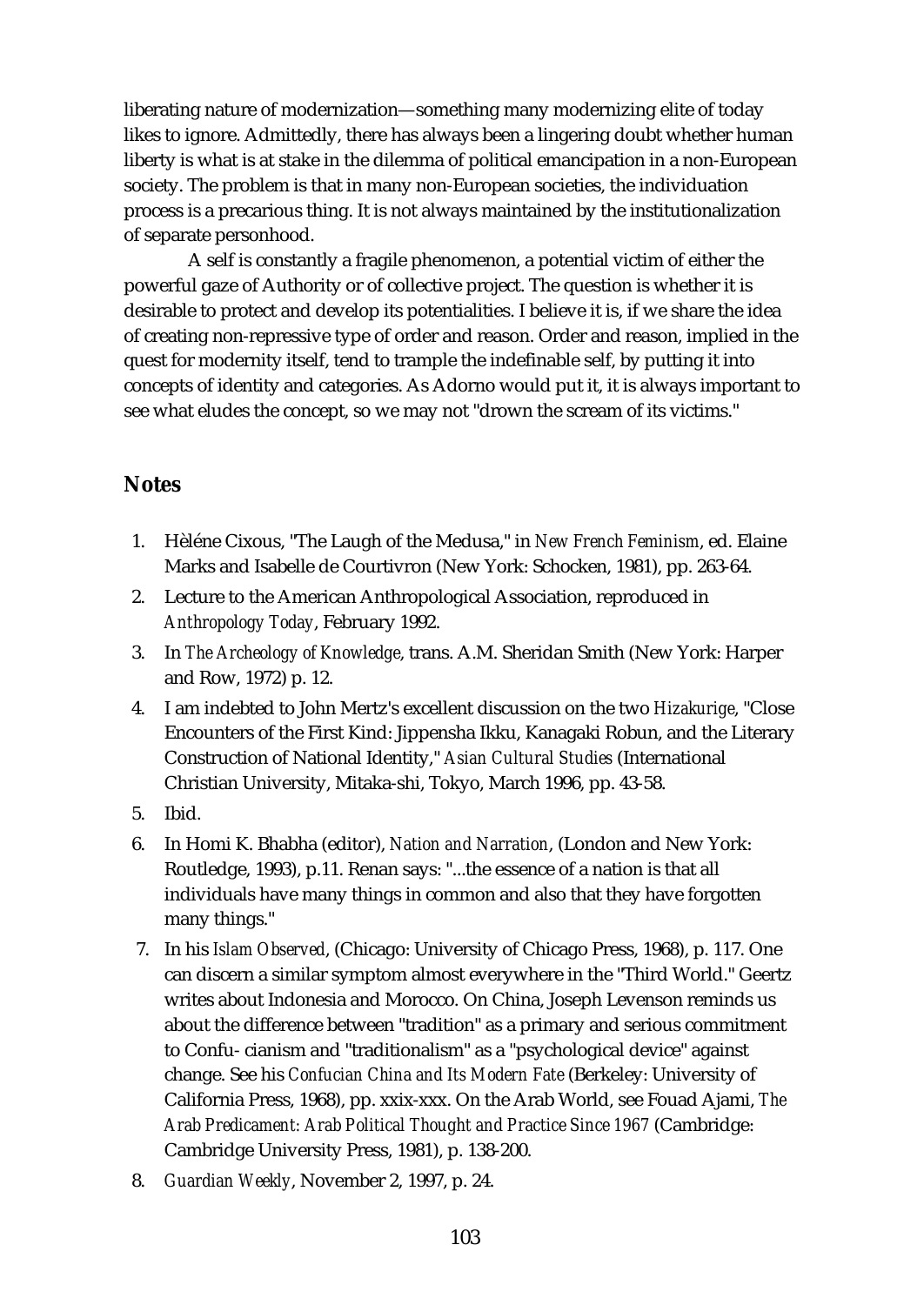liberating nature of modernization—something many modernizing elite of today likes to ignore. Admittedly, there has always been a lingering doubt whether human liberty is what is at stake in the dilemma of political emancipation in a non-European society. The problem is that in many non-European societies, the individuation process is a precarious thing. It is not always maintained by the institutionalization of separate personhood.

A self is constantly a fragile phenomenon, a potential victim of either the powerful gaze of Authority or of collective project. The question is whether it is desirable to protect and develop its potentialities. I believe it is, if we share the idea of creating non-repressive type of order and reason. Order and reason, implied in the quest for modernity itself, tend to trample the indefinable self, by putting it into concepts of identity and categories. As Adorno would put it, it is always important to see what eludes the concept, so we may not "drown the scream of its victims."

## Notes

1. Hèléne Cixous, "The Laugh of the Medusa," in *New French Feminism*, ed. Elaine Marks and Isabelle de Courtivron (New York: Schocken, 1981), pp. 263-64.
2. Lecture to the American Anthropological Association, reproduced in *Anthropology Today*, February 1992.
3. In *The Archeology of Knowledge*, trans. A.M. Sheridan Smith (New York: Harper and Row, 1972) p. 12.
4. I am indebted to John Mertz's excellent discussion on the two *Hizakurige*, "Close Encounters of the First Kind: Jippensha Ikku, Kanagaki Robun, and the Literary Construction of National Identity," *Asian Cultural Studies* (International Christian University, Mitaka-shi, Tokyo, March 1996, pp. 43-58.
5. Ibid.
6. In Homi K. Bhabha (editor), *Nation and Narration*, (London and New York: Routledge, 1993), p.11. Renan says: "...the essence of a nation is that all individuals have many things in common and also that they have forgotten many things."
7. In his *Islam Observed*, (Chicago: University of Chicago Press, 1968), p. 117. One can discern a similar symptom almost everywhere in the "Third World." Geertz writes about Indonesia and Morocco. On China, Joseph Levenson reminds us about the difference between "tradition" as a primary and serious commitment to Confu- cianism and "traditionalism" as a "psychological device" against change. See his *Confucian China and Its Modern Fate* (Berkeley: University of California Press, 1968), pp. xxix-xxx. On the Arab World, see Fouad Ajami, *The Arab Predicament: Arab Political Thought and Practice Since 1967* (Cambridge: Cambridge University Press, 1981), p. 138-200.
8. *Guardian Weekly*, November 2, 1997, p. 24.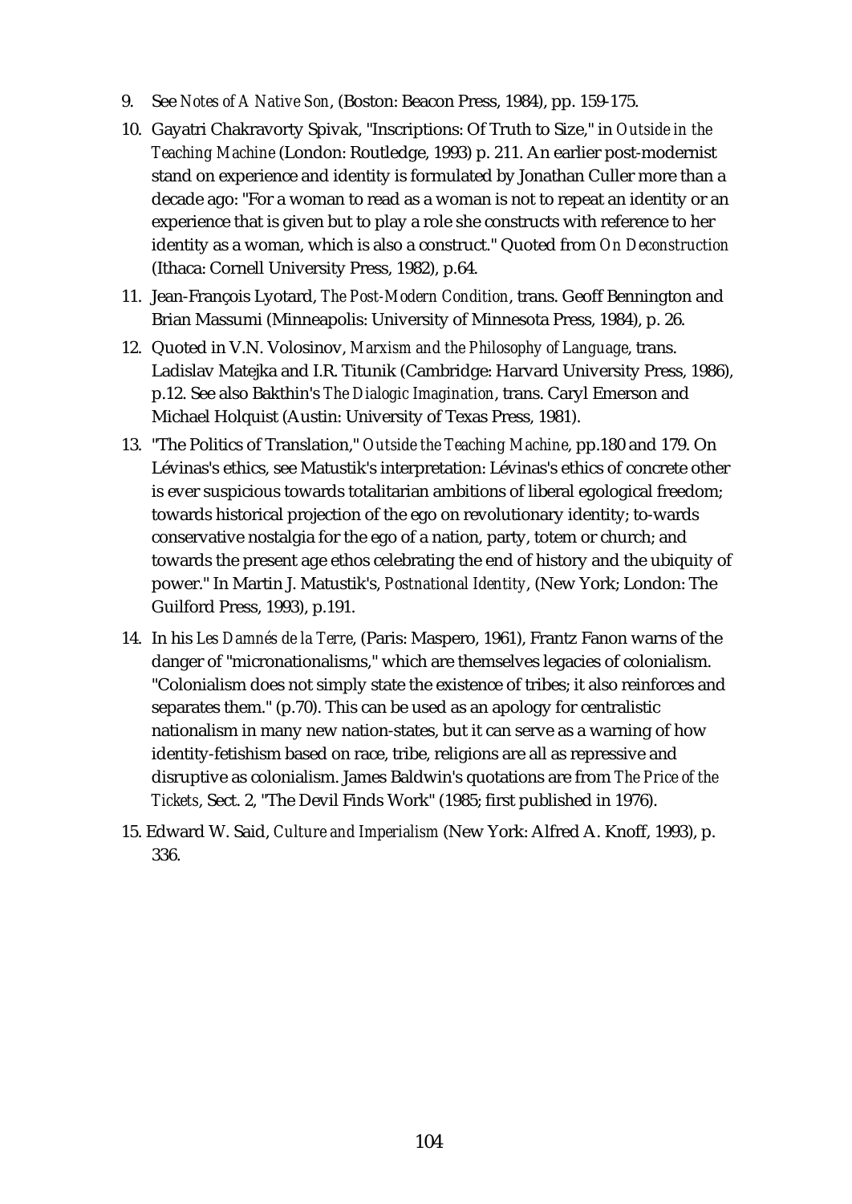9. See *Notes of A Native Son*, (Boston: Beacon Press, 1984), pp. 159-175.

10. Gayatri Chakravorty Spivak, "Inscriptions: Of Truth to Size," in *Outside in the Teaching Machine* (London: Routledge, 1993) p. 211. An earlier post-modernist stand on experience and identity is formulated by Jonathan Culler more than a decade ago: "For a woman to read as a woman is not to repeat an identity or an experience that is given but to play a role she constructs with reference to her identity as a woman, which is also a construct." Quoted from *On Deconstruction* (Ithaca: Cornell University Press, 1982), p.64.

11. Jean-François Lyotard, *The Post-Modern Condition*, trans. Geoff Bennington and Brian Massumi (Minneapolis: University of Minnesota Press, 1984), p. 26.

12. Quoted in V.N. Volosinov, *Marxism and the Philosophy of Language*, trans. Ladislav Matejka and I.R. Titunik (Cambridge: Harvard University Press, 1986), p.12. See also Bakthin's *The Dialogic Imagination*, trans. Caryl Emerson and Michael Holquist (Austin: University of Texas Press, 1981).

13. "The Politics of Translation," *Outside the Teaching Machine*, pp.180 and 179. On Lévinas's ethics, see Matustik's interpretation: Lévinas's ethics of concrete other is ever suspicious towards totalitarian ambitions of liberal egological freedom; towards historical projection of the ego on revolutionary identity; to-wards conservative nostalgia for the ego of a nation, party, totem or church; and towards the present age ethos celebrating the end of history and the ubiquity of power." In Martin J. Matustik's, *Postnational Identity*, (New York; London: The Guilford Press, 1993), p.191.

14. In his *Les Damnés de la Terre*, (Paris: Maspero, 1961), Frantz Fanon warns of the danger of "micronationalisms," which are themselves legacies of colonialism. "Colonialism does not simply state the existence of tribes; it also reinforces and separates them." (p.70). This can be used as an apology for centralistic nationalism in many new nation-states, but it can serve as a warning of how identity-fetishism based on race, tribe, religions are all as repressive and disruptive as colonialism. James Baldwin's quotations are from *The Price of the Tickets*, Sect. 2, "The Devil Finds Work" (1985; first published in 1976).

15. Edward W. Said, *Culture and Imperialism* (New York: Alfred A. Knoff, 1993), p. 336.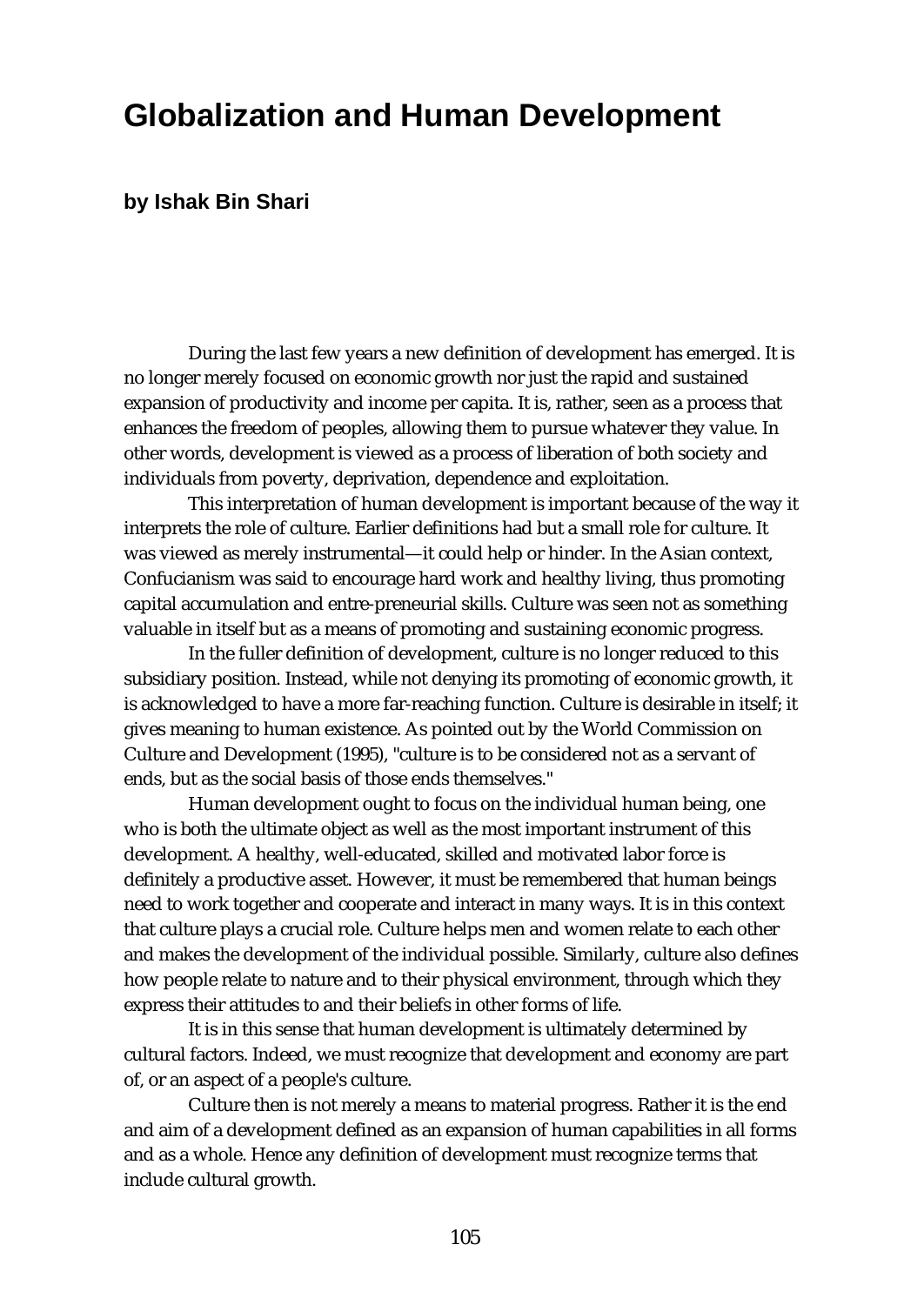# Globalization and Human Development

**by Ishak Bin Shari**

During the last few years a new definition of development has emerged. It is no longer merely focused on economic growth nor just the rapid and sustained expansion of productivity and income per capita. It is, rather, seen as a process that enhances the freedom of peoples, allowing them to pursue whatever they value. In other words, development is viewed as a process of liberation of both society and individuals from poverty, deprivation, dependence and exploitation.

This interpretation of human development is important because of the way it interprets the role of culture. Earlier definitions had but a small role for culture. It was viewed as merely instrumental—it could help or hinder. In the Asian context, Confucianism was said to encourage hard work and healthy living, thus promoting capital accumulation and entre-preneurial skills. Culture was seen not as something valuable in itself but as a means of promoting and sustaining economic progress.

In the fuller definition of development, culture is no longer reduced to this subsidiary position. Instead, while not denying its promoting of economic growth, it is acknowledged to have a more far-reaching function. Culture is desirable in itself; it gives meaning to human existence. As pointed out by the World Commission on Culture and Development (1995), "culture is to be considered not as a servant of ends, but as the social basis of those ends themselves."

Human development ought to focus on the individual human being, one who is both the ultimate object as well as the most important instrument of this development. A healthy, well-educated, skilled and motivated labor force is definitely a productive asset. However, it must be remembered that human beings need to work together and cooperate and interact in many ways. It is in this context that culture plays a crucial role. Culture helps men and women relate to each other and makes the development of the individual possible. Similarly, culture also defines how people relate to nature and to their physical environment, through which they express their attitudes to and their beliefs in other forms of life.

It is in this sense that human development is ultimately determined by cultural factors. Indeed, we must recognize that development and economy are part of, or an aspect of a people's culture.

Culture then is not merely a means to material progress. Rather it is the end and aim of a development defined as an expansion of human capabilities in all forms and as a whole. Hence any definition of development must recognize terms that include cultural growth.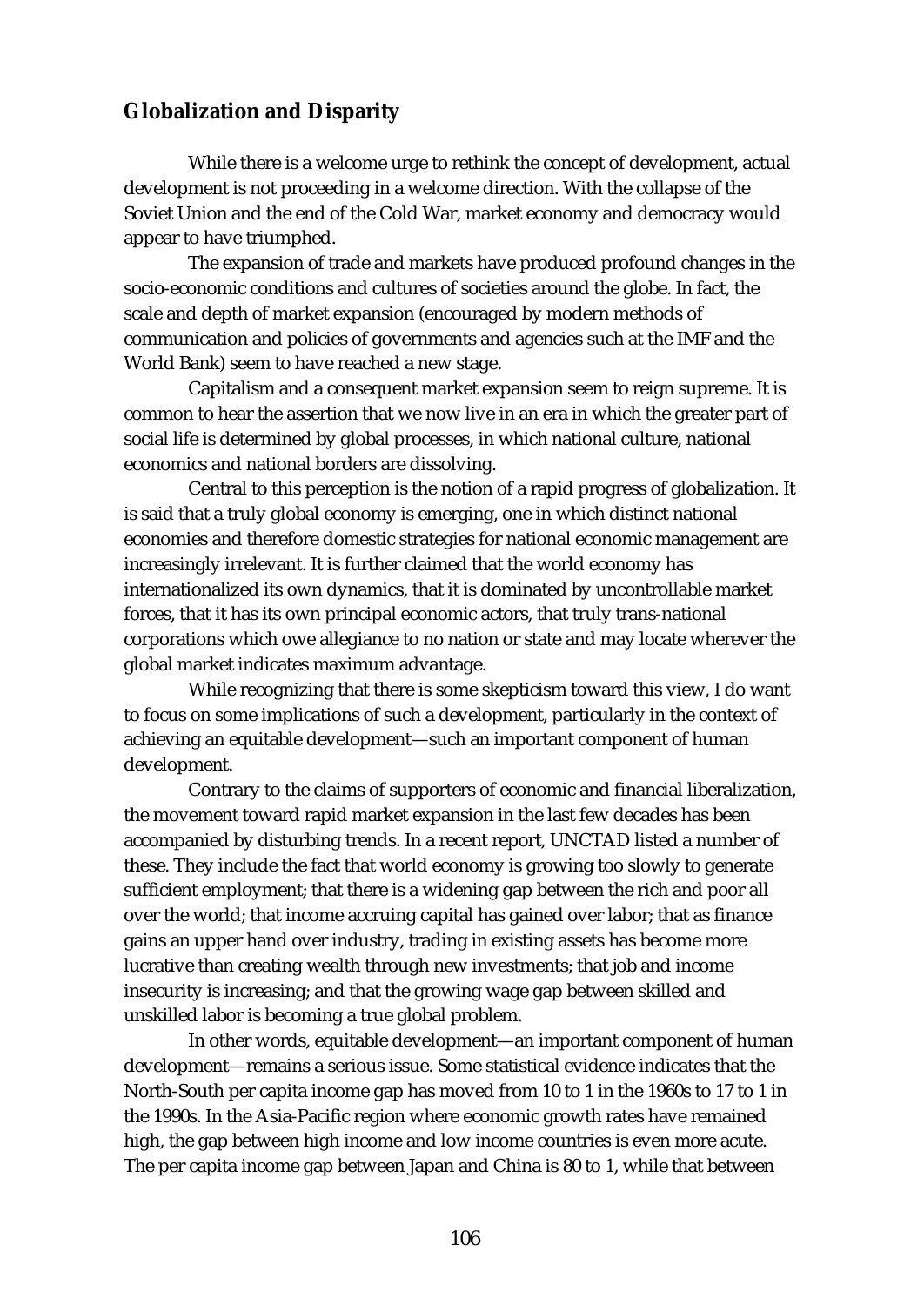## Globalization and Disparity

While there is a welcome urge to rethink the concept of development, actual development is not proceeding in a welcome direction. With the collapse of the Soviet Union and the end of the Cold War, market economy and democracy would appear to have triumphed.

The expansion of trade and markets have produced profound changes in the socio-economic conditions and cultures of societies around the globe. In fact, the scale and depth of market expansion (encouraged by modern methods of communication and policies of governments and agencies such at the IMF and the World Bank) seem to have reached a new stage.

Capitalism and a consequent market expansion seem to reign supreme. It is common to hear the assertion that we now live in an era in which the greater part of social life is determined by global processes, in which national culture, national economics and national borders are dissolving.

Central to this perception is the notion of a rapid progress of globalization. It is said that a truly global economy is emerging, one in which distinct national economies and therefore domestic strategies for national economic management are increasingly irrelevant. It is further claimed that the world economy has internationalized its own dynamics, that it is dominated by uncontrollable market forces, that it has its own principal economic actors, that truly trans-national corporations which owe allegiance to no nation or state and may locate wherever the global market indicates maximum advantage.

While recognizing that there is some skepticism toward this view, I do want to focus on some implications of such a development, particularly in the context of achieving an equitable development—such an important component of human development.

Contrary to the claims of supporters of economic and financial liberalization, the movement toward rapid market expansion in the last few decades has been accompanied by disturbing trends. In a recent report, UNCTAD listed a number of these. They include the fact that world economy is growing too slowly to generate sufficient employment; that there is a widening gap between the rich and poor all over the world; that income accruing capital has gained over labor; that as finance gains an upper hand over industry, trading in existing assets has become more lucrative than creating wealth through new investments; that job and income insecurity is increasing; and that the growing wage gap between skilled and unskilled labor is becoming a true global problem.

In other words, equitable development—an important component of human development—remains a serious issue. Some statistical evidence indicates that the North-South per capita income gap has moved from 10 to 1 in the 1960s to 17 to 1 in the 1990s. In the Asia-Pacific region where economic growth rates have remained high, the gap between high income and low income countries is even more acute. The per capita income gap between Japan and China is 80 to 1, while that between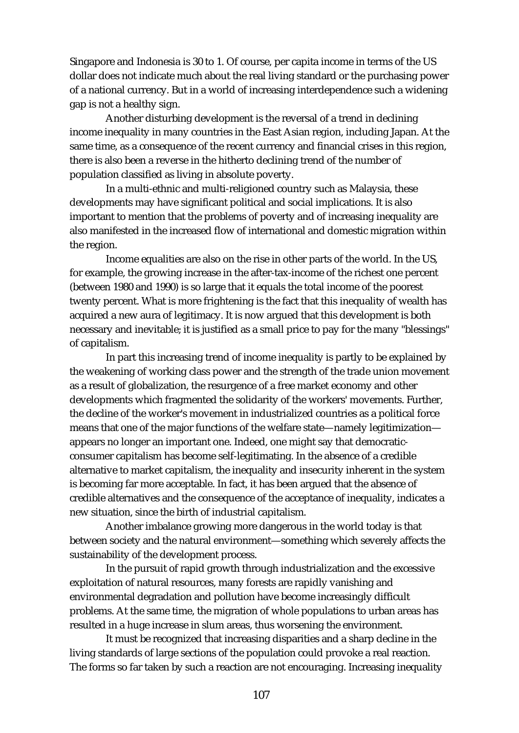Singapore and Indonesia is 30 to 1. Of course, per capita income in terms of the US dollar does not indicate much about the real living standard or the purchasing power of a national currency. But in a world of increasing interdependence such a widening gap is not a healthy sign.

Another disturbing development is the reversal of a trend in declining income inequality in many countries in the East Asian region, including Japan. At the same time, as a consequence of the recent currency and financial crises in this region, there is also been a reverse in the hitherto declining trend of the number of population classified as living in absolute poverty.

In a multi-ethnic and multi-religioned country such as Malaysia, these developments may have significant political and social implications. It is also important to mention that the problems of poverty and of increasing inequality are also manifested in the increased flow of international and domestic migration within the region.

Income equalities are also on the rise in other parts of the world. In the US, for example, the growing increase in the after-tax-income of the richest one percent (between 1980 and 1990) is so large that it equals the total income of the poorest twenty percent. What is more frightening is the fact that this inequality of wealth has acquired a new aura of legitimacy. It is now argued that this development is both necessary and inevitable; it is justified as a small price to pay for the many "blessings" of capitalism.

In part this increasing trend of income inequality is partly to be explained by the weakening of working class power and the strength of the trade union movement as a result of globalization, the resurgence of a free market economy and other developments which fragmented the solidarity of the workers' movements. Further, the decline of the worker's movement in industrialized countries as a political force means that one of the major functions of the welfare state—namely legitimization—appears no longer an important one. Indeed, one might say that democratic-consumer capitalism has become self-legitimating. In the absence of a credible alternative to market capitalism, the inequality and insecurity inherent in the system is becoming far more acceptable. In fact, it has been argued that the absence of credible alternatives and the consequence of the acceptance of inequality, indicates a new situation, since the birth of industrial capitalism.

Another imbalance growing more dangerous in the world today is that between society and the natural environment—something which severely affects the sustainability of the development process.

In the pursuit of rapid growth through industrialization and the excessive exploitation of natural resources, many forests are rapidly vanishing and environmental degradation and pollution have become increasingly difficult problems. At the same time, the migration of whole populations to urban areas has resulted in a huge increase in slum areas, thus worsening the environment.

It must be recognized that increasing disparities and a sharp decline in the living standards of large sections of the population could provoke a real reaction. The forms so far taken by such a reaction are not encouraging. Increasing inequality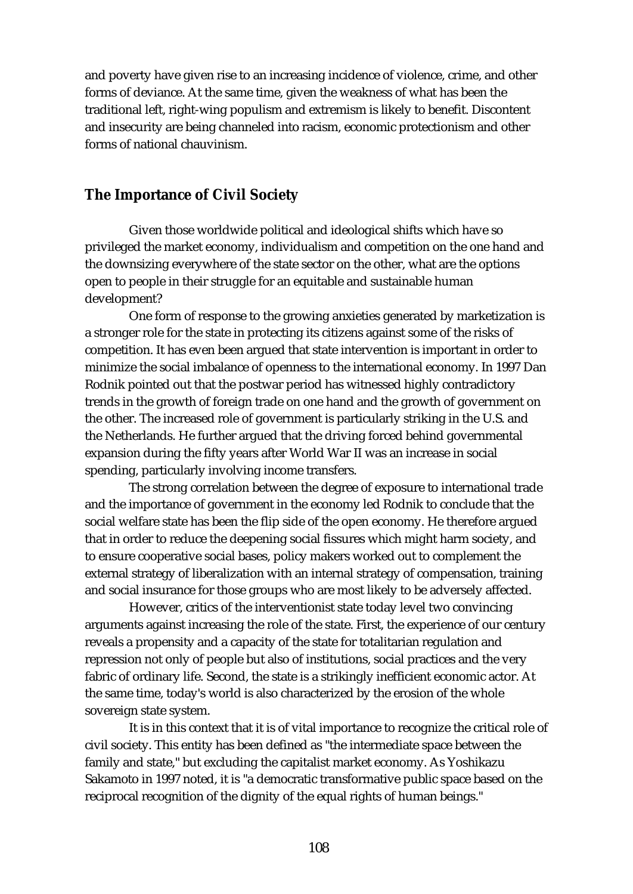and poverty have given rise to an increasing incidence of violence, crime, and other forms of deviance. At the same time, given the weakness of what has been the traditional left, right-wing populism and extremism is likely to benefit. Discontent and insecurity are being channeled into racism, economic protectionism and other forms of national chauvinism.

## The Importance of Civil Society

Given those worldwide political and ideological shifts which have so privileged the market economy, individualism and competition on the one hand and the downsizing everywhere of the state sector on the other, what are the options open to people in their struggle for an equitable and sustainable human development?

One form of response to the growing anxieties generated by marketization is a stronger role for the state in protecting its citizens against some of the risks of competition. It has even been argued that state intervention is important in order to minimize the social imbalance of openness to the international economy. In 1997 Dan Rodnik pointed out that the postwar period has witnessed highly contradictory trends in the growth of foreign trade on one hand and the growth of government on the other. The increased role of government is particularly striking in the U.S. and the Netherlands. He further argued that the driving forced behind governmental expansion during the fifty years after World War II was an increase in social spending, particularly involving income transfers.

The strong correlation between the degree of exposure to international trade and the importance of government in the economy led Rodnik to conclude that the social welfare state has been the flip side of the open economy. He therefore argued that in order to reduce the deepening social fissures which might harm society, and to ensure cooperative social bases, policy makers worked out to complement the external strategy of liberalization with an internal strategy of compensation, training and social insurance for those groups who are most likely to be adversely affected.

However, critics of the interventionist state today level two convincing arguments against increasing the role of the state. First, the experience of our century reveals a propensity and a capacity of the state for totalitarian regulation and repression not only of people but also of institutions, social practices and the very fabric of ordinary life. Second, the state is a strikingly inefficient economic actor. At the same time, today's world is also characterized by the erosion of the whole sovereign state system.

It is in this context that it is of vital importance to recognize the critical role of civil society. This entity has been defined as "the intermediate space between the family and state," but excluding the capitalist market economy. As Yoshikazu Sakamoto in 1997 noted, it is "a democratic transformative public space based on the reciprocal recognition of the dignity of the equal rights of human beings."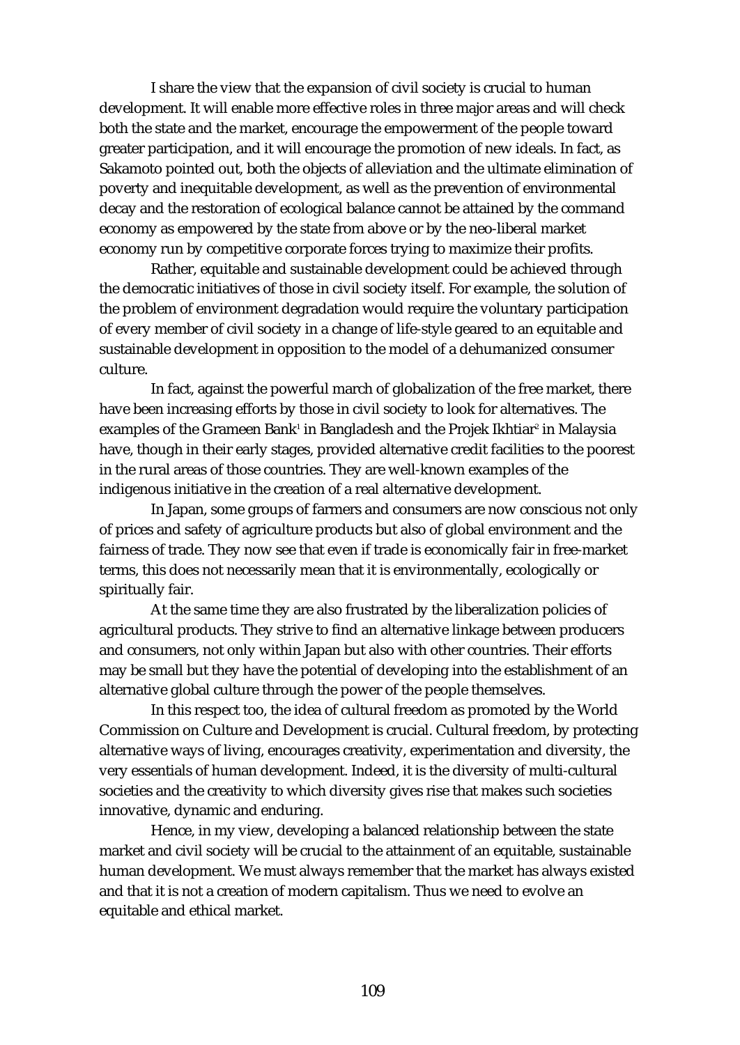I share the view that the expansion of civil society is crucial to human development. It will enable more effective roles in three major areas and will check both the state and the market, encourage the empowerment of the people toward greater participation, and it will encourage the promotion of new ideals. In fact, as Sakamoto pointed out, both the objects of alleviation and the ultimate elimination of poverty and inequitable development, as well as the prevention of environmental decay and the restoration of ecological balance cannot be attained by the command economy as empowered by the state from above or by the neo-liberal market economy run by competitive corporate forces trying to maximize their profits.

Rather, equitable and sustainable development could be achieved through the democratic initiatives of those in civil society itself. For example, the solution of the problem of environment degradation would require the voluntary participation of every member of civil society in a change of life-style geared to an equitable and sustainable development in opposition to the model of a dehumanized consumer culture.

In fact, against the powerful march of globalization of the free market, there have been increasing efforts by those in civil society to look for alternatives. The examples of the Grameen Bank[1] in Bangladesh and the Projek Ikhtiar[2] in Malaysia have, though in their early stages, provided alternative credit facilities to the poorest in the rural areas of those countries. They are well-known examples of the indigenous initiative in the creation of a real alternative development.

In Japan, some groups of farmers and consumers are now conscious not only of prices and safety of agriculture products but also of global environment and the fairness of trade. They now see that even if trade is economically fair in free-market terms, this does not necessarily mean that it is environmentally, ecologically or spiritually fair.

At the same time they are also frustrated by the liberalization policies of agricultural products. They strive to find an alternative linkage between producers and consumers, not only within Japan but also with other countries. Their efforts may be small but they have the potential of developing into the establishment of an alternative global culture through the power of the people themselves.

In this respect too, the idea of cultural freedom as promoted by the World Commission on Culture and Development is crucial. Cultural freedom, by protecting alternative ways of living, encourages creativity, experimentation and diversity, the very essentials of human development. Indeed, it is the diversity of multi-cultural societies and the creativity to which diversity gives rise that makes such societies innovative, dynamic and enduring.

Hence, in my view, developing a balanced relationship between the state market and civil society will be crucial to the attainment of an equitable, sustainable human development. We must always remember that the market has always existed and that it is not a creation of modern capitalism. Thus we need to evolve an equitable and ethical market.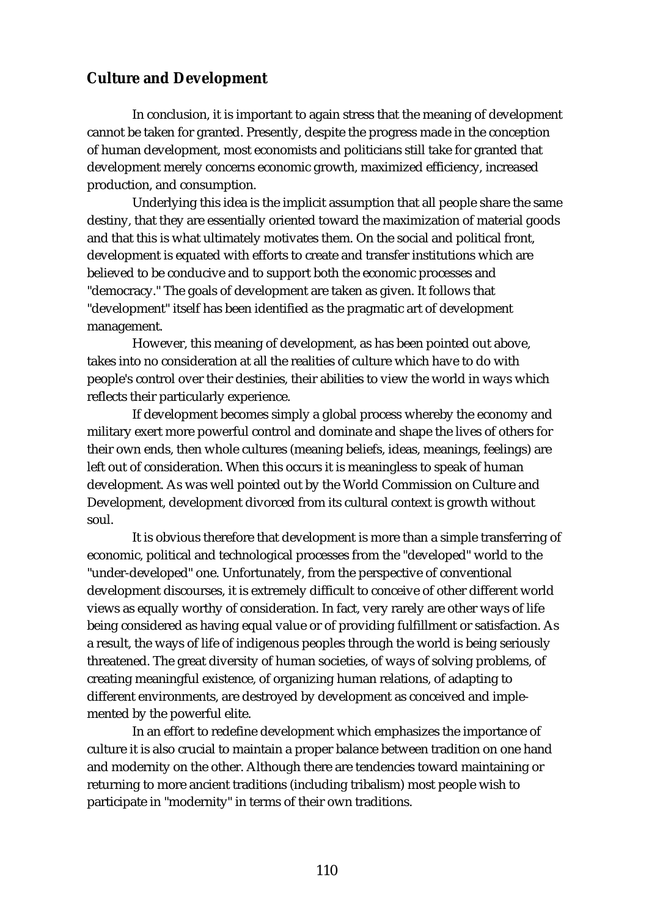## Culture and Development

In conclusion, it is important to again stress that the meaning of development cannot be taken for granted. Presently, despite the progress made in the conception of human development, most economists and politicians still take for granted that development merely concerns economic growth, maximized efficiency, increased production, and consumption.

Underlying this idea is the implicit assumption that all people share the same destiny, that they are essentially oriented toward the maximization of material goods and that this is what ultimately motivates them. On the social and political front, development is equated with efforts to create and transfer institutions which are believed to be conducive and to support both the economic processes and "democracy." The goals of development are taken as given. It follows that "development" itself has been identified as the pragmatic art of development management.

However, this meaning of development, as has been pointed out above, takes into no consideration at all the realities of culture which have to do with people's control over their destinies, their abilities to view the world in ways which reflects their particularly experience.

If development becomes simply a global process whereby the economy and military exert more powerful control and dominate and shape the lives of others for their own ends, then whole cultures (meaning beliefs, ideas, meanings, feelings) are left out of consideration. When this occurs it is meaningless to speak of human development. As was well pointed out by the World Commission on Culture and Development, development divorced from its cultural context is growth without soul.

It is obvious therefore that development is more than a simple transferring of economic, political and technological processes from the "developed" world to the "under-developed" one. Unfortunately, from the perspective of conventional development discourses, it is extremely difficult to conceive of other different world views as equally worthy of consideration. In fact, very rarely are other ways of life being considered as having equal value or of providing fulfillment or satisfaction. As a result, the ways of life of indigenous peoples through the world is being seriously threatened. The great diversity of human societies, of ways of solving problems, of creating meaningful existence, of organizing human relations, of adapting to different environments, are destroyed by development as conceived and implemented by the powerful elite.

In an effort to redefine development which emphasizes the importance of culture it is also crucial to maintain a proper balance between tradition on one hand and modernity on the other. Although there are tendencies toward maintaining or returning to more ancient traditions (including tribalism) most people wish to participate in "modernity" in terms of their own traditions.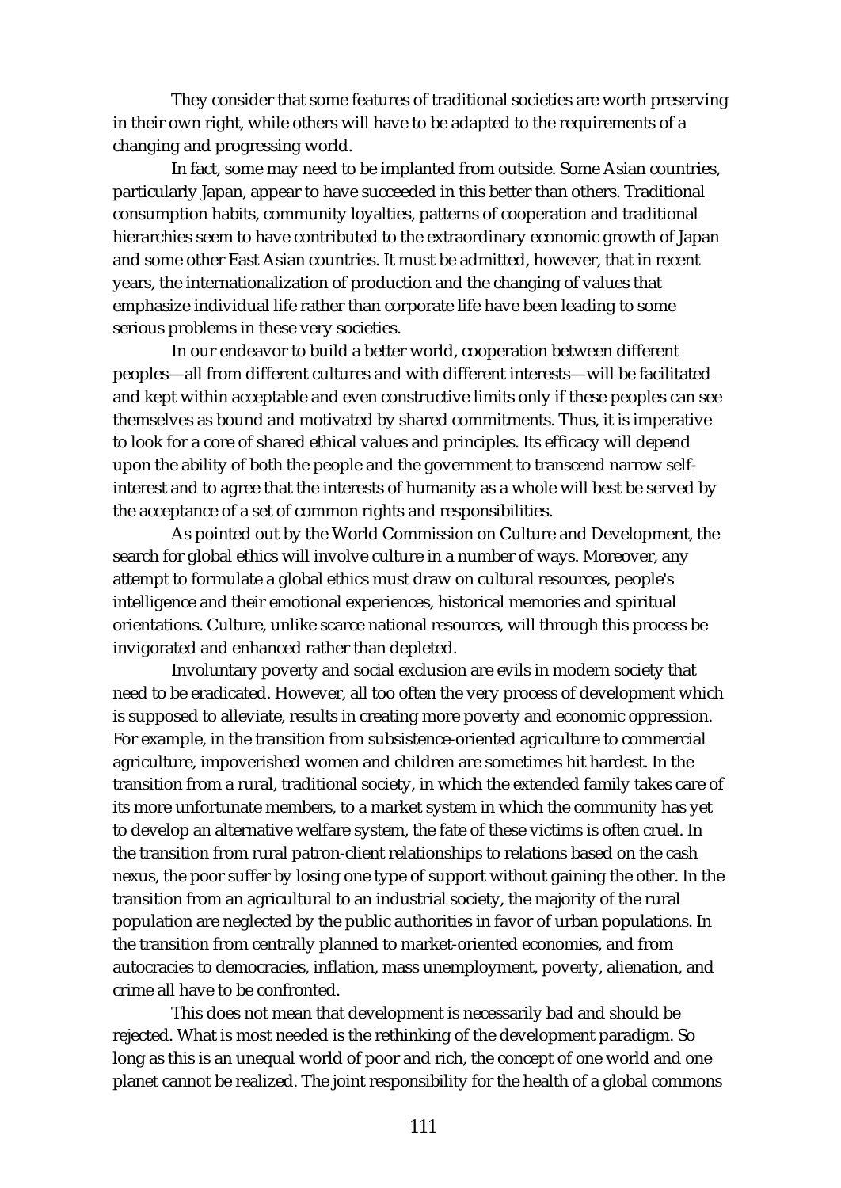They consider that some features of traditional societies are worth preserving in their own right, while others will have to be adapted to the requirements of a changing and progressing world.

In fact, some may need to be implanted from outside. Some Asian countries, particularly Japan, appear to have succeeded in this better than others. Traditional consumption habits, community loyalties, patterns of cooperation and traditional hierarchies seem to have contributed to the extraordinary economic growth of Japan and some other East Asian countries. It must be admitted, however, that in recent years, the internationalization of production and the changing of values that emphasize individual life rather than corporate life have been leading to some serious problems in these very societies.

In our endeavor to build a better world, cooperation between different peoples—all from different cultures and with different interests—will be facilitated and kept within acceptable and even constructive limits only if these peoples can see themselves as bound and motivated by shared commitments. Thus, it is imperative to look for a core of shared ethical values and principles. Its efficacy will depend upon the ability of both the people and the government to transcend narrow self-interest and to agree that the interests of humanity as a whole will best be served by the acceptance of a set of common rights and responsibilities.

As pointed out by the World Commission on Culture and Development, the search for global ethics will involve culture in a number of ways. Moreover, any attempt to formulate a global ethics must draw on cultural resources, people's intelligence and their emotional experiences, historical memories and spiritual orientations. Culture, unlike scarce national resources, will through this process be invigorated and enhanced rather than depleted.

Involuntary poverty and social exclusion are evils in modern society that need to be eradicated. However, all too often the very process of development which is supposed to alleviate, results in creating more poverty and economic oppression. For example, in the transition from subsistence-oriented agriculture to commercial agriculture, impoverished women and children are sometimes hit hardest. In the transition from a rural, traditional society, in which the extended family takes care of its more unfortunate members, to a market system in which the community has yet to develop an alternative welfare system, the fate of these victims is often cruel. In the transition from rural patron-client relationships to relations based on the cash nexus, the poor suffer by losing one type of support without gaining the other. In the transition from an agricultural to an industrial society, the majority of the rural population are neglected by the public authorities in favor of urban populations. In the transition from centrally planned to market-oriented economies, and from autocracies to democracies, inflation, mass unemployment, poverty, alienation, and crime all have to be confronted.

This does not mean that development is necessarily bad and should be rejected. What is most needed is the rethinking of the development paradigm. So long as this is an unequal world of poor and rich, the concept of one world and one planet cannot be realized. The joint responsibility for the health of a global commons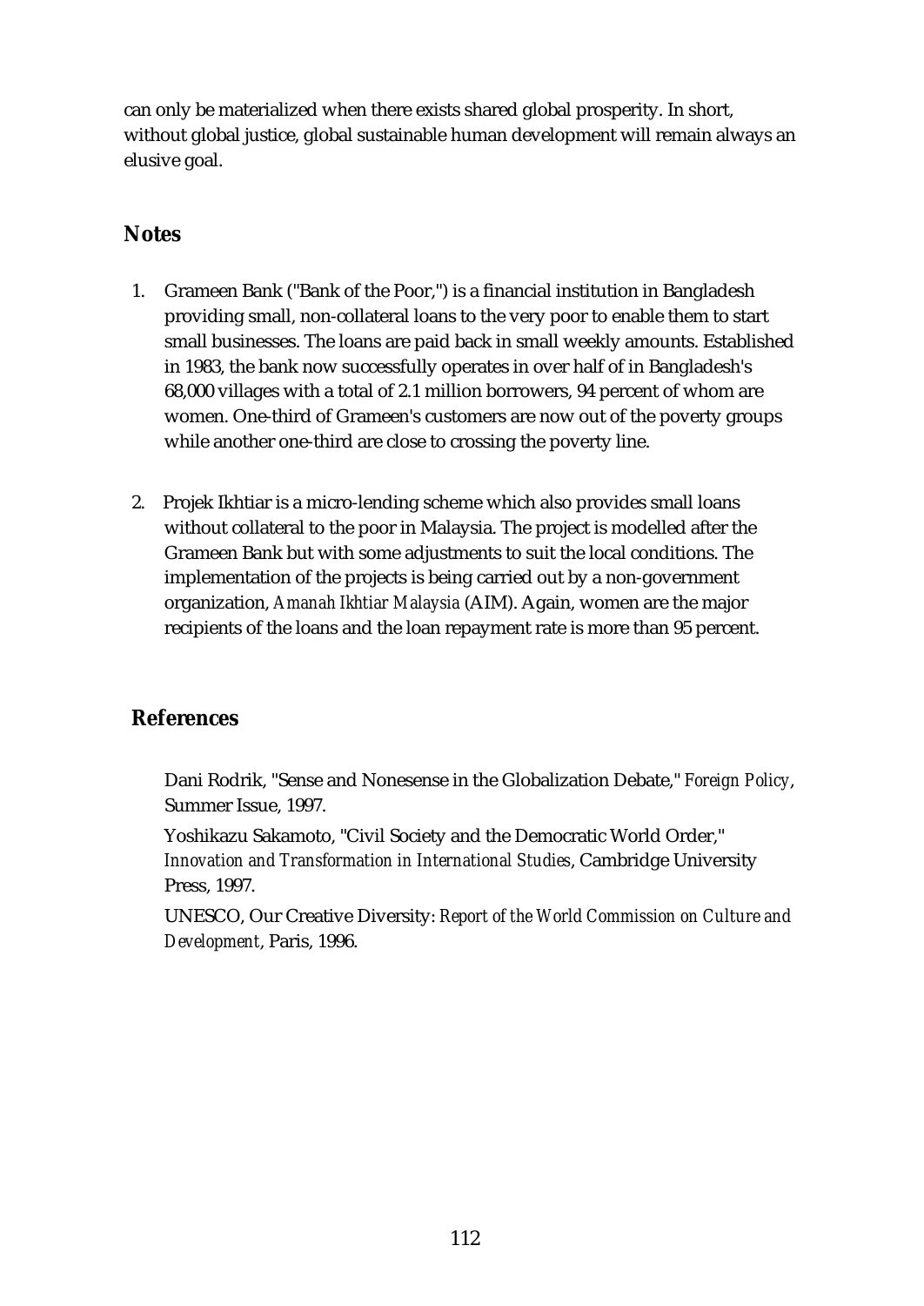can only be materialized when there exists shared global prosperity. In short, without global justice, global sustainable human development will remain always an elusive goal.

## Notes

1. Grameen Bank ("Bank of the Poor,") is a financial institution in Bangladesh providing small, non-collateral loans to the very poor to enable them to start small businesses. The loans are paid back in small weekly amounts. Established in 1983, the bank now successfully operates in over half of in Bangladesh's 68,000 villages with a total of 2.1 million borrowers, 94 percent of whom are women. One-third of Grameen's customers are now out of the poverty groups while another one-third are close to crossing the poverty line.

2. Projek Ikhtiar is a micro-lending scheme which also provides small loans without collateral to the poor in Malaysia. The project is modelled after the Grameen Bank but with some adjustments to suit the local conditions. The implementation of the projects is being carried out by a non-government organization, *Amanah Ikhtiar Malaysia* (AIM). Again, women are the major recipients of the loans and the loan repayment rate is more than 95 percent.

## References

Dani Rodrik, "Sense and Nonesense in the Globalization Debate," *Foreign Policy*, Summer Issue, 1997.

Yoshikazu Sakamoto, "Civil Society and the Democratic World Order," *Innovation and Transformation in International Studies*, Cambridge University Press, 1997.

UNESCO, Our Creative Diversity: *Report of the World Commission on Culture and Development*, Paris, 1996.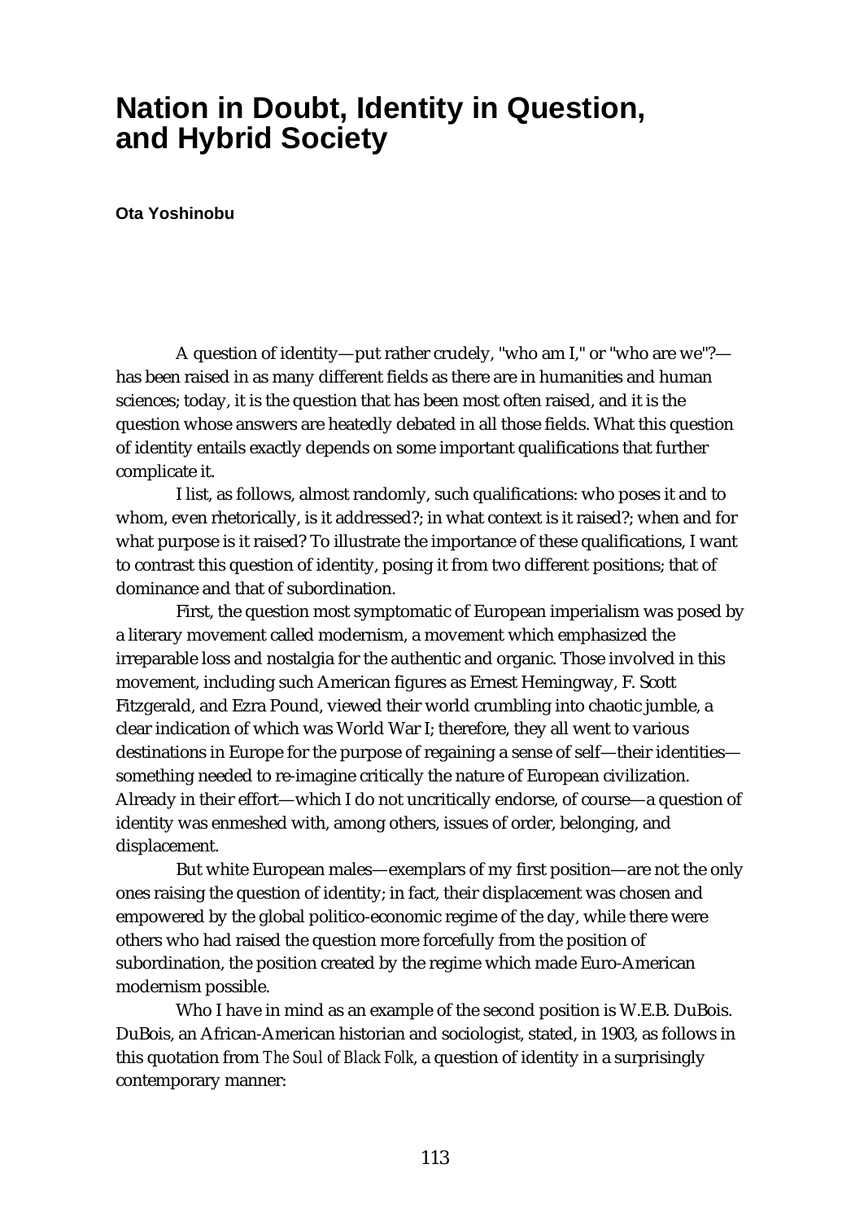# Nation in Doubt, Identity in Question, and Hybrid Society

**Ota Yoshinobu**

A question of identity—put rather crudely, "who am I," or "who are we"?—has been raised in as many different fields as there are in humanities and human sciences; today, it is the question that has been most often raised, and it is the question whose answers are heatedly debated in all those fields. What this question of identity entails exactly depends on some important qualifications that further complicate it.

I list, as follows, almost randomly, such qualifications: who poses it and to whom, even rhetorically, is it addressed?; in what context is it raised?; when and for what purpose is it raised? To illustrate the importance of these qualifications, I want to contrast this question of identity, posing it from two different positions; that of dominance and that of subordination.

First, the question most symptomatic of European imperialism was posed by a literary movement called modernism, a movement which emphasized the irreparable loss and nostalgia for the authentic and organic. Those involved in this movement, including such American figures as Ernest Hemingway, F. Scott Fitzgerald, and Ezra Pound, viewed their world crumbling into chaotic jumble, a clear indication of which was World War I; therefore, they all went to various destinations in Europe for the purpose of regaining a sense of self—their identities—something needed to re-imagine critically the nature of European civilization. Already in their effort—which I do not uncritically endorse, of course—a question of identity was enmeshed with, among others, issues of order, belonging, and displacement.

But white European males—exemplars of my first position—are not the only ones raising the question of identity; in fact, their displacement was chosen and empowered by the global politico-economic regime of the day, while there were others who had raised the question more forcefully from the position of subordination, the position created by the regime which made Euro-American modernism possible.

Who I have in mind as an example of the second position is W.E.B. DuBois. DuBois, an African-American historian and sociologist, stated, in 1903, as follows in this quotation from *The Soul of Black Folk*, a question of identity in a surprisingly contemporary manner: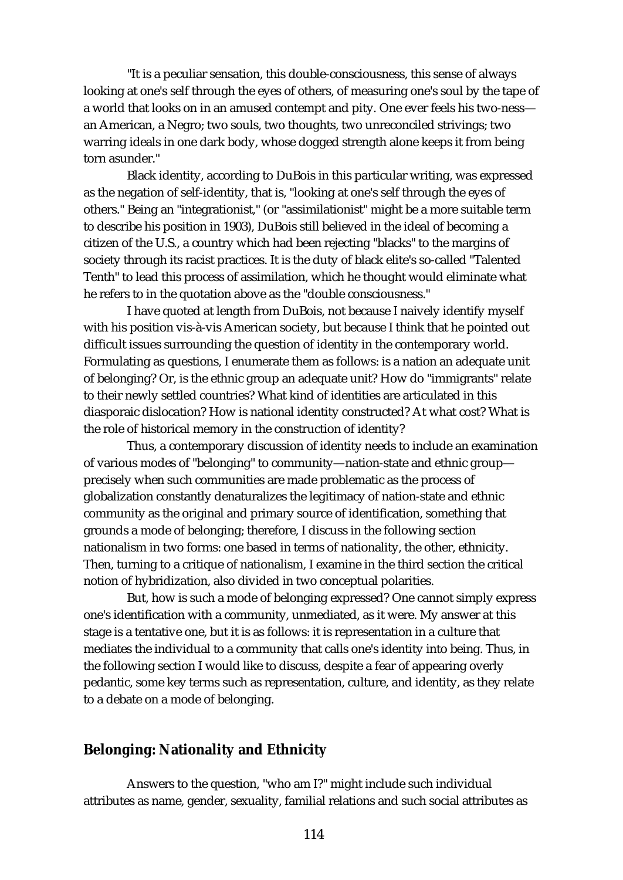"It is a peculiar sensation, this double-consciousness, this sense of always looking at one's self through the eyes of others, of measuring one's soul by the tape of a world that looks on in an amused contempt and pity. One ever feels his two-ness—an American, a Negro; two souls, two thoughts, two unreconciled strivings; two warring ideals in one dark body, whose dogged strength alone keeps it from being torn asunder."

Black identity, according to DuBois in this particular writing, was expressed as the negation of self-identity, that is, "looking at one's self through the eyes of others." Being an "integrationist," (or "assimilationist" might be a more suitable term to describe his position in 1903), DuBois still believed in the ideal of becoming a citizen of the U.S., a country which had been rejecting "blacks" to the margins of society through its racist practices. It is the duty of black elite's so-called "Talented Tenth" to lead this process of assimilation, which he thought would eliminate what he refers to in the quotation above as the "double consciousness."

I have quoted at length from DuBois, not because I naively identify myself with his position vis-à-vis American society, but because I think that he pointed out difficult issues surrounding the question of identity in the contemporary world. Formulating as questions, I enumerate them as follows: is a nation an adequate unit of belonging? Or, is the ethnic group an adequate unit? How do "immigrants" relate to their newly settled countries? What kind of identities are articulated in this diasporaic dislocation? How is national identity constructed? At what cost? What is the role of historical memory in the construction of identity?

Thus, a contemporary discussion of identity needs to include an examination of various modes of "belonging" to community—nation-state and ethnic group—precisely when such communities are made problematic as the process of globalization constantly denaturalizes the legitimacy of nation-state and ethnic community as the original and primary source of identification, something that grounds a mode of belonging; therefore, I discuss in the following section nationalism in two forms: one based in terms of nationality, the other, ethnicity. Then, turning to a critique of nationalism, I examine in the third section the critical notion of hybridization, also divided in two conceptual polarities.

But, how is such a mode of belonging expressed? One cannot simply express one's identification with a community, unmediated, as it were. My answer at this stage is a tentative one, but it is as follows: it is representation in a culture that mediates the individual to a community that calls one's identity into being. Thus, in the following section I would like to discuss, despite a fear of appearing overly pedantic, some key terms such as representation, culture, and identity, as they relate to a debate on a mode of belonging.

## Belonging: Nationality and Ethnicity

Answers to the question, "who am I?" might include such individual attributes as name, gender, sexuality, familial relations and such social attributes as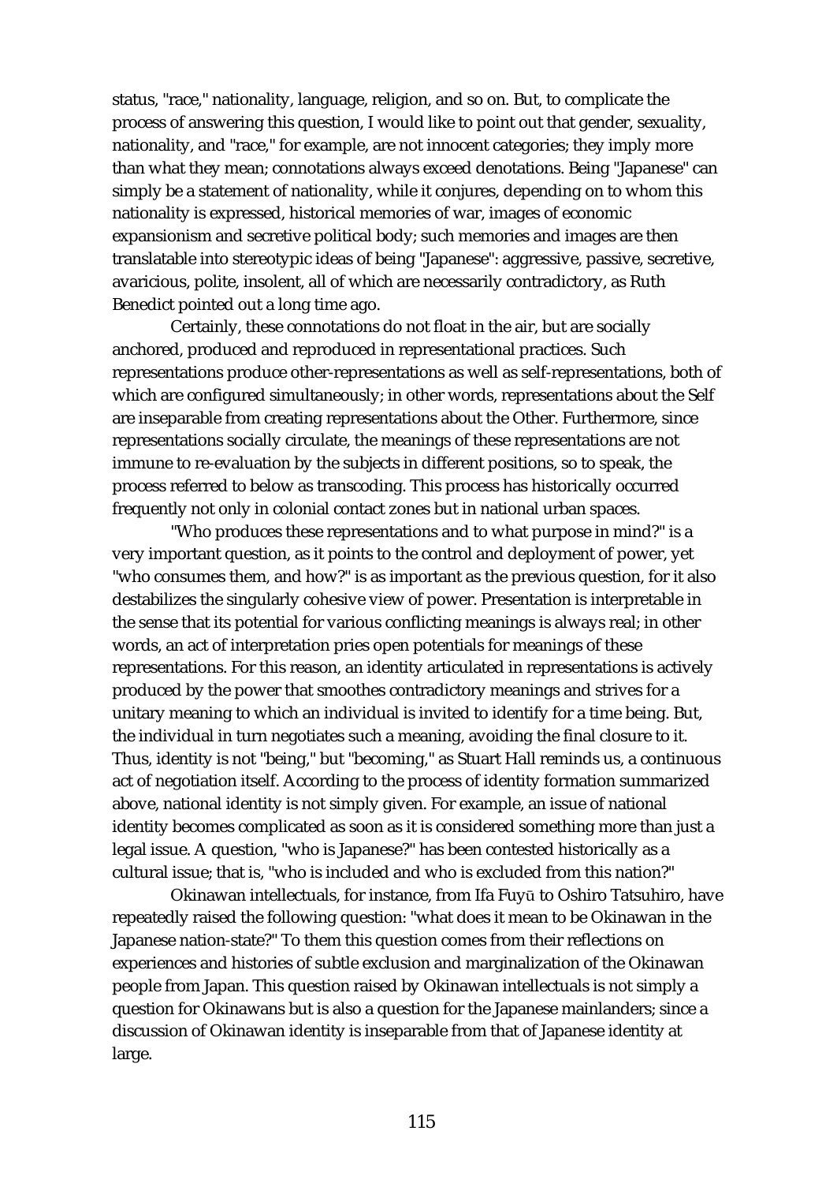status, "race," nationality, language, religion, and so on. But, to complicate the process of answering this question, I would like to point out that gender, sexuality, nationality, and "race," for example, are not innocent categories; they imply more than what they mean; connotations always exceed denotations. Being "Japanese" can simply be a statement of nationality, while it conjures, depending on to whom this nationality is expressed, historical memories of war, images of economic expansionism and secretive political body; such memories and images are then translatable into stereotypic ideas of being "Japanese": aggressive, passive, secretive, avaricious, polite, insolent, all of which are necessarily contradictory, as Ruth Benedict pointed out a long time ago.

Certainly, these connotations do not float in the air, but are socially anchored, produced and reproduced in representational practices. Such representations produce other-representations as well as self-representations, both of which are configured simultaneously; in other words, representations about the Self are inseparable from creating representations about the Other. Furthermore, since representations socially circulate, the meanings of these representations are not immune to re-evaluation by the subjects in different positions, so to speak, the process referred to below as transcoding. This process has historically occurred frequently not only in colonial contact zones but in national urban spaces.

"Who produces these representations and to what purpose in mind?" is a very important question, as it points to the control and deployment of power, yet "who consumes them, and how?" is as important as the previous question, for it also destabilizes the singularly cohesive view of power. Presentation is interpretable in the sense that its potential for various conflicting meanings is always real; in other words, an act of interpretation pries open potentials for meanings of these representations. For this reason, an identity articulated in representations is actively produced by the power that smoothes contradictory meanings and strives for a unitary meaning to which an individual is invited to identify for a time being. But, the individual in turn negotiates such a meaning, avoiding the final closure to it. Thus, identity is not "being," but "becoming," as Stuart Hall reminds us, a continuous act of negotiation itself. According to the process of identity formation summarized above, national identity is not simply given. For example, an issue of national identity becomes complicated as soon as it is considered something more than just a legal issue. A question, "who is Japanese?" has been contested historically as a cultural issue; that is, "who is included and who is excluded from this nation?"

Okinawan intellectuals, for instance, from Ifa Fuyū to Oshiro Tatsuhiro, have repeatedly raised the following question: "what does it mean to be Okinawan in the Japanese nation-state?" To them this question comes from their reflections on experiences and histories of subtle exclusion and marginalization of the Okinawan people from Japan. This question raised by Okinawan intellectuals is not simply a question for Okinawans but is also a question for the Japanese mainlanders; since a discussion of Okinawan identity is inseparable from that of Japanese identity at large.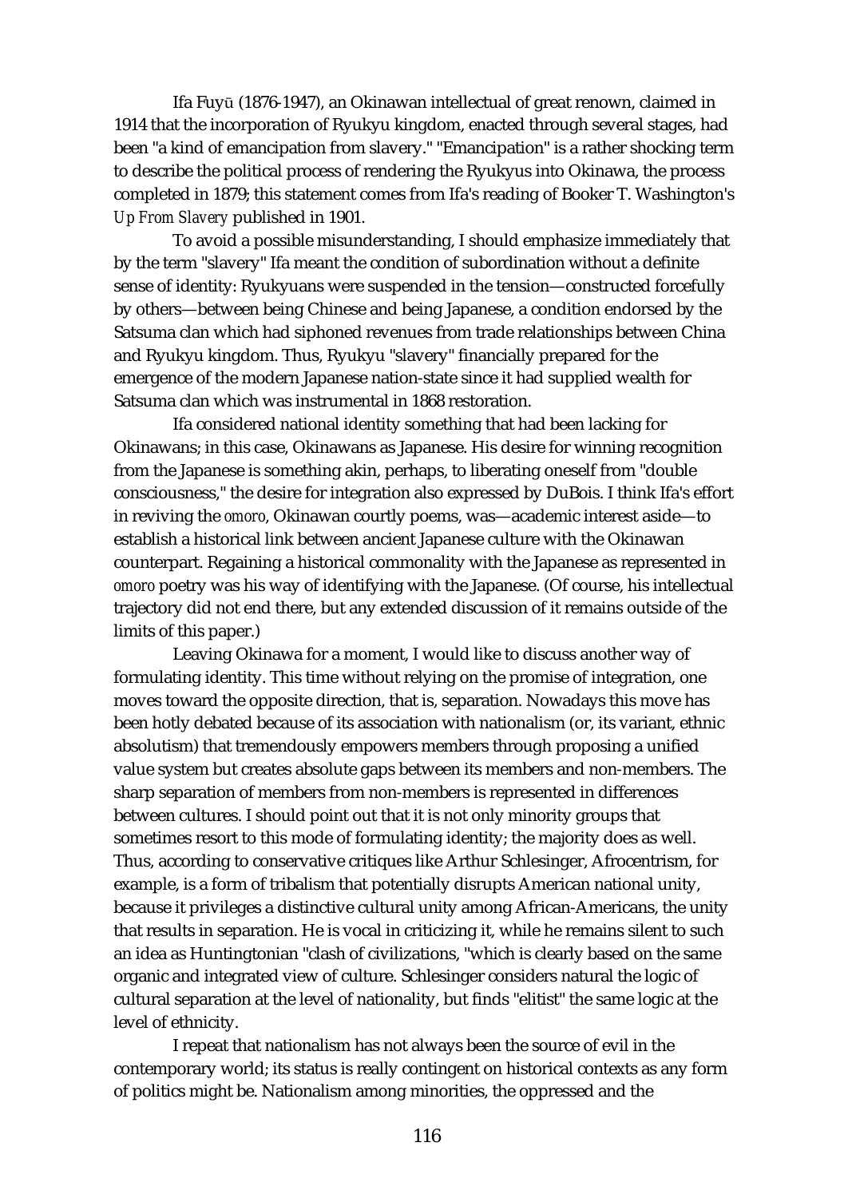Ifa Fuyū (1876-1947), an Okinawan intellectual of great renown, claimed in 1914 that the incorporation of Ryukyu kingdom, enacted through several stages, had been "a kind of emancipation from slavery." "Emancipation" is a rather shocking term to describe the political process of rendering the Ryukyus into Okinawa, the process completed in 1879; this statement comes from Ifa's reading of Booker T. Washington's *Up From Slavery* published in 1901.

To avoid a possible misunderstanding, I should emphasize immediately that by the term "slavery" Ifa meant the condition of subordination without a definite sense of identity: Ryukyuans were suspended in the tension—constructed forcefully by others—between being Chinese and being Japanese, a condition endorsed by the Satsuma clan which had siphoned revenues from trade relationships between China and Ryukyu kingdom. Thus, Ryukyu "slavery" financially prepared for the emergence of the modern Japanese nation-state since it had supplied wealth for Satsuma clan which was instrumental in 1868 restoration.

Ifa considered national identity something that had been lacking for Okinawans; in this case, Okinawans as Japanese. His desire for winning recognition from the Japanese is something akin, perhaps, to liberating oneself from "double consciousness," the desire for integration also expressed by DuBois. I think Ifa's effort in reviving the *omoro*, Okinawan courtly poems, was—academic interest aside—to establish a historical link between ancient Japanese culture with the Okinawan counterpart. Regaining a historical commonality with the Japanese as represented in *omoro* poetry was his way of identifying with the Japanese. (Of course, his intellectual trajectory did not end there, but any extended discussion of it remains outside of the limits of this paper.)

Leaving Okinawa for a moment, I would like to discuss another way of formulating identity. This time without relying on the promise of integration, one moves toward the opposite direction, that is, separation. Nowadays this move has been hotly debated because of its association with nationalism (or, its variant, ethnic absolutism) that tremendously empowers members through proposing a unified value system but creates absolute gaps between its members and non-members. The sharp separation of members from non-members is represented in differences between cultures. I should point out that it is not only minority groups that sometimes resort to this mode of formulating identity; the majority does as well. Thus, according to conservative critiques like Arthur Schlesinger, Afrocentrism, for example, is a form of tribalism that potentially disrupts American national unity, because it privileges a distinctive cultural unity among African-Americans, the unity that results in separation. He is vocal in criticizing it, while he remains silent to such an idea as Huntingtonian "clash of civilizations, "which is clearly based on the same organic and integrated view of culture. Schlesinger considers natural the logic of cultural separation at the level of nationality, but finds "elitist" the same logic at the level of ethnicity.

I repeat that nationalism has not always been the source of evil in the contemporary world; its status is really contingent on historical contexts as any form of politics might be. Nationalism among minorities, the oppressed and the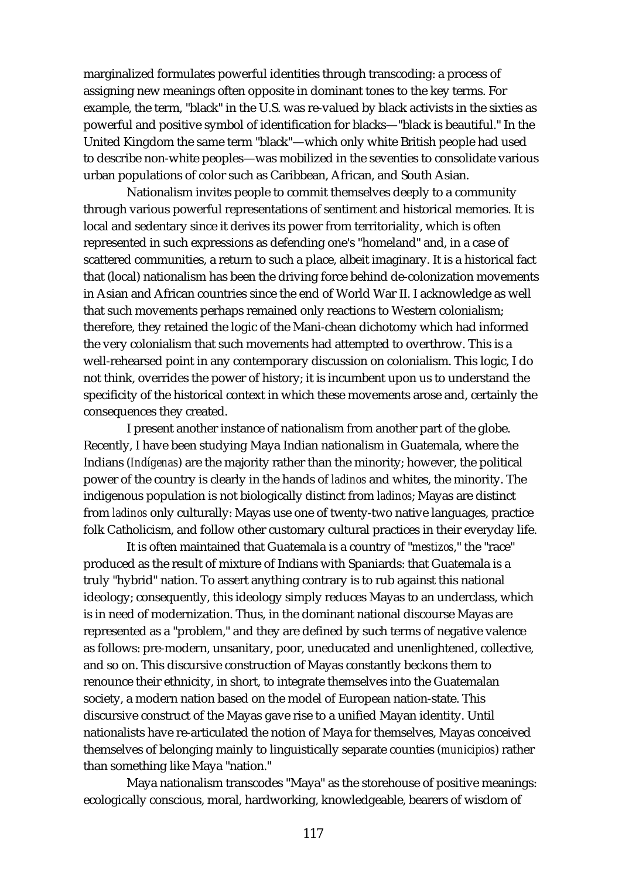marginalized formulates powerful identities through transcoding: a process of assigning new meanings often opposite in dominant tones to the key terms. For example, the term, "black" in the U.S. was re-valued by black activists in the sixties as powerful and positive symbol of identification for blacks—"black is beautiful." In the United Kingdom the same term "black"—which only white British people had used to describe non-white peoples—was mobilized in the seventies to consolidate various urban populations of color such as Caribbean, African, and South Asian.

Nationalism invites people to commit themselves deeply to a community through various powerful representations of sentiment and historical memories. It is local and sedentary since it derives its power from territoriality, which is often represented in such expressions as defending one's "homeland" and, in a case of scattered communities, a return to such a place, albeit imaginary. It is a historical fact that (local) nationalism has been the driving force behind de-colonization movements in Asian and African countries since the end of World War II. I acknowledge as well that such movements perhaps remained only reactions to Western colonialism; therefore, they retained the logic of the Mani-chean dichotomy which had informed the very colonialism that such movements had attempted to overthrow. This is a well-rehearsed point in any contemporary discussion on colonialism. This logic, I do not think, overrides the power of history; it is incumbent upon us to understand the specificity of the historical context in which these movements arose and, certainly the consequences they created.

I present another instance of nationalism from another part of the globe. Recently, I have been studying Maya Indian nationalism in Guatemala, where the Indians (*Indígenas*) are the majority rather than the minority; however, the political power of the country is clearly in the hands of *ladinos* and whites, the minority. The indigenous population is not biologically distinct from *ladinos*; Mayas are distinct from *ladinos* only culturally: Mayas use one of twenty-two native languages, practice folk Catholicism, and follow other customary cultural practices in their everyday life.

It is often maintained that Guatemala is a country of "*mestizos*," the "race" produced as the result of mixture of Indians with Spaniards: that Guatemala is a truly "hybrid" nation. To assert anything contrary is to rub against this national ideology; consequently, this ideology simply reduces Mayas to an underclass, which is in need of modernization. Thus, in the dominant national discourse Mayas are represented as a "problem," and they are defined by such terms of negative valence as follows: pre-modern, unsanitary, poor, uneducated and unenlightened, collective, and so on. This discursive construction of Mayas constantly beckons them to renounce their ethnicity, in short, to integrate themselves into the Guatemalan society, a modern nation based on the model of European nation-state. This discursive construct of the Mayas gave rise to a unified Mayan identity. Until nationalists have re-articulated the notion of Maya for themselves, Mayas conceived themselves of belonging mainly to linguistically separate counties (*municipios*) rather than something like Maya "nation."

Maya nationalism transcodes "Maya" as the storehouse of positive meanings: ecologically conscious, moral, hardworking, knowledgeable, bearers of wisdom of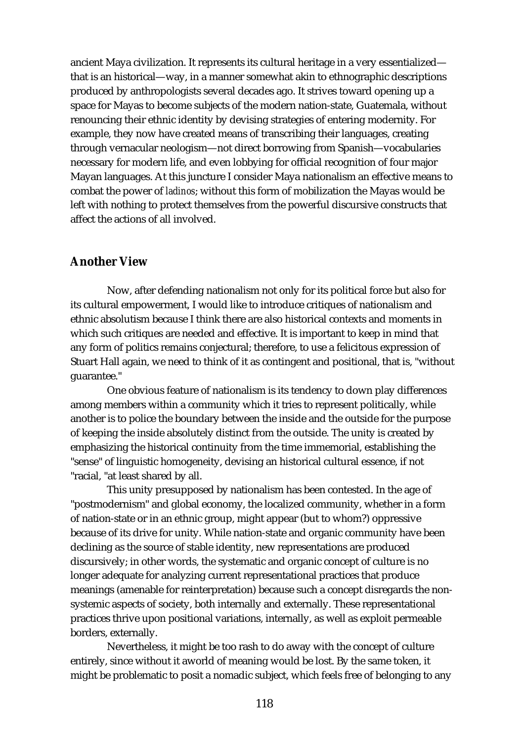ancient Maya civilization. It represents its cultural heritage in a very essentialized—that is an historical—way, in a manner somewhat akin to ethnographic descriptions produced by anthropologists several decades ago. It strives toward opening up a space for Mayas to become subjects of the modern nation-state, Guatemala, without renouncing their ethnic identity by devising strategies of entering modernity. For example, they now have created means of transcribing their languages, creating through vernacular neologism—not direct borrowing from Spanish—vocabularies necessary for modern life, and even lobbying for official recognition of four major Mayan languages. At this juncture I consider Maya nationalism an effective means to combat the power of *ladinos*; without this form of mobilization the Mayas would be left with nothing to protect themselves from the powerful discursive constructs that affect the actions of all involved.

## Another View

Now, after defending nationalism not only for its political force but also for its cultural empowerment, I would like to introduce critiques of nationalism and ethnic absolutism because I think there are also historical contexts and moments in which such critiques are needed and effective. It is important to keep in mind that any form of politics remains conjectural; therefore, to use a felicitous expression of Stuart Hall again, we need to think of it as contingent and positional, that is, "without guarantee."

One obvious feature of nationalism is its tendency to down play differences among members within a community which it tries to represent politically, while another is to police the boundary between the inside and the outside for the purpose of keeping the inside absolutely distinct from the outside. The unity is created by emphasizing the historical continuity from the time immemorial, establishing the "sense" of linguistic homogeneity, devising an historical cultural essence, if not "racial, "at least shared by all.

This unity presupposed by nationalism has been contested. In the age of "postmodernism" and global economy, the localized community, whether in a form of nation-state or in an ethnic group, might appear (but to whom?) oppressive because of its drive for unity. While nation-state and organic community have been declining as the source of stable identity, new representations are produced discursively; in other words, the systematic and organic concept of culture is no longer adequate for analyzing current representational practices that produce meanings (amenable for reinterpretation) because such a concept disregards the non-systemic aspects of society, both internally and externally. These representational practices thrive upon positional variations, internally, as well as exploit permeable borders, externally.

Nevertheless, it might be too rash to do away with the concept of culture entirely, since without it aworld of meaning would be lost. By the same token, it might be problematic to posit a nomadic subject, which feels free of belonging to any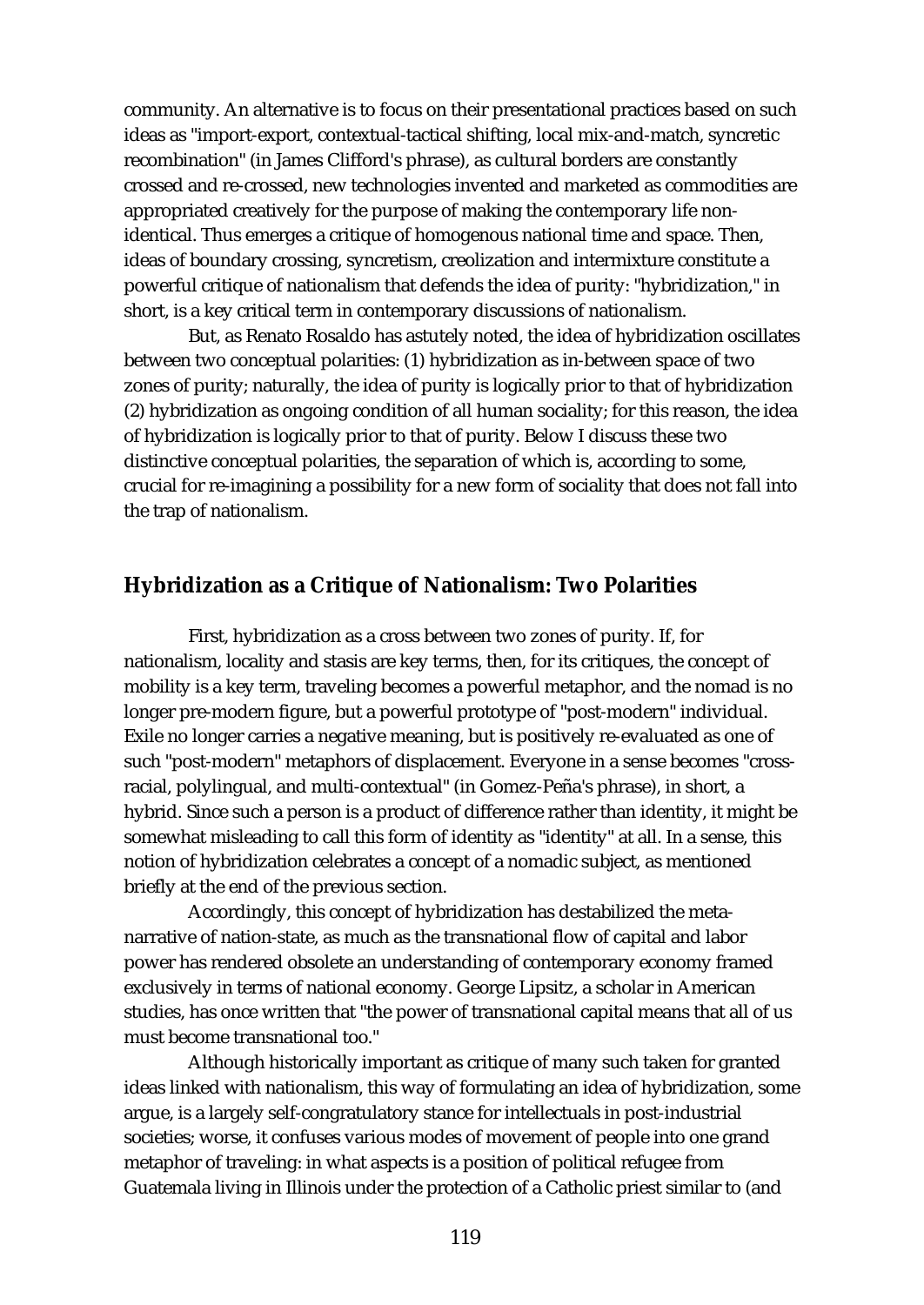community. An alternative is to focus on their presentational practices based on such ideas as "import-export, contextual-tactical shifting, local mix-and-match, syncretic recombination" (in James Clifford's phrase), as cultural borders are constantly crossed and re-crossed, new technologies invented and marketed as commodities are appropriated creatively for the purpose of making the contemporary life non-identical. Thus emerges a critique of homogenous national time and space. Then, ideas of boundary crossing, syncretism, creolization and intermixture constitute a powerful critique of nationalism that defends the idea of purity: "hybridization," in short, is a key critical term in contemporary discussions of nationalism.

But, as Renato Rosaldo has astutely noted, the idea of hybridization oscillates between two conceptual polarities: (1) hybridization as in-between space of two zones of purity; naturally, the idea of purity is logically prior to that of hybridization (2) hybridization as ongoing condition of all human sociality; for this reason, the idea of hybridization is logically prior to that of purity. Below I discuss these two distinctive conceptual polarities, the separation of which is, according to some, crucial for re-imagining a possibility for a new form of sociality that does not fall into the trap of nationalism.

## Hybridization as a Critique of Nationalism: Two Polarities

First, hybridization as a cross between two zones of purity. If, for nationalism, locality and stasis are key terms, then, for its critiques, the concept of mobility is a key term, traveling becomes a powerful metaphor, and the nomad is no longer pre-modern figure, but a powerful prototype of "post-modern" individual. Exile no longer carries a negative meaning, but is positively re-evaluated as one of such "post-modern" metaphors of displacement. Everyone in a sense becomes "cross-racial, polylingual, and multi-contextual" (in Gomez-Peña's phrase), in short, a hybrid. Since such a person is a product of difference rather than identity, it might be somewhat misleading to call this form of identity as "identity" at all. In a sense, this notion of hybridization celebrates a concept of a nomadic subject, as mentioned briefly at the end of the previous section.

Accordingly, this concept of hybridization has destabilized the meta-narrative of nation-state, as much as the transnational flow of capital and labor power has rendered obsolete an understanding of contemporary economy framed exclusively in terms of national economy. George Lipsitz, a scholar in American studies, has once written that "the power of transnational capital means that all of us must become transnational too."

Although historically important as critique of many such taken for granted ideas linked with nationalism, this way of formulating an idea of hybridization, some argue, is a largely self-congratulatory stance for intellectuals in post-industrial societies; worse, it confuses various modes of movement of people into one grand metaphor of traveling: in what aspects is a position of political refugee from Guatemala living in Illinois under the protection of a Catholic priest similar to (and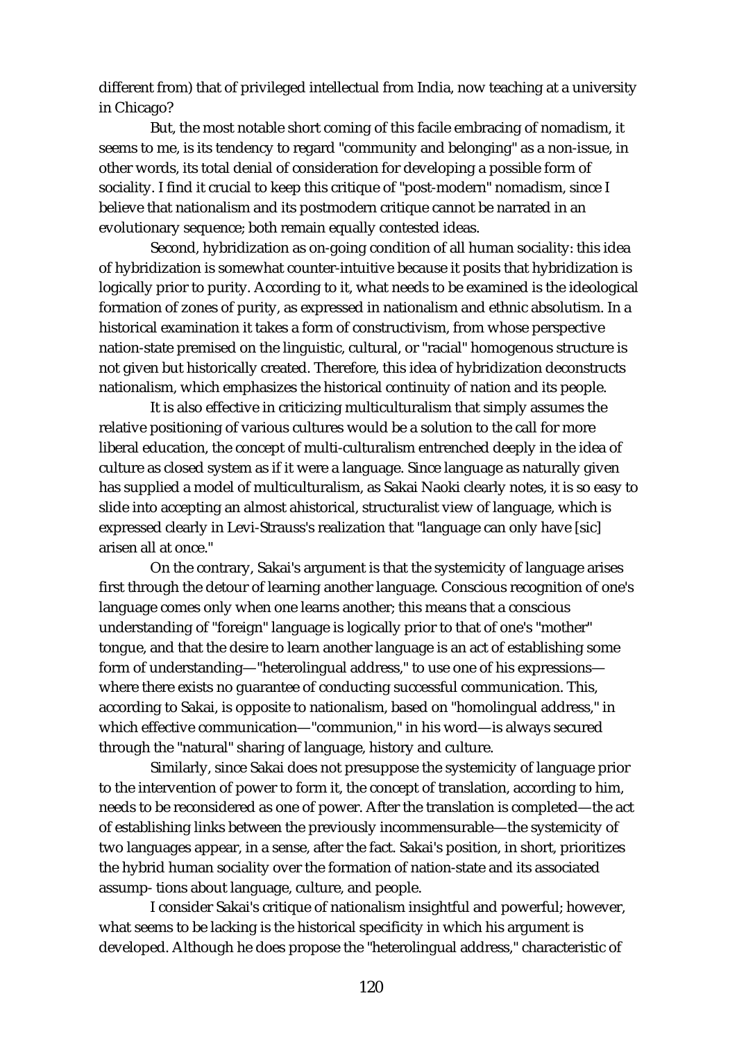different from) that of privileged intellectual from India, now teaching at a university in Chicago?

But, the most notable short coming of this facile embracing of nomadism, it seems to me, is its tendency to regard "community and belonging" as a non-issue, in other words, its total denial of consideration for developing a possible form of sociality. I find it crucial to keep this critique of "post-modern" nomadism, since I believe that nationalism and its postmodern critique cannot be narrated in an evolutionary sequence; both remain equally contested ideas.

Second, hybridization as on-going condition of all human sociality: this idea of hybridization is somewhat counter-intuitive because it posits that hybridization is logically prior to purity. According to it, what needs to be examined is the ideological formation of zones of purity, as expressed in nationalism and ethnic absolutism. In a historical examination it takes a form of constructivism, from whose perspective nation-state premised on the linguistic, cultural, or "racial" homogenous structure is not given but historically created. Therefore, this idea of hybridization deconstructs nationalism, which emphasizes the historical continuity of nation and its people.

It is also effective in criticizing multiculturalism that simply assumes the relative positioning of various cultures would be a solution to the call for more liberal education, the concept of multi-culturalism entrenched deeply in the idea of culture as closed system as if it were a language. Since language as naturally given has supplied a model of multiculturalism, as Sakai Naoki clearly notes, it is so easy to slide into accepting an almost ahistorical, structuralist view of language, which is expressed clearly in Levi-Strauss's realization that "language can only have [sic] arisen all at once."

On the contrary, Sakai's argument is that the systemicity of language arises first through the detour of learning another language. Conscious recognition of one's language comes only when one learns another; this means that a conscious understanding of "foreign" language is logically prior to that of one's "mother" tongue, and that the desire to learn another language is an act of establishing some form of understanding—"heterolingual address," to use one of his expressions—where there exists no guarantee of conducting successful communication. This, according to Sakai, is opposite to nationalism, based on "homolingual address," in which effective communication—"communion," in his word—is always secured through the "natural" sharing of language, history and culture.

Similarly, since Sakai does not presuppose the systemicity of language prior to the intervention of power to form it, the concept of translation, according to him, needs to be reconsidered as one of power. After the translation is completed—the act of establishing links between the previously incommensurable—the systemicity of two languages appear, in a sense, after the fact. Sakai's position, in short, prioritizes the hybrid human sociality over the formation of nation-state and its associated assump- tions about language, culture, and people.

I consider Sakai's critique of nationalism insightful and powerful; however, what seems to be lacking is the historical specificity in which his argument is developed. Although he does propose the "heterolingual address," characteristic of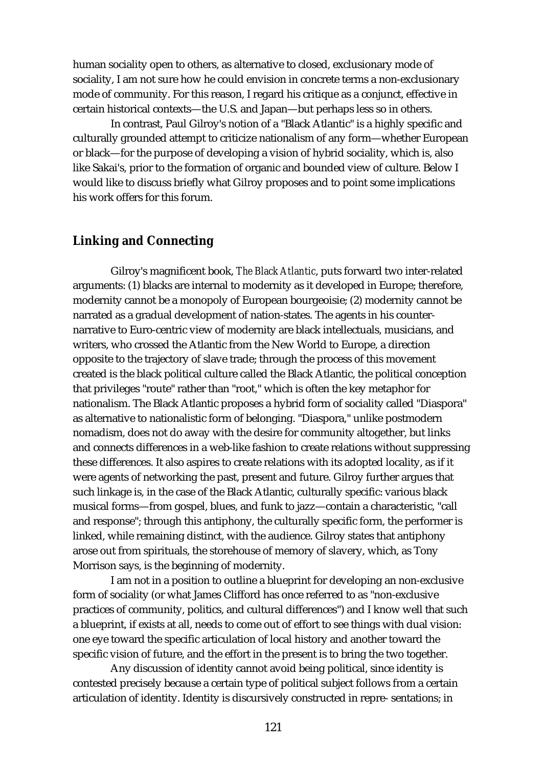human sociality open to others, as alternative to closed, exclusionary mode of sociality, I am not sure how he could envision in concrete terms a non-exclusionary mode of community. For this reason, I regard his critique as a conjunct, effective in certain historical contexts—the U.S. and Japan—but perhaps less so in others.

In contrast, Paul Gilroy's notion of a "Black Atlantic" is a highly specific and culturally grounded attempt to criticize nationalism of any form—whether European or black—for the purpose of developing a vision of hybrid sociality, which is, also like Sakai's, prior to the formation of organic and bounded view of culture. Below I would like to discuss briefly what Gilroy proposes and to point some implications his work offers for this forum.

## Linking and Connecting

Gilroy's magnificent book, *The Black Atlantic*, puts forward two inter-related arguments: (1) blacks are internal to modernity as it developed in Europe; therefore, modernity cannot be a monopoly of European bourgeoisie; (2) modernity cannot be narrated as a gradual development of nation-states. The agents in his counter-narrative to Euro-centric view of modernity are black intellectuals, musicians, and writers, who crossed the Atlantic from the New World to Europe, a direction opposite to the trajectory of slave trade; through the process of this movement created is the black political culture called the Black Atlantic, the political conception that privileges "route" rather than "root," which is often the key metaphor for nationalism. The Black Atlantic proposes a hybrid form of sociality called "Diaspora" as alternative to nationalistic form of belonging. "Diaspora," unlike postmodern nomadism, does not do away with the desire for community altogether, but links and connects differences in a web-like fashion to create relations without suppressing these differences. It also aspires to create relations with its adopted locality, as if it were agents of networking the past, present and future. Gilroy further argues that such linkage is, in the case of the Black Atlantic, culturally specific: various black musical forms—from gospel, blues, and funk to jazz—contain a characteristic, "call and response"; through this antiphony, the culturally specific form, the performer is linked, while remaining distinct, with the audience. Gilroy states that antiphony arose out from spirituals, the storehouse of memory of slavery, which, as Tony Morrison says, is the beginning of modernity.

I am not in a position to outline a blueprint for developing an non-exclusive form of sociality (or what James Clifford has once referred to as "non-exclusive practices of community, politics, and cultural differences") and I know well that such a blueprint, if exists at all, needs to come out of effort to see things with dual vision: one eye toward the specific articulation of local history and another toward the specific vision of future, and the effort in the present is to bring the two together.

Any discussion of identity cannot avoid being political, since identity is contested precisely because a certain type of political subject follows from a certain articulation of identity. Identity is discursively constructed in repre- sentations; in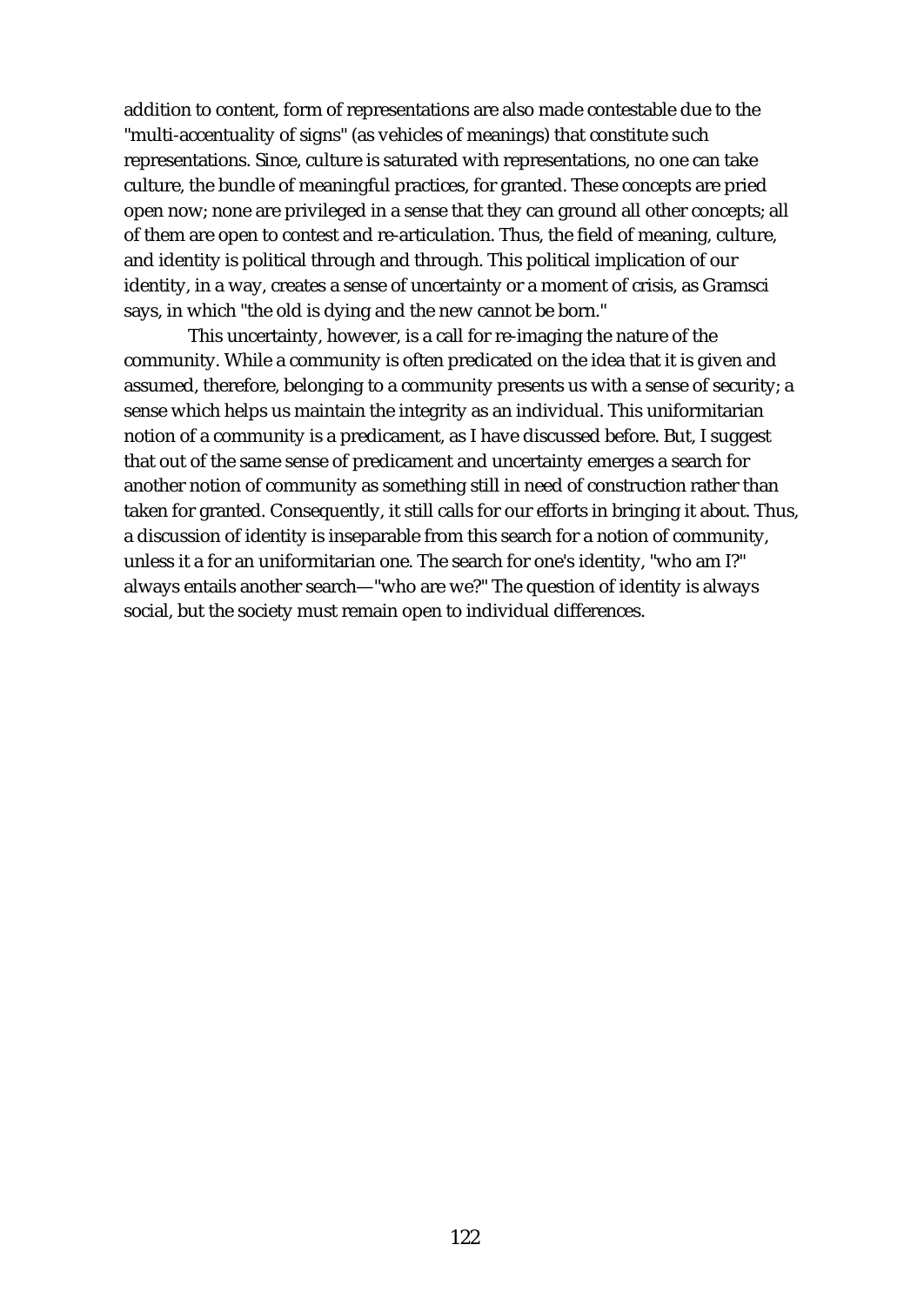addition to content, form of representations are also made contestable due to the "multi-accentuality of signs" (as vehicles of meanings) that constitute such representations. Since, culture is saturated with representations, no one can take culture, the bundle of meaningful practices, for granted. These concepts are pried open now; none are privileged in a sense that they can ground all other concepts; all of them are open to contest and re-articulation. Thus, the field of meaning, culture, and identity is political through and through. This political implication of our identity, in a way, creates a sense of uncertainty or a moment of crisis, as Gramsci says, in which "the old is dying and the new cannot be born."

This uncertainty, however, is a call for re-imaging the nature of the community. While a community is often predicated on the idea that it is given and assumed, therefore, belonging to a community presents us with a sense of security; a sense which helps us maintain the integrity as an individual. This uniformitarian notion of a community is a predicament, as I have discussed before. But, I suggest that out of the same sense of predicament and uncertainty emerges a search for another notion of community as something still in need of construction rather than taken for granted. Consequently, it still calls for our efforts in bringing it about. Thus, a discussion of identity is inseparable from this search for a notion of community, unless it a for an uniformitarian one. The search for one's identity, "who am I?" always entails another search—"who are we?" The question of identity is always social, but the society must remain open to individual differences.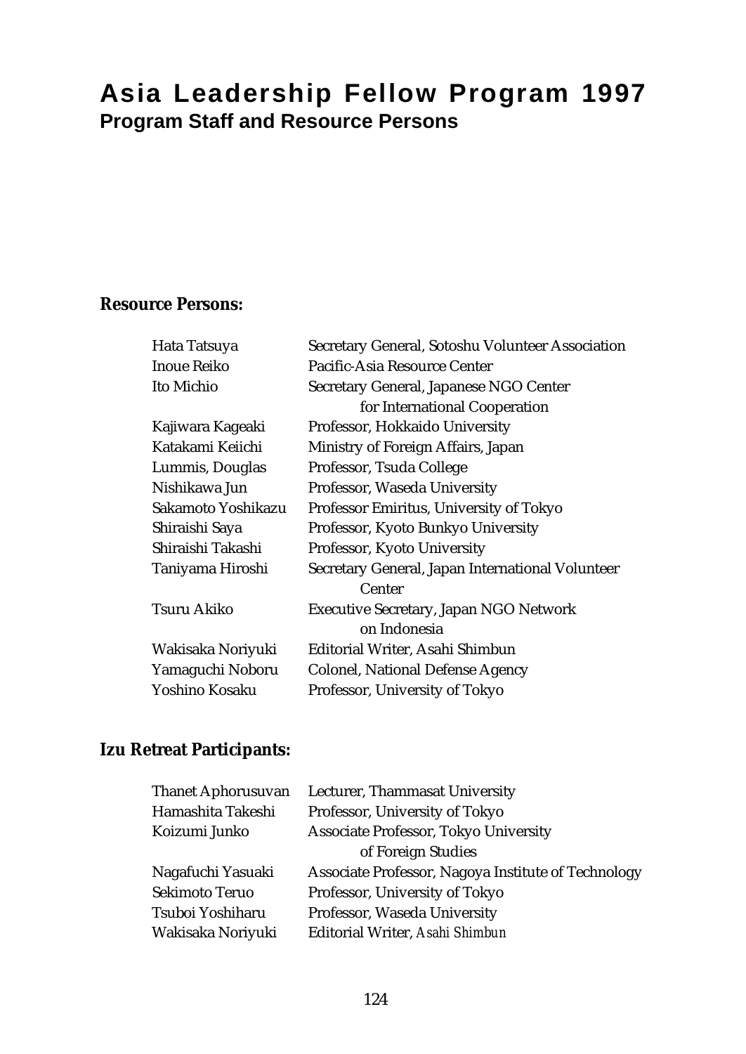# Asia Leadership Fellow Program 1997

## Program Staff and Resource Persons

**Resource Persons:**

| | |
|---|---|
| Hata Tatsuya | Secretary General, Sotoshu Volunteer Association |
| Inoue Reiko | Pacific-Asia Resource Center |
| Ito Michio | Secretary General, Japanese NGO Center for International Cooperation |
| Kajiwara Kageaki | Professor, Hokkaido University |
| Katakami Keiichi | Ministry of Foreign Affairs, Japan |
| Lummis, Douglas | Professor, Tsuda College |
| Nishikawa Jun | Professor, Waseda University |
| Sakamoto Yoshikazu | Professor Emiritus, University of Tokyo |
| Shiraishi Saya | Professor, Kyoto Bunkyo University |
| Shiraishi Takashi | Professor, Kyoto University |
| Taniyama Hiroshi | Secretary General, Japan International Volunteer Center |
| Tsuru Akiko | Executive Secretary, Japan NGO Network on Indonesia |
| Wakisaka Noriyuki | Editorial Writer, Asahi Shimbun |
| Yamaguchi Noboru | Colonel, National Defense Agency |
| Yoshino Kosaku | Professor, University of Tokyo |

**Izu Retreat Participants:**

| | |
|---|---|
| Thanet Aphorusuvan | Lecturer, Thammasat University |
| Hamashita Takeshi | Professor, University of Tokyo |
| Koizumi Junko | Associate Professor, Tokyo University of Foreign Studies |
| Nagafuchi Yasuaki | Associate Professor, Nagoya Institute of Technology |
| Sekimoto Teruo | Professor, University of Tokyo |
| Tsuboi Yoshiharu | Professor, Waseda University |
| Wakisaka Noriyuki | Editorial Writer, *Asahi Shimbun* |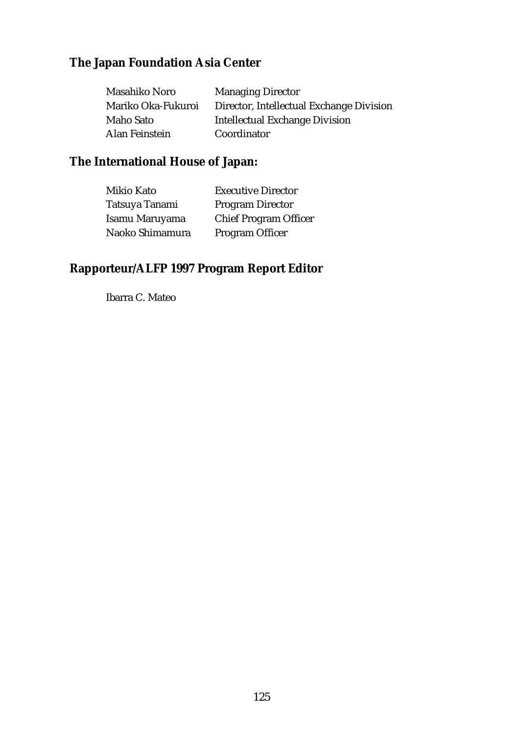## The Japan Foundation Asia Center

| | |
|---|---|
| Masahiko Noro | Managing Director |
| Mariko Oka-Fukuroi | Director, Intellectual Exchange Division |
| Maho Sato | Intellectual Exchange Division |
| Alan Feinstein | Coordinator |

## The International House of Japan:

| | |
|---|---|
| Mikio Kato | Executive Director |
| Tatsuya Tanami | Program Director |
| Isamu Maruyama | Chief Program Officer |
| Naoko Shimamura | Program Officer |

## Rapporteur/ALFP 1997 Program Report Editor

Ibarra C. Mateo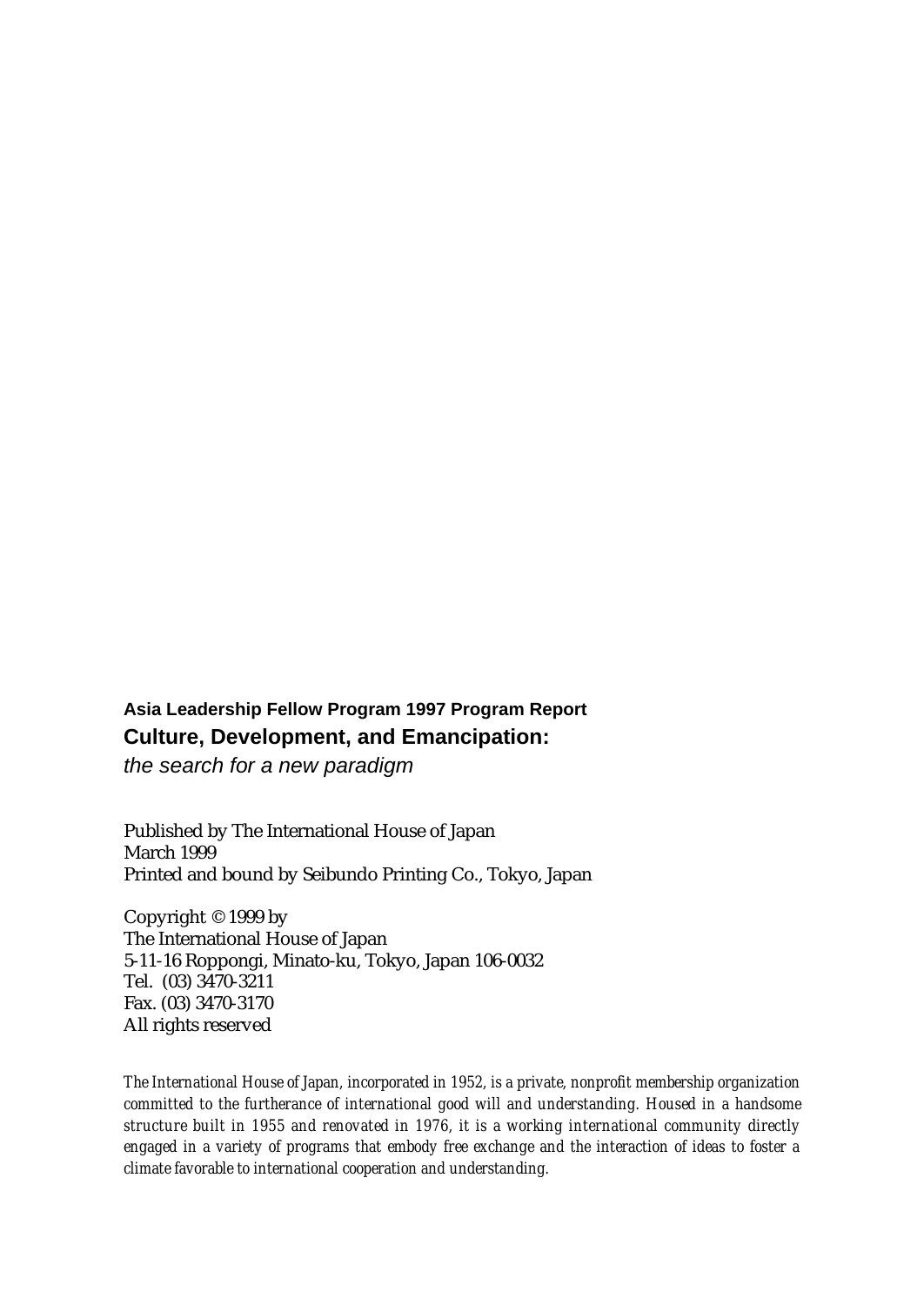**Asia Leadership Fellow Program 1997 Program Report**

**Culture, Development, and Emancipation:**

*the search for a new paradigm*

Published by The International House of Japan
March 1999
Printed and bound by Seibundo Printing Co., Tokyo, Japan

Copyright © 1999 by
The International House of Japan
5-11-16 Roppongi, Minato-ku, Tokyo, Japan 106-0032
Tel. (03) 3470-3211
Fax. (03) 3470-3170
All rights reserved

*The International House of Japan, incorporated in 1952, is a private, nonprofit membership organization committed to the furtherance of international good will and understanding. Housed in a handsome structure built in 1955 and renovated in 1976, it is a working international community directly engaged in a variety of programs that embody free exchange and the interaction of ideas to foster a climate favorable to international cooperation and understanding.*